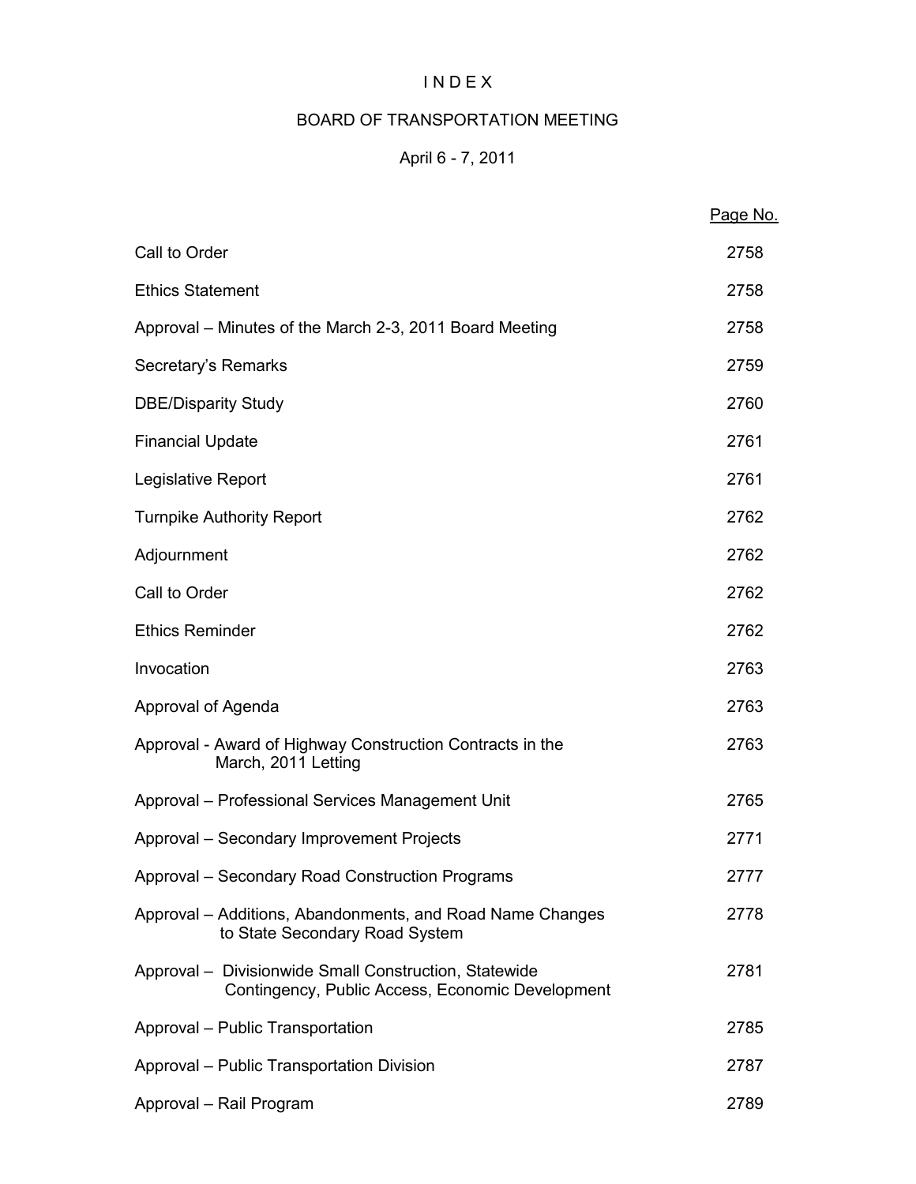# I N D E X

## BOARD OF TRANSPORTATION MEETING

### April 6 - 7, 2011

| | Page No. |
|---|---|
| Call to Order | 2758 |
| Ethics Statement | 2758 |
| Approval – Minutes of the March 2-3, 2011 Board Meeting | 2758 |
| Secretary's Remarks | 2759 |
| DBE/Disparity Study | 2760 |
| Financial Update | 2761 |
| Legislative Report | 2761 |
| Turnpike Authority Report | 2762 |
| Adjournment | 2762 |
| Call to Order | 2762 |
| Ethics Reminder | 2762 |
| Invocation | 2763 |
| Approval of Agenda | 2763 |
| Approval - Award of Highway Construction Contracts in the March, 2011 Letting | 2763 |
| Approval – Professional Services Management Unit | 2765 |
| Approval – Secondary Improvement Projects | 2771 |
| Approval – Secondary Road Construction Programs | 2777 |
| Approval – Additions, Abandonments, and Road Name Changes to State Secondary Road System | 2778 |
| Approval – Divisionwide Small Construction, Statewide Contingency, Public Access, Economic Development | 2781 |
| Approval – Public Transportation | 2785 |
| Approval – Public Transportation Division | 2787 |
| Approval – Rail Program | 2789 |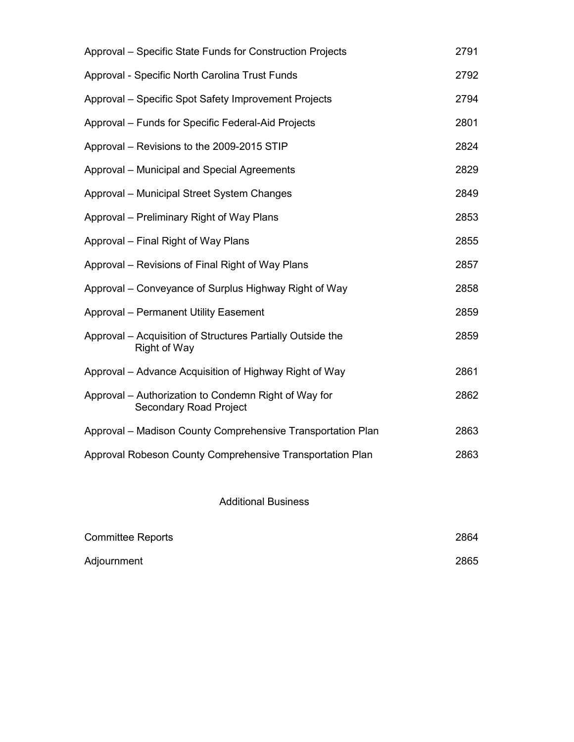| | |
|---|---|
| Approval – Specific State Funds for Construction Projects | 2791 |
| Approval - Specific North Carolina Trust Funds | 2792 |
| Approval – Specific Spot Safety Improvement Projects | 2794 |
| Approval – Funds for Specific Federal-Aid Projects | 2801 |
| Approval – Revisions to the 2009-2015 STIP | 2824 |
| Approval – Municipal and Special Agreements | 2829 |
| Approval – Municipal Street System Changes | 2849 |
| Approval – Preliminary Right of Way Plans | 2853 |
| Approval – Final Right of Way Plans | 2855 |
| Approval – Revisions of Final Right of Way Plans | 2857 |
| Approval – Conveyance of Surplus Highway Right of Way | 2858 |
| Approval – Permanent Utility Easement | 2859 |
| Approval – Acquisition of Structures Partially Outside the Right of Way | 2859 |
| Approval – Advance Acquisition of Highway Right of Way | 2861 |
| Approval – Authorization to Condemn Right of Way for Secondary Road Project | 2862 |
| Approval – Madison County Comprehensive Transportation Plan | 2863 |
| Approval Robeson County Comprehensive Transportation Plan | 2863 |

## Additional Business

| | |
|---|---|
| Committee Reports | 2864 |
| Adjournment | 2865 |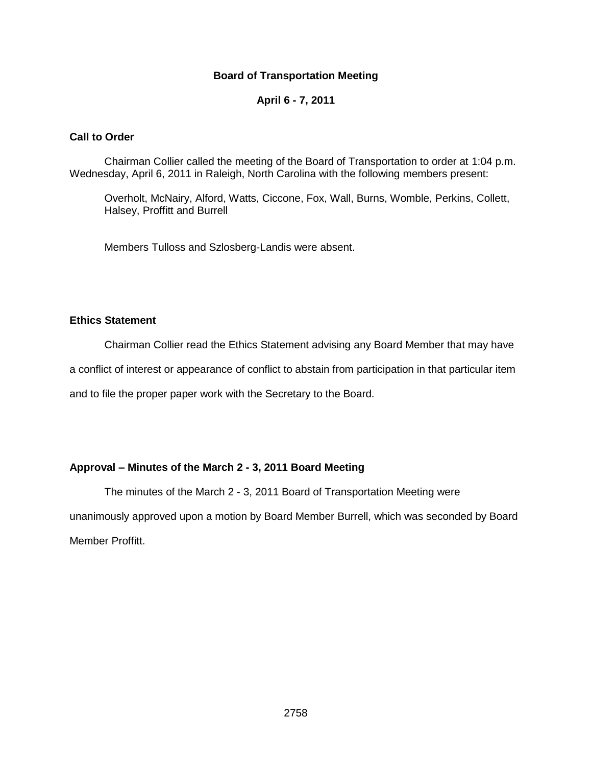**Board of Transportation Meeting**

**April 6 - 7, 2011**

**Call to Order**

Chairman Collier called the meeting of the Board of Transportation to order at 1:04 p.m. Wednesday, April 6, 2011 in Raleigh, North Carolina with the following members present:

Overholt, McNairy, Alford, Watts, Ciccone, Fox, Wall, Burns, Womble, Perkins, Collett, Halsey, Proffitt and Burrell

Members Tulloss and Szlosberg-Landis were absent.

**Ethics Statement**

Chairman Collier read the Ethics Statement advising any Board Member that may have a conflict of interest or appearance of conflict to abstain from participation in that particular item and to file the proper paper work with the Secretary to the Board.

**Approval – Minutes of the March 2 - 3, 2011 Board Meeting**

The minutes of the March 2 - 3, 2011 Board of Transportation Meeting were unanimously approved upon a motion by Board Member Burrell, which was seconded by Board Member Proffitt.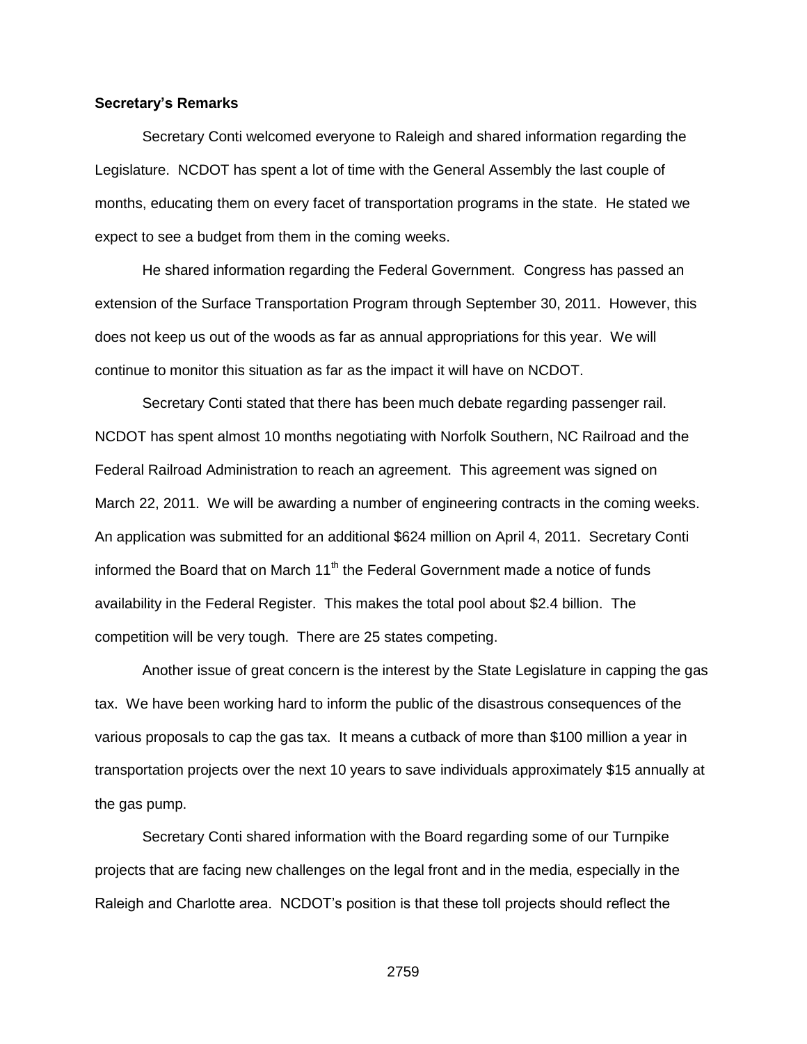**Secretary's Remarks**

Secretary Conti welcomed everyone to Raleigh and shared information regarding the Legislature. NCDOT has spent a lot of time with the General Assembly the last couple of months, educating them on every facet of transportation programs in the state. He stated we expect to see a budget from them in the coming weeks.

He shared information regarding the Federal Government. Congress has passed an extension of the Surface Transportation Program through September 30, 2011. However, this does not keep us out of the woods as far as annual appropriations for this year. We will continue to monitor this situation as far as the impact it will have on NCDOT.

Secretary Conti stated that there has been much debate regarding passenger rail. NCDOT has spent almost 10 months negotiating with Norfolk Southern, NC Railroad and the Federal Railroad Administration to reach an agreement. This agreement was signed on March 22, 2011. We will be awarding a number of engineering contracts in the coming weeks. An application was submitted for an additional $624 million on April 4, 2011. Secretary Conti informed the Board that on March 11th the Federal Government made a notice of funds availability in the Federal Register. This makes the total pool about $2.4 billion. The competition will be very tough. There are 25 states competing.

Another issue of great concern is the interest by the State Legislature in capping the gas tax. We have been working hard to inform the public of the disastrous consequences of the various proposals to cap the gas tax. It means a cutback of more than $100 million a year in transportation projects over the next 10 years to save individuals approximately $15 annually at the gas pump.

Secretary Conti shared information with the Board regarding some of our Turnpike projects that are facing new challenges on the legal front and in the media, especially in the Raleigh and Charlotte area. NCDOT's position is that these toll projects should reflect the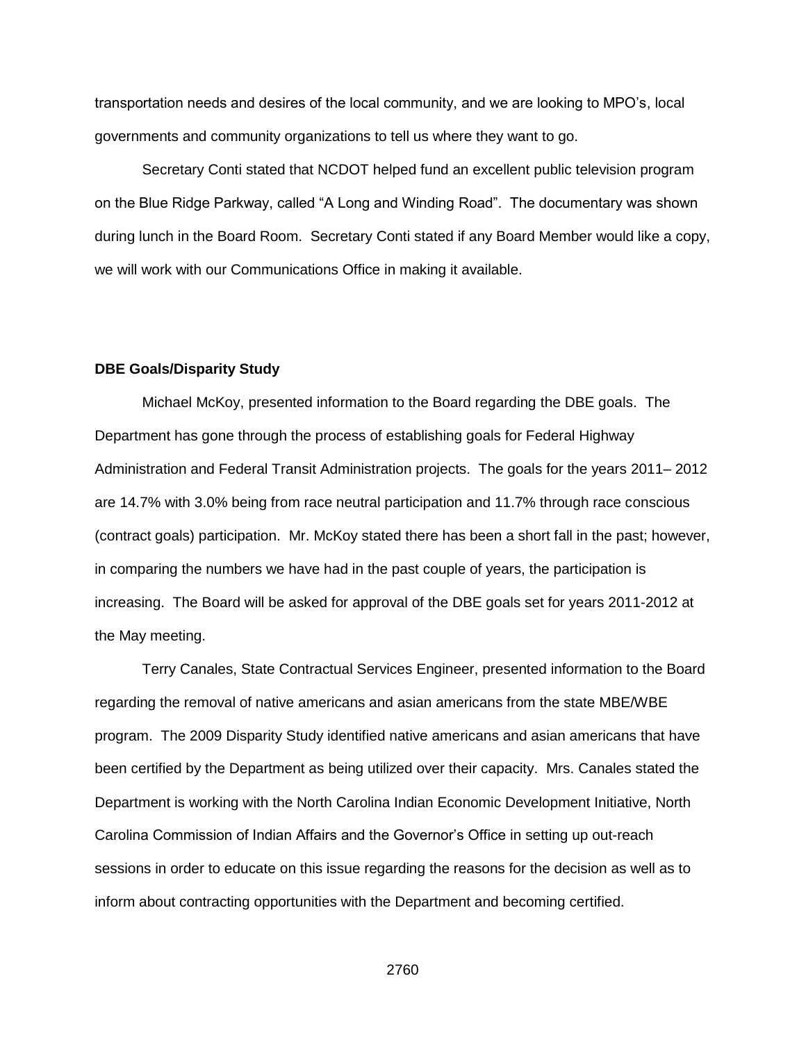transportation needs and desires of the local community, and we are looking to MPO's, local governments and community organizations to tell us where they want to go.

Secretary Conti stated that NCDOT helped fund an excellent public television program on the Blue Ridge Parkway, called "A Long and Winding Road". The documentary was shown during lunch in the Board Room. Secretary Conti stated if any Board Member would like a copy, we will work with our Communications Office in making it available.

**DBE Goals/Disparity Study**

Michael McKoy, presented information to the Board regarding the DBE goals. The Department has gone through the process of establishing goals for Federal Highway Administration and Federal Transit Administration projects. The goals for the years 2011– 2012 are 14.7% with 3.0% being from race neutral participation and 11.7% through race conscious (contract goals) participation. Mr. McKoy stated there has been a short fall in the past; however, in comparing the numbers we have had in the past couple of years, the participation is increasing. The Board will be asked for approval of the DBE goals set for years 2011-2012 at the May meeting.

Terry Canales, State Contractual Services Engineer, presented information to the Board regarding the removal of native americans and asian americans from the state MBE/WBE program. The 2009 Disparity Study identified native americans and asian americans that have been certified by the Department as being utilized over their capacity. Mrs. Canales stated the Department is working with the North Carolina Indian Economic Development Initiative, North Carolina Commission of Indian Affairs and the Governor's Office in setting up out-reach sessions in order to educate on this issue regarding the reasons for the decision as well as to inform about contracting opportunities with the Department and becoming certified.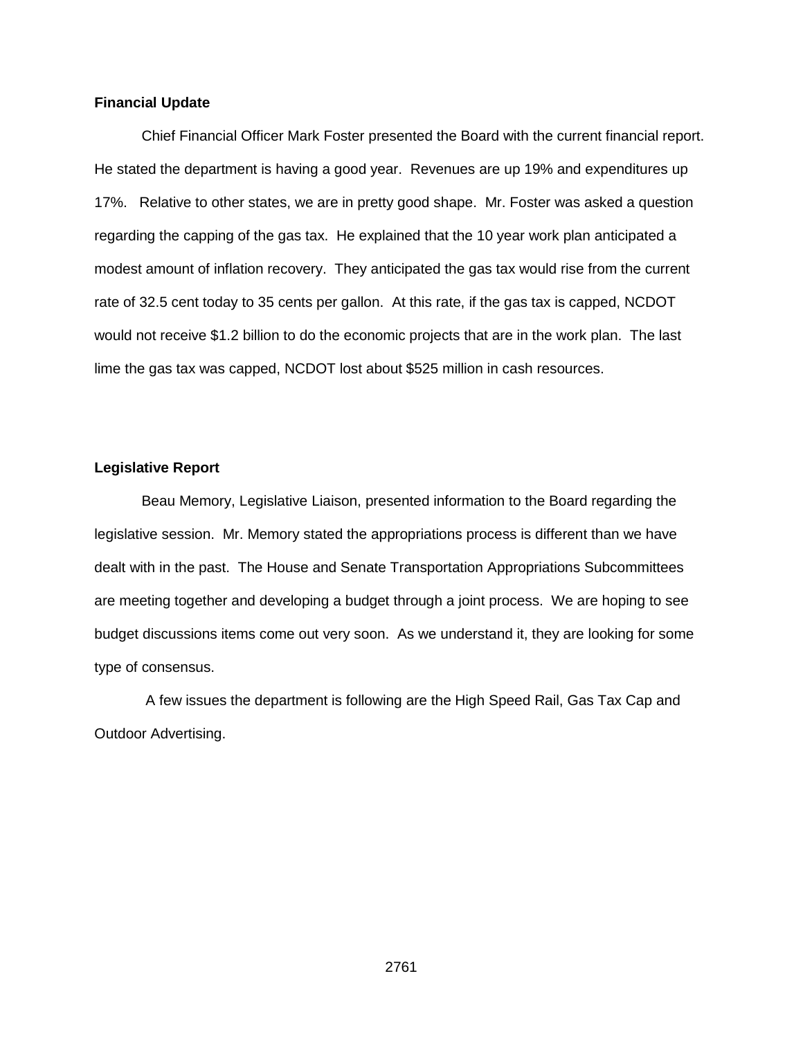**Financial Update**

Chief Financial Officer Mark Foster presented the Board with the current financial report. He stated the department is having a good year. Revenues are up 19% and expenditures up 17%. Relative to other states, we are in pretty good shape. Mr. Foster was asked a question regarding the capping of the gas tax. He explained that the 10 year work plan anticipated a modest amount of inflation recovery. They anticipated the gas tax would rise from the current rate of 32.5 cent today to 35 cents per gallon. At this rate, if the gas tax is capped, NCDOT would not receive $1.2 billion to do the economic projects that are in the work plan. The last lime the gas tax was capped, NCDOT lost about $525 million in cash resources.

**Legislative Report**

Beau Memory, Legislative Liaison, presented information to the Board regarding the legislative session. Mr. Memory stated the appropriations process is different than we have dealt with in the past. The House and Senate Transportation Appropriations Subcommittees are meeting together and developing a budget through a joint process. We are hoping to see budget discussions items come out very soon. As we understand it, they are looking for some type of consensus.

A few issues the department is following are the High Speed Rail, Gas Tax Cap and Outdoor Advertising.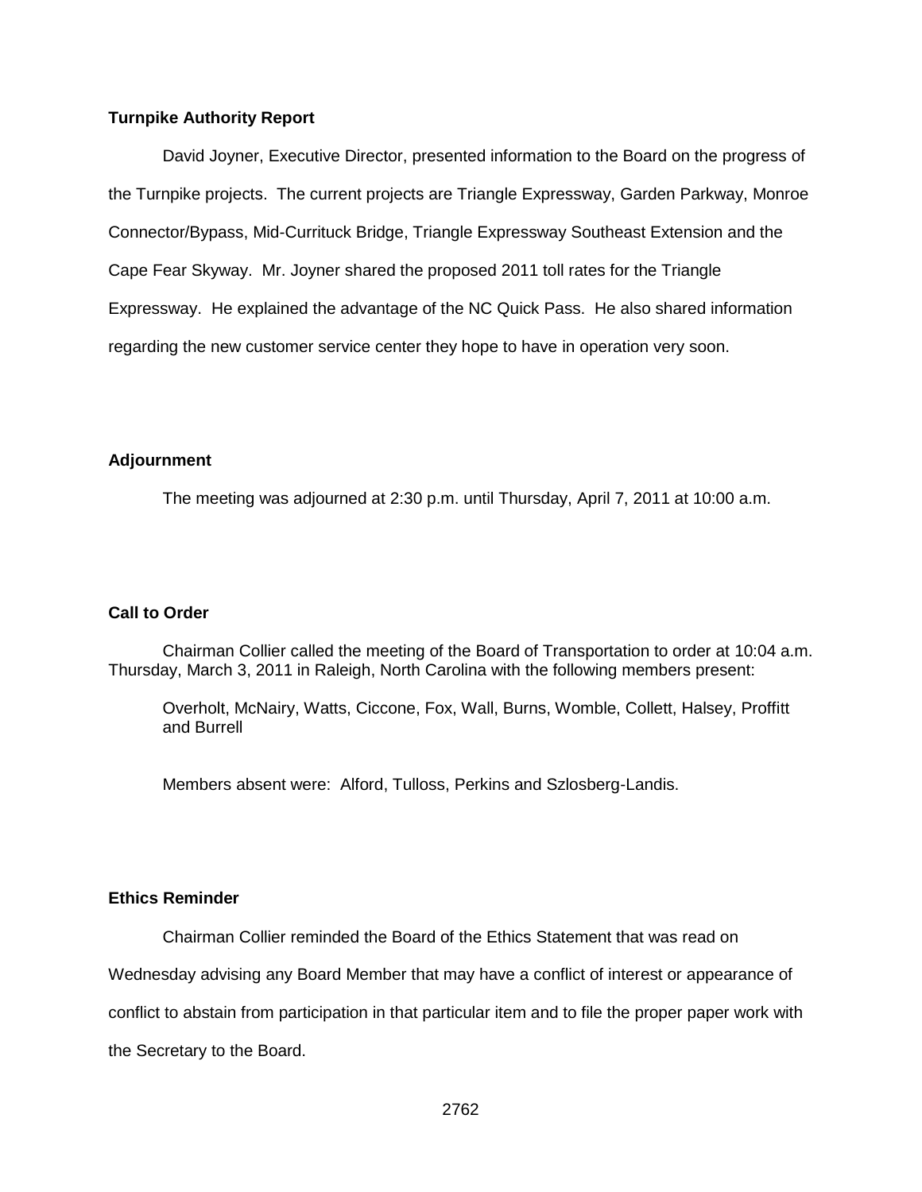**Turnpike Authority Report**

David Joyner, Executive Director, presented information to the Board on the progress of the Turnpike projects. The current projects are Triangle Expressway, Garden Parkway, Monroe Connector/Bypass, Mid-Currituck Bridge, Triangle Expressway Southeast Extension and the Cape Fear Skyway. Mr. Joyner shared the proposed 2011 toll rates for the Triangle Expressway. He explained the advantage of the NC Quick Pass. He also shared information regarding the new customer service center they hope to have in operation very soon.

**Adjournment**

The meeting was adjourned at 2:30 p.m. until Thursday, April 7, 2011 at 10:00 a.m.

**Call to Order**

Chairman Collier called the meeting of the Board of Transportation to order at 10:04 a.m. Thursday, March 3, 2011 in Raleigh, North Carolina with the following members present:

Overholt, McNairy, Watts, Ciccone, Fox, Wall, Burns, Womble, Collett, Halsey, Proffitt and Burrell

Members absent were: Alford, Tulloss, Perkins and Szlosberg-Landis.

**Ethics Reminder**

Chairman Collier reminded the Board of the Ethics Statement that was read on Wednesday advising any Board Member that may have a conflict of interest or appearance of conflict to abstain from participation in that particular item and to file the proper paper work with the Secretary to the Board.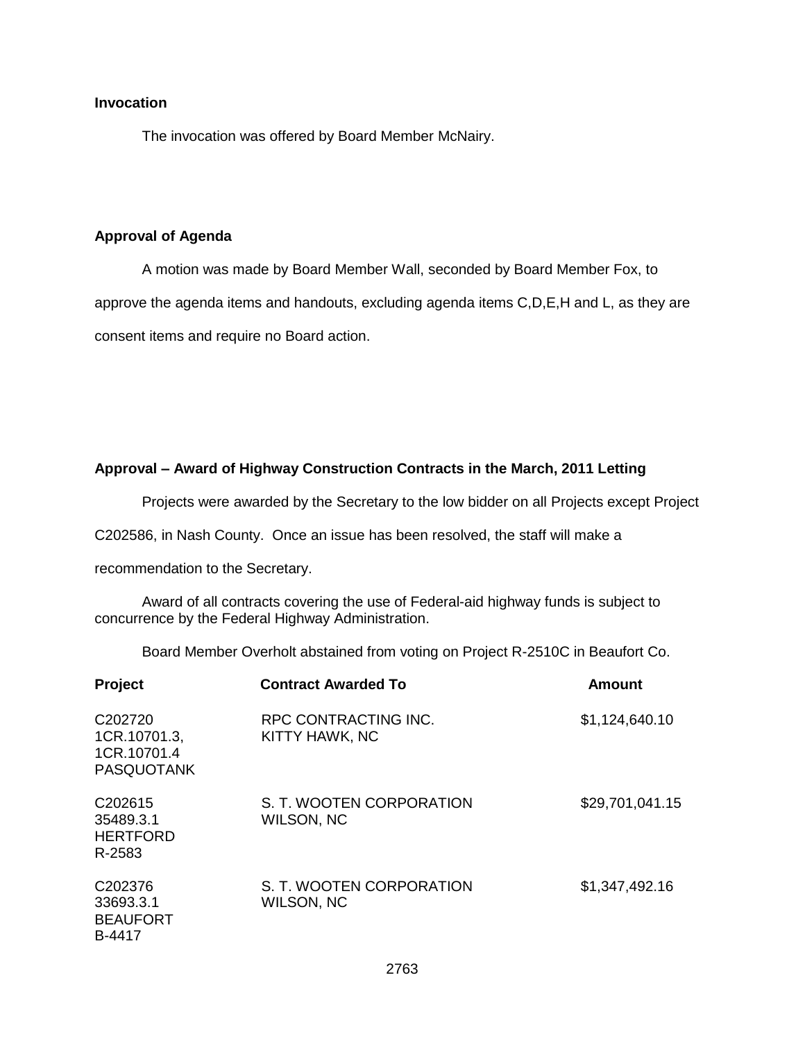**Invocation**

The invocation was offered by Board Member McNairy.

**Approval of Agenda**

A motion was made by Board Member Wall, seconded by Board Member Fox, to approve the agenda items and handouts, excluding agenda items C,D,E,H and L, as they are consent items and require no Board action.

**Approval – Award of Highway Construction Contracts in the March, 2011 Letting**

Projects were awarded by the Secretary to the low bidder on all Projects except Project C202586, in Nash County. Once an issue has been resolved, the staff will make a recommendation to the Secretary.

Award of all contracts covering the use of Federal-aid highway funds is subject to concurrence by the Federal Highway Administration.

Board Member Overholt abstained from voting on Project R-2510C in Beaufort Co.

| Project | Contract Awarded To | Amount |
|---|---|---|
| C202720<br>1CR.10701.3,<br>1CR.10701.4<br>PASQUOTANK | RPC CONTRACTING INC.<br>KITTY HAWK, NC | $1,124,640.10 |
| C202615<br>35489.3.1<br>HERTFORD<br>R-2583 | S. T. WOOTEN CORPORATION<br>WILSON, NC | $29,701,041.15 |
| C202376<br>33693.3.1<br>BEAUFORT<br>B-4417 | S. T. WOOTEN CORPORATION<br>WILSON, NC | $1,347,492.16 |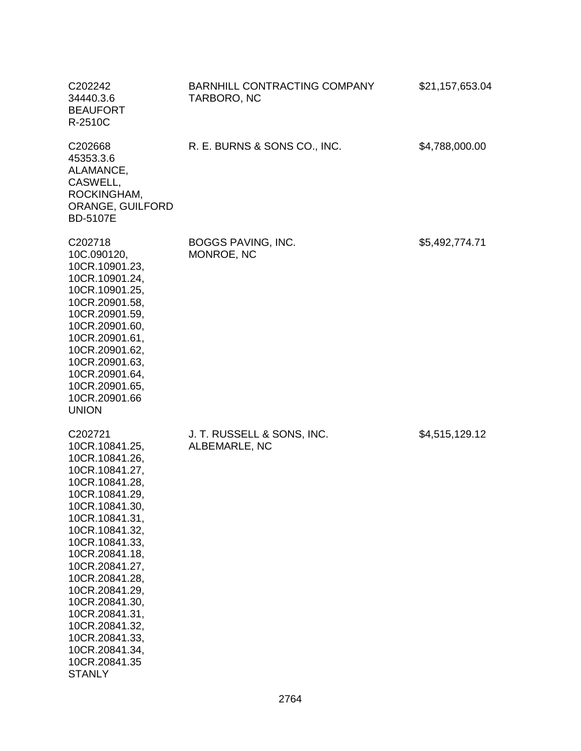| | | |
|---|---|---|
| C202242<br>34440.3.6<br>BEAUFORT<br>R-2510C | BARNHILL CONTRACTING COMPANY<br>TARBORO, NC | $21,157,653.04 |
| C202668<br>45353.3.6<br>ALAMANCE,<br>CASWELL,<br>ROCKINGHAM,<br>ORANGE, GUILFORD<br>BD-5107E | R. E. BURNS & SONS CO., INC. | $4,788,000.00 |
| C202718<br>10C.090120,<br>10CR.10901.23,<br>10CR.10901.24,<br>10CR.10901.25,<br>10CR.20901.58,<br>10CR.20901.59,<br>10CR.20901.60,<br>10CR.20901.61,<br>10CR.20901.62,<br>10CR.20901.63,<br>10CR.20901.64,<br>10CR.20901.65,<br>10CR.20901.66<br>UNION | BOGGS PAVING, INC.<br>MONROE, NC | $5,492,774.71 |
| C202721<br>10CR.10841.25,<br>10CR.10841.26,<br>10CR.10841.27,<br>10CR.10841.28,<br>10CR.10841.29,<br>10CR.10841.30,<br>10CR.10841.31,<br>10CR.10841.32,<br>10CR.10841.33,<br>10CR.20841.18,<br>10CR.20841.27,<br>10CR.20841.28,<br>10CR.20841.29,<br>10CR.20841.30,<br>10CR.20841.31,<br>10CR.20841.32,<br>10CR.20841.33,<br>10CR.20841.34,<br>10CR.20841.35<br>STANLY | J. T. RUSSELL & SONS, INC.<br>ALBEMARLE, NC | $4,515,129.12 |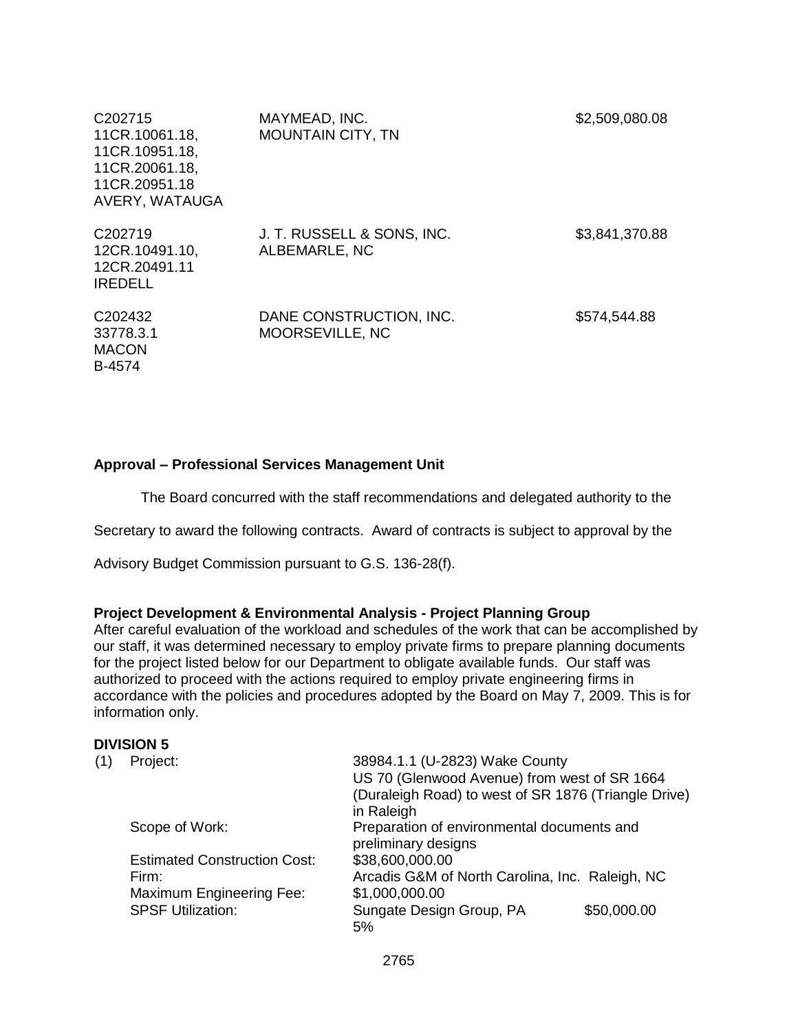| | | |
|---|---|---|
| C202715<br>11CR.10061.18,<br>11CR.10951.18,<br>11CR.20061.18,<br>11CR.20951.18<br>AVERY, WATAUGA | MAYMEAD, INC.<br>MOUNTAIN CITY, TN | $2,509,080.08 |
| C202719<br>12CR.10491.10,<br>12CR.20491.11<br>IREDELL | J. T. RUSSELL & SONS, INC.<br>ALBEMARLE, NC | $3,841,370.88 |
| C202432<br>33778.3.1<br>MACON<br>B-4574 | DANE CONSTRUCTION, INC.<br>MOORSEVILLE, NC | $574,544.88 |

**Approval – Professional Services Management Unit**

The Board concurred with the staff recommendations and delegated authority to the Secretary to award the following contracts. Award of contracts is subject to approval by the Advisory Budget Commission pursuant to G.S. 136-28(f).

**Project Development & Environmental Analysis - Project Planning Group**

After careful evaluation of the workload and schedules of the work that can be accomplished by our staff, it was determined necessary to employ private firms to prepare planning documents for the project listed below for our Department to obligate available funds. Our staff was authorized to proceed with the actions required to employ private engineering firms in accordance with the policies and procedures adopted by the Board on May 7, 2009. This is for information only.

**DIVISION 5**

(1) Project: 38984.1.1 (U-2823) Wake County
US 70 (Glenwood Avenue) from west of SR 1664 (Duraleigh Road) to west of SR 1876 (Triangle Drive) in Raleigh

Scope of Work: Preparation of environmental documents and preliminary designs

Estimated Construction Cost: $38,600,000.00

Firm: Arcadis G&M of North Carolina, Inc. Raleigh, NC

Maximum Engineering Fee: $1,000,000.00

SPSF Utilization: Sungate Design Group, PA $50,000.00
5%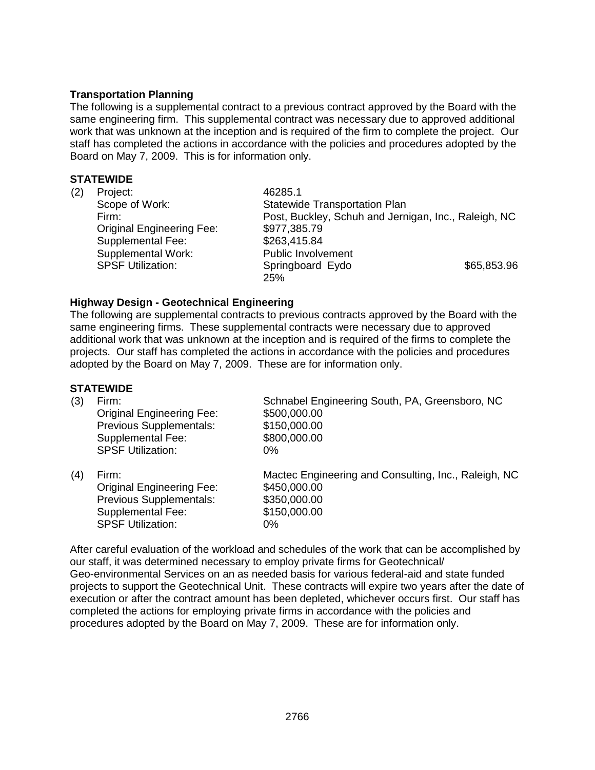**Transportation Planning**

The following is a supplemental contract to a previous contract approved by the Board with the same engineering firm. This supplemental contract was necessary due to approved additional work that was unknown at the inception and is required of the firm to complete the project. Our staff has completed the actions in accordance with the policies and procedures adopted by the Board on May 7, 2009. This is for information only.

**STATEWIDE**

| | | | |
|---|---|---|---|
| (2) | Project: | 46285.1 | |
| | Scope of Work: | Statewide Transportation Plan | |
| | Firm: | Post, Buckley, Schuh and Jernigan, Inc., Raleigh, NC | |
| | Original Engineering Fee: | $977,385.79 | |
| | Supplemental Fee: | $263,415.84 | |
| | Supplemental Work: | Public Involvement | |
| | SPSF Utilization: | Springboard Eydo 25% | $65,853.96 |

**Highway Design - Geotechnical Engineering**

The following are supplemental contracts to previous contracts approved by the Board with the same engineering firms. These supplemental contracts were necessary due to approved additional work that was unknown at the inception and is required of the firms to complete the projects. Our staff has completed the actions in accordance with the policies and procedures adopted by the Board on May 7, 2009. These are for information only.

**STATEWIDE**

| | | |
|---|---|---|
| (3) | Firm: | Schnabel Engineering South, PA, Greensboro, NC |
| | Original Engineering Fee: | $500,000.00 |
| | Previous Supplementals: | $150,000.00 |
| | Supplemental Fee: | $800,000.00 |
| | SPSF Utilization: | 0% |
| (4) | Firm: | Mactec Engineering and Consulting, Inc., Raleigh, NC |
| | Original Engineering Fee: | $450,000.00 |
| | Previous Supplementals: | $350,000.00 |
| | Supplemental Fee: | $150,000.00 |
| | SPSF Utilization: | 0% |

After careful evaluation of the workload and schedules of the work that can be accomplished by our staff, it was determined necessary to employ private firms for Geotechnical/ Geo-environmental Services on an as needed basis for various federal-aid and state funded projects to support the Geotechnical Unit. These contracts will expire two years after the date of execution or after the contract amount has been depleted, whichever occurs first. Our staff has completed the actions for employing private firms in accordance with the policies and procedures adopted by the Board on May 7, 2009. These are for information only.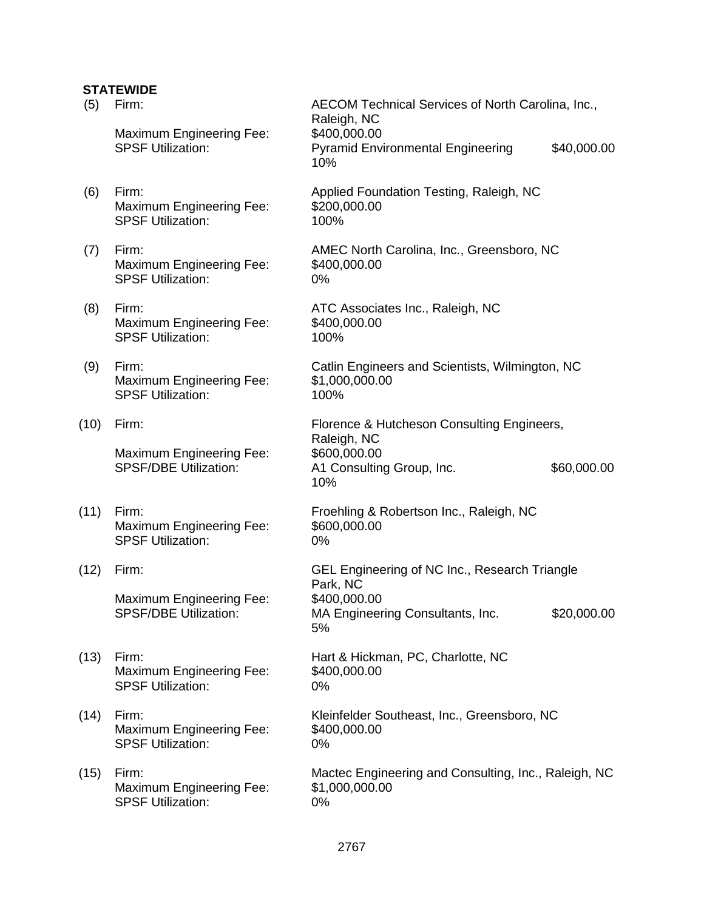**STATEWIDE**

(5) Firm: AECOM Technical Services of North Carolina, Inc., Raleigh, NC
Maximum Engineering Fee: $400,000.00
SPSF Utilization: Pyramid Environmental Engineering $40,000.00
10%

(6) Firm: Applied Foundation Testing, Raleigh, NC
Maximum Engineering Fee: $200,000.00
SPSF Utilization: 100%

(7) Firm: AMEC North Carolina, Inc., Greensboro, NC
Maximum Engineering Fee: $400,000.00
SPSF Utilization: 0%

(8) Firm: ATC Associates Inc., Raleigh, NC
Maximum Engineering Fee: $400,000.00
SPSF Utilization: 100%

(9) Firm: Catlin Engineers and Scientists, Wilmington, NC
Maximum Engineering Fee: $1,000,000.00
SPSF Utilization: 100%

(10) Firm: Florence & Hutcheson Consulting Engineers, Raleigh, NC
Maximum Engineering Fee: $600,000.00
SPSF/DBE Utilization: A1 Consulting Group, Inc. $60,000.00
10%

(11) Firm: Froehling & Robertson Inc., Raleigh, NC
Maximum Engineering Fee: $600,000.00
SPSF Utilization: 0%

(12) Firm: GEL Engineering of NC Inc., Research Triangle Park, NC
Maximum Engineering Fee: $400,000.00
SPSF/DBE Utilization: MA Engineering Consultants, Inc. $20,000.00
5%

(13) Firm: Hart & Hickman, PC, Charlotte, NC
Maximum Engineering Fee: $400,000.00
SPSF Utilization: 0%

(14) Firm: Kleinfelder Southeast, Inc., Greensboro, NC
Maximum Engineering Fee: $400,000.00
SPSF Utilization: 0%

(15) Firm: Mactec Engineering and Consulting, Inc., Raleigh, NC
Maximum Engineering Fee: $1,000,000.00
SPSF Utilization: 0%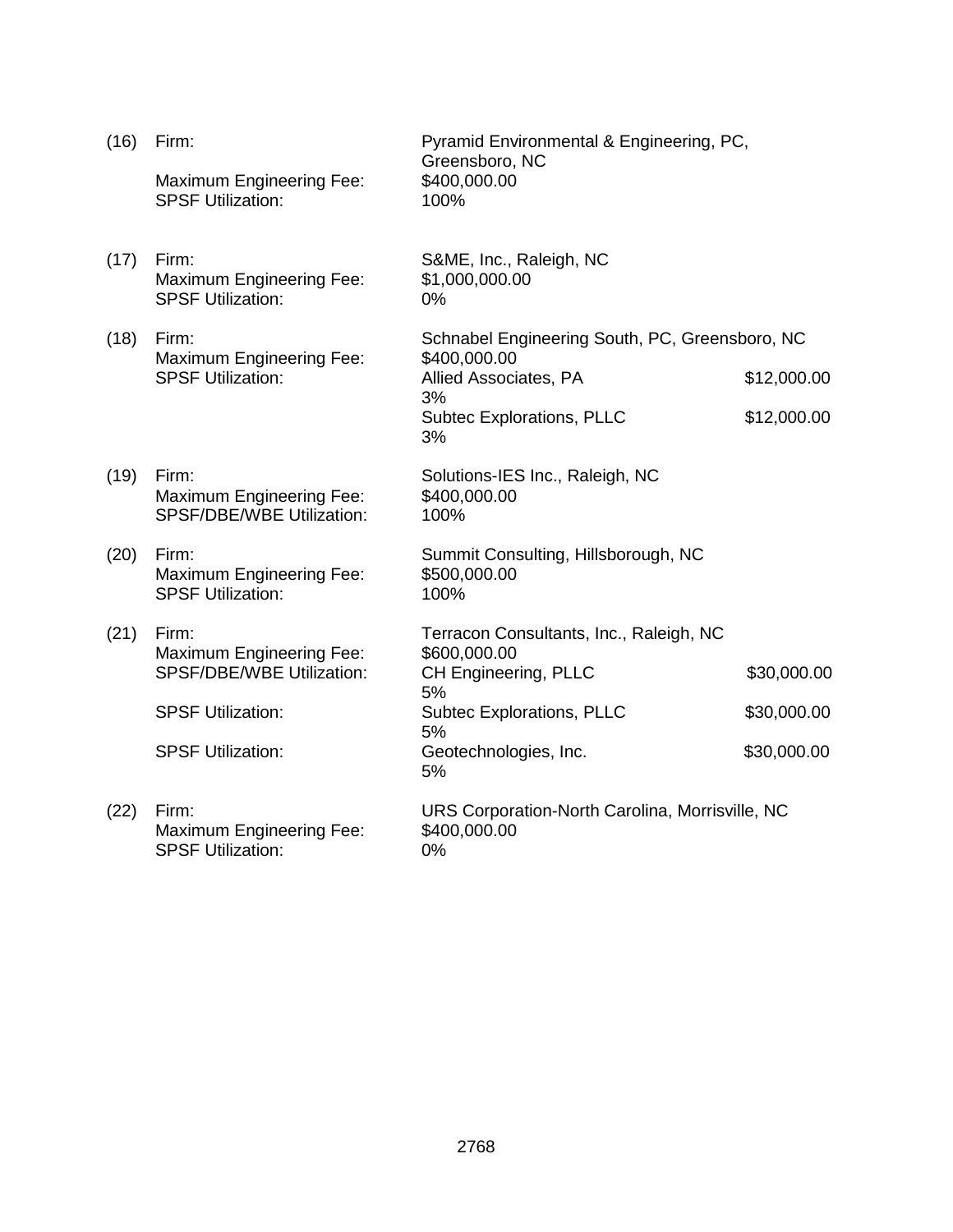(16) Firm: Pyramid Environmental & Engineering, PC, Greensboro, NC
Maximum Engineering Fee: $400,000.00
SPSF Utilization: 100%

(17) Firm: S&ME, Inc., Raleigh, NC
Maximum Engineering Fee: $1,000,000.00
SPSF Utilization: 0%

(18) Firm: Schnabel Engineering South, PC, Greensboro, NC
Maximum Engineering Fee: $400,000.00
SPSF Utilization: Allied Associates, PA $12,000.00
3%
Subtec Explorations, PLLC $12,000.00
3%

(19) Firm: Solutions-IES Inc., Raleigh, NC
Maximum Engineering Fee: $400,000.00
SPSF/DBE/WBE Utilization: 100%

(20) Firm: Summit Consulting, Hillsborough, NC
Maximum Engineering Fee: $500,000.00
SPSF Utilization: 100%

(21) Firm: Terracon Consultants, Inc., Raleigh, NC
Maximum Engineering Fee: $600,000.00
SPSF/DBE/WBE Utilization: CH Engineering, PLLC $30,000.00
5%
SPSF Utilization: Subtec Explorations, PLLC $30,000.00
5%
SPSF Utilization: Geotechnologies, Inc. $30,000.00
5%

(22) Firm: URS Corporation-North Carolina, Morrisville, NC
Maximum Engineering Fee: $400,000.00
SPSF Utilization: 0%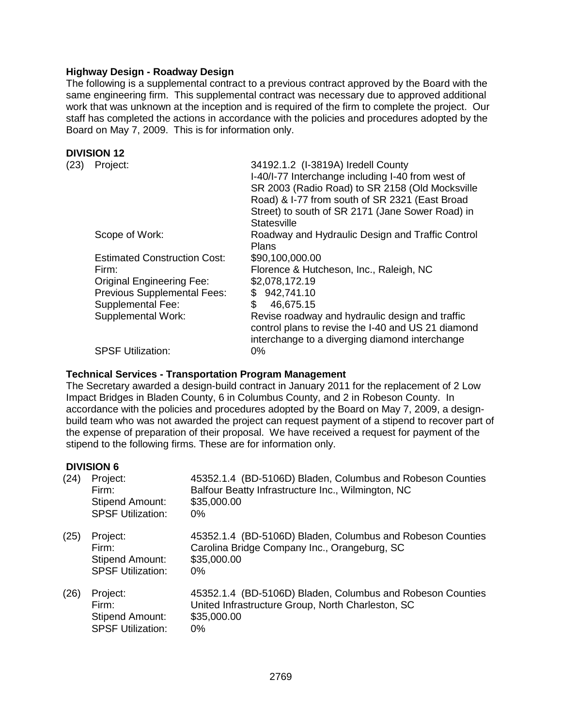**Highway Design - Roadway Design**

The following is a supplemental contract to a previous contract approved by the Board with the same engineering firm. This supplemental contract was necessary due to approved additional work that was unknown at the inception and is required of the firm to complete the project. Our staff has completed the actions in accordance with the policies and procedures adopted by the Board on May 7, 2009. This is for information only.

**DIVISION 12**

(23) Project: 34192.1.2 (I-3819A) Iredell County
I-40/I-77 Interchange including I-40 from west of SR 2003 (Radio Road) to SR 2158 (Old Mocksville Road) & I-77 from south of SR 2321 (East Broad Street) to south of SR 2171 (Jane Sower Road) in Statesville

Scope of Work: Roadway and Hydraulic Design and Traffic Control Plans

Estimated Construction Cost: $90,100,000.00

Firm: Florence & Hutcheson, Inc., Raleigh, NC

Original Engineering Fee: $2,078,172.19

Previous Supplemental Fees: $ 942,741.10

Supplemental Fee: $ 46,675.15

Supplemental Work: Revise roadway and hydraulic design and traffic control plans to revise the I-40 and US 21 diamond interchange to a diverging diamond interchange

SPSF Utilization: 0%

**Technical Services - Transportation Program Management**

The Secretary awarded a design-build contract in January 2011 for the replacement of 2 Low Impact Bridges in Bladen County, 6 in Columbus County, and 2 in Robeson County. In accordance with the policies and procedures adopted by the Board on May 7, 2009, a design-build team who was not awarded the project can request payment of a stipend to recover part of the expense of preparation of their proposal. We have received a request for payment of the stipend to the following firms. These are for information only.

**DIVISION 6**

(24) Project: 45352.1.4 (BD-5106D) Bladen, Columbus and Robeson Counties
Firm: Balfour Beatty Infrastructure Inc., Wilmington, NC
Stipend Amount: $35,000.00
SPSF Utilization: 0%

(25) Project: 45352.1.4 (BD-5106D) Bladen, Columbus and Robeson Counties
Firm: Carolina Bridge Company Inc., Orangeburg, SC
Stipend Amount: $35,000.00
SPSF Utilization: 0%

(26) Project: 45352.1.4 (BD-5106D) Bladen, Columbus and Robeson Counties
Firm: United Infrastructure Group, North Charleston, SC
Stipend Amount: $35,000.00
SPSF Utilization: 0%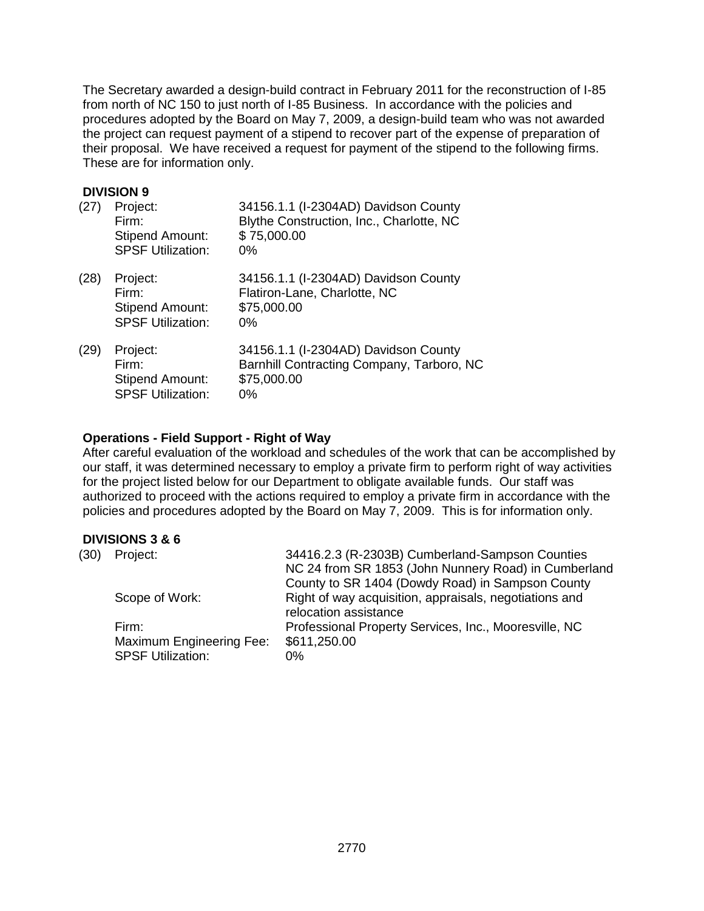The Secretary awarded a design-build contract in February 2011 for the reconstruction of I-85 from north of NC 150 to just north of I-85 Business. In accordance with the policies and procedures adopted by the Board on May 7, 2009, a design-build team who was not awarded the project can request payment of a stipend to recover part of the expense of preparation of their proposal. We have received a request for payment of the stipend to the following firms. These are for information only.

**DIVISION 9**

| | | |
|---|---|---|
| (27) | Project: | 34156.1.1 (I-2304AD) Davidson County |
| | Firm: | Blythe Construction, Inc., Charlotte, NC |
| | Stipend Amount: | $ 75,000.00 |
| | SPSF Utilization: | 0% |
| (28) | Project: | 34156.1.1 (I-2304AD) Davidson County |
| | Firm: | Flatiron-Lane, Charlotte, NC |
| | Stipend Amount: | $75,000.00 |
| | SPSF Utilization: | 0% |
| (29) | Project: | 34156.1.1 (I-2304AD) Davidson County |
| | Firm: | Barnhill Contracting Company, Tarboro, NC |
| | Stipend Amount: | $75,000.00 |
| | SPSF Utilization: | 0% |

**Operations - Field Support - Right of Way**

After careful evaluation of the workload and schedules of the work that can be accomplished by our staff, it was determined necessary to employ a private firm to perform right of way activities for the project listed below for our Department to obligate available funds. Our staff was authorized to proceed with the actions required to employ a private firm in accordance with the policies and procedures adopted by the Board on May 7, 2009. This is for information only.

**DIVISIONS 3 & 6**

| | | |
|---|---|---|
| (30) | Project: | 34416.2.3 (R-2303B) Cumberland-Sampson Counties NC 24 from SR 1853 (John Nunnery Road) in Cumberland County to SR 1404 (Dowdy Road) in Sampson County |
| | Scope of Work: | Right of way acquisition, appraisals, negotiations and relocation assistance |
| | Firm: | Professional Property Services, Inc., Mooresville, NC |
| | Maximum Engineering Fee: | $611,250.00 |
| | SPSF Utilization: | 0% |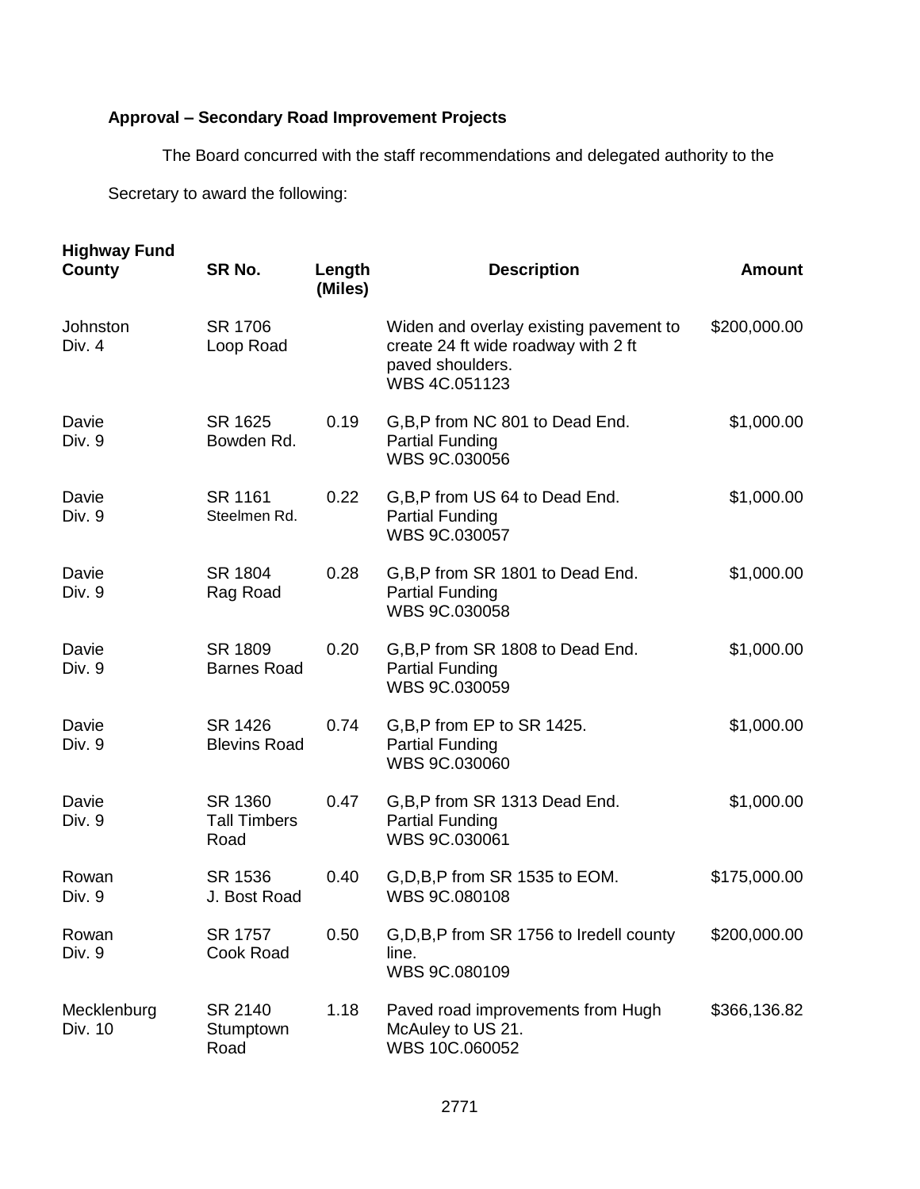**Approval – Secondary Road Improvement Projects**

The Board concurred with the staff recommendations and delegated authority to the Secretary to award the following:

| Highway Fund County | SR No. | Length (Miles) | Description | Amount |
|---|---|---|---|---|
| Johnston Div. 4 | SR 1706 Loop Road | | Widen and overlay existing pavement to create 24 ft wide roadway with 2 ft paved shoulders. WBS 4C.051123 | $200,000.00 |
| Davie Div. 9 | SR 1625 Bowden Rd. | 0.19 | G,B,P from NC 801 to Dead End. Partial Funding WBS 9C.030056 | $1,000.00 |
| Davie Div. 9 | SR 1161 Steelmen Rd. | 0.22 | G,B,P from US 64 to Dead End. Partial Funding WBS 9C.030057 | $1,000.00 |
| Davie Div. 9 | SR 1804 Rag Road | 0.28 | G,B,P from SR 1801 to Dead End. Partial Funding WBS 9C.030058 | $1,000.00 |
| Davie Div. 9 | SR 1809 Barnes Road | 0.20 | G,B,P from SR 1808 to Dead End. Partial Funding WBS 9C.030059 | $1,000.00 |
| Davie Div. 9 | SR 1426 Blevins Road | 0.74 | G,B,P from EP to SR 1425. Partial Funding WBS 9C.030060 | $1,000.00 |
| Davie Div. 9 | SR 1360 Tall Timbers Road | 0.47 | G,B,P from SR 1313 Dead End. Partial Funding WBS 9C.030061 | $1,000.00 |
| Rowan Div. 9 | SR 1536 J. Bost Road | 0.40 | G,D,B,P from SR 1535 to EOM. WBS 9C.080108 | $175,000.00 |
| Rowan Div. 9 | SR 1757 Cook Road | 0.50 | G,D,B,P from SR 1756 to Iredell county line. WBS 9C.080109 | $200,000.00 |
| Mecklenburg Div. 10 | SR 2140 Stumptown Road | 1.18 | Paved road improvements from Hugh McAuley to US 21. WBS 10C.060052 | $366,136.82 |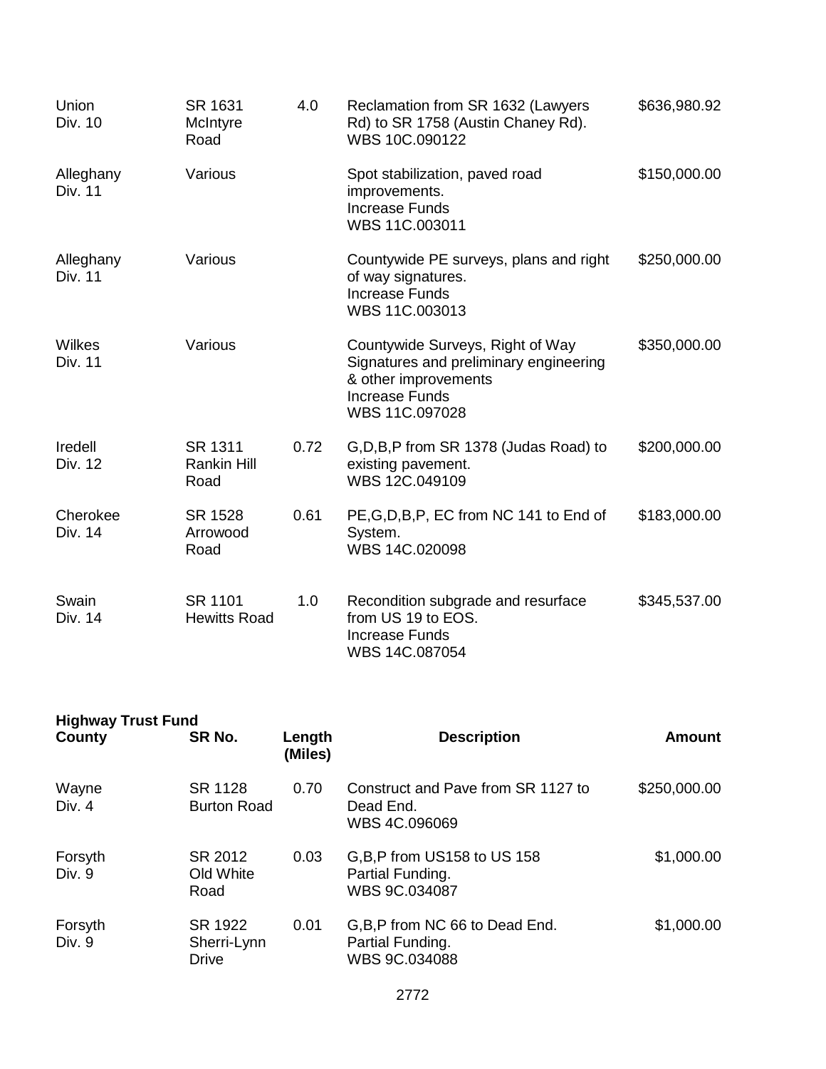| | | | | |
|---|---|---|---|---|
| Union<br>Div. 10 | SR 1631<br>McIntyre Road | 4.0 | Reclamation from SR 1632 (Lawyers Rd) to SR 1758 (Austin Chaney Rd).<br>WBS 10C.090122 | $636,980.92 |
| Alleghany<br>Div. 11 | Various | | Spot stabilization, paved road improvements.<br>Increase Funds<br>WBS 11C.003011 | $150,000.00 |
| Alleghany<br>Div. 11 | Various | | Countywide PE surveys, plans and right of way signatures.<br>Increase Funds<br>WBS 11C.003013 | $250,000.00 |
| Wilkes<br>Div. 11 | Various | | Countywide Surveys, Right of Way Signatures and preliminary engineering & other improvements<br>Increase Funds<br>WBS 11C.097028 | $350,000.00 |
| Iredell<br>Div. 12 | SR 1311<br>Rankin Hill Road | 0.72 | G,D,B,P from SR 1378 (Judas Road) to existing pavement.<br>WBS 12C.049109 | $200,000.00 |
| Cherokee<br>Div. 14 | SR 1528<br>Arrowood Road | 0.61 | PE,G,D,B,P, EC from NC 141 to End of System.<br>WBS 14C.020098 | $183,000.00 |
| Swain<br>Div. 14 | SR 1101<br>Hewitts Road | 1.0 | Recondition subgrade and resurface from US 19 to EOS.<br>Increase Funds<br>WBS 14C.087054 | $345,537.00 |

**Highway Trust Fund**

| County | SR No. | Length (Miles) | Description | Amount |
|---|---|---|---|---|
| Wayne<br>Div. 4 | SR 1128<br>Burton Road | 0.70 | Construct and Pave from SR 1127 to Dead End.<br>WBS 4C.096069 | $250,000.00 |
| Forsyth<br>Div. 9 | SR 2012<br>Old White Road | 0.03 | G,B,P from US158 to US 158<br>Partial Funding.<br>WBS 9C.034087 | $1,000.00 |
| Forsyth<br>Div. 9 | SR 1922<br>Sherri-Lynn Drive | 0.01 | G,B,P from NC 66 to Dead End.<br>Partial Funding.<br>WBS 9C.034088 | $1,000.00 |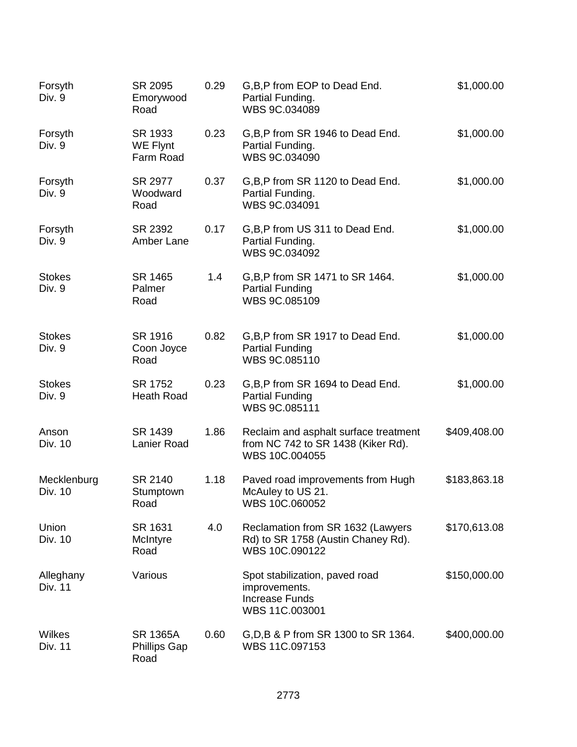| | | | | |
|---|---|---|---|---|
| Forsyth<br>Div. 9 | SR 2095<br>Emorywood<br>Road | 0.29 | G,B,P from EOP to Dead End.<br>Partial Funding.<br>WBS 9C.034089 | $1,000.00 |
| Forsyth<br>Div. 9 | SR 1933<br>WE Flynt<br>Farm Road | 0.23 | G,B,P from SR 1946 to Dead End.<br>Partial Funding.<br>WBS 9C.034090 | $1,000.00 |
| Forsyth<br>Div. 9 | SR 2977<br>Woodward<br>Road | 0.37 | G,B,P from SR 1120 to Dead End.<br>Partial Funding.<br>WBS 9C.034091 | $1,000.00 |
| Forsyth<br>Div. 9 | SR 2392<br>Amber Lane | 0.17 | G,B,P from US 311 to Dead End.<br>Partial Funding.<br>WBS 9C.034092 | $1,000.00 |
| Stokes<br>Div. 9 | SR 1465<br>Palmer<br>Road | 1.4 | G,B,P from SR 1471 to SR 1464.<br>Partial Funding<br>WBS 9C.085109 | $1,000.00 |
| Stokes<br>Div. 9 | SR 1916<br>Coon Joyce<br>Road | 0.82 | G,B,P from SR 1917 to Dead End.<br>Partial Funding<br>WBS 9C.085110 | $1,000.00 |
| Stokes<br>Div. 9 | SR 1752<br>Heath Road | 0.23 | G,B,P from SR 1694 to Dead End.<br>Partial Funding<br>WBS 9C.085111 | $1,000.00 |
| Anson<br>Div. 10 | SR 1439<br>Lanier Road | 1.86 | Reclaim and asphalt surface treatment from NC 742 to SR 1438 (Kiker Rd).<br>WBS 10C.004055 | $409,408.00 |
| Mecklenburg<br>Div. 10 | SR 2140<br>Stumptown<br>Road | 1.18 | Paved road improvements from Hugh McAuley to US 21.<br>WBS 10C.060052 | $183,863.18 |
| Union<br>Div. 10 | SR 1631<br>McIntyre<br>Road | 4.0 | Reclamation from SR 1632 (Lawyers Rd) to SR 1758 (Austin Chaney Rd).<br>WBS 10C.090122 | $170,613.08 |
| Alleghany<br>Div. 11 | Various | | Spot stabilization, paved road improvements.<br>Increase Funds<br>WBS 11C.003001 | $150,000.00 |
| Wilkes<br>Div. 11 | SR 1365A<br>Phillips Gap<br>Road | 0.60 | G,D,B & P from SR 1300 to SR 1364.<br>WBS 11C.097153 | $400,000.00 |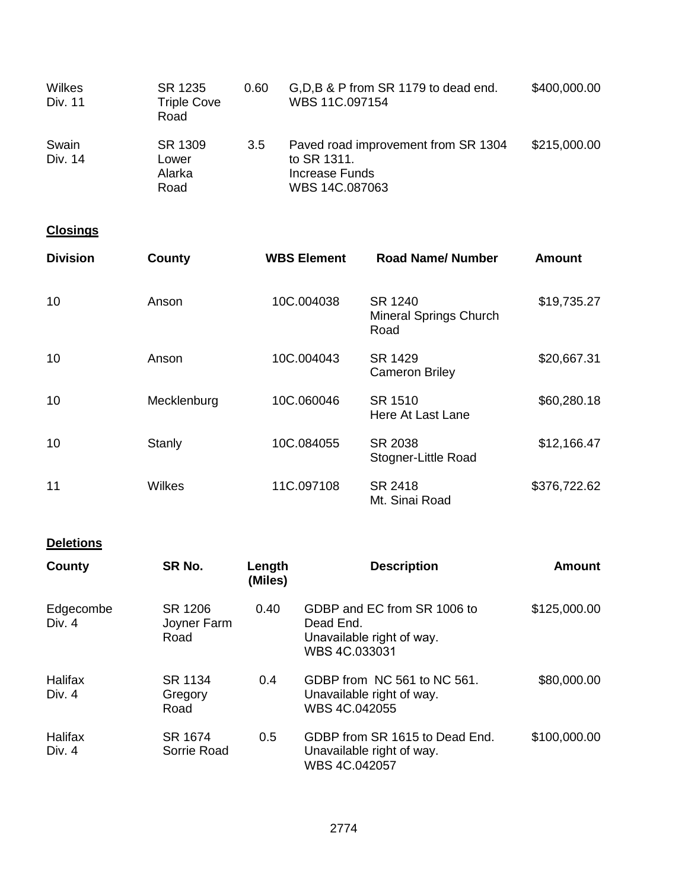| | | | | |
|---|---|---|---|---|
| Wilkes Div. 11 | SR 1235 Triple Cove Road | 0.60 | G,D,B & P from SR 1179 to dead end. WBS 11C.097154 | $400,000.00 |
| Swain Div. 14 | SR 1309 Lower Alarka Road | 3.5 | Paved road improvement from SR 1304 to SR 1311. Increase Funds WBS 14C.087063 | $215,000.00 |

**Closings**

| Division | County | WBS Element | Road Name/ Number | Amount |
|---|---|---|---|---|
| 10 | Anson | 10C.004038 | SR 1240 Mineral Springs Church Road | $19,735.27 |
| 10 | Anson | 10C.004043 | SR 1429 Cameron Briley | $20,667.31 |
| 10 | Mecklenburg | 10C.060046 | SR 1510 Here At Last Lane | $60,280.18 |
| 10 | Stanly | 10C.084055 | SR 2038 Stogner-Little Road | $12,166.47 |
| 11 | Wilkes | 11C.097108 | SR 2418 Mt. Sinai Road | $376,722.62 |

**Deletions**

| County | SR No. | Length (Miles) | Description | Amount |
|---|---|---|---|---|
| Edgecombe Div. 4 | SR 1206 Joyner Farm Road | 0.40 | GDBP and EC from SR 1006 to Dead End. Unavailable right of way. WBS 4C.033031 | $125,000.00 |
| Halifax Div. 4 | SR 1134 Gregory Road | 0.4 | GDBP from NC 561 to NC 561. Unavailable right of way. WBS 4C.042055 | $80,000.00 |
| Halifax Div. 4 | SR 1674 Sorrie Road | 0.5 | GDBP from SR 1615 to Dead End. Unavailable right of way. WBS 4C.042057 | $100,000.00 |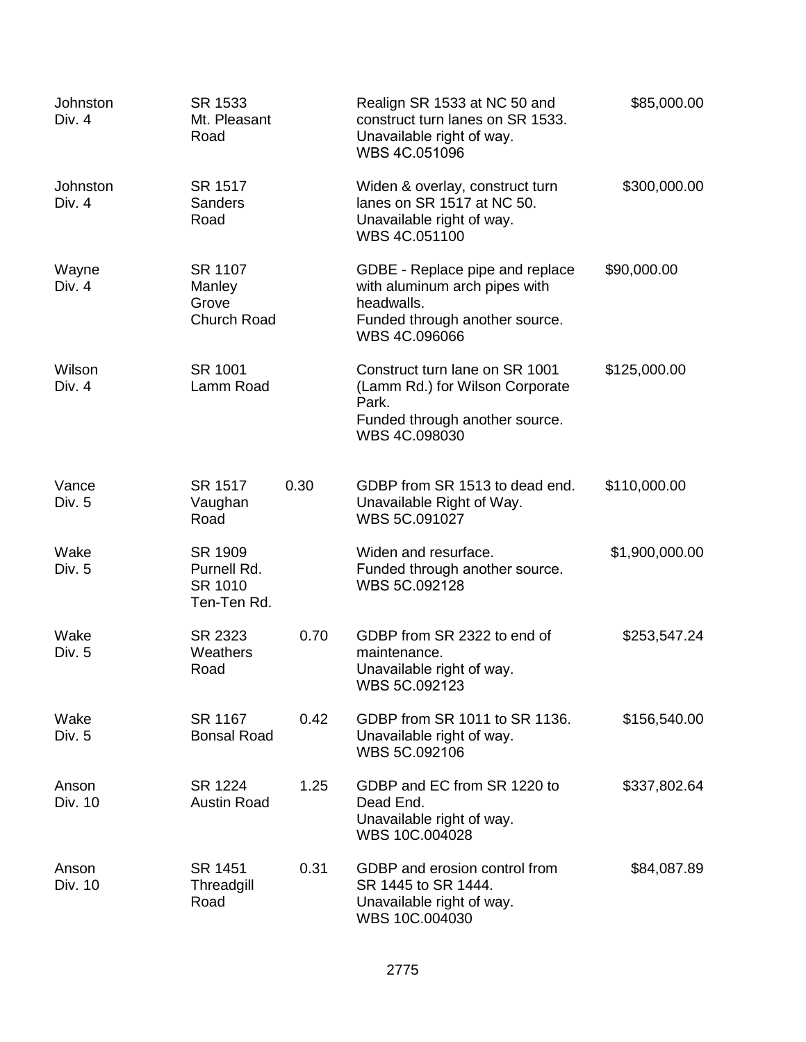| | | | | |
|---|---|---|---|---|
| Johnston Div. 4 | SR 1533 Mt. Pleasant Road | | Realign SR 1533 at NC 50 and construct turn lanes on SR 1533. Unavailable right of way. WBS 4C.051096 | $85,000.00 |
| Johnston Div. 4 | SR 1517 Sanders Road | | Widen & overlay, construct turn lanes on SR 1517 at NC 50. Unavailable right of way. WBS 4C.051100 | $300,000.00 |
| Wayne Div. 4 | SR 1107 Manley Grove Church Road | | GDBE - Replace pipe and replace with aluminum arch pipes with headwalls. Funded through another source. WBS 4C.096066 | $90,000.00 |
| Wilson Div. 4 | SR 1001 Lamm Road | | Construct turn lane on SR 1001 (Lamm Rd.) for Wilson Corporate Park. Funded through another source. WBS 4C.098030 | $125,000.00 |
| Vance Div. 5 | SR 1517 Vaughan Road | 0.30 | GDBP from SR 1513 to dead end. Unavailable Right of Way. WBS 5C.091027 | $110,000.00 |
| Wake Div. 5 | SR 1909 Purnell Rd. SR 1010 Ten-Ten Rd. | | Widen and resurface. Funded through another source. WBS 5C.092128 | $1,900,000.00 |
| Wake Div. 5 | SR 2323 Weathers Road | 0.70 | GDBP from SR 2322 to end of maintenance. Unavailable right of way. WBS 5C.092123 | $253,547.24 |
| Wake Div. 5 | SR 1167 Bonsal Road | 0.42 | GDBP from SR 1011 to SR 1136. Unavailable right of way. WBS 5C.092106 | $156,540.00 |
| Anson Div. 10 | SR 1224 Austin Road | 1.25 | GDBP and EC from SR 1220 to Dead End. Unavailable right of way. WBS 10C.004028 | $337,802.64 |
| Anson Div. 10 | SR 1451 Threadgill Road | 0.31 | GDBP and erosion control from SR 1445 to SR 1444. Unavailable right of way. WBS 10C.004030 | $84,087.89 |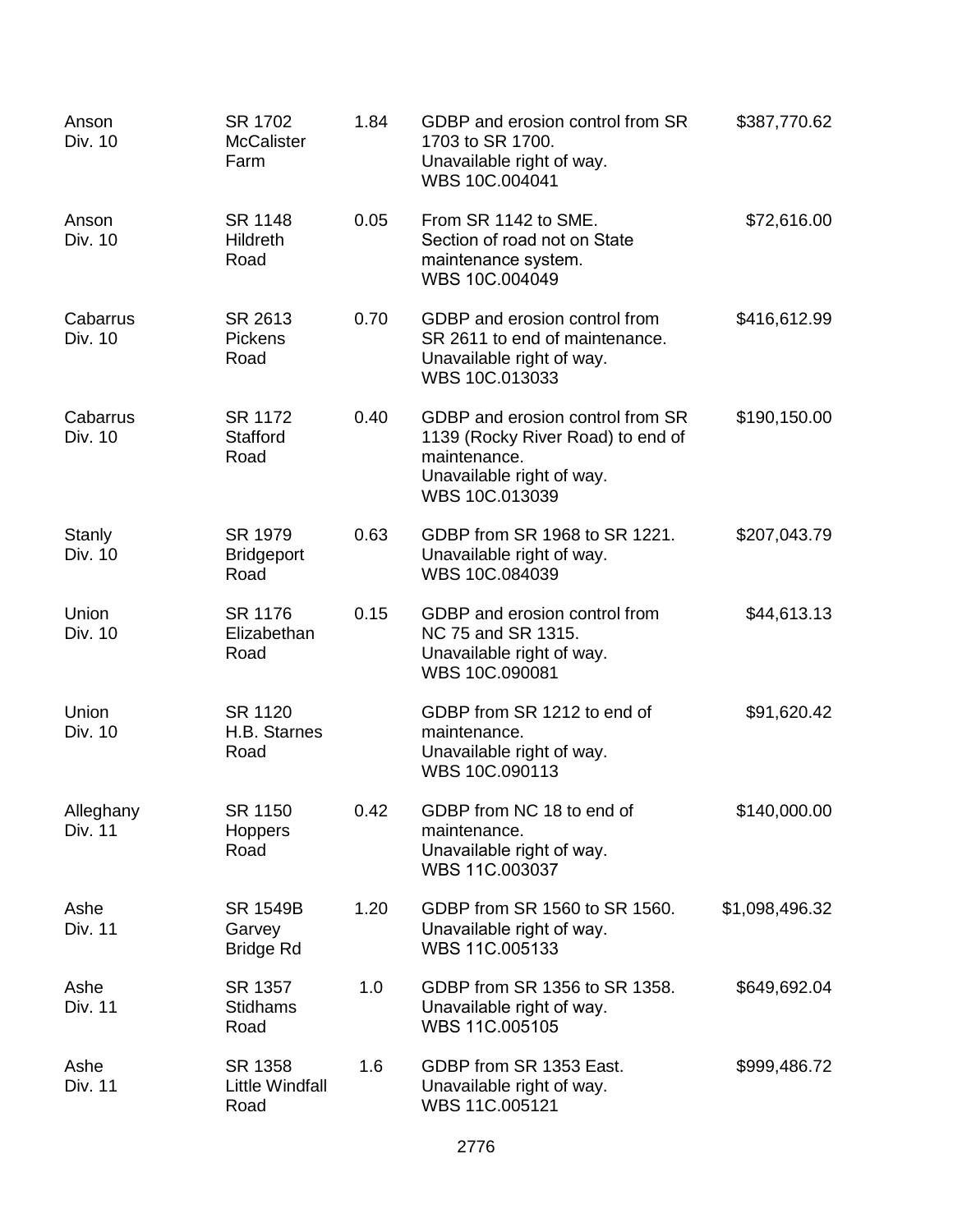| | | | | |
|---|---|---|---|---|
| Anson Div. 10 | SR 1702 McCalister Farm | 1.84 | GDBP and erosion control from SR 1703 to SR 1700. Unavailable right of way. WBS 10C.004041 | $387,770.62 |
| Anson Div. 10 | SR 1148 Hildreth Road | 0.05 | From SR 1142 to SME. Section of road not on State maintenance system. WBS 10C.004049 | $72,616.00 |
| Cabarrus Div. 10 | SR 2613 Pickens Road | 0.70 | GDBP and erosion control from SR 2611 to end of maintenance. Unavailable right of way. WBS 10C.013033 | $416,612.99 |
| Cabarrus Div. 10 | SR 1172 Stafford Road | 0.40 | GDBP and erosion control from SR 1139 (Rocky River Road) to end of maintenance. Unavailable right of way. WBS 10C.013039 | $190,150.00 |
| Stanly Div. 10 | SR 1979 Bridgeport Road | 0.63 | GDBP from SR 1968 to SR 1221. Unavailable right of way. WBS 10C.084039 | $207,043.79 |
| Union Div. 10 | SR 1176 Elizabethan Road | 0.15 | GDBP and erosion control from NC 75 and SR 1315. Unavailable right of way. WBS 10C.090081 | $44,613.13 |
| Union Div. 10 | SR 1120 H.B. Starnes Road | | GDBP from SR 1212 to end of maintenance. Unavailable right of way. WBS 10C.090113 | $91,620.42 |
| Alleghany Div. 11 | SR 1150 Hoppers Road | 0.42 | GDBP from NC 18 to end of maintenance. Unavailable right of way. WBS 11C.003037 | $140,000.00 |
| Ashe Div. 11 | SR 1549B Garvey Bridge Rd | 1.20 | GDBP from SR 1560 to SR 1560. Unavailable right of way. WBS 11C.005133 | $1,098,496.32 |
| Ashe Div. 11 | SR 1357 Stidhams Road | 1.0 | GDBP from SR 1356 to SR 1358. Unavailable right of way. WBS 11C.005105 | $649,692.04 |
| Ashe Div. 11 | SR 1358 Little Windfall Road | 1.6 | GDBP from SR 1353 East. Unavailable right of way. WBS 11C.005121 | $999,486.72 |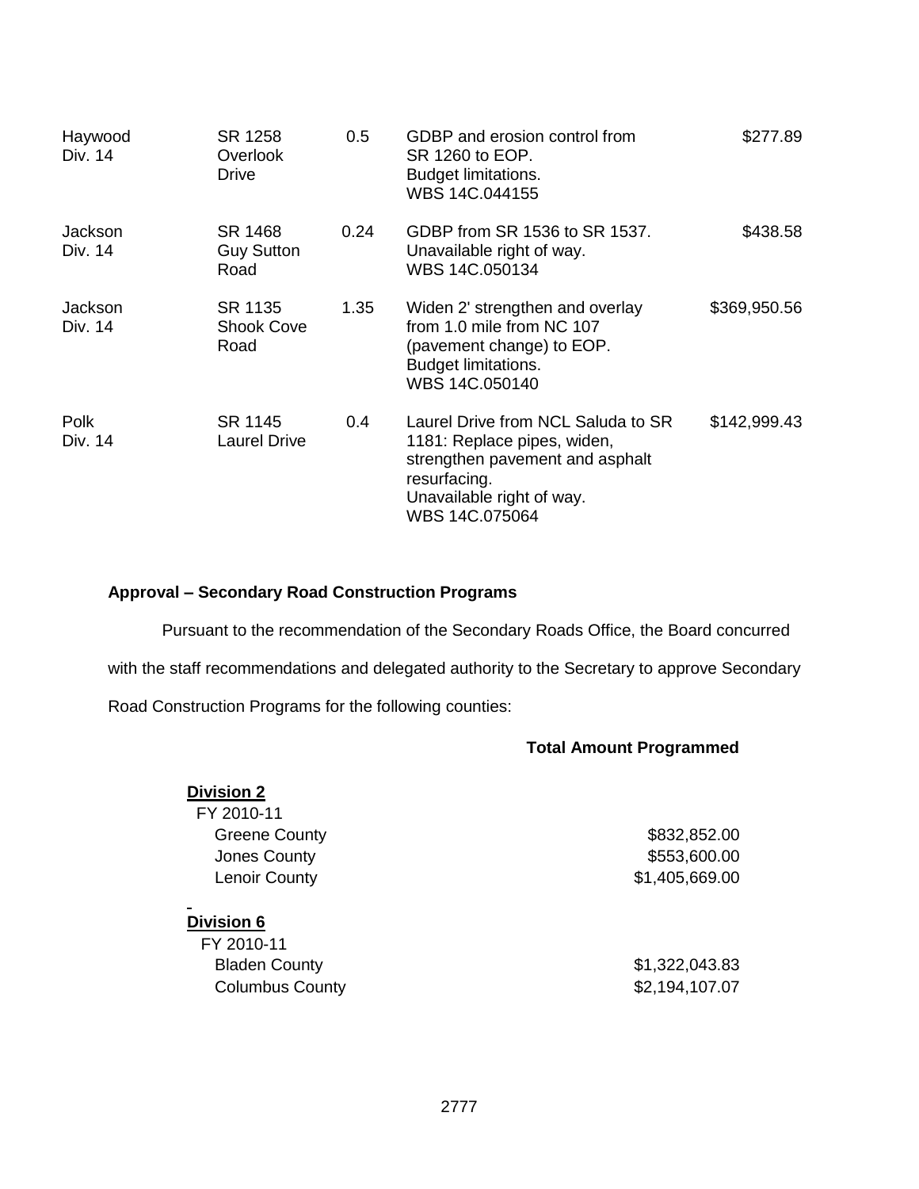| | | | | |
|---|---|---|---|---|
| Haywood<br>Div. 14 | SR 1258<br>Overlook<br>Drive | 0.5 | GDBP and erosion control from SR 1260 to EOP.<br>Budget limitations.<br>WBS 14C.044155 | $277.89 |
| Jackson<br>Div. 14 | SR 1468<br>Guy Sutton<br>Road | 0.24 | GDBP from SR 1536 to SR 1537.<br>Unavailable right of way.<br>WBS 14C.050134 | $438.58 |
| Jackson<br>Div. 14 | SR 1135<br>Shook Cove<br>Road | 1.35 | Widen 2' strengthen and overlay from 1.0 mile from NC 107 (pavement change) to EOP.<br>Budget limitations.<br>WBS 14C.050140 | $369,950.56 |
| Polk<br>Div. 14 | SR 1145<br>Laurel Drive | 0.4 | Laurel Drive from NCL Saluda to SR 1181: Replace pipes, widen, strengthen pavement and asphalt resurfacing.<br>Unavailable right of way.<br>WBS 14C.075064 | $142,999.43 |

**Approval – Secondary Road Construction Programs**

Pursuant to the recommendation of the Secondary Roads Office, the Board concurred with the staff recommendations and delegated authority to the Secretary to approve Secondary Road Construction Programs for the following counties:

| | Total Amount Programmed |
|---|---|
| **Division 2** | |
| FY 2010-11 | |
| Greene County | $832,852.00 |
| Jones County | $553,600.00 |
| Lenoir County | $1,405,669.00 |
| **Division 6** | |
| FY 2010-11 | |
| Bladen County | $1,322,043.83 |
| Columbus County | $2,194,107.07 |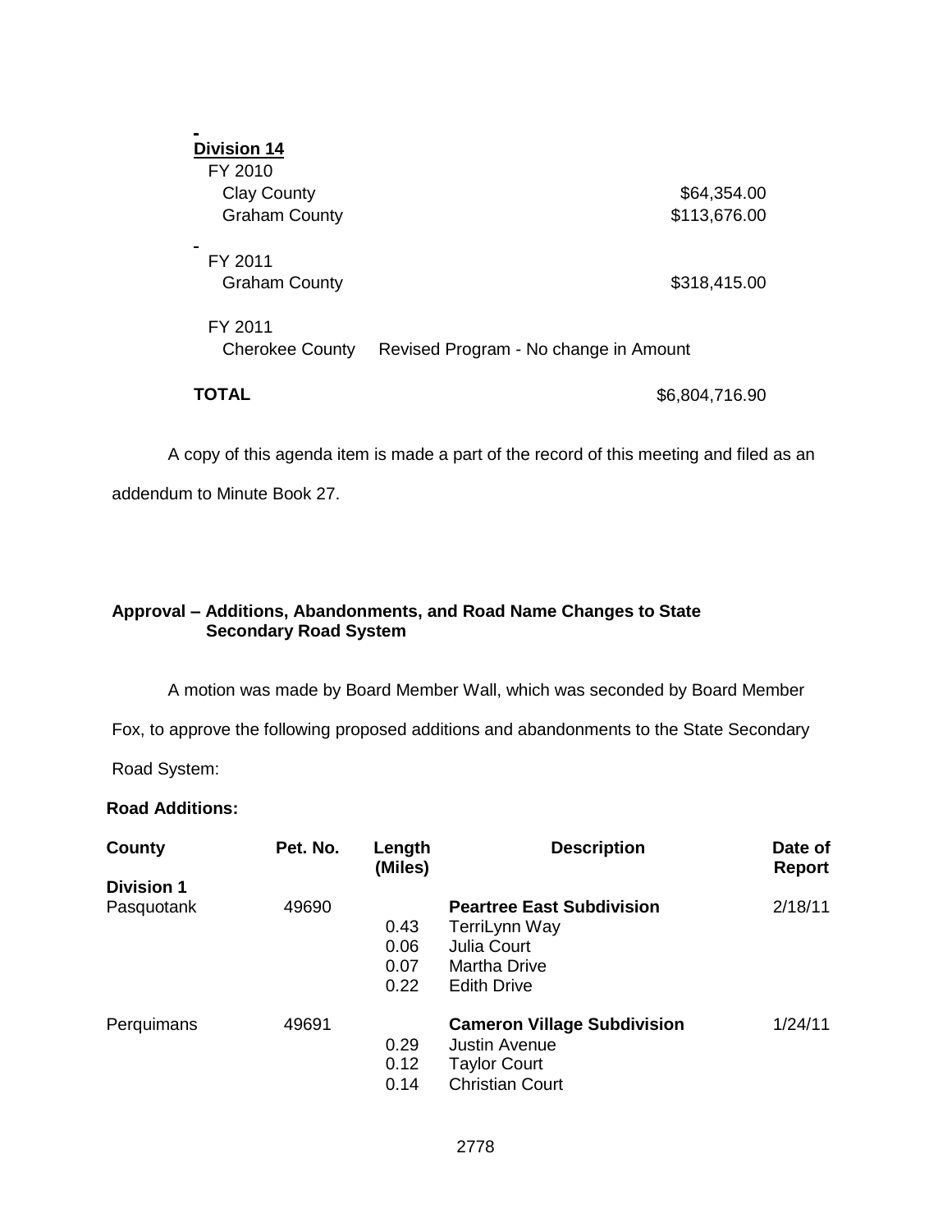**Division 14**

FY 2010

| | | |
|---|---|---|
| Clay County | | $64,354.00 |
| Graham County | | $113,676.00 |

FY 2011

| | | |
|---|---|---|
| Graham County | | $318,415.00 |

FY 2011

| | | |
|---|---|---|
| Cherokee County | Revised Program - No change in Amount | |

**TOTAL** $6,804,716.90

A copy of this agenda item is made a part of the record of this meeting and filed as an addendum to Minute Book 27.

**Approval – Additions, Abandonments, and Road Name Changes to State Secondary Road System**

A motion was made by Board Member Wall, which was seconded by Board Member Fox, to approve the following proposed additions and abandonments to the State Secondary Road System:

**Road Additions:**

| County | Pet. No. | Length (Miles) | Description | Date of Report |
|---|---|---|---|---|
| **Division 1** | | | | |
| Pasquotank | 49690 | | **Peartree East Subdivision** | 2/18/11 |
| | | 0.43 | TerriLynn Way | |
| | | 0.06 | Julia Court | |
| | | 0.07 | Martha Drive | |
| | | 0.22 | Edith Drive | |
| Perquimans | 49691 | | **Cameron Village Subdivision** | 1/24/11 |
| | | 0.29 | Justin Avenue | |
| | | 0.12 | Taylor Court | |
| | | 0.14 | Christian Court | |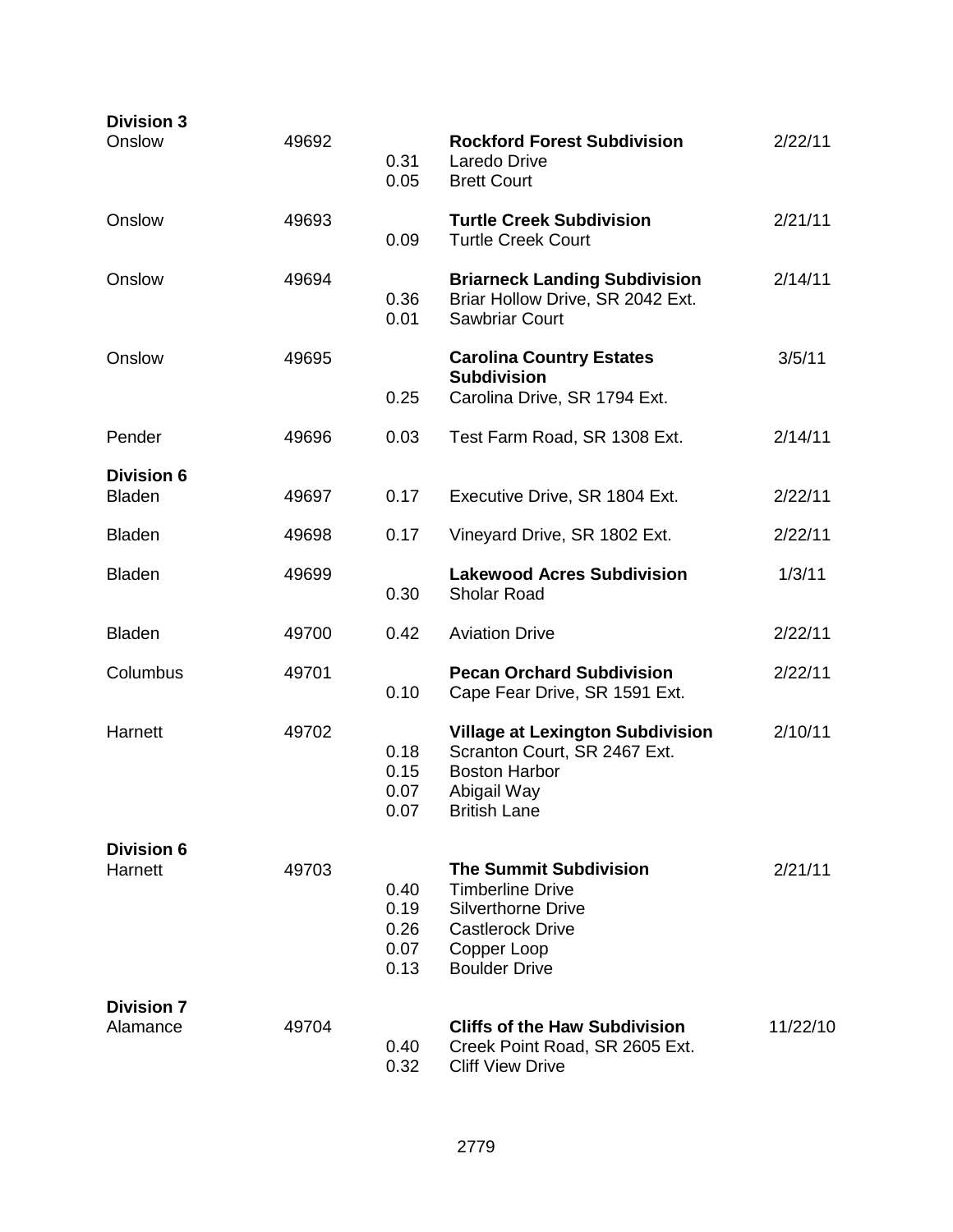**Division 3**

| | | | | |
|---|---|---|---|---|
| Onslow | 49692 | | **Rockford Forest Subdivision** | 2/22/11 |
| | | 0.31 | Laredo Drive | |
| | | 0.05 | Brett Court | |
| Onslow | 49693 | | **Turtle Creek Subdivision** | 2/21/11 |
| | | 0.09 | Turtle Creek Court | |
| Onslow | 49694 | | **Briarneck Landing Subdivision** | 2/14/11 |
| | | 0.36 | Briar Hollow Drive, SR 2042 Ext. | |
| | | 0.01 | Sawbriar Court | |
| Onslow | 49695 | | **Carolina Country Estates Subdivision** | 3/5/11 |
| | | 0.25 | Carolina Drive, SR 1794 Ext. | |
| Pender | 49696 | 0.03 | Test Farm Road, SR 1308 Ext. | 2/14/11 |

**Division 6**

| | | | | |
|---|---|---|---|---|
| Bladen | 49697 | 0.17 | Executive Drive, SR 1804 Ext. | 2/22/11 |
| Bladen | 49698 | 0.17 | Vineyard Drive, SR 1802 Ext. | 2/22/11 |
| Bladen | 49699 | | **Lakewood Acres Subdivision** | 1/3/11 |
| | | 0.30 | Sholar Road | |
| Bladen | 49700 | 0.42 | Aviation Drive | 2/22/11 |
| Columbus | 49701 | | **Pecan Orchard Subdivision** | 2/22/11 |
| | | 0.10 | Cape Fear Drive, SR 1591 Ext. | |
| Harnett | 49702 | | **Village at Lexington Subdivision** | 2/10/11 |
| | | 0.18 | Scranton Court, SR 2467 Ext. | |
| | | 0.15 | Boston Harbor | |
| | | 0.07 | Abigail Way | |
| | | 0.07 | British Lane | |

**Division 6**

| | | | | |
|---|---|---|---|---|
| Harnett | 49703 | | **The Summit Subdivision** | 2/21/11 |
| | | 0.40 | Timberline Drive | |
| | | 0.19 | Silverthorne Drive | |
| | | 0.26 | Castlerock Drive | |
| | | 0.07 | Copper Loop | |
| | | 0.13 | Boulder Drive | |

**Division 7**

| | | | | |
|---|---|---|---|---|
| Alamance | 49704 | | **Cliffs of the Haw Subdivision** | 11/22/10 |
| | | 0.40 | Creek Point Road, SR 2605 Ext. | |
| | | 0.32 | Cliff View Drive | |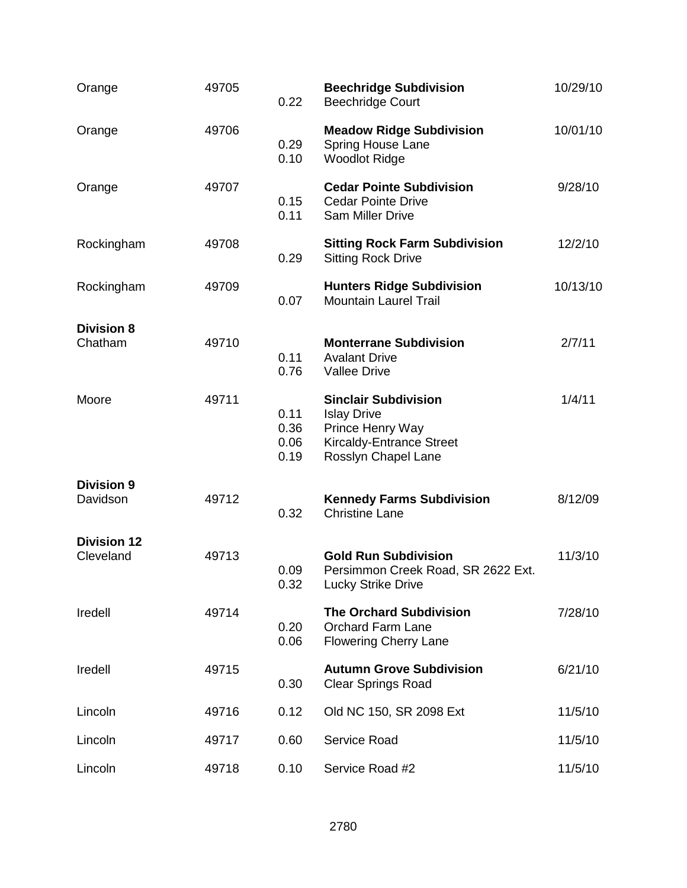| | | | | |
|---|---|---|---|---|
| Orange | 49705 | | **Beechridge Subdivision** | 10/29/10 |
| | | 0.22 | Beechridge Court | |
| Orange | 49706 | | **Meadow Ridge Subdivision** | 10/01/10 |
| | | 0.29 | Spring House Lane | |
| | | 0.10 | Woodlot Ridge | |
| Orange | 49707 | | **Cedar Pointe Subdivision** | 9/28/10 |
| | | 0.15 | Cedar Pointe Drive | |
| | | 0.11 | Sam Miller Drive | |
| Rockingham | 49708 | | **Sitting Rock Farm Subdivision** | 12/2/10 |
| | | 0.29 | Sitting Rock Drive | |
| Rockingham | 49709 | | **Hunters Ridge Subdivision** | 10/13/10 |
| | | 0.07 | Mountain Laurel Trail | |
| **Division 8** | | | | |
| Chatham | 49710 | | **Monterrane Subdivision** | 2/7/11 |
| | | 0.11 | Avalant Drive | |
| | | 0.76 | Vallee Drive | |
| Moore | 49711 | | **Sinclair Subdivision** | 1/4/11 |
| | | 0.11 | Islay Drive | |
| | | 0.36 | Prince Henry Way | |
| | | 0.06 | Kircaldy-Entrance Street | |
| | | 0.19 | Rosslyn Chapel Lane | |
| **Division 9** | | | | |
| Davidson | 49712 | | **Kennedy Farms Subdivision** | 8/12/09 |
| | | 0.32 | Christine Lane | |
| **Division 12** | | | | |
| Cleveland | 49713 | | **Gold Run Subdivision** | 11/3/10 |
| | | 0.09 | Persimmon Creek Road, SR 2622 Ext. | |
| | | 0.32 | Lucky Strike Drive | |
| Iredell | 49714 | | **The Orchard Subdivision** | 7/28/10 |
| | | 0.20 | Orchard Farm Lane | |
| | | 0.06 | Flowering Cherry Lane | |
| Iredell | 49715 | | **Autumn Grove Subdivision** | 6/21/10 |
| | | 0.30 | Clear Springs Road | |
| Lincoln | 49716 | 0.12 | Old NC 150, SR 2098 Ext | 11/5/10 |
| Lincoln | 49717 | 0.60 | Service Road | 11/5/10 |
| Lincoln | 49718 | 0.10 | Service Road #2 | 11/5/10 |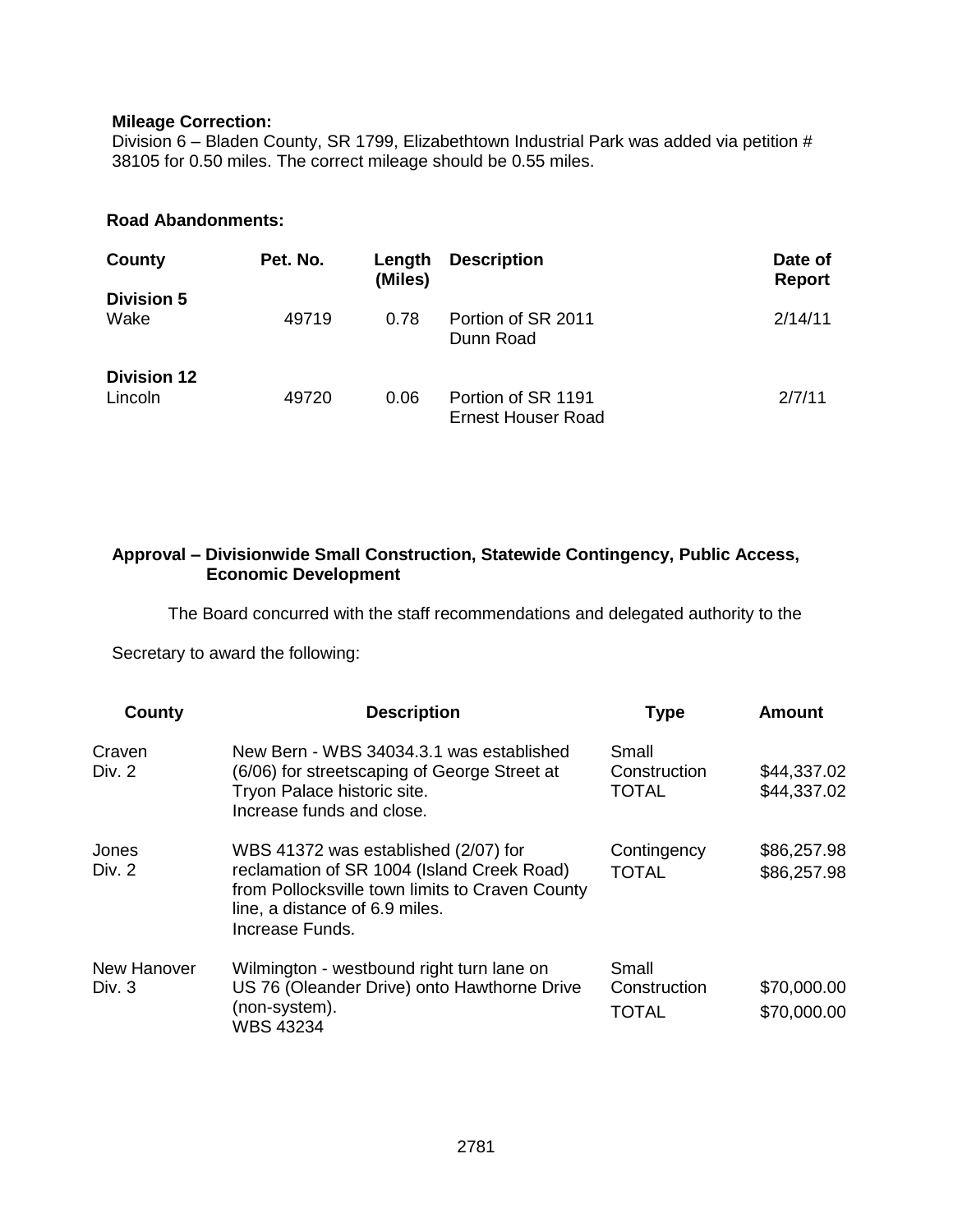**Mileage Correction:**
Division 6 – Bladen County, SR 1799, Elizabethtown Industrial Park was added via petition # 38105 for 0.50 miles. The correct mileage should be 0.55 miles.

**Road Abandonments:**

| County | Pet. No. | Length (Miles) | Description | Date of Report |
|---|---|---|---|---|
| **Division 5** | | | | |
| Wake | 49719 | 0.78 | Portion of SR 2011 Dunn Road | 2/14/11 |
| **Division 12** | | | | |
| Lincoln | 49720 | 0.06 | Portion of SR 1191 Ernest Houser Road | 2/7/11 |

**Approval – Divisionwide Small Construction, Statewide Contingency, Public Access, Economic Development**

The Board concurred with the staff recommendations and delegated authority to the Secretary to award the following:

| County | Description | Type | Amount |
|---|---|---|---|
| Craven Div. 2 | New Bern - WBS 34034.3.1 was established (6/06) for streetscaping of George Street at Tryon Palace historic site. Increase funds and close. | Small Construction TOTAL | $44,337.02 $44,337.02 |
| Jones Div. 2 | WBS 41372 was established (2/07) for reclamation of SR 1004 (Island Creek Road) from Pollocksville town limits to Craven County line, a distance of 6.9 miles. Increase Funds. | Contingency TOTAL | $86,257.98 $86,257.98 |
| New Hanover Div. 3 | Wilmington - westbound right turn lane on US 76 (Oleander Drive) onto Hawthorne Drive (non-system). WBS 43234 | Small Construction TOTAL | $70,000.00 $70,000.00 |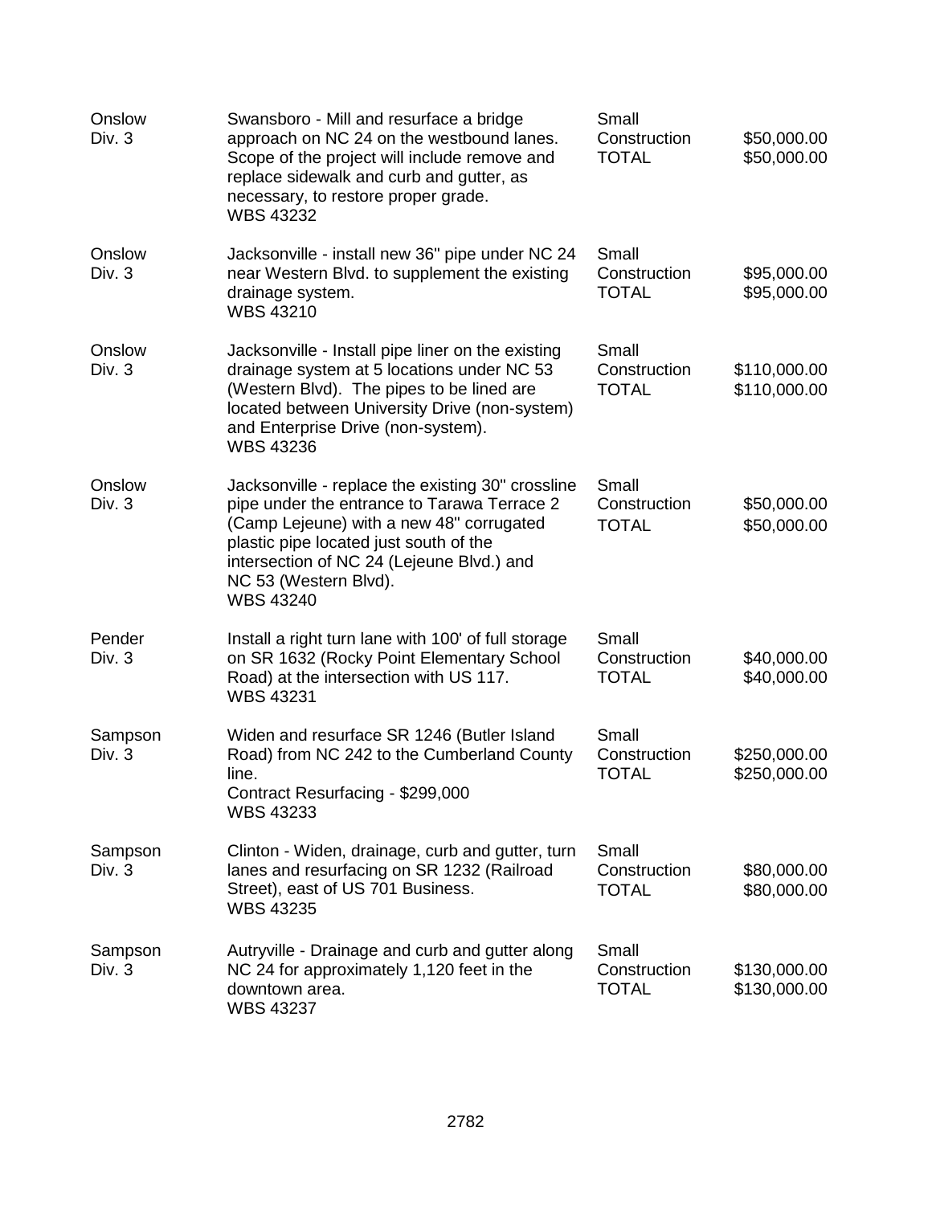| | | | |
|---|---|---|---|
| Onslow<br>Div. 3 | Swansboro - Mill and resurface a bridge approach on NC 24 on the westbound lanes. Scope of the project will include remove and replace sidewalk and curb and gutter, as necessary, to restore proper grade.<br>WBS 43232 | Small Construction<br>TOTAL | \$50,000.00<br>\$50,000.00 |
| Onslow<br>Div. 3 | Jacksonville - install new 36" pipe under NC 24 near Western Blvd. to supplement the existing drainage system.<br>WBS 43210 | Small Construction<br>TOTAL | \$95,000.00<br>\$95,000.00 |
| Onslow<br>Div. 3 | Jacksonville - Install pipe liner on the existing drainage system at 5 locations under NC 53 (Western Blvd). The pipes to be lined are located between University Drive (non-system) and Enterprise Drive (non-system).<br>WBS 43236 | Small Construction<br>TOTAL | \$110,000.00<br>\$110,000.00 |
| Onslow<br>Div. 3 | Jacksonville - replace the existing 30" crossline pipe under the entrance to Tarawa Terrace 2 (Camp Lejeune) with a new 48" corrugated plastic pipe located just south of the intersection of NC 24 (Lejeune Blvd.) and NC 53 (Western Blvd).<br>WBS 43240 | Small Construction<br>TOTAL | \$50,000.00<br>\$50,000.00 |
| Pender<br>Div. 3 | Install a right turn lane with 100' of full storage on SR 1632 (Rocky Point Elementary School Road) at the intersection with US 117.<br>WBS 43231 | Small Construction<br>TOTAL | \$40,000.00<br>\$40,000.00 |
| Sampson<br>Div. 3 | Widen and resurface SR 1246 (Butler Island Road) from NC 242 to the Cumberland County line.<br>Contract Resurfacing - \$299,000<br>WBS 43233 | Small Construction<br>TOTAL | \$250,000.00<br>\$250,000.00 |
| Sampson<br>Div. 3 | Clinton - Widen, drainage, curb and gutter, turn lanes and resurfacing on SR 1232 (Railroad Street), east of US 701 Business.<br>WBS 43235 | Small Construction<br>TOTAL | \$80,000.00<br>\$80,000.00 |
| Sampson<br>Div. 3 | Autryville - Drainage and curb and gutter along NC 24 for approximately 1,120 feet in the downtown area.<br>WBS 43237 | Small Construction<br>TOTAL | \$130,000.00<br>\$130,000.00 |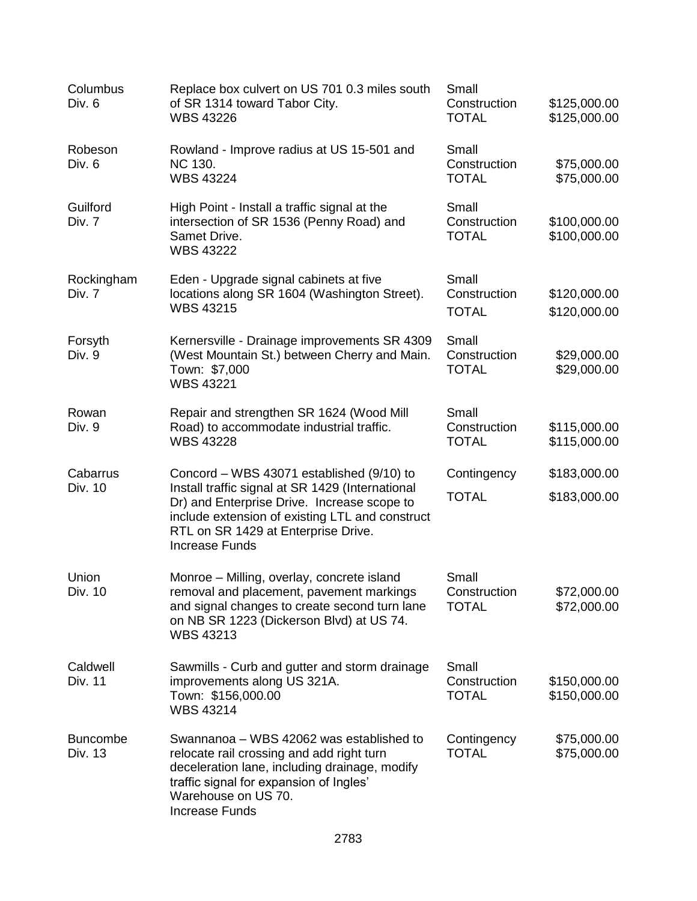| | | | |
|---|---|---|---|
| Columbus<br>Div. 6 | Replace box culvert on US 701 0.3 miles south of SR 1314 toward Tabor City.<br>WBS 43226 | Small Construction<br>TOTAL | $125,000.00<br>$125,000.00 |
| Robeson<br>Div. 6 | Rowland - Improve radius at US 15-501 and NC 130.<br>WBS 43224 | Small Construction<br>TOTAL | $75,000.00<br>$75,000.00 |
| Guilford<br>Div. 7 | High Point - Install a traffic signal at the intersection of SR 1536 (Penny Road) and Samet Drive.<br>WBS 43222 | Small Construction<br>TOTAL | $100,000.00<br>$100,000.00 |
| Rockingham<br>Div. 7 | Eden - Upgrade signal cabinets at five locations along SR 1604 (Washington Street).<br>WBS 43215 | Small Construction<br>TOTAL | $120,000.00<br>$120,000.00 |
| Forsyth<br>Div. 9 | Kernersville - Drainage improvements SR 4309 (West Mountain St.) between Cherry and Main.<br>Town: $7,000<br>WBS 43221 | Small Construction<br>TOTAL | $29,000.00<br>$29,000.00 |
| Rowan<br>Div. 9 | Repair and strengthen SR 1624 (Wood Mill Road) to accommodate industrial traffic.<br>WBS 43228 | Small Construction<br>TOTAL | $115,000.00<br>$115,000.00 |
| Cabarrus<br>Div. 10 | Concord – WBS 43071 established (9/10) to Install traffic signal at SR 1429 (International Dr) and Enterprise Drive. Increase scope to include extension of existing LTL and construct RTL on SR 1429 at Enterprise Drive.<br>Increase Funds | Contingency<br>TOTAL | $183,000.00<br>$183,000.00 |
| Union<br>Div. 10 | Monroe – Milling, overlay, concrete island removal and placement, pavement markings and signal changes to create second turn lane on NB SR 1223 (Dickerson Blvd) at US 74.<br>WBS 43213 | Small Construction<br>TOTAL | $72,000.00<br>$72,000.00 |
| Caldwell<br>Div. 11 | Sawmills - Curb and gutter and storm drainage improvements along US 321A.<br>Town: $156,000.00<br>WBS 43214 | Small Construction<br>TOTAL | $150,000.00<br>$150,000.00 |
| Buncombe<br>Div. 13 | Swannanoa – WBS 42062 was established to relocate rail crossing and add right turn deceleration lane, including drainage, modify traffic signal for expansion of Ingles' Warehouse on US 70.<br>Increase Funds | Contingency<br>TOTAL | $75,000.00<br>$75,000.00 |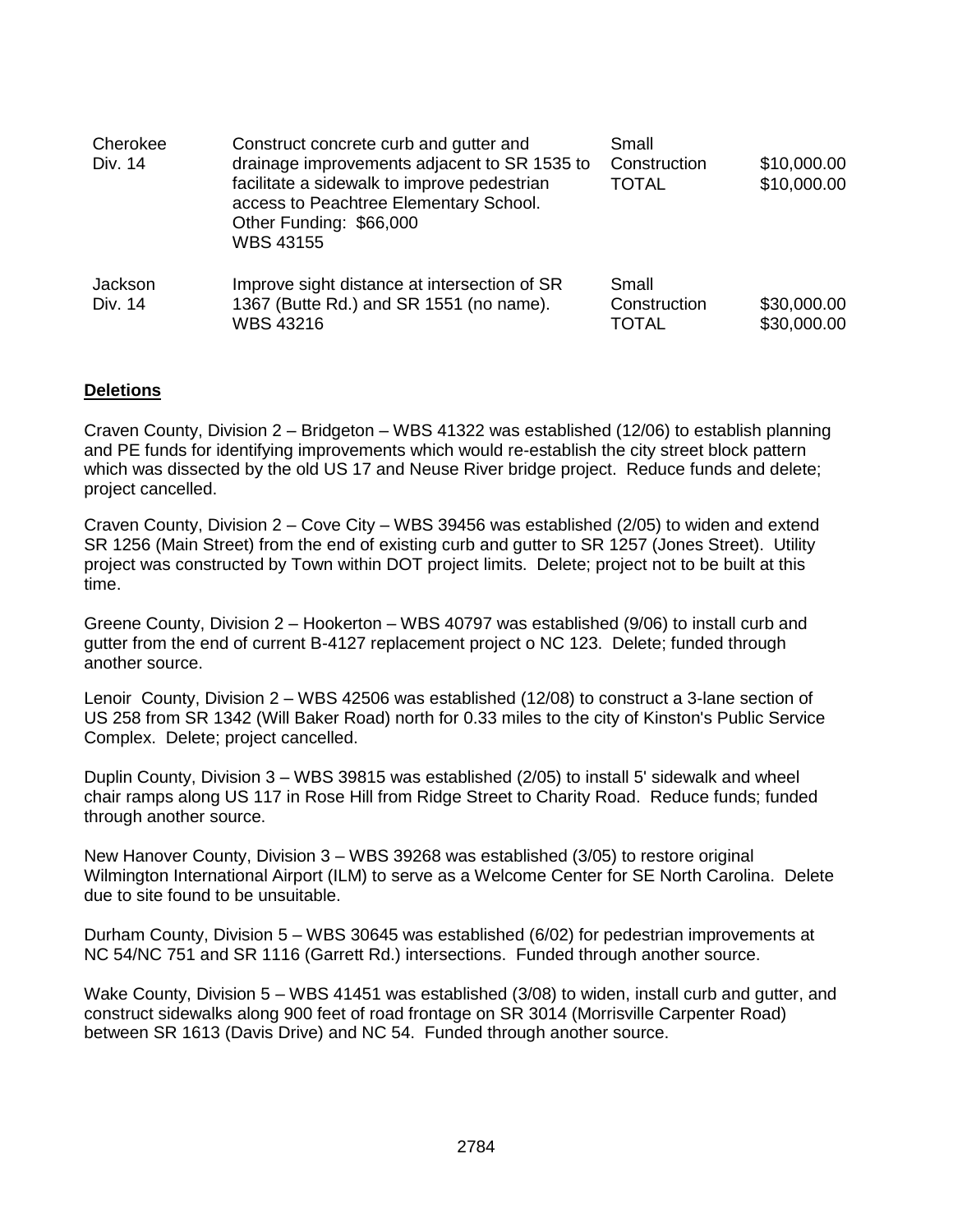| | | | |
|---|---|---|---|
| Cherokee<br>Div. 14 | Construct concrete curb and gutter and drainage improvements adjacent to SR 1535 to facilitate a sidewalk to improve pedestrian access to Peachtree Elementary School.<br>Other Funding: $66,000<br>WBS 43155 | Small Construction<br>TOTAL | $10,000.00<br>$10,000.00 |
| Jackson<br>Div. 14 | Improve sight distance at intersection of SR 1367 (Butte Rd.) and SR 1551 (no name).<br>WBS 43216 | Small Construction<br>TOTAL | $30,000.00<br>$30,000.00 |

**Deletions**

Craven County, Division 2 – Bridgeton – WBS 41322 was established (12/06) to establish planning and PE funds for identifying improvements which would re-establish the city street block pattern which was dissected by the old US 17 and Neuse River bridge project. Reduce funds and delete; project cancelled.

Craven County, Division 2 – Cove City – WBS 39456 was established (2/05) to widen and extend SR 1256 (Main Street) from the end of existing curb and gutter to SR 1257 (Jones Street). Utility project was constructed by Town within DOT project limits. Delete; project not to be built at this time.

Greene County, Division 2 – Hookerton – WBS 40797 was established (9/06) to install curb and gutter from the end of current B-4127 replacement project o NC 123. Delete; funded through another source.

Lenoir County, Division 2 – WBS 42506 was established (12/08) to construct a 3-lane section of US 258 from SR 1342 (Will Baker Road) north for 0.33 miles to the city of Kinston's Public Service Complex. Delete; project cancelled.

Duplin County, Division 3 – WBS 39815 was established (2/05) to install 5' sidewalk and wheel chair ramps along US 117 in Rose Hill from Ridge Street to Charity Road. Reduce funds; funded through another source.

New Hanover County, Division 3 – WBS 39268 was established (3/05) to restore original Wilmington International Airport (ILM) to serve as a Welcome Center for SE North Carolina. Delete due to site found to be unsuitable.

Durham County, Division 5 – WBS 30645 was established (6/02) for pedestrian improvements at NC 54/NC 751 and SR 1116 (Garrett Rd.) intersections. Funded through another source.

Wake County, Division 5 – WBS 41451 was established (3/08) to widen, install curb and gutter, and construct sidewalks along 900 feet of road frontage on SR 3014 (Morrisville Carpenter Road) between SR 1613 (Davis Drive) and NC 54. Funded through another source.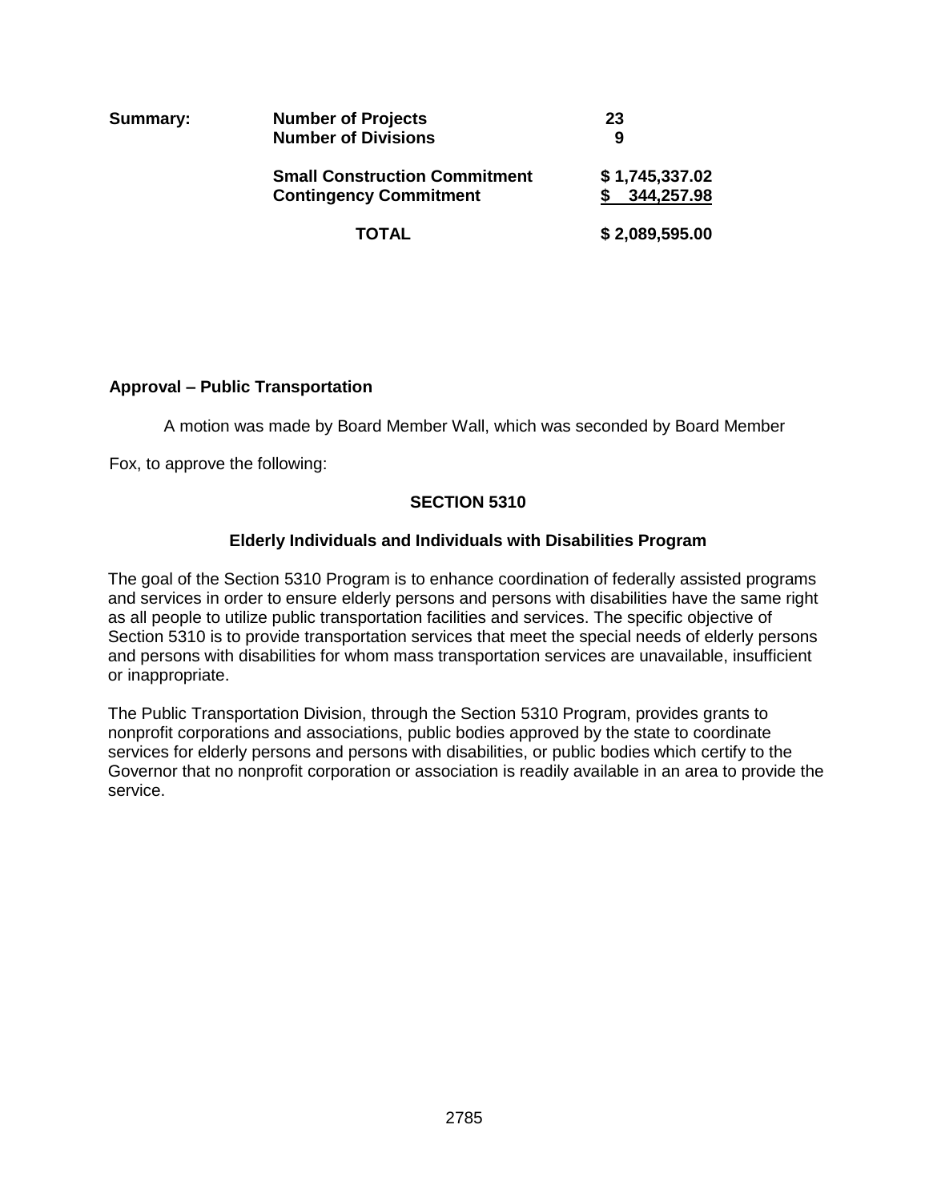| | | |
|---|---|---|
| **Summary:** | **Number of Projects** | **23** |
| | **Number of Divisions** | **9** |
| | **Small Construction Commitment** | **$ 1,745,337.02** |
| | **Contingency Commitment** | **$ 344,257.98** |
| | **TOTAL** | **$ 2,089,595.00** |

**Approval – Public Transportation**

A motion was made by Board Member Wall, which was seconded by Board Member Fox, to approve the following:

**SECTION 5310**

**Elderly Individuals and Individuals with Disabilities Program**

The goal of the Section 5310 Program is to enhance coordination of federally assisted programs and services in order to ensure elderly persons and persons with disabilities have the same right as all people to utilize public transportation facilities and services. The specific objective of Section 5310 is to provide transportation services that meet the special needs of elderly persons and persons with disabilities for whom mass transportation services are unavailable, insufficient or inappropriate.

The Public Transportation Division, through the Section 5310 Program, provides grants to nonprofit corporations and associations, public bodies approved by the state to coordinate services for elderly persons and persons with disabilities, or public bodies which certify to the Governor that no nonprofit corporation or association is readily available in an area to provide the service.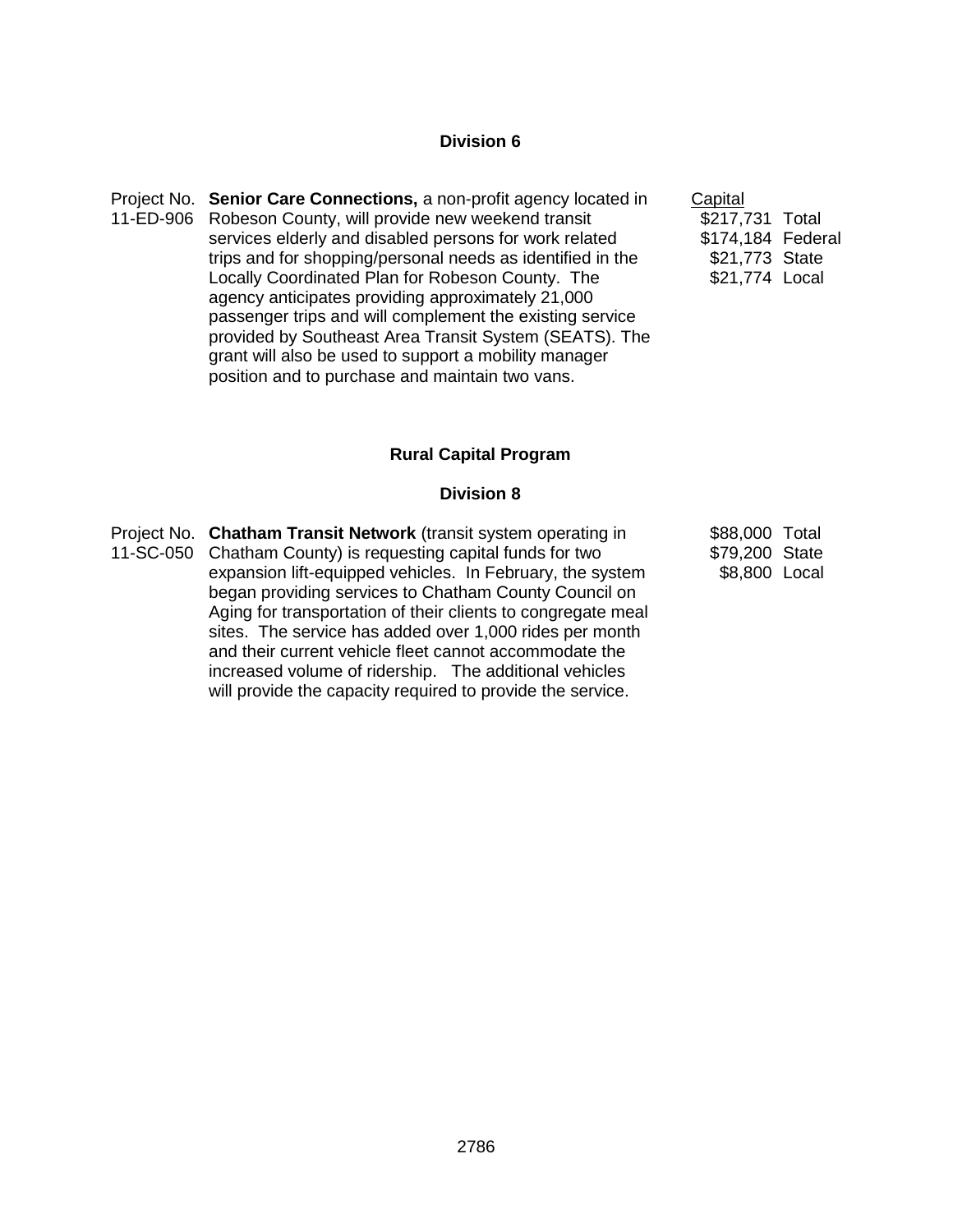**Division 6**

Project No. 11-ED-906 **Senior Care Connections,** a non-profit agency located in Robeson County, will provide new weekend transit services elderly and disabled persons for work related trips and for shopping/personal needs as identified in the Locally Coordinated Plan for Robeson County. The agency anticipates providing approximately 21,000 passenger trips and will complement the existing service provided by Southeast Area Transit System (SEATS). The grant will also be used to support a mobility manager position and to purchase and maintain two vans.

Capital
$217,731 Total
$174,184 Federal
$21,773 State
$21,774 Local

**Rural Capital Program**

**Division 8**

Project No. 11-SC-050 **Chatham Transit Network** (transit system operating in Chatham County) is requesting capital funds for two expansion lift-equipped vehicles. In February, the system began providing services to Chatham County Council on Aging for transportation of their clients to congregate meal sites. The service has added over 1,000 rides per month and their current vehicle fleet cannot accommodate the increased volume of ridership. The additional vehicles will provide the capacity required to provide the service.

$88,000 Total
$79,200 State
$8,800 Local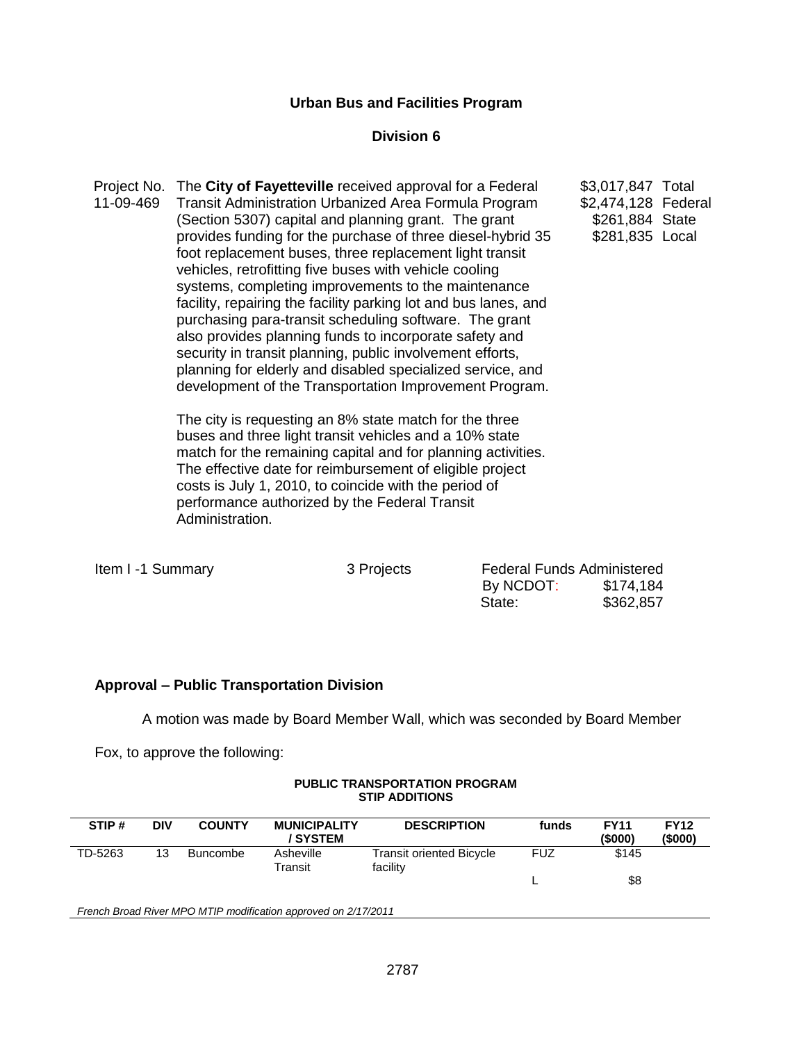**Urban Bus and Facilities Program**

**Division 6**

| | | |
|---|---|---|
| Project No. 11-09-469 | The **City of Fayetteville** received approval for a Federal Transit Administration Urbanized Area Formula Program (Section 5307) capital and planning grant. The grant provides funding for the purchase of three diesel-hybrid 35 foot replacement buses, three replacement light transit vehicles, retrofitting five buses with vehicle cooling systems, completing improvements to the maintenance facility, repairing the facility parking lot and bus lanes, and purchasing para-transit scheduling software. The grant also provides planning funds to incorporate safety and security in transit planning, public involvement efforts, planning for elderly and disabled specialized service, and development of the Transportation Improvement Program.<br><br>The city is requesting an 8% state match for the three buses and three light transit vehicles and a 10% state match for the remaining capital and for planning activities. The effective date for reimbursement of eligible project costs is July 1, 2010, to coincide with the period of performance authorized by the Federal Transit Administration. | \$3,017,847 Total<br>\$2,474,128 Federal<br>\$261,884 State<br>\$281,835 Local |

Item I -1 Summary — 3 Projects — Federal Funds Administered By NCDOT: \$174,184; State: \$362,857

**Approval – Public Transportation Division**

A motion was made by Board Member Wall, which was seconded by Board Member Fox, to approve the following:

**PUBLIC TRANSPORTATION PROGRAM**
**STIP ADDITIONS**

| STIP # | DIV | COUNTY | MUNICIPALITY / SYSTEM | DESCRIPTION | funds | FY11 (\$000) | FY12 (\$000) |
|---|---|---|---|---|---|---|---|
| TD-5263 | 13 | Buncombe | Asheville Transit | Transit oriented Bicycle facility | FUZ | \$145 | |
| | | | | | L | \$8 | |

*French Broad River MPO MTIP modification approved on 2/17/2011*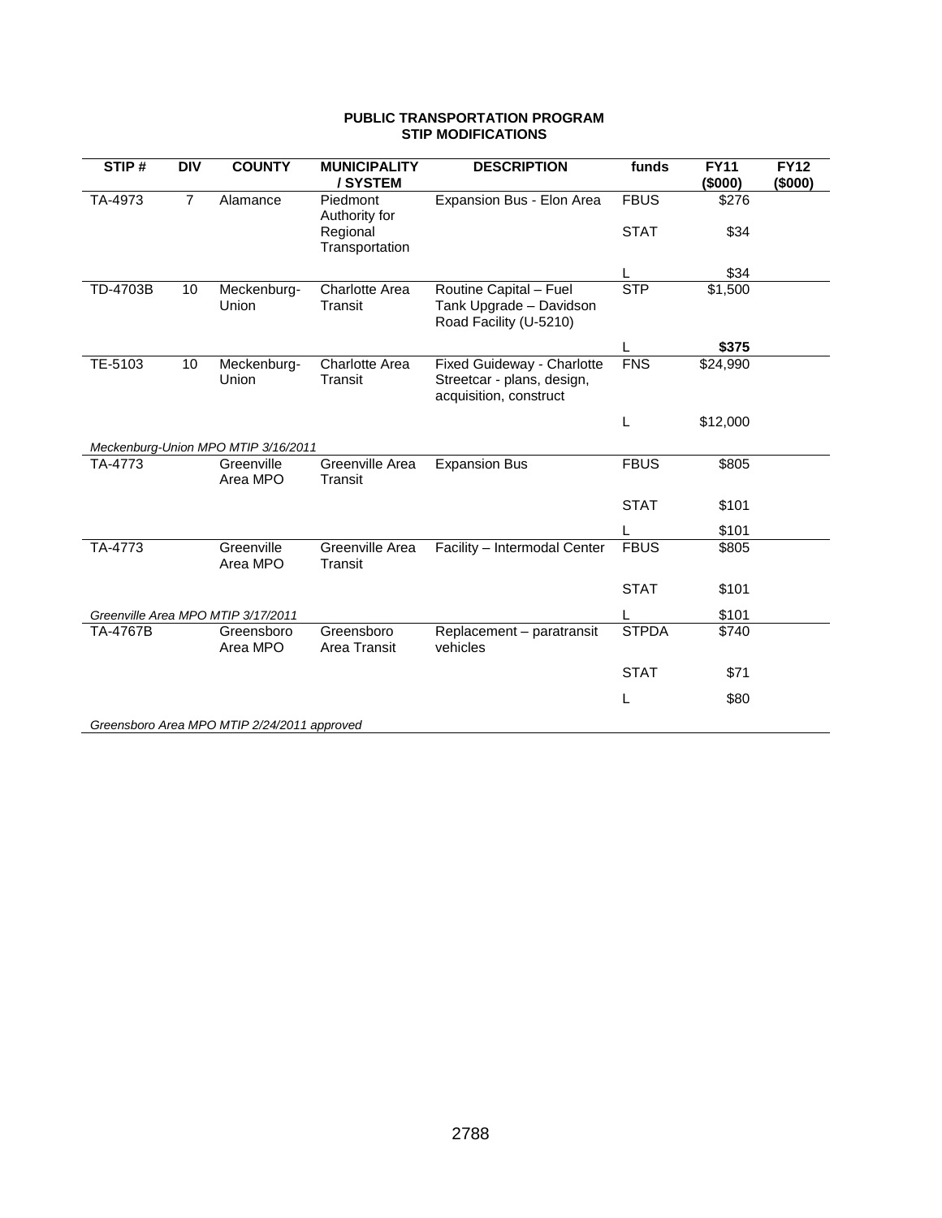**PUBLIC TRANSPORTATION PROGRAM**
**STIP MODIFICATIONS**

| STIP # | DIV | COUNTY | MUNICIPALITY / SYSTEM | DESCRIPTION | funds | FY11 ($000) | FY12 ($000) |
|---|---|---|---|---|---|---|---|
| TA-4973 | 7 | Alamance | Piedmont Authority for Regional Transportation | Expansion Bus - Elon Area | FBUS | $276 | |
| | | | | | STAT | $34 | |
| | | | | | L | $34 | |
| TD-4703B | 10 | Meckenburg-Union | Charlotte Area Transit | Routine Capital – Fuel Tank Upgrade – Davidson Road Facility (U-5210) | STP | $1,500 | |
| | | | | | L | **$375** | |
| TE-5103 | 10 | Meckenburg-Union | Charlotte Area Transit | Fixed Guideway - Charlotte Streetcar - plans, design, acquisition, construct | FNS | $24,990 | |
| | | | | | L | $12,000 | |
| *Meckenburg-Union MPO MTIP 3/16/2011* | | | | | | | |
| TA-4773 | | Greenville Area MPO | Greenville Area Transit | Expansion Bus | FBUS | $805 | |
| | | | | | STAT | $101 | |
| | | | | | L | $101 | |
| TA-4773 | | Greenville Area MPO | Greenville Area Transit | Facility – Intermodal Center | FBUS | $805 | |
| | | | | | STAT | $101 | |
| *Greenville Area MPO MTIP 3/17/2011* | | | | | L | $101 | |
| TA-4767B | | Greensboro Area MPO | Greensboro Area Transit | Replacement – paratransit vehicles | STPDA | $740 | |
| | | | | | STAT | $71 | |
| | | | | | L | $80 | |
| *Greensboro Area MPO MTIP 2/24/2011 approved* | | | | | | | |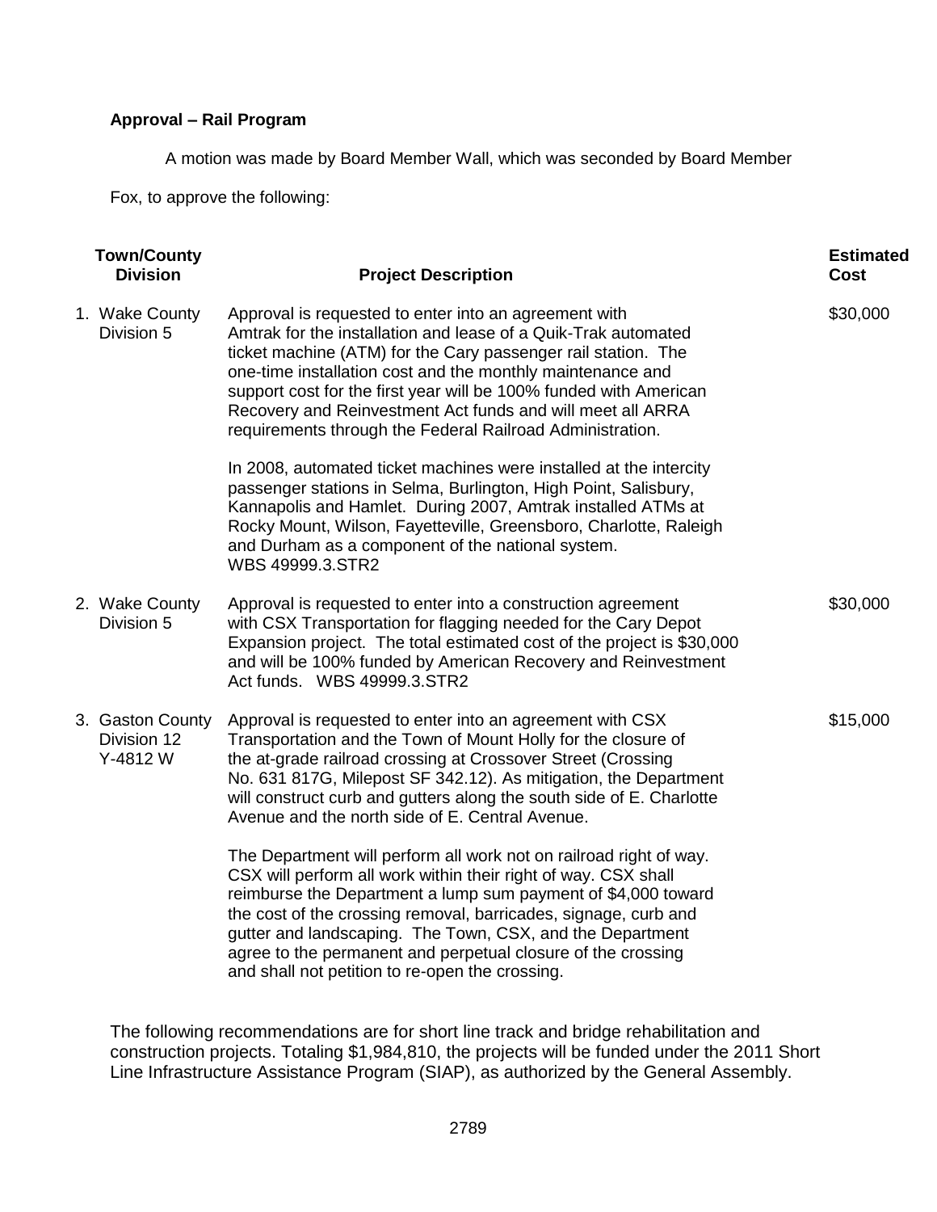**Approval – Rail Program**

A motion was made by Board Member Wall, which was seconded by Board Member Fox, to approve the following:

| Town/County Division | Project Description | Estimated Cost |
|---|---|---|
| 1. Wake County Division 5 | Approval is requested to enter into an agreement with Amtrak for the installation and lease of a Quik-Trak automated ticket machine (ATM) for the Cary passenger rail station. The one-time installation cost and the monthly maintenance and support cost for the first year will be 100% funded with American Recovery and Reinvestment Act funds and will meet all ARRA requirements through the Federal Railroad Administration.<br><br>In 2008, automated ticket machines were installed at the intercity passenger stations in Selma, Burlington, High Point, Salisbury, Kannapolis and Hamlet. During 2007, Amtrak installed ATMs at Rocky Mount, Wilson, Fayetteville, Greensboro, Charlotte, Raleigh and Durham as a component of the national system.<br>WBS 49999.3.STR2 | $30,000 |
| 2. Wake County Division 5 | Approval is requested to enter into a construction agreement with CSX Transportation for flagging needed for the Cary Depot Expansion project. The total estimated cost of the project is $30,000 and will be 100% funded by American Recovery and Reinvestment Act funds. WBS 49999.3.STR2 | $30,000 |
| 3. Gaston County Division 12 Y-4812 W | Approval is requested to enter into an agreement with CSX Transportation and the Town of Mount Holly for the closure of the at-grade railroad crossing at Crossover Street (Crossing No. 631 817G, Milepost SF 342.12). As mitigation, the Department will construct curb and gutters along the south side of E. Charlotte Avenue and the north side of E. Central Avenue.<br><br>The Department will perform all work not on railroad right of way. CSX will perform all work within their right of way. CSX shall reimburse the Department a lump sum payment of $4,000 toward the cost of the crossing removal, barricades, signage, curb and gutter and landscaping. The Town, CSX, and the Department agree to the permanent and perpetual closure of the crossing and shall not petition to re-open the crossing. | $15,000 |

The following recommendations are for short line track and bridge rehabilitation and construction projects. Totaling $1,984,810, the projects will be funded under the 2011 Short Line Infrastructure Assistance Program (SIAP), as authorized by the General Assembly.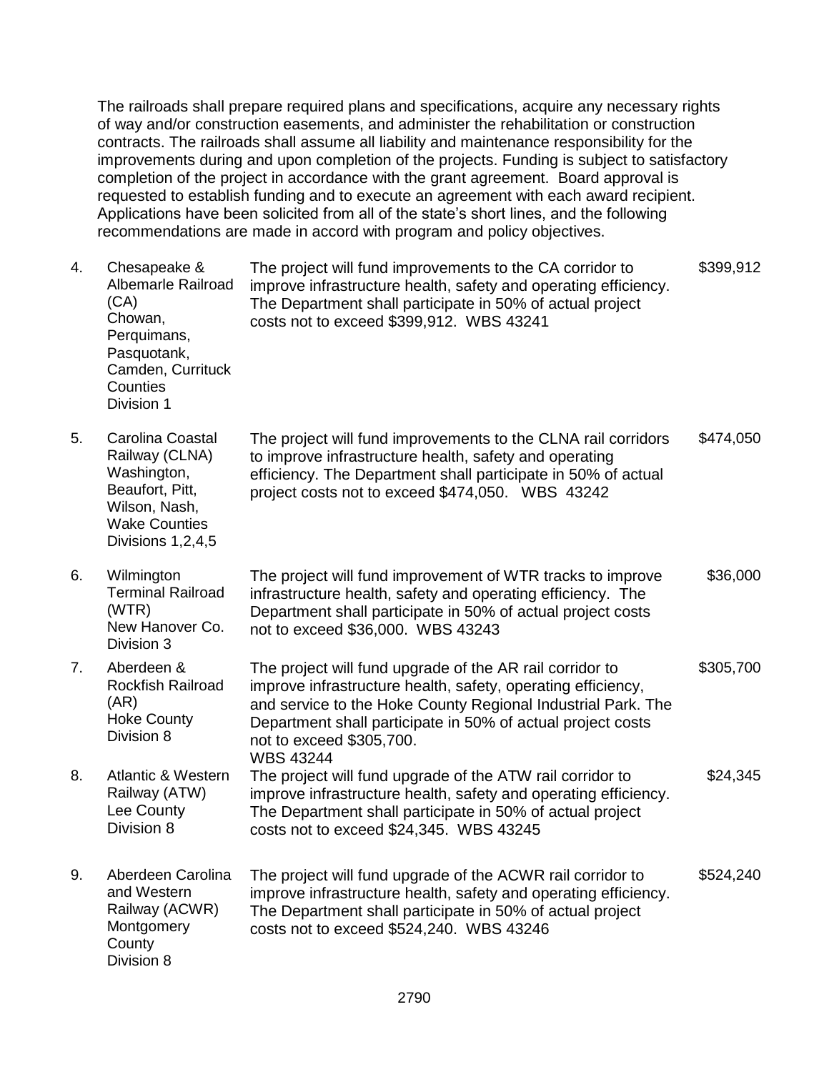The railroads shall prepare required plans and specifications, acquire any necessary rights of way and/or construction easements, and administer the rehabilitation or construction contracts. The railroads shall assume all liability and maintenance responsibility for the improvements during and upon completion of the projects. Funding is subject to satisfactory completion of the project in accordance with the grant agreement. Board approval is requested to establish funding and to execute an agreement with each award recipient. Applications have been solicited from all of the state's short lines, and the following recommendations are made in accord with program and policy objectives.

| | | | |
|---|---|---|---|
| 4. | Chesapeake & Albemarle Railroad (CA) Chowan, Perquimans, Pasquotank, Camden, Currituck Counties Division 1 | The project will fund improvements to the CA corridor to improve infrastructure health, safety and operating efficiency. The Department shall participate in 50% of actual project costs not to exceed $399,912. WBS 43241 | $399,912 |
| 5. | Carolina Coastal Railway (CLNA) Washington, Beaufort, Pitt, Wilson, Nash, Wake Counties Divisions 1,2,4,5 | The project will fund improvements to the CLNA rail corridors to improve infrastructure health, safety and operating efficiency. The Department shall participate in 50% of actual project costs not to exceed $474,050. WBS 43242 | $474,050 |
| 6. | Wilmington Terminal Railroad (WTR) New Hanover Co. Division 3 | The project will fund improvement of WTR tracks to improve infrastructure health, safety and operating efficiency. The Department shall participate in 50% of actual project costs not to exceed $36,000. WBS 43243 | $36,000 |
| 7. | Aberdeen & Rockfish Railroad (AR) Hoke County Division 8 | The project will fund upgrade of the AR rail corridor to improve infrastructure health, safety, operating efficiency, and service to the Hoke County Regional Industrial Park. The Department shall participate in 50% of actual project costs not to exceed $305,700. WBS 43244 | $305,700 |
| 8. | Atlantic & Western Railway (ATW) Lee County Division 8 | The project will fund upgrade of the ATW rail corridor to improve infrastructure health, safety and operating efficiency. The Department shall participate in 50% of actual project costs not to exceed $24,345. WBS 43245 | $24,345 |
| 9. | Aberdeen Carolina and Western Railway (ACWR) Montgomery County Division 8 | The project will fund upgrade of the ACWR rail corridor to improve infrastructure health, safety and operating efficiency. The Department shall participate in 50% of actual project costs not to exceed $524,240. WBS 43246 | $524,240 |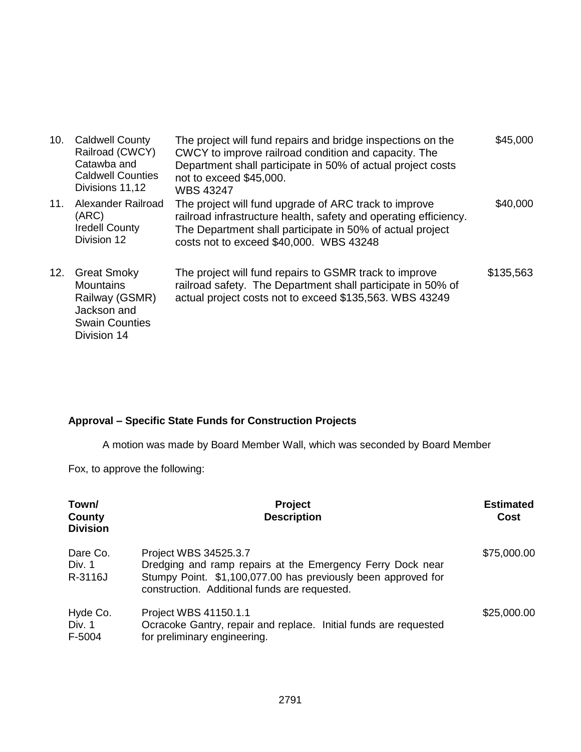| | | | |
|---|---|---|---|
| 10. | Caldwell County Railroad (CWCY) Catawba and Caldwell Counties Divisions 11,12 | The project will fund repairs and bridge inspections on the CWCY to improve railroad condition and capacity. The Department shall participate in 50% of actual project costs not to exceed $45,000. WBS 43247 | $45,000 |
| 11. | Alexander Railroad (ARC) Iredell County Division 12 | The project will fund upgrade of ARC track to improve railroad infrastructure health, safety and operating efficiency. The Department shall participate in 50% of actual project costs not to exceed $40,000. WBS 43248 | $40,000 |
| 12. | Great Smoky Mountains Railway (GSMR) Jackson and Swain Counties Division 14 | The project will fund repairs to GSMR track to improve railroad safety. The Department shall participate in 50% of actual project costs not to exceed $135,563. WBS 43249 | $135,563 |

**Approval – Specific State Funds for Construction Projects**

A motion was made by Board Member Wall, which was seconded by Board Member Fox, to approve the following:

| Town/ County Division | Project Description | Estimated Cost |
|---|---|---|
| Dare Co. Div. 1 R-3116J | Project WBS 34525.3.7 Dredging and ramp repairs at the Emergency Ferry Dock near Stumpy Point. $1,100,077.00 has previously been approved for construction. Additional funds are requested. | $75,000.00 |
| Hyde Co. Div. 1 F-5004 | Project WBS 41150.1.1 Ocracoke Gantry, repair and replace. Initial funds are requested for preliminary engineering. | $25,000.00 |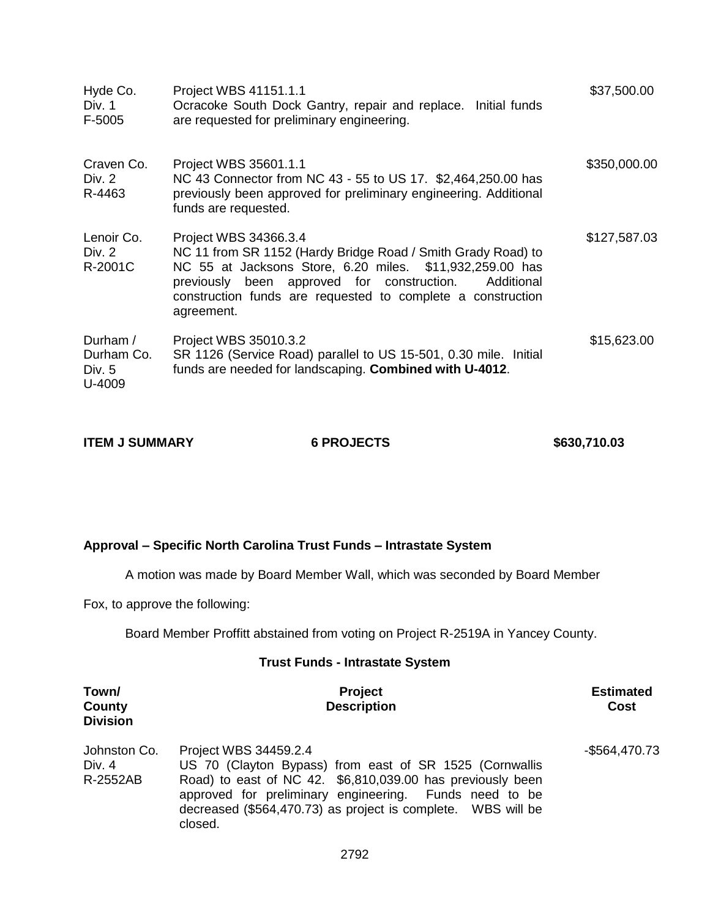| | | |
|---|---|---|
| Hyde Co.<br>Div. 1<br>F-5005 | Project WBS 41151.1.1<br>Ocracoke South Dock Gantry, repair and replace. Initial funds are requested for preliminary engineering. | $37,500.00 |
| Craven Co.<br>Div. 2<br>R-4463 | Project WBS 35601.1.1<br>NC 43 Connector from NC 43 - 55 to US 17. $2,464,250.00 has previously been approved for preliminary engineering. Additional funds are requested. | $350,000.00 |
| Lenoir Co.<br>Div. 2<br>R-2001C | Project WBS 34366.3.4<br>NC 11 from SR 1152 (Hardy Bridge Road / Smith Grady Road) to NC 55 at Jacksons Store, 6.20 miles. $11,932,259.00 has previously been approved for construction. Additional construction funds are requested to complete a construction agreement. | $127,587.03 |
| Durham /<br>Durham Co.<br>Div. 5<br>U-4009 | Project WBS 35010.3.2<br>SR 1126 (Service Road) parallel to US 15-501, 0.30 mile. Initial funds are needed for landscaping. **Combined with U-4012**. | $15,623.00 |

**ITEM J SUMMARY** **6 PROJECTS** **$630,710.03**

**Approval – Specific North Carolina Trust Funds – Intrastate System**

A motion was made by Board Member Wall, which was seconded by Board Member Fox, to approve the following:

Board Member Proffitt abstained from voting on Project R-2519A in Yancey County.

**Trust Funds - Intrastate System**

| **Town/ County Division** | **Project Description** | **Estimated Cost** |
|---|---|---|
| Johnston Co.<br>Div. 4<br>R-2552AB | Project WBS 34459.2.4<br>US 70 (Clayton Bypass) from east of SR 1525 (Cornwallis Road) to east of NC 42. $6,810,039.00 has previously been approved for preliminary engineering. Funds need to be decreased ($564,470.73) as project is complete. WBS will be closed. | -$564,470.73 |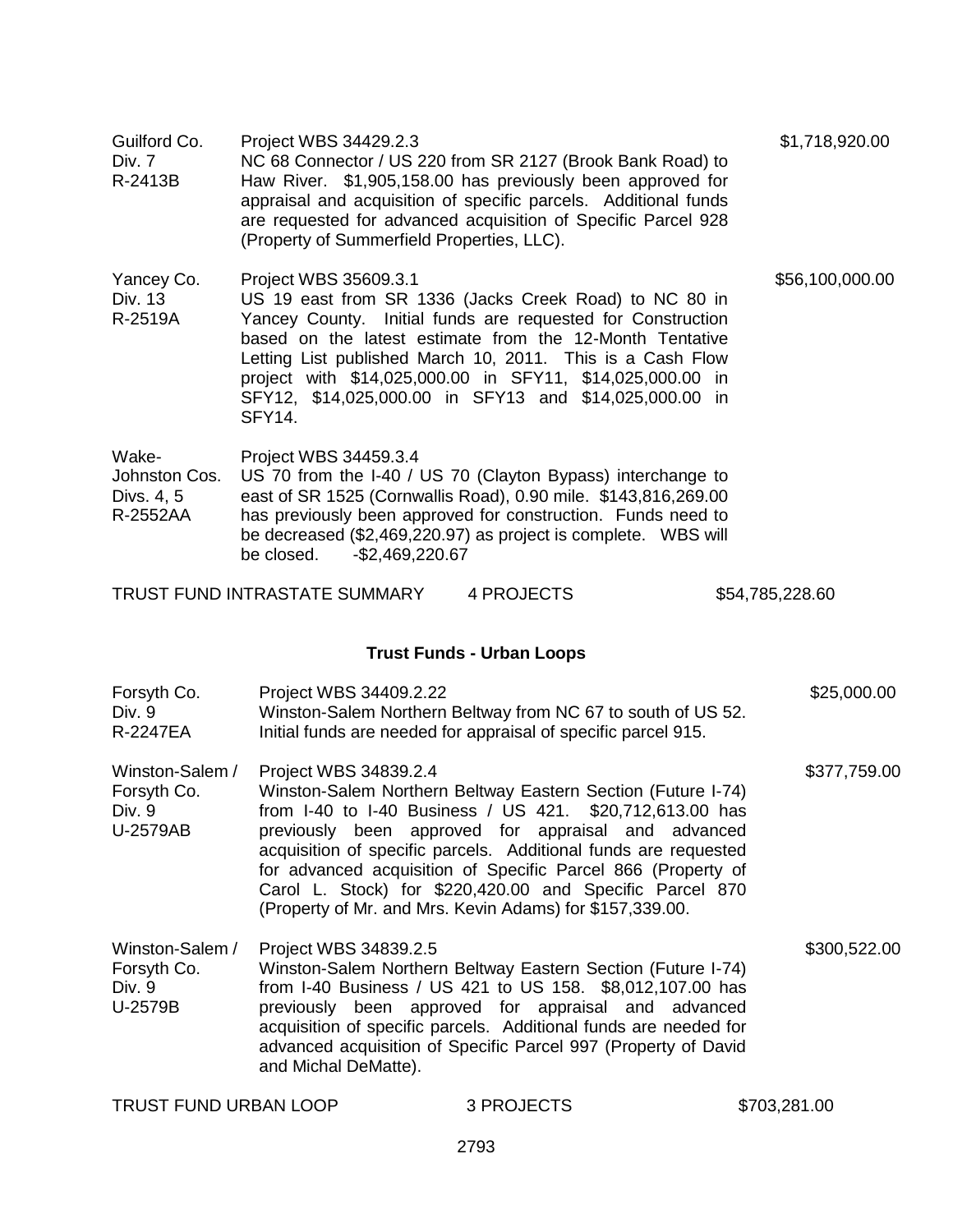| | | |
|---|---|---|
| Guilford Co.<br>Div. 7<br>R-2413B | Project WBS 34429.2.3<br>NC 68 Connector / US 220 from SR 2127 (Brook Bank Road) to Haw River. $1,905,158.00 has previously been approved for appraisal and acquisition of specific parcels. Additional funds are requested for advanced acquisition of Specific Parcel 928 (Property of Summerfield Properties, LLC). | $1,718,920.00 |
| Yancey Co.<br>Div. 13<br>R-2519A | Project WBS 35609.3.1<br>US 19 east from SR 1336 (Jacks Creek Road) to NC 80 in Yancey County. Initial funds are requested for Construction based on the latest estimate from the 12-Month Tentative Letting List published March 10, 2011. This is a Cash Flow project with $14,025,000.00 in SFY11, $14,025,000.00 in SFY12, $14,025,000.00 in SFY13 and $14,025,000.00 in SFY14. | $56,100,000.00 |
| Wake-Johnston Cos.<br>Divs. 4, 5<br>R-2552AA | Project WBS 34459.3.4<br>US 70 from the I-40 / US 70 (Clayton Bypass) interchange to east of SR 1525 (Cornwallis Road), 0.90 mile. $143,816,269.00 has previously been approved for construction. Funds need to be decreased ($2,469,220.97) as project is complete. WBS will be closed. -$2,469,220.67 | |

TRUST FUND INTRASTATE SUMMARY 4 PROJECTS $54,785,228.60

## Trust Funds - Urban Loops

| | | |
|---|---|---|
| Forsyth Co.<br>Div. 9<br>R-2247EA | Project WBS 34409.2.22<br>Winston-Salem Northern Beltway from NC 67 to south of US 52. Initial funds are needed for appraisal of specific parcel 915. | $25,000.00 |
| Winston-Salem / Forsyth Co.<br>Div. 9<br>U-2579AB | Project WBS 34839.2.4<br>Winston-Salem Northern Beltway Eastern Section (Future I-74) from I-40 to I-40 Business / US 421. $20,712,613.00 has previously been approved for appraisal and advanced acquisition of specific parcels. Additional funds are requested for advanced acquisition of Specific Parcel 866 (Property of Carol L. Stock) for $220,420.00 and Specific Parcel 870 (Property of Mr. and Mrs. Kevin Adams) for $157,339.00. | $377,759.00 |
| Winston-Salem / Forsyth Co.<br>Div. 9<br>U-2579B | Project WBS 34839.2.5<br>Winston-Salem Northern Beltway Eastern Section (Future I-74) from I-40 Business / US 421 to US 158. $8,012,107.00 has previously been approved for appraisal and advanced acquisition of specific parcels. Additional funds are needed for advanced acquisition of Specific Parcel 997 (Property of David and Michal DeMatte). | $300,522.00 |

TRUST FUND URBAN LOOP 3 PROJECTS $703,281.00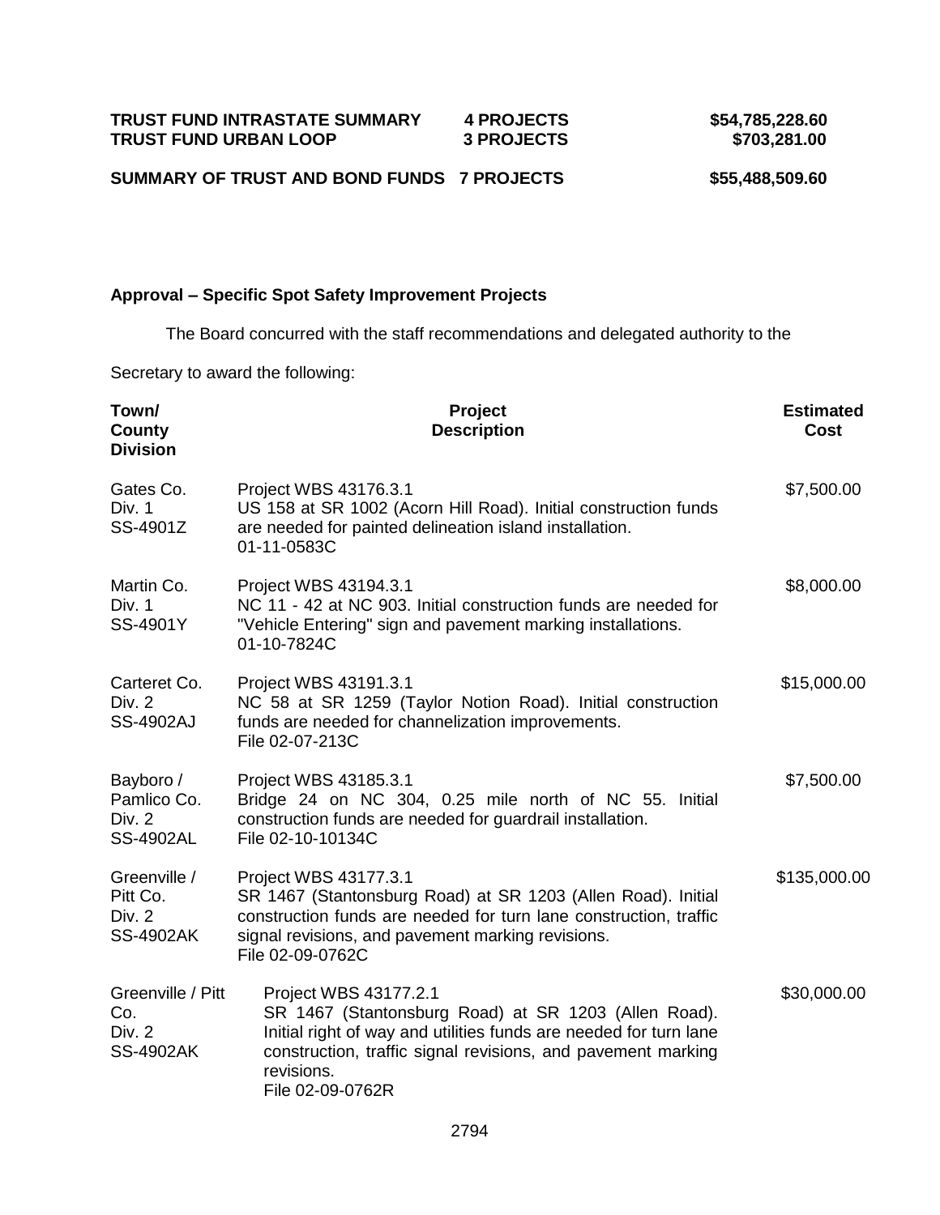| | | |
|---|---|---|
| **TRUST FUND INTRASTATE SUMMARY** | **4 PROJECTS** | **$54,785,228.60** |
| **TRUST FUND URBAN LOOP** | **3 PROJECTS** | **$703,281.00** |
| **SUMMARY OF TRUST AND BOND FUNDS** | **7 PROJECTS** | **$55,488,509.60** |

**Approval – Specific Spot Safety Improvement Projects**

The Board concurred with the staff recommendations and delegated authority to the Secretary to award the following:

| Town/ County Division | Project Description | Estimated Cost |
|---|---|---|
| Gates Co. Div. 1 SS-4901Z | Project WBS 43176.3.1 US 158 at SR 1002 (Acorn Hill Road). Initial construction funds are needed for painted delineation island installation. 01-11-0583C | $7,500.00 |
| Martin Co. Div. 1 SS-4901Y | Project WBS 43194.3.1 NC 11 - 42 at NC 903. Initial construction funds are needed for "Vehicle Entering" sign and pavement marking installations. 01-10-7824C | $8,000.00 |
| Carteret Co. Div. 2 SS-4902AJ | Project WBS 43191.3.1 NC 58 at SR 1259 (Taylor Notion Road). Initial construction funds are needed for channelization improvements. File 02-07-213C | $15,000.00 |
| Bayboro / Pamlico Co. Div. 2 SS-4902AL | Project WBS 43185.3.1 Bridge 24 on NC 304, 0.25 mile north of NC 55. Initial construction funds are needed for guardrail installation. File 02-10-10134C | $7,500.00 |
| Greenville / Pitt Co. Div. 2 SS-4902AK | Project WBS 43177.3.1 SR 1467 (Stantonsburg Road) at SR 1203 (Allen Road). Initial construction funds are needed for turn lane construction, traffic signal revisions, and pavement marking revisions. File 02-09-0762C | $135,000.00 |
| Greenville / Pitt Co. Div. 2 SS-4902AK | Project WBS 43177.2.1 SR 1467 (Stantonsburg Road) at SR 1203 (Allen Road). Initial right of way and utilities funds are needed for turn lane construction, traffic signal revisions, and pavement marking revisions. File 02-09-0762R | $30,000.00 |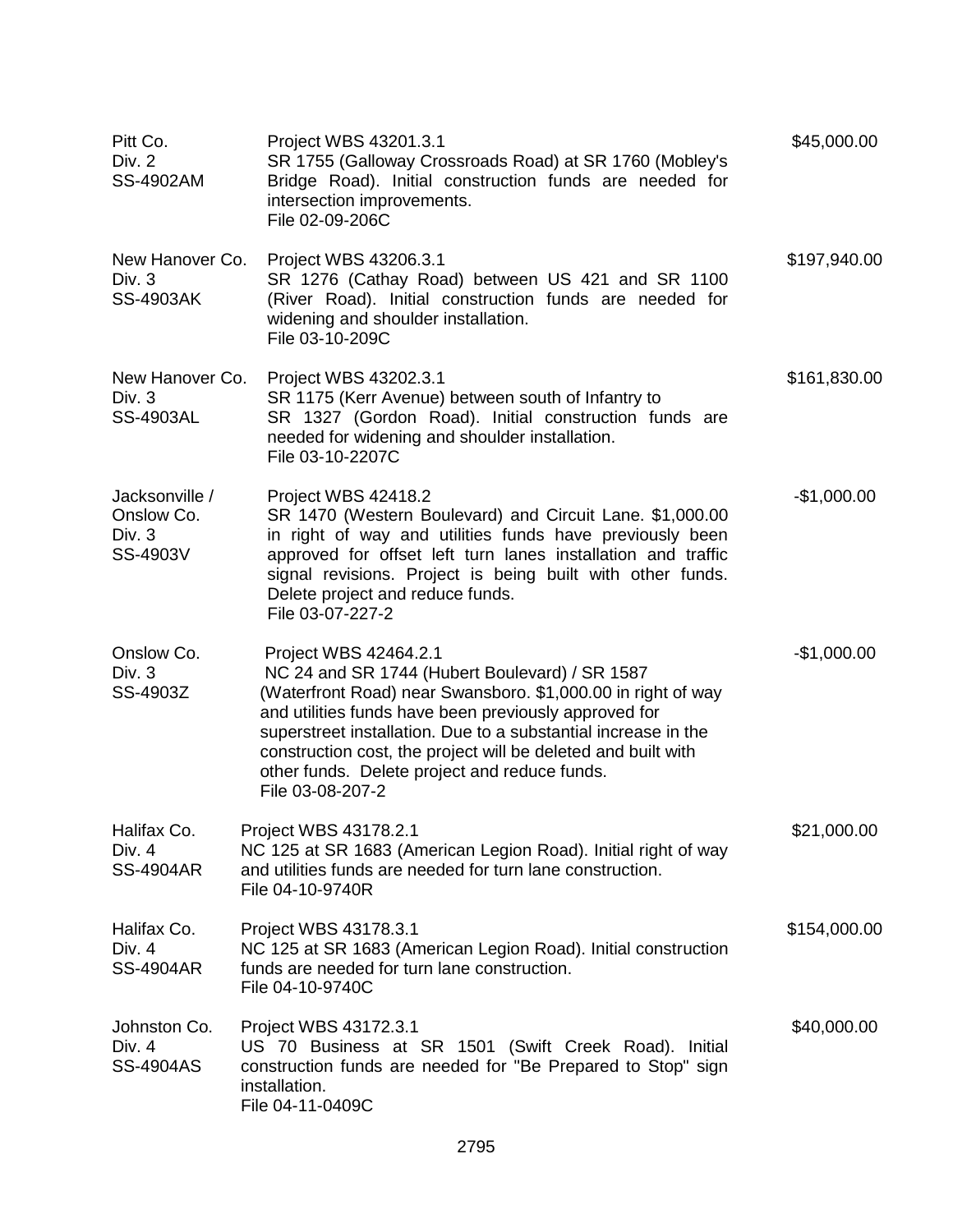| | | |
|---|---|---|
| Pitt Co.<br>Div. 2<br>SS-4902AM | Project WBS 43201.3.1<br>SR 1755 (Galloway Crossroads Road) at SR 1760 (Mobley's Bridge Road). Initial construction funds are needed for intersection improvements.<br>File 02-09-206C | $45,000.00 |
| New Hanover Co.<br>Div. 3<br>SS-4903AK | Project WBS 43206.3.1<br>SR 1276 (Cathay Road) between US 421 and SR 1100 (River Road). Initial construction funds are needed for widening and shoulder installation.<br>File 03-10-209C | $197,940.00 |
| New Hanover Co.<br>Div. 3<br>SS-4903AL | Project WBS 43202.3.1<br>SR 1175 (Kerr Avenue) between south of Infantry to SR 1327 (Gordon Road). Initial construction funds are needed for widening and shoulder installation.<br>File 03-10-2207C | $161,830.00 |
| Jacksonville /<br>Onslow Co.<br>Div. 3<br>SS-4903V | Project WBS 42418.2<br>SR 1470 (Western Boulevard) and Circuit Lane. $1,000.00 in right of way and utilities funds have previously been approved for offset left turn lanes installation and traffic signal revisions. Project is being built with other funds. Delete project and reduce funds.<br>File 03-07-227-2 | -$1,000.00 |
| Onslow Co.<br>Div. 3<br>SS-4903Z | Project WBS 42464.2.1<br>NC 24 and SR 1744 (Hubert Boulevard) / SR 1587 (Waterfront Road) near Swansboro. $1,000.00 in right of way and utilities funds have been previously approved for superstreet installation. Due to a substantial increase in the construction cost, the project will be deleted and built with other funds. Delete project and reduce funds.<br>File 03-08-207-2 | -$1,000.00 |
| Halifax Co.<br>Div. 4<br>SS-4904AR | Project WBS 43178.2.1<br>NC 125 at SR 1683 (American Legion Road). Initial right of way and utilities funds are needed for turn lane construction.<br>File 04-10-9740R | $21,000.00 |
| Halifax Co.<br>Div. 4<br>SS-4904AR | Project WBS 43178.3.1<br>NC 125 at SR 1683 (American Legion Road). Initial construction funds are needed for turn lane construction.<br>File 04-10-9740C | $154,000.00 |
| Johnston Co.<br>Div. 4<br>SS-4904AS | Project WBS 43172.3.1<br>US 70 Business at SR 1501 (Swift Creek Road). Initial construction funds are needed for "Be Prepared to Stop" sign installation.<br>File 04-11-0409C | $40,000.00 |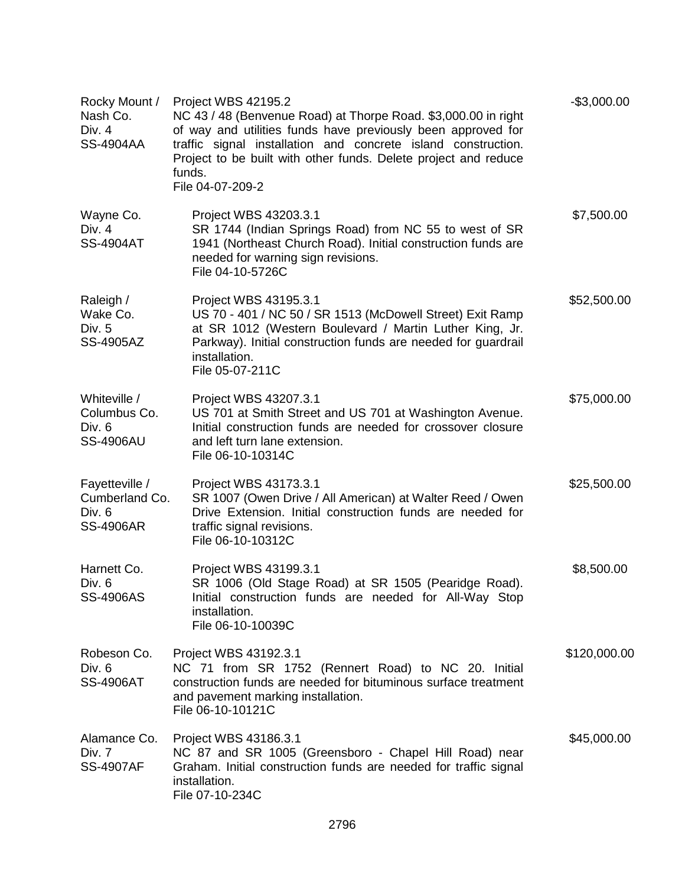| | | |
|---|---|---|
| Rocky Mount / Nash Co. Div. 4 SS-4904AA | Project WBS 42195.2 NC 43 / 48 (Benvenue Road) at Thorpe Road. $3,000.00 in right of way and utilities funds have previously been approved for traffic signal installation and concrete island construction. Project to be built with other funds. Delete project and reduce funds. File 04-07-209-2 | -$3,000.00 |
| Wayne Co. Div. 4 SS-4904AT | Project WBS 43203.3.1 SR 1744 (Indian Springs Road) from NC 55 to west of SR 1941 (Northeast Church Road). Initial construction funds are needed for warning sign revisions. File 04-10-5726C | $7,500.00 |
| Raleigh / Wake Co. Div. 5 SS-4905AZ | Project WBS 43195.3.1 US 70 - 401 / NC 50 / SR 1513 (McDowell Street) Exit Ramp at SR 1012 (Western Boulevard / Martin Luther King, Jr. Parkway). Initial construction funds are needed for guardrail installation. File 05-07-211C | $52,500.00 |
| Whiteville / Columbus Co. Div. 6 SS-4906AU | Project WBS 43207.3.1 US 701 at Smith Street and US 701 at Washington Avenue. Initial construction funds are needed for crossover closure and left turn lane extension. File 06-10-10314C | $75,000.00 |
| Fayetteville / Cumberland Co. Div. 6 SS-4906AR | Project WBS 43173.3.1 SR 1007 (Owen Drive / All American) at Walter Reed / Owen Drive Extension. Initial construction funds are needed for traffic signal revisions. File 06-10-10312C | $25,500.00 |
| Harnett Co. Div. 6 SS-4906AS | Project WBS 43199.3.1 SR 1006 (Old Stage Road) at SR 1505 (Pearidge Road). Initial construction funds are needed for All-Way Stop installation. File 06-10-10039C | $8,500.00 |
| Robeson Co. Div. 6 SS-4906AT | Project WBS 43192.3.1 NC 71 from SR 1752 (Rennert Road) to NC 20. Initial construction funds are needed for bituminous surface treatment and pavement marking installation. File 06-10-10121C | $120,000.00 |
| Alamance Co. Div. 7 SS-4907AF | Project WBS 43186.3.1 NC 87 and SR 1005 (Greensboro - Chapel Hill Road) near Graham. Initial construction funds are needed for traffic signal installation. File 07-10-234C | $45,000.00 |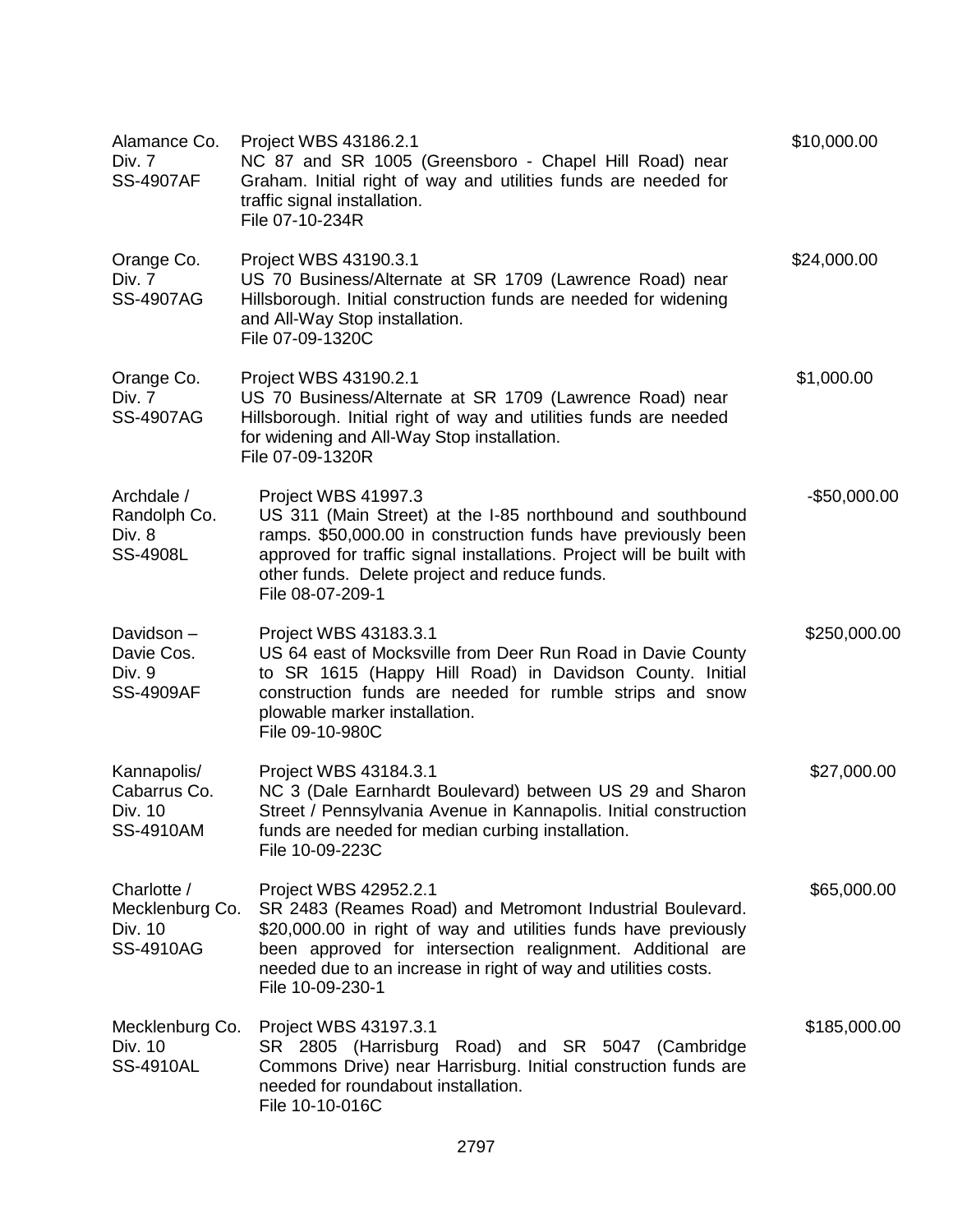| | | |
|---|---|---|
| Alamance Co.<br>Div. 7<br>SS-4907AF | Project WBS 43186.2.1<br>NC 87 and SR 1005 (Greensboro - Chapel Hill Road) near Graham. Initial right of way and utilities funds are needed for traffic signal installation.<br>File 07-10-234R | $10,000.00 |
| Orange Co.<br>Div. 7<br>SS-4907AG | Project WBS 43190.3.1<br>US 70 Business/Alternate at SR 1709 (Lawrence Road) near Hillsborough. Initial construction funds are needed for widening and All-Way Stop installation.<br>File 07-09-1320C | $24,000.00 |
| Orange Co.<br>Div. 7<br>SS-4907AG | Project WBS 43190.2.1<br>US 70 Business/Alternate at SR 1709 (Lawrence Road) near Hillsborough. Initial right of way and utilities funds are needed for widening and All-Way Stop installation.<br>File 07-09-1320R | $1,000.00 |
| Archdale /<br>Randolph Co.<br>Div. 8<br>SS-4908L | Project WBS 41997.3<br>US 311 (Main Street) at the I-85 northbound and southbound ramps. $50,000.00 in construction funds have previously been approved for traffic signal installations. Project will be built with other funds. Delete project and reduce funds.<br>File 08-07-209-1 | -$50,000.00 |
| Davidson –<br>Davie Cos.<br>Div. 9<br>SS-4909AF | Project WBS 43183.3.1<br>US 64 east of Mocksville from Deer Run Road in Davie County to SR 1615 (Happy Hill Road) in Davidson County. Initial construction funds are needed for rumble strips and snow plowable marker installation.<br>File 09-10-980C | $250,000.00 |
| Kannapolis/<br>Cabarrus Co.<br>Div. 10<br>SS-4910AM | Project WBS 43184.3.1<br>NC 3 (Dale Earnhardt Boulevard) between US 29 and Sharon Street / Pennsylvania Avenue in Kannapolis. Initial construction funds are needed for median curbing installation.<br>File 10-09-223C | $27,000.00 |
| Charlotte /<br>Mecklenburg Co.<br>Div. 10<br>SS-4910AG | Project WBS 42952.2.1<br>SR 2483 (Reames Road) and Metromont Industrial Boulevard. $20,000.00 in right of way and utilities funds have previously been approved for intersection realignment. Additional are needed due to an increase in right of way and utilities costs.<br>File 10-09-230-1 | $65,000.00 |
| Mecklenburg Co.<br>Div. 10<br>SS-4910AL | Project WBS 43197.3.1<br>SR 2805 (Harrisburg Road) and SR 5047 (Cambridge Commons Drive) near Harrisburg. Initial construction funds are needed for roundabout installation.<br>File 10-10-016C | $185,000.00 |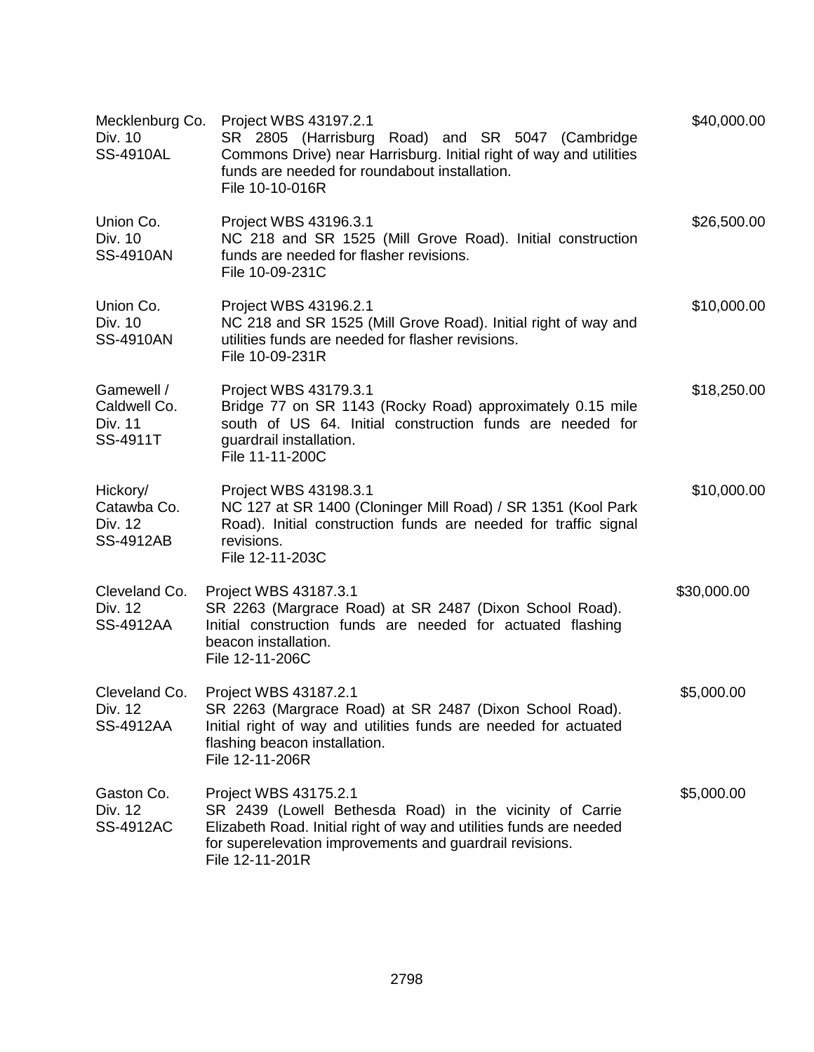| | | |
|---|---|---|
| Mecklenburg Co.<br>Div. 10<br>SS-4910AL | Project WBS 43197.2.1<br>SR 2805 (Harrisburg Road) and SR 5047 (Cambridge Commons Drive) near Harrisburg. Initial right of way and utilities funds are needed for roundabout installation.<br>File 10-10-016R | $40,000.00 |
| Union Co.<br>Div. 10<br>SS-4910AN | Project WBS 43196.3.1<br>NC 218 and SR 1525 (Mill Grove Road). Initial construction funds are needed for flasher revisions.<br>File 10-09-231C | $26,500.00 |
| Union Co.<br>Div. 10<br>SS-4910AN | Project WBS 43196.2.1<br>NC 218 and SR 1525 (Mill Grove Road). Initial right of way and utilities funds are needed for flasher revisions.<br>File 10-09-231R | $10,000.00 |
| Gamewell /<br>Caldwell Co.<br>Div. 11<br>SS-4911T | Project WBS 43179.3.1<br>Bridge 77 on SR 1143 (Rocky Road) approximately 0.15 mile south of US 64. Initial construction funds are needed for guardrail installation.<br>File 11-11-200C | $18,250.00 |
| Hickory/<br>Catawba Co.<br>Div. 12<br>SS-4912AB | Project WBS 43198.3.1<br>NC 127 at SR 1400 (Cloninger Mill Road) / SR 1351 (Kool Park Road). Initial construction funds are needed for traffic signal revisions.<br>File 12-11-203C | $10,000.00 |
| Cleveland Co.<br>Div. 12<br>SS-4912AA | Project WBS 43187.3.1<br>SR 2263 (Margrace Road) at SR 2487 (Dixon School Road). Initial construction funds are needed for actuated flashing beacon installation.<br>File 12-11-206C | $30,000.00 |
| Cleveland Co.<br>Div. 12<br>SS-4912AA | Project WBS 43187.2.1<br>SR 2263 (Margrace Road) at SR 2487 (Dixon School Road). Initial right of way and utilities funds are needed for actuated flashing beacon installation.<br>File 12-11-206R | $5,000.00 |
| Gaston Co.<br>Div. 12<br>SS-4912AC | Project WBS 43175.2.1<br>SR 2439 (Lowell Bethesda Road) in the vicinity of Carrie Elizabeth Road. Initial right of way and utilities funds are needed for superelevation improvements and guardrail revisions.<br>File 12-11-201R | $5,000.00 |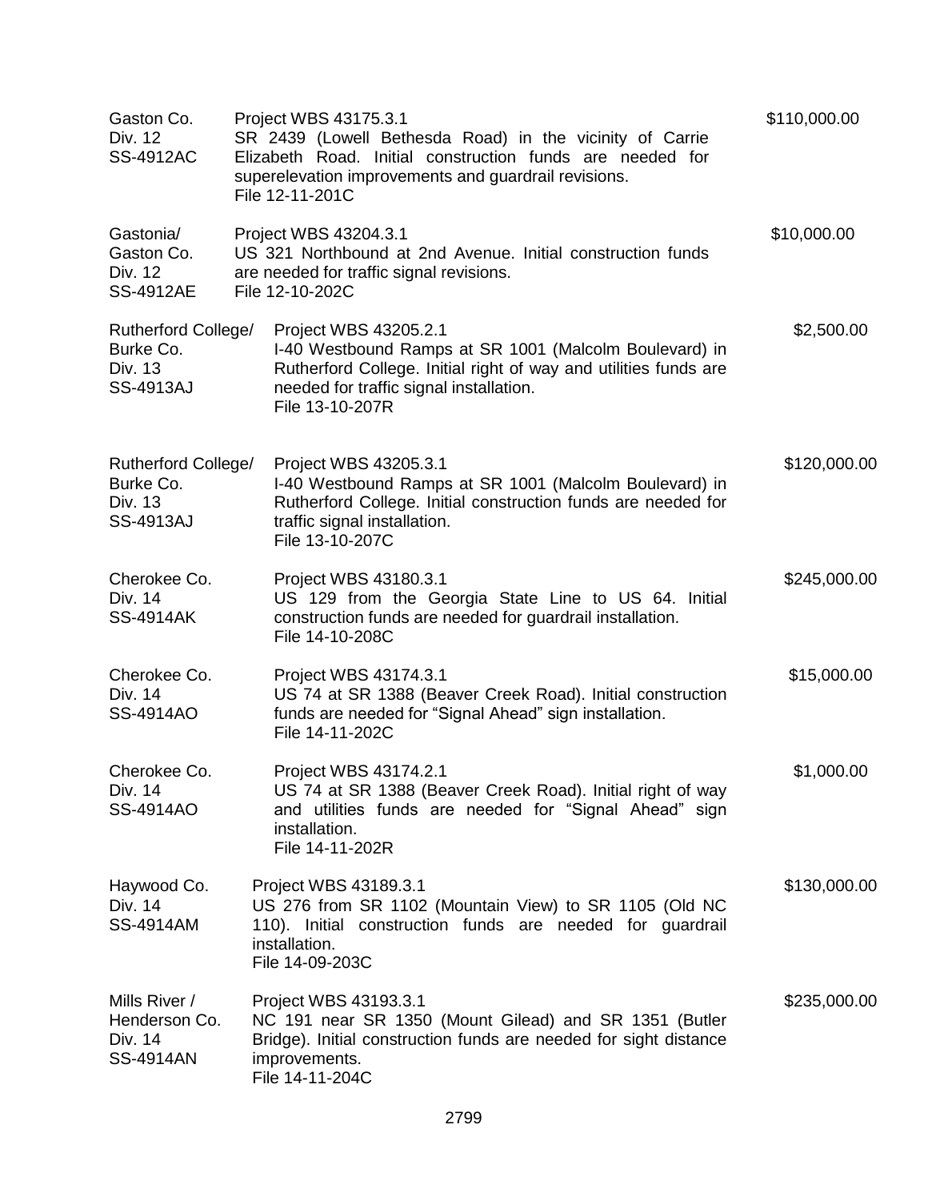| | | |
|---|---|---|
| Gaston Co.<br>Div. 12<br>SS-4912AC | Project WBS 43175.3.1<br>SR 2439 (Lowell Bethesda Road) in the vicinity of Carrie Elizabeth Road. Initial construction funds are needed for superelevation improvements and guardrail revisions.<br>File 12-11-201C | $110,000.00 |
| Gastonia/<br>Gaston Co.<br>Div. 12<br>SS-4912AE | Project WBS 43204.3.1<br>US 321 Northbound at 2nd Avenue. Initial construction funds are needed for traffic signal revisions.<br>File 12-10-202C | $10,000.00 |
| Rutherford College/<br>Burke Co.<br>Div. 13<br>SS-4913AJ | Project WBS 43205.2.1<br>I-40 Westbound Ramps at SR 1001 (Malcolm Boulevard) in Rutherford College. Initial right of way and utilities funds are needed for traffic signal installation.<br>File 13-10-207R | $2,500.00 |
| Rutherford College/<br>Burke Co.<br>Div. 13<br>SS-4913AJ | Project WBS 43205.3.1<br>I-40 Westbound Ramps at SR 1001 (Malcolm Boulevard) in Rutherford College. Initial construction funds are needed for traffic signal installation.<br>File 13-10-207C | $120,000.00 |
| Cherokee Co.<br>Div. 14<br>SS-4914AK | Project WBS 43180.3.1<br>US 129 from the Georgia State Line to US 64. Initial construction funds are needed for guardrail installation.<br>File 14-10-208C | $245,000.00 |
| Cherokee Co.<br>Div. 14<br>SS-4914AO | Project WBS 43174.3.1<br>US 74 at SR 1388 (Beaver Creek Road). Initial construction funds are needed for "Signal Ahead" sign installation.<br>File 14-11-202C | $15,000.00 |
| Cherokee Co.<br>Div. 14<br>SS-4914AO | Project WBS 43174.2.1<br>US 74 at SR 1388 (Beaver Creek Road). Initial right of way and utilities funds are needed for "Signal Ahead" sign installation.<br>File 14-11-202R | $1,000.00 |
| Haywood Co.<br>Div. 14<br>SS-4914AM | Project WBS 43189.3.1<br>US 276 from SR 1102 (Mountain View) to SR 1105 (Old NC 110). Initial construction funds are needed for guardrail installation.<br>File 14-09-203C | $130,000.00 |
| Mills River /<br>Henderson Co.<br>Div. 14<br>SS-4914AN | Project WBS 43193.3.1<br>NC 191 near SR 1350 (Mount Gilead) and SR 1351 (Butler Bridge). Initial construction funds are needed for sight distance improvements.<br>File 14-11-204C | $235,000.00 |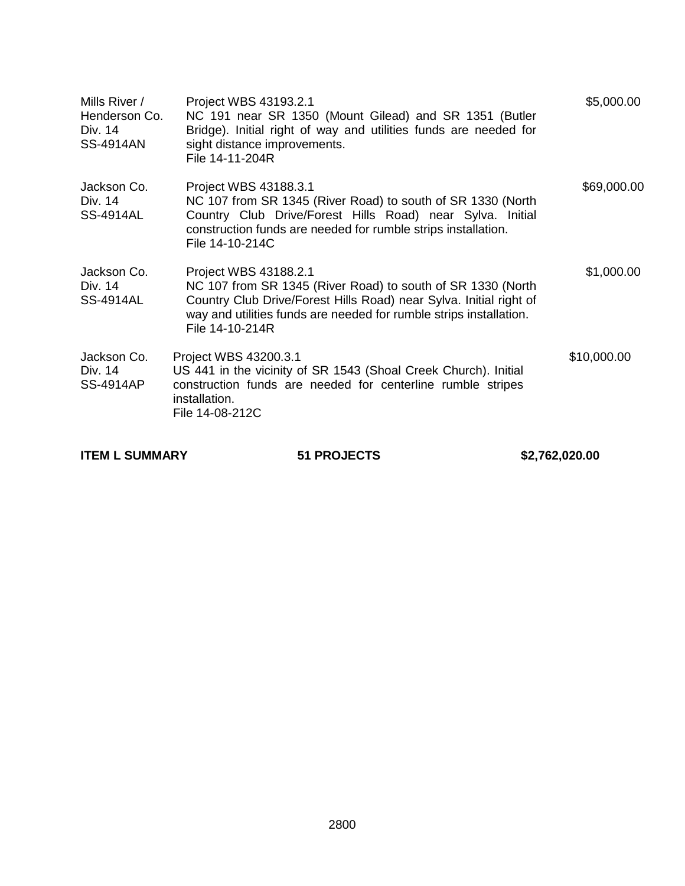| | | |
|---|---|---|
| Mills River / Henderson Co. Div. 14 SS-4914AN | Project WBS 43193.2.1 NC 191 near SR 1350 (Mount Gilead) and SR 1351 (Butler Bridge). Initial right of way and utilities funds are needed for sight distance improvements. File 14-11-204R | $5,000.00 |
| Jackson Co. Div. 14 SS-4914AL | Project WBS 43188.3.1 NC 107 from SR 1345 (River Road) to south of SR 1330 (North Country Club Drive/Forest Hills Road) near Sylva. Initial construction funds are needed for rumble strips installation. File 14-10-214C | $69,000.00 |
| Jackson Co. Div. 14 SS-4914AL | Project WBS 43188.2.1 NC 107 from SR 1345 (River Road) to south of SR 1330 (North Country Club Drive/Forest Hills Road) near Sylva. Initial right of way and utilities funds are needed for rumble strips installation. File 14-10-214R | $1,000.00 |
| Jackson Co. Div. 14 SS-4914AP | Project WBS 43200.3.1 US 441 in the vicinity of SR 1543 (Shoal Creek Church). Initial construction funds are needed for centerline rumble stripes installation. File 14-08-212C | $10,000.00 |

**ITEM L SUMMARY** **51 PROJECTS** **$2,762,020.00**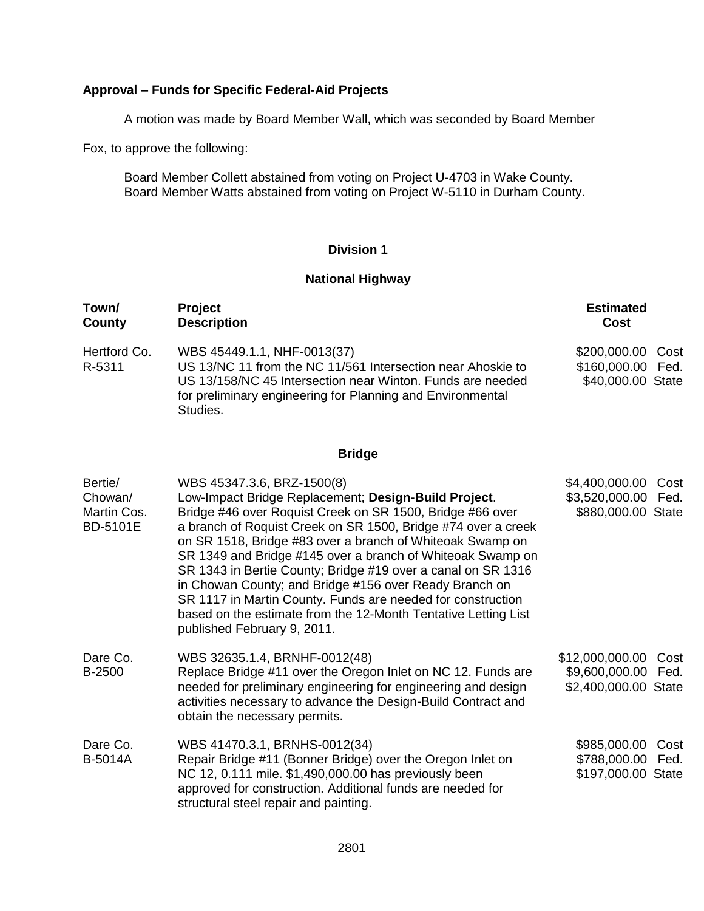**Approval – Funds for Specific Federal-Aid Projects**

A motion was made by Board Member Wall, which was seconded by Board Member Fox, to approve the following:

Board Member Collett abstained from voting on Project U-4703 in Wake County.
Board Member Watts abstained from voting on Project W-5110 in Durham County.

**Division 1**

**National Highway**

| Town/ County | Project Description | Estimated Cost |
|---|---|---|
| Hertford Co. R-5311 | WBS 45449.1.1, NHF-0013(37) US 13/NC 11 from the NC 11/561 Intersection near Ahoskie to US 13/158/NC 45 Intersection near Winton. Funds are needed for preliminary engineering for Planning and Environmental Studies. | \$200,000.00 Cost<br>\$160,000.00 Fed.<br>\$40,000.00 State |

**Bridge**

| Town/ County | Project Description | Estimated Cost |
|---|---|---|
| Bertie/ Chowan/ Martin Cos. BD-5101E | WBS 45347.3.6, BRZ-1500(8) Low-Impact Bridge Replacement; **Design-Build Project**. Bridge #46 over Roquist Creek on SR 1500, Bridge #66 over a branch of Roquist Creek on SR 1500, Bridge #74 over a creek on SR 1518, Bridge #83 over a branch of Whiteoak Swamp on SR 1349 and Bridge #145 over a branch of Whiteoak Swamp on SR 1343 in Bertie County; Bridge #19 over a canal on SR 1316 in Chowan County; and Bridge #156 over Ready Branch on SR 1117 in Martin County. Funds are needed for construction based on the estimate from the 12-Month Tentative Letting List published February 9, 2011. | \$4,400,000.00 Cost<br>\$3,520,000.00 Fed.<br>\$880,000.00 State |
| Dare Co. B-2500 | WBS 32635.1.4, BRNHF-0012(48) Replace Bridge #11 over the Oregon Inlet on NC 12. Funds are needed for preliminary engineering for engineering and design activities necessary to advance the Design-Build Contract and obtain the necessary permits. | \$12,000,000.00 Cost<br>\$9,600,000.00 Fed.<br>\$2,400,000.00 State |
| Dare Co. B-5014A | WBS 41470.3.1, BRNHS-0012(34) Repair Bridge #11 (Bonner Bridge) over the Oregon Inlet on NC 12, 0.111 mile. \$1,490,000.00 has previously been approved for construction. Additional funds are needed for structural steel repair and painting. | \$985,000.00 Cost<br>\$788,000.00 Fed.<br>\$197,000.00 State |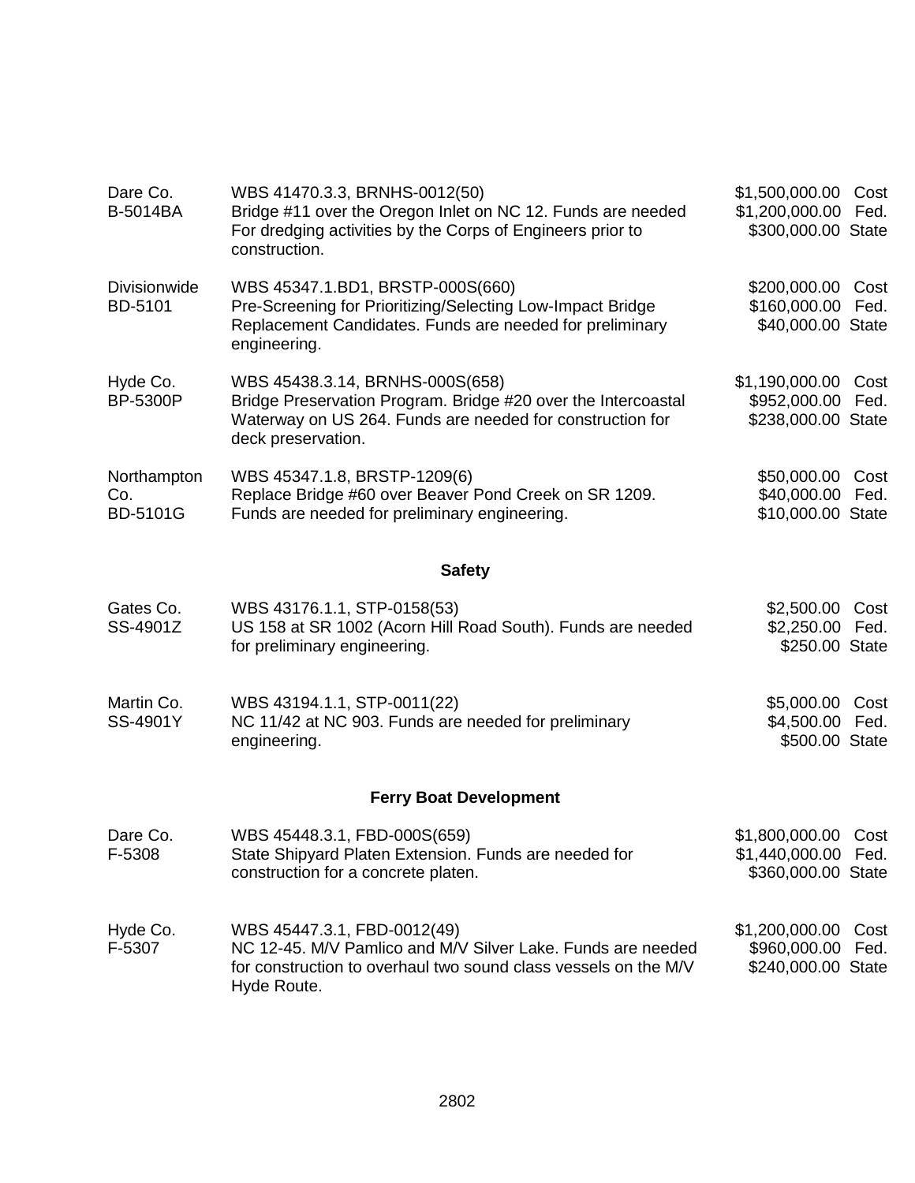| | | |
|---|---|---|
| Dare Co.<br>B-5014BA | WBS 41470.3.3, BRNHS-0012(50)<br>Bridge #11 over the Oregon Inlet on NC 12. Funds are needed For dredging activities by the Corps of Engineers prior to construction. | \$1,500,000.00 Cost<br>\$1,200,000.00 Fed.<br>\$300,000.00 State |
| Divisionwide<br>BD-5101 | WBS 45347.1.BD1, BRSTP-000S(660)<br>Pre-Screening for Prioritizing/Selecting Low-Impact Bridge Replacement Candidates. Funds are needed for preliminary engineering. | \$200,000.00 Cost<br>\$160,000.00 Fed.<br>\$40,000.00 State |
| Hyde Co.<br>BP-5300P | WBS 45438.3.14, BRNHS-000S(658)<br>Bridge Preservation Program. Bridge #20 over the Intercoastal Waterway on US 264. Funds are needed for construction for deck preservation. | \$1,190,000.00 Cost<br>\$952,000.00 Fed.<br>\$238,000.00 State |
| Northampton Co.<br>BD-5101G | WBS 45347.1.8, BRSTP-1209(6)<br>Replace Bridge #60 over Beaver Pond Creek on SR 1209. Funds are needed for preliminary engineering. | \$50,000.00 Cost<br>\$40,000.00 Fed.<br>\$10,000.00 State |

## Safety

| | | |
|---|---|---|
| Gates Co.<br>SS-4901Z | WBS 43176.1.1, STP-0158(53)<br>US 158 at SR 1002 (Acorn Hill Road South). Funds are needed for preliminary engineering. | \$2,500.00 Cost<br>\$2,250.00 Fed.<br>\$250.00 State |
| Martin Co.<br>SS-4901Y | WBS 43194.1.1, STP-0011(22)<br>NC 11/42 at NC 903. Funds are needed for preliminary engineering. | \$5,000.00 Cost<br>\$4,500.00 Fed.<br>\$500.00 State |

## Ferry Boat Development

| | | |
|---|---|---|
| Dare Co.<br>F-5308 | WBS 45448.3.1, FBD-000S(659)<br>State Shipyard Platen Extension. Funds are needed for construction for a concrete platen. | \$1,800,000.00 Cost<br>\$1,440,000.00 Fed.<br>\$360,000.00 State |
| Hyde Co.<br>F-5307 | WBS 45447.3.1, FBD-0012(49)<br>NC 12-45. M/V Pamlico and M/V Silver Lake. Funds are needed for construction to overhaul two sound class vessels on the M/V Hyde Route. | \$1,200,000.00 Cost<br>\$960,000.00 Fed.<br>\$240,000.00 State |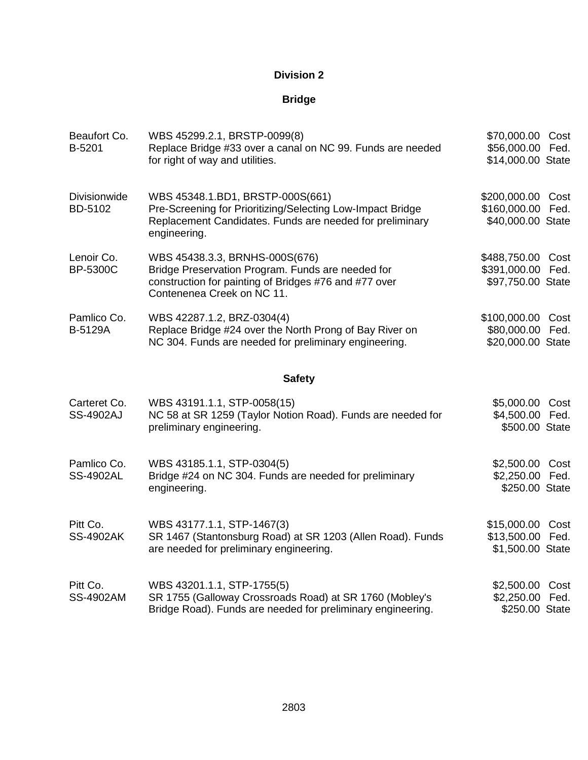## Division 2

### Bridge

| | | |
|---|---|---|
| Beaufort Co.<br>B-5201 | WBS 45299.2.1, BRSTP-0099(8)<br>Replace Bridge #33 over a canal on NC 99. Funds are needed for right of way and utilities. | $70,000.00 Cost<br>$56,000.00 Fed.<br>$14,000.00 State |
| Divisionwide<br>BD-5102 | WBS 45348.1.BD1, BRSTP-000S(661)<br>Pre-Screening for Prioritizing/Selecting Low-Impact Bridge Replacement Candidates. Funds are needed for preliminary engineering. | $200,000.00 Cost<br>$160,000.00 Fed.<br>$40,000.00 State |
| Lenoir Co.<br>BP-5300C | WBS 45438.3.3, BRNHS-000S(676)<br>Bridge Preservation Program. Funds are needed for construction for painting of Bridges #76 and #77 over Contenenea Creek on NC 11. | $488,750.00 Cost<br>$391,000.00 Fed.<br>$97,750.00 State |
| Pamlico Co.<br>B-5129A | WBS 42287.1.2, BRZ-0304(4)<br>Replace Bridge #24 over the North Prong of Bay River on NC 304. Funds are needed for preliminary engineering. | $100,000.00 Cost<br>$80,000.00 Fed.<br>$20,000.00 State |

### Safety

| | | |
|---|---|---|
| Carteret Co.<br>SS-4902AJ | WBS 43191.1.1, STP-0058(15)<br>NC 58 at SR 1259 (Taylor Notion Road). Funds are needed for preliminary engineering. | $5,000.00 Cost<br>$4,500.00 Fed.<br>$500.00 State |
| Pamlico Co.<br>SS-4902AL | WBS 43185.1.1, STP-0304(5)<br>Bridge #24 on NC 304. Funds are needed for preliminary engineering. | $2,500.00 Cost<br>$2,250.00 Fed.<br>$250.00 State |
| Pitt Co.<br>SS-4902AK | WBS 43177.1.1, STP-1467(3)<br>SR 1467 (Stantonsburg Road) at SR 1203 (Allen Road). Funds are needed for preliminary engineering. | $15,000.00 Cost<br>$13,500.00 Fed.<br>$1,500.00 State |
| Pitt Co.<br>SS-4902AM | WBS 43201.1.1, STP-1755(5)<br>SR 1755 (Galloway Crossroads Road) at SR 1760 (Mobley's Bridge Road). Funds are needed for preliminary engineering. | $2,500.00 Cost<br>$2,250.00 Fed.<br>$250.00 State |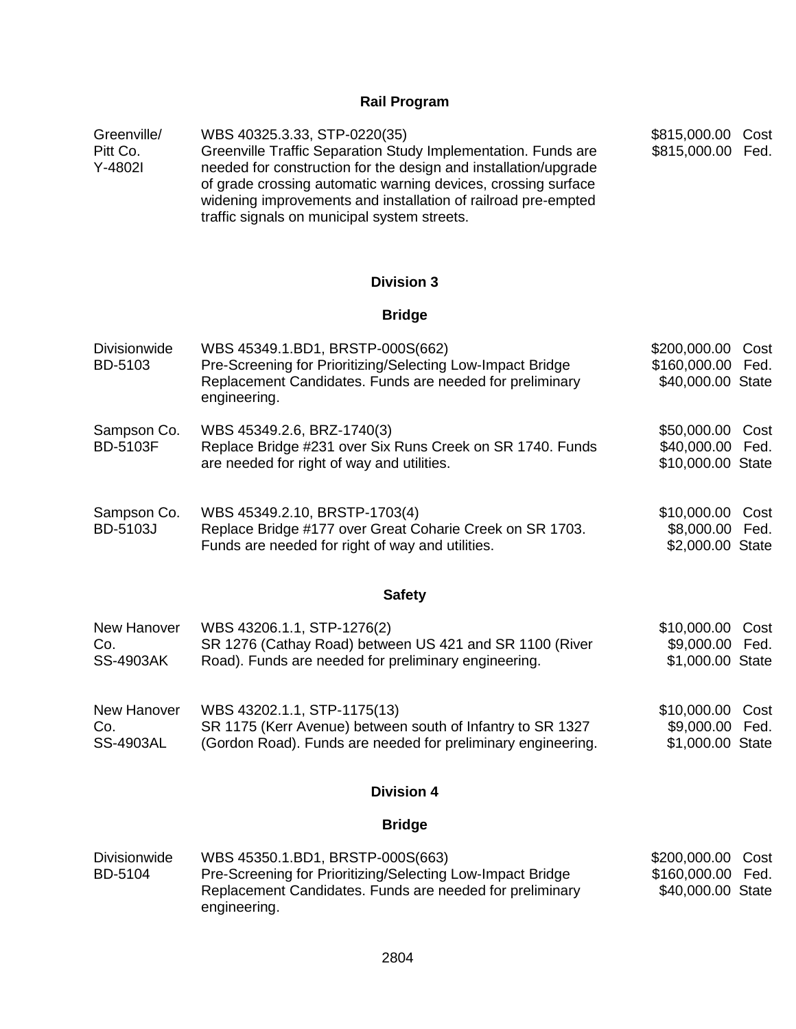## Rail Program

| | | |
|---|---|---|
| Greenville/ Pitt Co. Y-4802I | WBS 40325.3.33, STP-0220(35) Greenville Traffic Separation Study Implementation. Funds are needed for construction for the design and installation/upgrade of grade crossing automatic warning devices, crossing surface widening improvements and installation of railroad pre-empted traffic signals on municipal system streets. | $815,000.00 Cost<br>$815,000.00 Fed. |

## Division 3

### Bridge

| | | |
|---|---|---|
| Divisionwide BD-5103 | WBS 45349.1.BD1, BRSTP-000S(662) Pre-Screening for Prioritizing/Selecting Low-Impact Bridge Replacement Candidates. Funds are needed for preliminary engineering. | $200,000.00 Cost<br>$160,000.00 Fed.<br>$40,000.00 State |
| Sampson Co. BD-5103F | WBS 45349.2.6, BRZ-1740(3) Replace Bridge #231 over Six Runs Creek on SR 1740. Funds are needed for right of way and utilities. | $50,000.00 Cost<br>$40,000.00 Fed.<br>$10,000.00 State |
| Sampson Co. BD-5103J | WBS 45349.2.10, BRSTP-1703(4) Replace Bridge #177 over Great Coharie Creek on SR 1703. Funds are needed for right of way and utilities. | $10,000.00 Cost<br>$8,000.00 Fed.<br>$2,000.00 State |

### Safety

| | | |
|---|---|---|
| New Hanover Co. SS-4903AK | WBS 43206.1.1, STP-1276(2) SR 1276 (Cathay Road) between US 421 and SR 1100 (River Road). Funds are needed for preliminary engineering. | $10,000.00 Cost<br>$9,000.00 Fed.<br>$1,000.00 State |
| New Hanover Co. SS-4903AL | WBS 43202.1.1, STP-1175(13) SR 1175 (Kerr Avenue) between south of Infantry to SR 1327 (Gordon Road). Funds are needed for preliminary engineering. | $10,000.00 Cost<br>$9,000.00 Fed.<br>$1,000.00 State |

## Division 4

### Bridge

| | | |
|---|---|---|
| Divisionwide BD-5104 | WBS 45350.1.BD1, BRSTP-000S(663) Pre-Screening for Prioritizing/Selecting Low-Impact Bridge Replacement Candidates. Funds are needed for preliminary engineering. | $200,000.00 Cost<br>$160,000.00 Fed.<br>$40,000.00 State |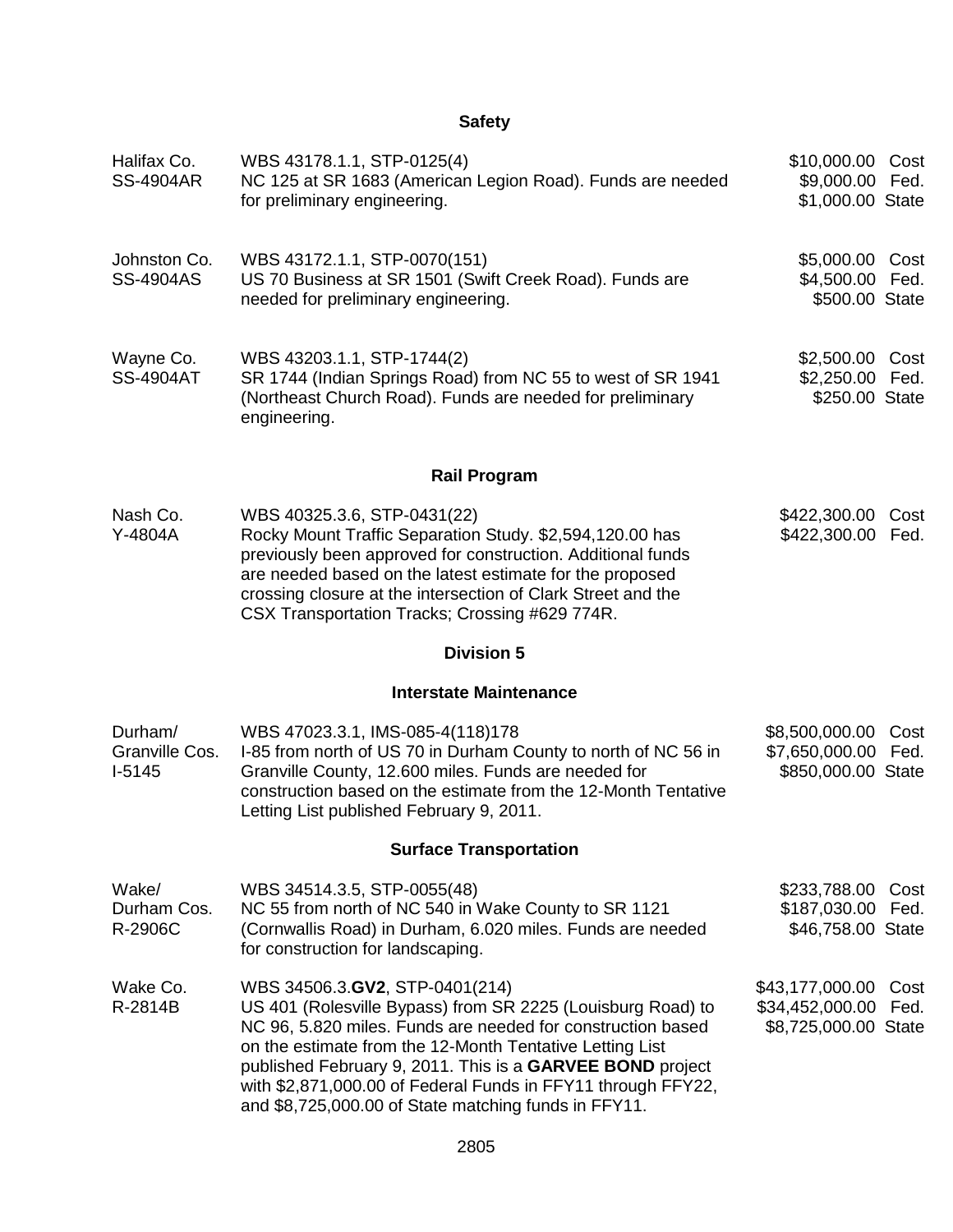## Safety

| | | |
|---|---|---|
| Halifax Co.<br>SS-4904AR | WBS 43178.1.1, STP-0125(4)<br>NC 125 at SR 1683 (American Legion Road). Funds are needed for preliminary engineering. | $10,000.00 Cost<br>$9,000.00 Fed.<br>$1,000.00 State |
| Johnston Co.<br>SS-4904AS | WBS 43172.1.1, STP-0070(151)<br>US 70 Business at SR 1501 (Swift Creek Road). Funds are needed for preliminary engineering. | $5,000.00 Cost<br>$4,500.00 Fed.<br>$500.00 State |
| Wayne Co.<br>SS-4904AT | WBS 43203.1.1, STP-1744(2)<br>SR 1744 (Indian Springs Road) from NC 55 to west of SR 1941 (Northeast Church Road). Funds are needed for preliminary engineering. | $2,500.00 Cost<br>$2,250.00 Fed.<br>$250.00 State |

## Rail Program

| | | |
|---|---|---|
| Nash Co.<br>Y-4804A | WBS 40325.3.6, STP-0431(22)<br>Rocky Mount Traffic Separation Study. $2,594,120.00 has previously been approved for construction. Additional funds are needed based on the latest estimate for the proposed crossing closure at the intersection of Clark Street and the CSX Transportation Tracks; Crossing #629 774R. | $422,300.00 Cost<br>$422,300.00 Fed. |

## Division 5

## Interstate Maintenance

| | | |
|---|---|---|
| Durham/<br>Granville Cos.<br>I-5145 | WBS 47023.3.1, IMS-085-4(118)178<br>I-85 from north of US 70 in Durham County to north of NC 56 in Granville County, 12.600 miles. Funds are needed for construction based on the estimate from the 12-Month Tentative Letting List published February 9, 2011. | $8,500,000.00 Cost<br>$7,650,000.00 Fed.<br>$850,000.00 State |

## Surface Transportation

| | | |
|---|---|---|
| Wake/<br>Durham Cos.<br>R-2906C | WBS 34514.3.5, STP-0055(48)<br>NC 55 from north of NC 540 in Wake County to SR 1121 (Cornwallis Road) in Durham, 6.020 miles. Funds are needed for construction for landscaping. | $233,788.00 Cost<br>$187,030.00 Fed.<br>$46,758.00 State |
| Wake Co.<br>R-2814B | WBS 34506.3.**GV2**, STP-0401(214)<br>US 401 (Rolesville Bypass) from SR 2225 (Louisburg Road) to NC 96, 5.820 miles. Funds are needed for construction based on the estimate from the 12-Month Tentative Letting List published February 9, 2011. This is a **GARVEE BOND** project with $2,871,000.00 of Federal Funds in FFY11 through FFY22, and $8,725,000.00 of State matching funds in FFY11. | $43,177,000.00 Cost<br>$34,452,000.00 Fed.<br>$8,725,000.00 State |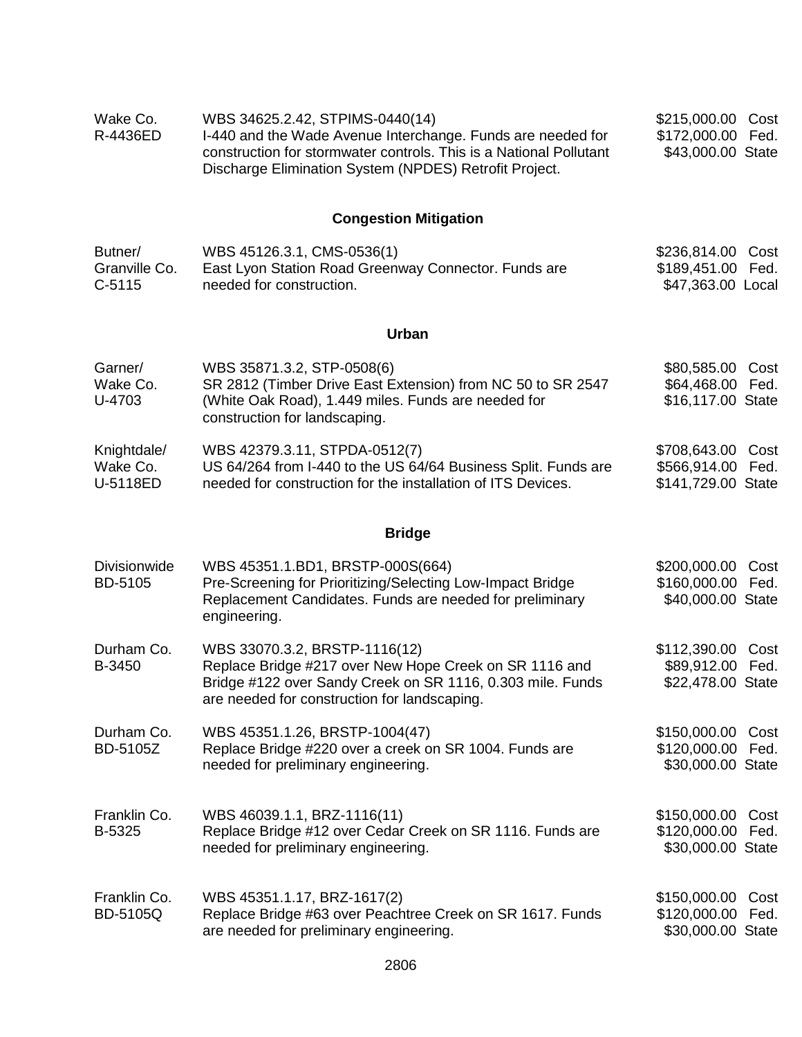| | | |
|---|---|---|
| Wake Co.<br>R-4436ED | WBS 34625.2.42, STPIMS-0440(14)<br>I-440 and the Wade Avenue Interchange. Funds are needed for construction for stormwater controls. This is a National Pollutant Discharge Elimination System (NPDES) Retrofit Project. | $215,000.00 Cost<br>$172,000.00 Fed.<br>$43,000.00 State |

### Congestion Mitigation

| | | |
|---|---|---|
| Butner/<br>Granville Co.<br>C-5115 | WBS 45126.3.1, CMS-0536(1)<br>East Lyon Station Road Greenway Connector. Funds are needed for construction. | $236,814.00 Cost<br>$189,451.00 Fed.<br>$47,363.00 Local |

### Urban

| | | |
|---|---|---|
| Garner/<br>Wake Co.<br>U-4703 | WBS 35871.3.2, STP-0508(6)<br>SR 2812 (Timber Drive East Extension) from NC 50 to SR 2547 (White Oak Road), 1.449 miles. Funds are needed for construction for landscaping. | $80,585.00 Cost<br>$64,468.00 Fed.<br>$16,117.00 State |
| Knightdale/<br>Wake Co.<br>U-5118ED | WBS 42379.3.11, STPDA-0512(7)<br>US 64/264 from I-440 to the US 64/64 Business Split. Funds are needed for construction for the installation of ITS Devices. | $708,643.00 Cost<br>$566,914.00 Fed.<br>$141,729.00 State |

### Bridge

| | | |
|---|---|---|
| Divisionwide<br>BD-5105 | WBS 45351.1.BD1, BRSTP-000S(664)<br>Pre-Screening for Prioritizing/Selecting Low-Impact Bridge Replacement Candidates. Funds are needed for preliminary engineering. | $200,000.00 Cost<br>$160,000.00 Fed.<br>$40,000.00 State |
| Durham Co.<br>B-3450 | WBS 33070.3.2, BRSTP-1116(12)<br>Replace Bridge #217 over New Hope Creek on SR 1116 and Bridge #122 over Sandy Creek on SR 1116, 0.303 mile. Funds are needed for construction for landscaping. | $112,390.00 Cost<br>$89,912.00 Fed.<br>$22,478.00 State |
| Durham Co.<br>BD-5105Z | WBS 45351.1.26, BRSTP-1004(47)<br>Replace Bridge #220 over a creek on SR 1004. Funds are needed for preliminary engineering. | $150,000.00 Cost<br>$120,000.00 Fed.<br>$30,000.00 State |
| Franklin Co.<br>B-5325 | WBS 46039.1.1, BRZ-1116(11)<br>Replace Bridge #12 over Cedar Creek on SR 1116. Funds are needed for preliminary engineering. | $150,000.00 Cost<br>$120,000.00 Fed.<br>$30,000.00 State |
| Franklin Co.<br>BD-5105Q | WBS 45351.1.17, BRZ-1617(2)<br>Replace Bridge #63 over Peachtree Creek on SR 1617. Funds are needed for preliminary engineering. | $150,000.00 Cost<br>$120,000.00 Fed.<br>$30,000.00 State |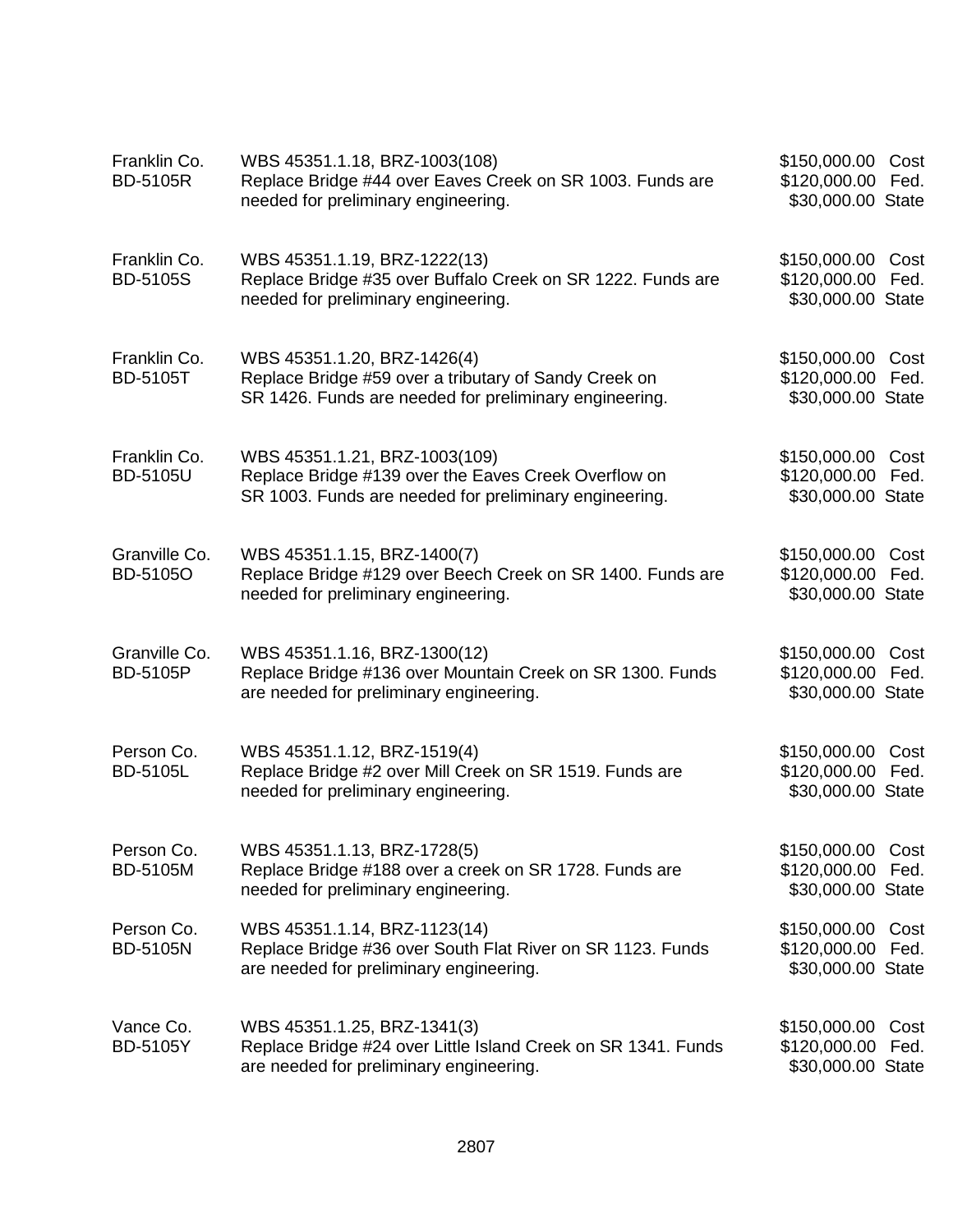| | | |
|---|---|---|
| Franklin Co.<br>BD-5105R | WBS 45351.1.18, BRZ-1003(108)<br>Replace Bridge #44 over Eaves Creek on SR 1003. Funds are needed for preliminary engineering. | \$150,000.00 Cost<br>\$120,000.00 Fed.<br>\$30,000.00 State |
| Franklin Co.<br>BD-5105S | WBS 45351.1.19, BRZ-1222(13)<br>Replace Bridge #35 over Buffalo Creek on SR 1222. Funds are needed for preliminary engineering. | \$150,000.00 Cost<br>\$120,000.00 Fed.<br>\$30,000.00 State |
| Franklin Co.<br>BD-5105T | WBS 45351.1.20, BRZ-1426(4)<br>Replace Bridge #59 over a tributary of Sandy Creek on SR 1426. Funds are needed for preliminary engineering. | \$150,000.00 Cost<br>\$120,000.00 Fed.<br>\$30,000.00 State |
| Franklin Co.<br>BD-5105U | WBS 45351.1.21, BRZ-1003(109)<br>Replace Bridge #139 over the Eaves Creek Overflow on SR 1003. Funds are needed for preliminary engineering. | \$150,000.00 Cost<br>\$120,000.00 Fed.<br>\$30,000.00 State |
| Granville Co.<br>BD-5105O | WBS 45351.1.15, BRZ-1400(7)<br>Replace Bridge #129 over Beech Creek on SR 1400. Funds are needed for preliminary engineering. | \$150,000.00 Cost<br>\$120,000.00 Fed.<br>\$30,000.00 State |
| Granville Co.<br>BD-5105P | WBS 45351.1.16, BRZ-1300(12)<br>Replace Bridge #136 over Mountain Creek on SR 1300. Funds are needed for preliminary engineering. | \$150,000.00 Cost<br>\$120,000.00 Fed.<br>\$30,000.00 State |
| Person Co.<br>BD-5105L | WBS 45351.1.12, BRZ-1519(4)<br>Replace Bridge #2 over Mill Creek on SR 1519. Funds are needed for preliminary engineering. | \$150,000.00 Cost<br>\$120,000.00 Fed.<br>\$30,000.00 State |
| Person Co.<br>BD-5105M | WBS 45351.1.13, BRZ-1728(5)<br>Replace Bridge #188 over a creek on SR 1728. Funds are needed for preliminary engineering. | \$150,000.00 Cost<br>\$120,000.00 Fed.<br>\$30,000.00 State |
| Person Co.<br>BD-5105N | WBS 45351.1.14, BRZ-1123(14)<br>Replace Bridge #36 over South Flat River on SR 1123. Funds are needed for preliminary engineering. | \$150,000.00 Cost<br>\$120,000.00 Fed.<br>\$30,000.00 State |
| Vance Co.<br>BD-5105Y | WBS 45351.1.25, BRZ-1341(3)<br>Replace Bridge #24 over Little Island Creek on SR 1341. Funds are needed for preliminary engineering. | \$150,000.00 Cost<br>\$120,000.00 Fed.<br>\$30,000.00 State |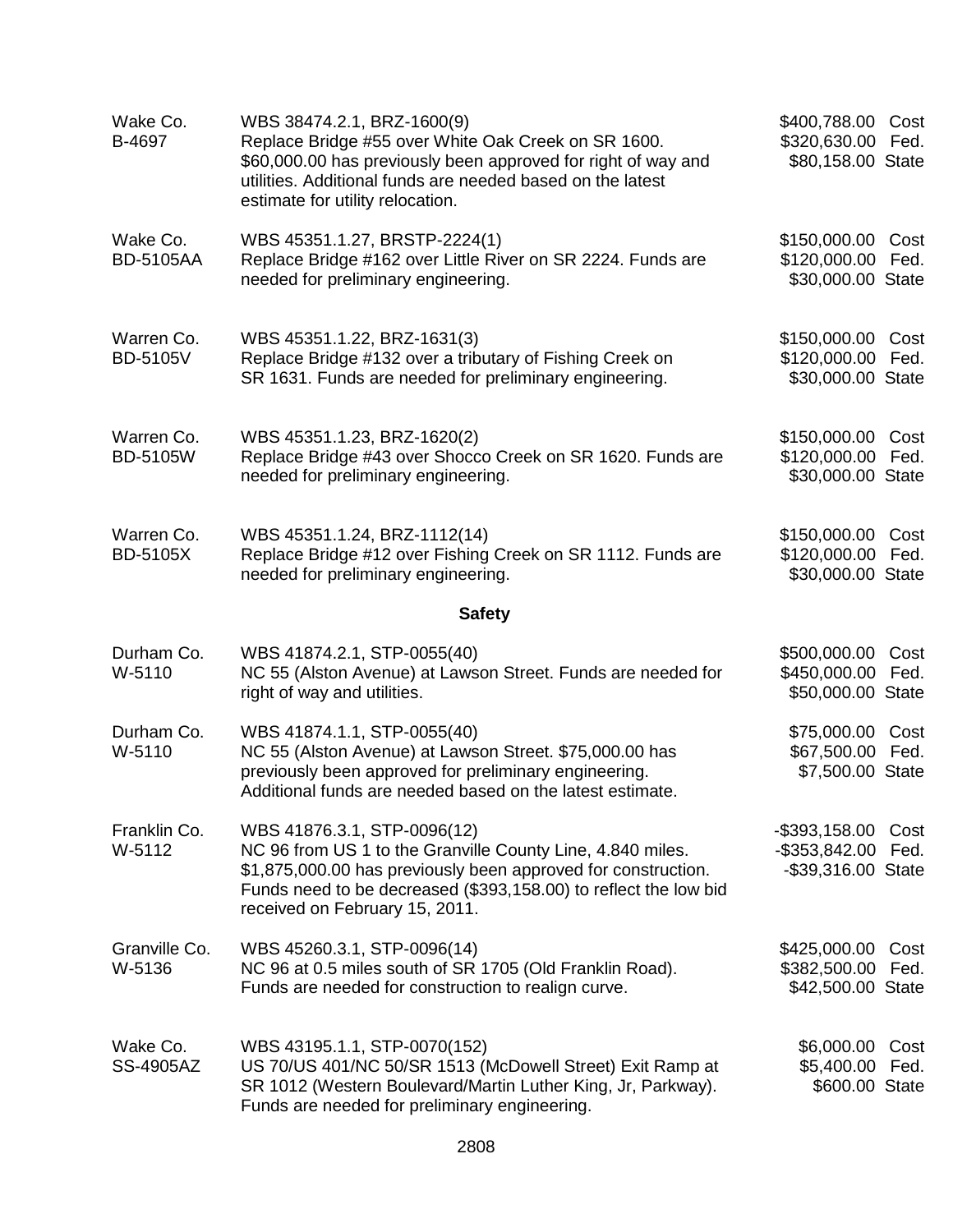| | | |
|---|---|---|
| Wake Co.<br>B-4697 | WBS 38474.2.1, BRZ-1600(9)<br>Replace Bridge #55 over White Oak Creek on SR 1600. $60,000.00 has previously been approved for right of way and utilities. Additional funds are needed based on the latest estimate for utility relocation. | $400,788.00 Cost<br>$320,630.00 Fed.<br>$80,158.00 State |
| Wake Co.<br>BD-5105AA | WBS 45351.1.27, BRSTP-2224(1)<br>Replace Bridge #162 over Little River on SR 2224. Funds are needed for preliminary engineering. | $150,000.00 Cost<br>$120,000.00 Fed.<br>$30,000.00 State |
| Warren Co.<br>BD-5105V | WBS 45351.1.22, BRZ-1631(3)<br>Replace Bridge #132 over a tributary of Fishing Creek on SR 1631. Funds are needed for preliminary engineering. | $150,000.00 Cost<br>$120,000.00 Fed.<br>$30,000.00 State |
| Warren Co.<br>BD-5105W | WBS 45351.1.23, BRZ-1620(2)<br>Replace Bridge #43 over Shocco Creek on SR 1620. Funds are needed for preliminary engineering. | $150,000.00 Cost<br>$120,000.00 Fed.<br>$30,000.00 State |
| Warren Co.<br>BD-5105X | WBS 45351.1.24, BRZ-1112(14)<br>Replace Bridge #12 over Fishing Creek on SR 1112. Funds are needed for preliminary engineering. | $150,000.00 Cost<br>$120,000.00 Fed.<br>$30,000.00 State |

**Safety**

| | | |
|---|---|---|
| Durham Co.<br>W-5110 | WBS 41874.2.1, STP-0055(40)<br>NC 55 (Alston Avenue) at Lawson Street. Funds are needed for right of way and utilities. | $500,000.00 Cost<br>$450,000.00 Fed.<br>$50,000.00 State |
| Durham Co.<br>W-5110 | WBS 41874.1.1, STP-0055(40)<br>NC 55 (Alston Avenue) at Lawson Street. $75,000.00 has previously been approved for preliminary engineering. Additional funds are needed based on the latest estimate. | $75,000.00 Cost<br>$67,500.00 Fed.<br>$7,500.00 State |
| Franklin Co.<br>W-5112 | WBS 41876.3.1, STP-0096(12)<br>NC 96 from US 1 to the Granville County Line, 4.840 miles. $1,875,000.00 has previously been approved for construction. Funds need to be decreased ($393,158.00) to reflect the low bid received on February 15, 2011. | -$393,158.00 Cost<br>-$353,842.00 Fed.<br>-$39,316.00 State |
| Granville Co.<br>W-5136 | WBS 45260.3.1, STP-0096(14)<br>NC 96 at 0.5 miles south of SR 1705 (Old Franklin Road). Funds are needed for construction to realign curve. | $425,000.00 Cost<br>$382,500.00 Fed.<br>$42,500.00 State |
| Wake Co.<br>SS-4905AZ | WBS 43195.1.1, STP-0070(152)<br>US 70/US 401/NC 50/SR 1513 (McDowell Street) Exit Ramp at SR 1012 (Western Boulevard/Martin Luther King, Jr, Parkway). Funds are needed for preliminary engineering. | $6,000.00 Cost<br>$5,400.00 Fed.<br>$600.00 State |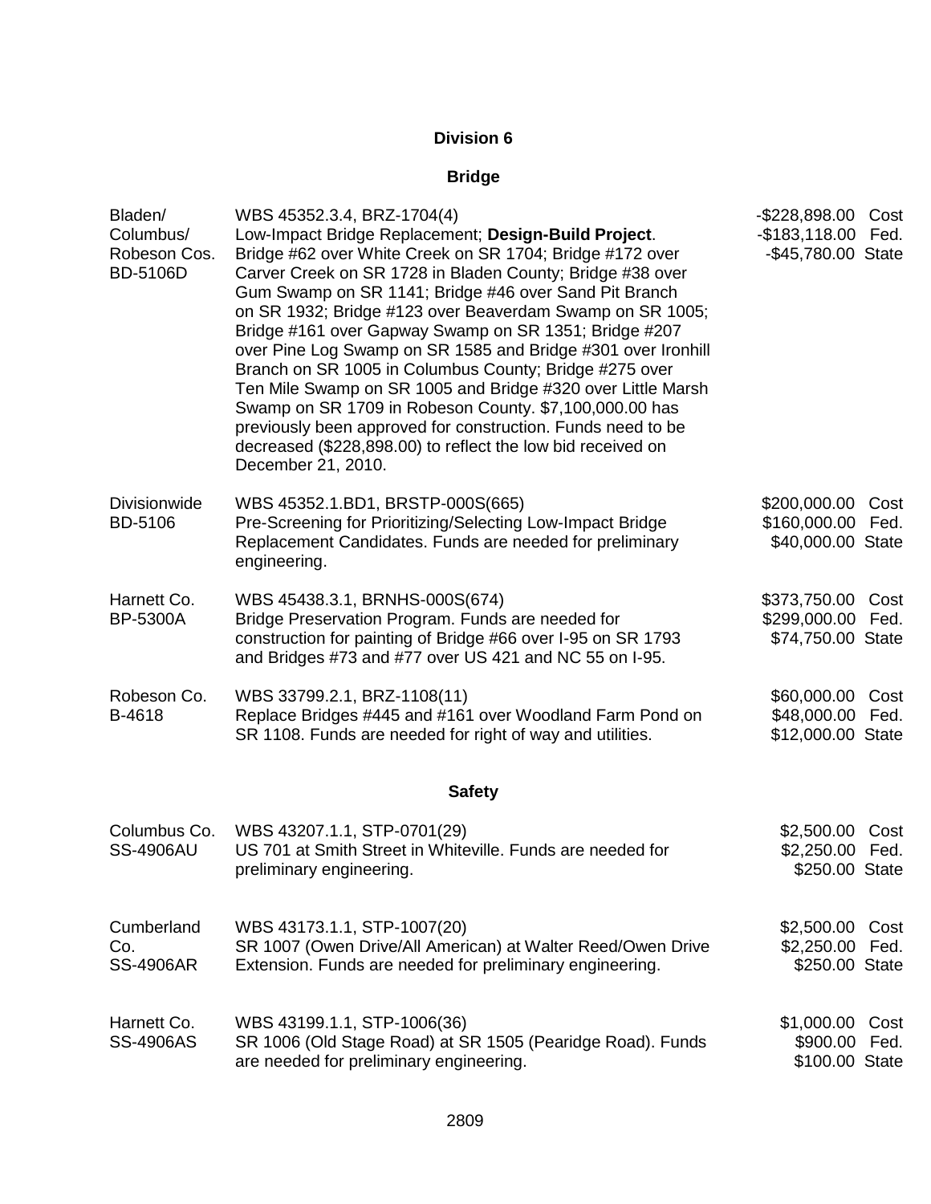## Division 6

### Bridge

| | | |
|---|---|---|
| Bladen/ Columbus/ Robeson Cos. BD-5106D | WBS 45352.3.4, BRZ-1704(4) Low-Impact Bridge Replacement; **Design-Build Project**. Bridge #62 over White Creek on SR 1704; Bridge #172 over Carver Creek on SR 1728 in Bladen County; Bridge #38 over Gum Swamp on SR 1141; Bridge #46 over Sand Pit Branch on SR 1932; Bridge #123 over Beaverdam Swamp on SR 1005; Bridge #161 over Gapway Swamp on SR 1351; Bridge #207 over Pine Log Swamp on SR 1585 and Bridge #301 over Ironhill Branch on SR 1005 in Columbus County; Bridge #275 over Ten Mile Swamp on SR 1005 and Bridge #320 over Little Marsh Swamp on SR 1709 in Robeson County. $7,100,000.00 has previously been approved for construction. Funds need to be decreased ($228,898.00) to reflect the low bid received on December 21, 2010. | -$228,898.00 Cost<br>-$183,118.00 Fed.<br>-$45,780.00 State |
| Divisionwide BD-5106 | WBS 45352.1.BD1, BRSTP-000S(665) Pre-Screening for Prioritizing/Selecting Low-Impact Bridge Replacement Candidates. Funds are needed for preliminary engineering. | $200,000.00 Cost<br>$160,000.00 Fed.<br>$40,000.00 State |
| Harnett Co. BP-5300A | WBS 45438.3.1, BRNHS-000S(674) Bridge Preservation Program. Funds are needed for construction for painting of Bridge #66 over I-95 on SR 1793 and Bridges #73 and #77 over US 421 and NC 55 on I-95. | $373,750.00 Cost<br>$299,000.00 Fed.<br>$74,750.00 State |
| Robeson Co. B-4618 | WBS 33799.2.1, BRZ-1108(11) Replace Bridges #445 and #161 over Woodland Farm Pond on SR 1108. Funds are needed for right of way and utilities. | $60,000.00 Cost<br>$48,000.00 Fed.<br>$12,000.00 State |

### Safety

| | | |
|---|---|---|
| Columbus Co. SS-4906AU | WBS 43207.1.1, STP-0701(29) US 701 at Smith Street in Whiteville. Funds are needed for preliminary engineering. | $2,500.00 Cost<br>$2,250.00 Fed.<br>$250.00 State |
| Cumberland Co. SS-4906AR | WBS 43173.1.1, STP-1007(20) SR 1007 (Owen Drive/All American) at Walter Reed/Owen Drive Extension. Funds are needed for preliminary engineering. | $2,500.00 Cost<br>$2,250.00 Fed.<br>$250.00 State |
| Harnett Co. SS-4906AS | WBS 43199.1.1, STP-1006(36) SR 1006 (Old Stage Road) at SR 1505 (Pearidge Road). Funds are needed for preliminary engineering. | $1,000.00 Cost<br>$900.00 Fed.<br>$100.00 State |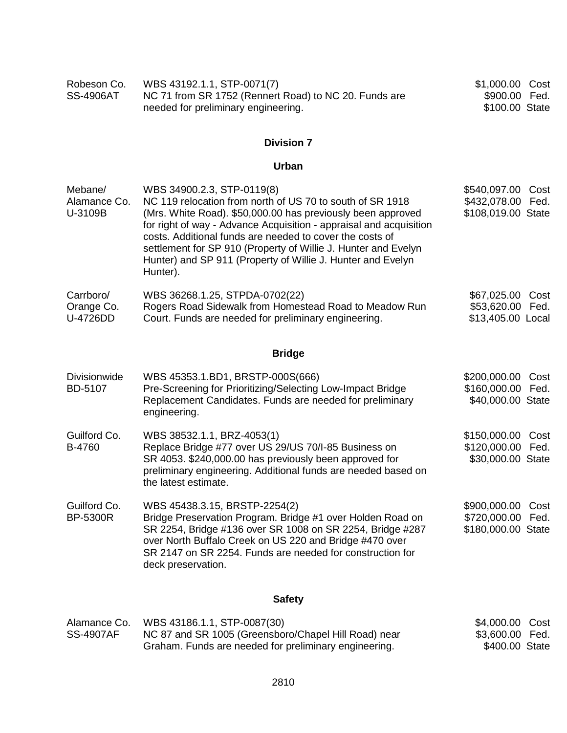| | | |
|---|---|---|
| Robeson Co.<br>SS-4906AT | WBS 43192.1.1, STP-0071(7)<br>NC 71 from SR 1752 (Rennert Road) to NC 20. Funds are needed for preliminary engineering. | \$1,000.00 Cost<br>\$900.00 Fed.<br>\$100.00 State |

## Division 7

### Urban

| | | |
|---|---|---|
| Mebane/<br>Alamance Co.<br>U-3109B | WBS 34900.2.3, STP-0119(8)<br>NC 119 relocation from north of US 70 to south of SR 1918 (Mrs. White Road). \$50,000.00 has previously been approved for right of way - Advance Acquisition - appraisal and acquisition costs. Additional funds are needed to cover the costs of settlement for SP 910 (Property of Willie J. Hunter and Evelyn Hunter) and SP 911 (Property of Willie J. Hunter and Evelyn Hunter). | \$540,097.00 Cost<br>\$432,078.00 Fed.<br>\$108,019.00 State |
| Carrboro/<br>Orange Co.<br>U-4726DD | WBS 36268.1.25, STPDA-0702(22)<br>Rogers Road Sidewalk from Homestead Road to Meadow Run Court. Funds are needed for preliminary engineering. | \$67,025.00 Cost<br>\$53,620.00 Fed.<br>\$13,405.00 Local |

### Bridge

| | | |
|---|---|---|
| Divisionwide<br>BD-5107 | WBS 45353.1.BD1, BRSTP-000S(666)<br>Pre-Screening for Prioritizing/Selecting Low-Impact Bridge Replacement Candidates. Funds are needed for preliminary engineering. | \$200,000.00 Cost<br>\$160,000.00 Fed.<br>\$40,000.00 State |
| Guilford Co.<br>B-4760 | WBS 38532.1.1, BRZ-4053(1)<br>Replace Bridge #77 over US 29/US 70/I-85 Business on SR 4053. \$240,000.00 has previously been approved for preliminary engineering. Additional funds are needed based on the latest estimate. | \$150,000.00 Cost<br>\$120,000.00 Fed.<br>\$30,000.00 State |
| Guilford Co.<br>BP-5300R | WBS 45438.3.15, BRSTP-2254(2)<br>Bridge Preservation Program. Bridge #1 over Holden Road on SR 2254, Bridge #136 over SR 1008 on SR 2254, Bridge #287 over North Buffalo Creek on US 220 and Bridge #470 over SR 2147 on SR 2254. Funds are needed for construction for deck preservation. | \$900,000.00 Cost<br>\$720,000.00 Fed.<br>\$180,000.00 State |

### Safety

| | | |
|---|---|---|
| Alamance Co.<br>SS-4907AF | WBS 43186.1.1, STP-0087(30)<br>NC 87 and SR 1005 (Greensboro/Chapel Hill Road) near Graham. Funds are needed for preliminary engineering. | \$4,000.00 Cost<br>\$3,600.00 Fed.<br>\$400.00 State |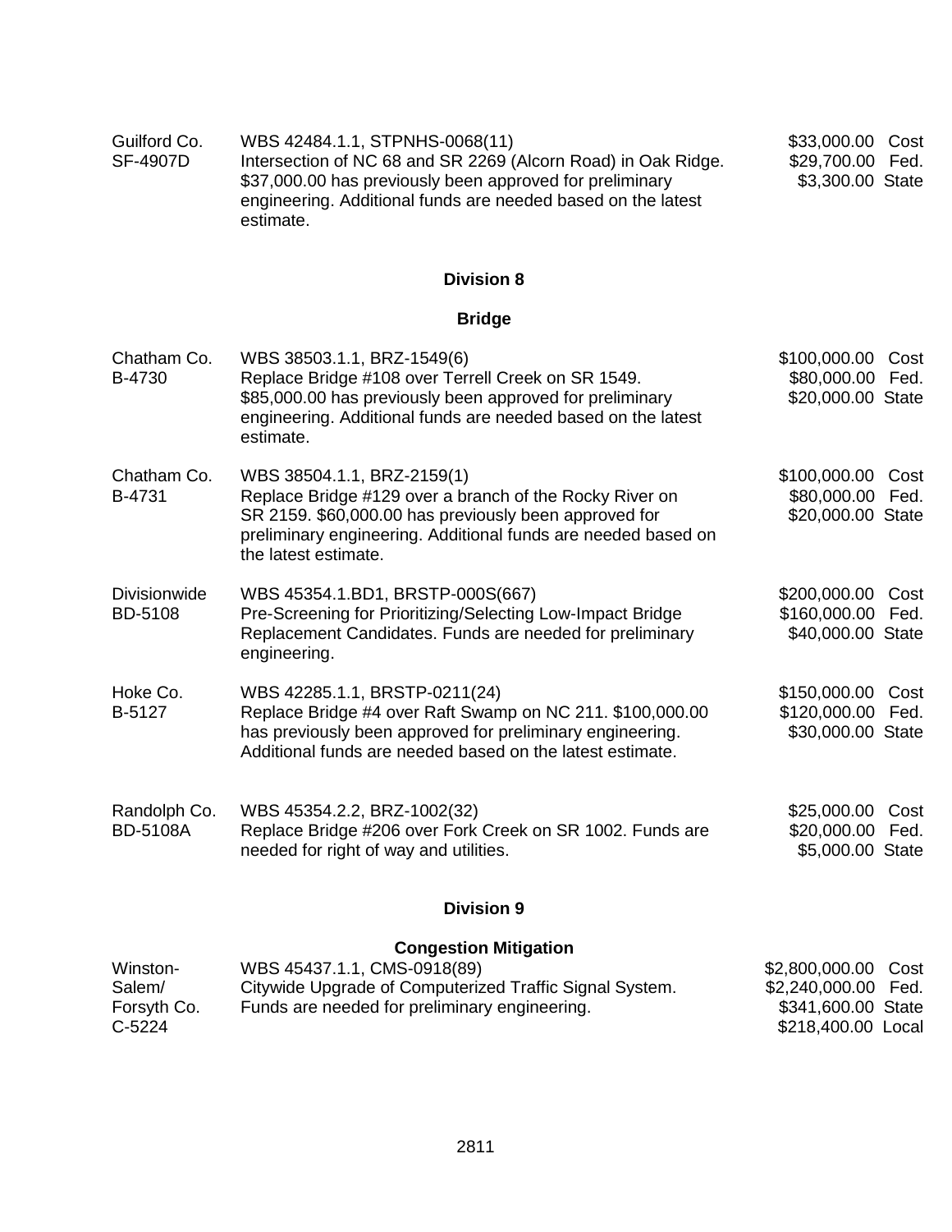| | | |
|---|---|---|
| Guilford Co.<br>SF-4907D | WBS 42484.1.1, STPNHS-0068(11)<br>Intersection of NC 68 and SR 2269 (Alcorn Road) in Oak Ridge. $37,000.00 has previously been approved for preliminary engineering. Additional funds are needed based on the latest estimate. | $33,000.00 Cost<br>$29,700.00 Fed.<br>$3,300.00 State |

## Division 8

### Bridge

| | | |
|---|---|---|
| Chatham Co.<br>B-4730 | WBS 38503.1.1, BRZ-1549(6)<br>Replace Bridge #108 over Terrell Creek on SR 1549. $85,000.00 has previously been approved for preliminary engineering. Additional funds are needed based on the latest estimate. | $100,000.00 Cost<br>$80,000.00 Fed.<br>$20,000.00 State |
| Chatham Co.<br>B-4731 | WBS 38504.1.1, BRZ-2159(1)<br>Replace Bridge #129 over a branch of the Rocky River on SR 2159. $60,000.00 has previously been approved for preliminary engineering. Additional funds are needed based on the latest estimate. | $100,000.00 Cost<br>$80,000.00 Fed.<br>$20,000.00 State |
| Divisionwide<br>BD-5108 | WBS 45354.1.BD1, BRSTP-000S(667)<br>Pre-Screening for Prioritizing/Selecting Low-Impact Bridge Replacement Candidates. Funds are needed for preliminary engineering. | $200,000.00 Cost<br>$160,000.00 Fed.<br>$40,000.00 State |
| Hoke Co.<br>B-5127 | WBS 42285.1.1, BRSTP-0211(24)<br>Replace Bridge #4 over Raft Swamp on NC 211. $100,000.00 has previously been approved for preliminary engineering. Additional funds are needed based on the latest estimate. | $150,000.00 Cost<br>$120,000.00 Fed.<br>$30,000.00 State |
| Randolph Co.<br>BD-5108A | WBS 45354.2.2, BRZ-1002(32)<br>Replace Bridge #206 over Fork Creek on SR 1002. Funds are needed for right of way and utilities. | $25,000.00 Cost<br>$20,000.00 Fed.<br>$5,000.00 State |

## Division 9

### Congestion Mitigation

| | | |
|---|---|---|
| Winston-Salem/<br>Forsyth Co.<br>C-5224 | WBS 45437.1.1, CMS-0918(89)<br>Citywide Upgrade of Computerized Traffic Signal System. Funds are needed for preliminary engineering. | $2,800,000.00 Cost<br>$2,240,000.00 Fed.<br>$341,600.00 State<br>$218,400.00 Local |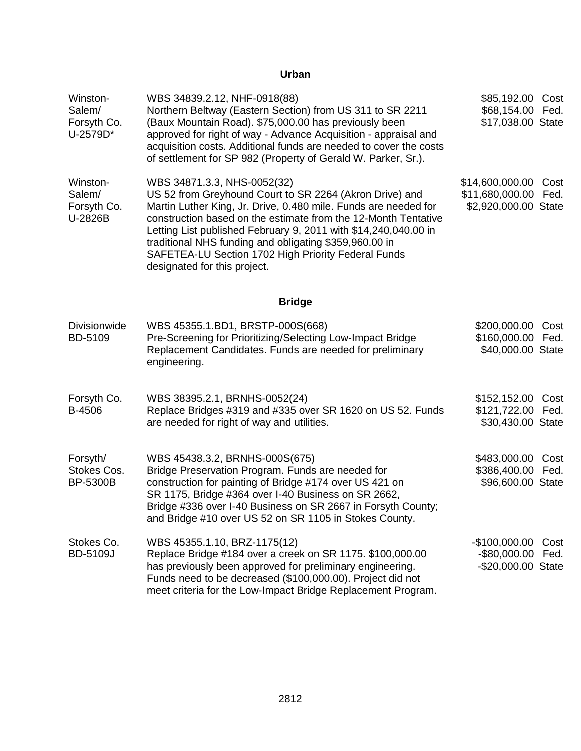## Urban

| | | |
|---|---|---|
| Winston-Salem/ Forsyth Co. U-2579D* | WBS 34839.2.12, NHF-0918(88)<br>Northern Beltway (Eastern Section) from US 311 to SR 2211 (Baux Mountain Road). $75,000.00 has previously been approved for right of way - Advance Acquisition - appraisal and acquisition costs. Additional funds are needed to cover the costs of settlement for SP 982 (Property of Gerald W. Parker, Sr.). | $85,192.00 Cost<br>$68,154.00 Fed.<br>$17,038.00 State |
| Winston-Salem/ Forsyth Co. U-2826B | WBS 34871.3.3, NHS-0052(32)<br>US 52 from Greyhound Court to SR 2264 (Akron Drive) and Martin Luther King, Jr. Drive, 0.480 mile. Funds are needed for construction based on the estimate from the 12-Month Tentative Letting List published February 9, 2011 with $14,240,040.00 in traditional NHS funding and obligating $359,960.00 in SAFETEA-LU Section 1702 High Priority Federal Funds designated for this project. | $14,600,000.00 Cost<br>$11,680,000.00 Fed.<br>$2,920,000.00 State |

## Bridge

| | | |
|---|---|---|
| Divisionwide BD-5109 | WBS 45355.1.BD1, BRSTP-000S(668)<br>Pre-Screening for Prioritizing/Selecting Low-Impact Bridge Replacement Candidates. Funds are needed for preliminary engineering. | $200,000.00 Cost<br>$160,000.00 Fed.<br>$40,000.00 State |
| Forsyth Co. B-4506 | WBS 38395.2.1, BRNHS-0052(24)<br>Replace Bridges #319 and #335 over SR 1620 on US 52. Funds are needed for right of way and utilities. | $152,152.00 Cost<br>$121,722.00 Fed.<br>$30,430.00 State |
| Forsyth/ Stokes Cos. BP-5300B | WBS 45438.3.2, BRNHS-000S(675)<br>Bridge Preservation Program. Funds are needed for construction for painting of Bridge #174 over US 421 on SR 1175, Bridge #364 over I-40 Business on SR 2662, Bridge #336 over I-40 Business on SR 2667 in Forsyth County; and Bridge #10 over US 52 on SR 1105 in Stokes County. | $483,000.00 Cost<br>$386,400.00 Fed.<br>$96,600.00 State |
| Stokes Co. BD-5109J | WBS 45355.1.10, BRZ-1175(12)<br>Replace Bridge #184 over a creek on SR 1175. $100,000.00 has previously been approved for preliminary engineering. Funds need to be decreased ($100,000.00). Project did not meet criteria for the Low-Impact Bridge Replacement Program. | -$100,000.00 Cost<br>-$80,000.00 Fed.<br>-$20,000.00 State |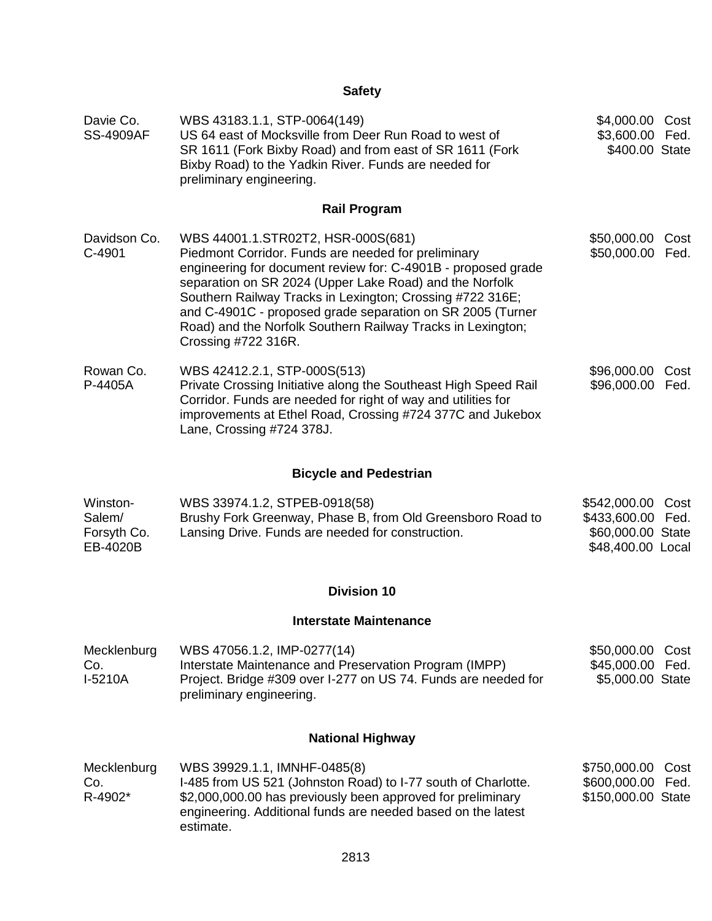## Safety

| | | |
|---|---|---|
| Davie Co.<br>SS-4909AF | WBS 43183.1.1, STP-0064(149)<br>US 64 east of Mocksville from Deer Run Road to west of SR 1611 (Fork Bixby Road) and from east of SR 1611 (Fork Bixby Road) to the Yadkin River. Funds are needed for preliminary engineering. | \$4,000.00 Cost<br>\$3,600.00 Fed.<br>\$400.00 State |

## Rail Program

| | | |
|---|---|---|
| Davidson Co.<br>C-4901 | WBS 44001.1.STR02T2, HSR-000S(681)<br>Piedmont Corridor. Funds are needed for preliminary engineering for document review for: C-4901B - proposed grade separation on SR 2024 (Upper Lake Road) and the Norfolk Southern Railway Tracks in Lexington; Crossing #722 316E; and C-4901C - proposed grade separation on SR 2005 (Turner Road) and the Norfolk Southern Railway Tracks in Lexington; Crossing #722 316R. | \$50,000.00 Cost<br>\$50,000.00 Fed. |
| Rowan Co.<br>P-4405A | WBS 42412.2.1, STP-000S(513)<br>Private Crossing Initiative along the Southeast High Speed Rail Corridor. Funds are needed for right of way and utilities for improvements at Ethel Road, Crossing #724 377C and Jukebox Lane, Crossing #724 378J. | \$96,000.00 Cost<br>\$96,000.00 Fed. |

## Bicycle and Pedestrian

| | | |
|---|---|---|
| Winston-Salem/<br>Forsyth Co.<br>EB-4020B | WBS 33974.1.2, STPEB-0918(58)<br>Brushy Fork Greenway, Phase B, from Old Greensboro Road to Lansing Drive. Funds are needed for construction. | \$542,000.00 Cost<br>\$433,600.00 Fed.<br>\$60,000.00 State<br>\$48,400.00 Local |

# Division 10

## Interstate Maintenance

| | | |
|---|---|---|
| Mecklenburg Co.<br>I-5210A | WBS 47056.1.2, IMP-0277(14)<br>Interstate Maintenance and Preservation Program (IMPP) Project. Bridge #309 over I-277 on US 74. Funds are needed for preliminary engineering. | \$50,000.00 Cost<br>\$45,000.00 Fed.<br>\$5,000.00 State |

## National Highway

| | | |
|---|---|---|
| Mecklenburg Co.<br>R-4902* | WBS 39929.1.1, IMNHF-0485(8)<br>I-485 from US 521 (Johnston Road) to I-77 south of Charlotte. \$2,000,000.00 has previously been approved for preliminary engineering. Additional funds are needed based on the latest estimate. | \$750,000.00 Cost<br>\$600,000.00 Fed.<br>\$150,000.00 State |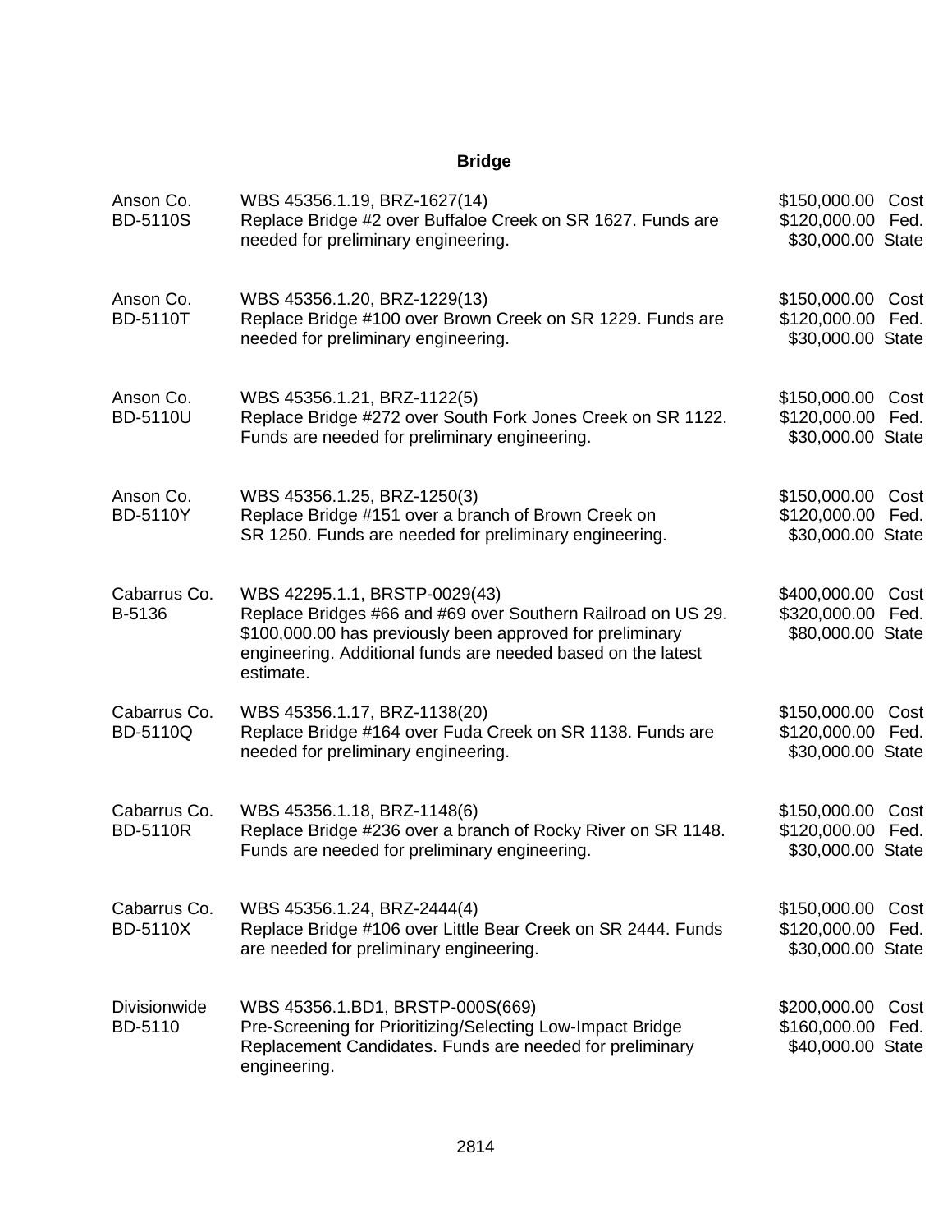## Bridge

| | | |
|---|---|---|
| Anson Co.<br>BD-5110S | WBS 45356.1.19, BRZ-1627(14)<br>Replace Bridge #2 over Buffaloe Creek on SR 1627. Funds are needed for preliminary engineering. | $150,000.00 Cost<br>$120,000.00 Fed.<br>$30,000.00 State |
| Anson Co.<br>BD-5110T | WBS 45356.1.20, BRZ-1229(13)<br>Replace Bridge #100 over Brown Creek on SR 1229. Funds are needed for preliminary engineering. | $150,000.00 Cost<br>$120,000.00 Fed.<br>$30,000.00 State |
| Anson Co.<br>BD-5110U | WBS 45356.1.21, BRZ-1122(5)<br>Replace Bridge #272 over South Fork Jones Creek on SR 1122. Funds are needed for preliminary engineering. | $150,000.00 Cost<br>$120,000.00 Fed.<br>$30,000.00 State |
| Anson Co.<br>BD-5110Y | WBS 45356.1.25, BRZ-1250(3)<br>Replace Bridge #151 over a branch of Brown Creek on SR 1250. Funds are needed for preliminary engineering. | $150,000.00 Cost<br>$120,000.00 Fed.<br>$30,000.00 State |
| Cabarrus Co.<br>B-5136 | WBS 42295.1.1, BRSTP-0029(43)<br>Replace Bridges #66 and #69 over Southern Railroad on US 29. $100,000.00 has previously been approved for preliminary engineering. Additional funds are needed based on the latest estimate. | $400,000.00 Cost<br>$320,000.00 Fed.<br>$80,000.00 State |
| Cabarrus Co.<br>BD-5110Q | WBS 45356.1.17, BRZ-1138(20)<br>Replace Bridge #164 over Fuda Creek on SR 1138. Funds are needed for preliminary engineering. | $150,000.00 Cost<br>$120,000.00 Fed.<br>$30,000.00 State |
| Cabarrus Co.<br>BD-5110R | WBS 45356.1.18, BRZ-1148(6)<br>Replace Bridge #236 over a branch of Rocky River on SR 1148. Funds are needed for preliminary engineering. | $150,000.00 Cost<br>$120,000.00 Fed.<br>$30,000.00 State |
| Cabarrus Co.<br>BD-5110X | WBS 45356.1.24, BRZ-2444(4)<br>Replace Bridge #106 over Little Bear Creek on SR 2444. Funds are needed for preliminary engineering. | $150,000.00 Cost<br>$120,000.00 Fed.<br>$30,000.00 State |
| Divisionwide<br>BD-5110 | WBS 45356.1.BD1, BRSTP-000S(669)<br>Pre-Screening for Prioritizing/Selecting Low-Impact Bridge Replacement Candidates. Funds are needed for preliminary engineering. | $200,000.00 Cost<br>$160,000.00 Fed.<br>$40,000.00 State |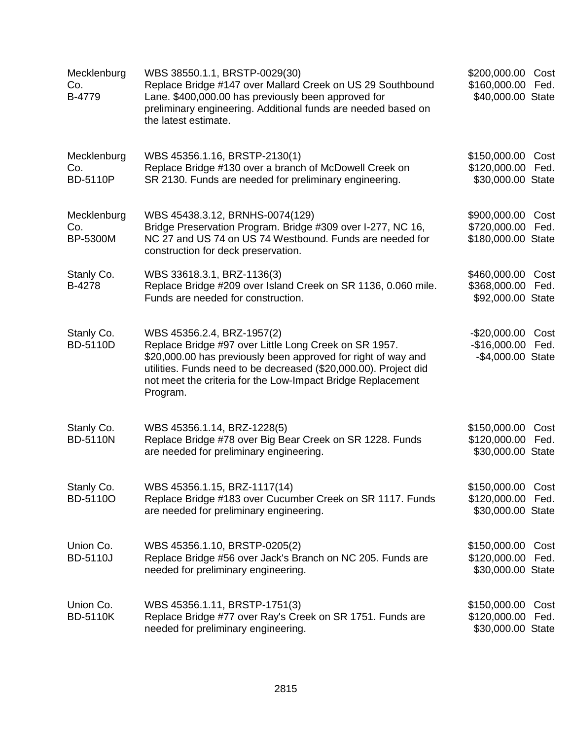| | | |
|---|---|---|
| Mecklenburg Co.<br>B-4779 | WBS 38550.1.1, BRSTP-0029(30)<br>Replace Bridge #147 over Mallard Creek on US 29 Southbound Lane. $400,000.00 has previously been approved for preliminary engineering. Additional funds are needed based on the latest estimate. | $200,000.00 Cost<br>$160,000.00 Fed.<br>$40,000.00 State |
| Mecklenburg Co.<br>BD-5110P | WBS 45356.1.16, BRSTP-2130(1)<br>Replace Bridge #130 over a branch of McDowell Creek on SR 2130. Funds are needed for preliminary engineering. | $150,000.00 Cost<br>$120,000.00 Fed.<br>$30,000.00 State |
| Mecklenburg Co.<br>BP-5300M | WBS 45438.3.12, BRNHS-0074(129)<br>Bridge Preservation Program. Bridge #309 over I-277, NC 16, NC 27 and US 74 on US 74 Westbound. Funds are needed for construction for deck preservation. | $900,000.00 Cost<br>$720,000.00 Fed.<br>$180,000.00 State |
| Stanly Co.<br>B-4278 | WBS 33618.3.1, BRZ-1136(3)<br>Replace Bridge #209 over Island Creek on SR 1136, 0.060 mile. Funds are needed for construction. | $460,000.00 Cost<br>$368,000.00 Fed.<br>$92,000.00 State |
| Stanly Co.<br>BD-5110D | WBS 45356.2.4, BRZ-1957(2)<br>Replace Bridge #97 over Little Long Creek on SR 1957. $20,000.00 has previously been approved for right of way and utilities. Funds need to be decreased ($20,000.00). Project did not meet the criteria for the Low-Impact Bridge Replacement Program. | -$20,000.00 Cost<br>-$16,000.00 Fed.<br>-$4,000.00 State |
| Stanly Co.<br>BD-5110N | WBS 45356.1.14, BRZ-1228(5)<br>Replace Bridge #78 over Big Bear Creek on SR 1228. Funds are needed for preliminary engineering. | $150,000.00 Cost<br>$120,000.00 Fed.<br>$30,000.00 State |
| Stanly Co.<br>BD-5110O | WBS 45356.1.15, BRZ-1117(14)<br>Replace Bridge #183 over Cucumber Creek on SR 1117. Funds are needed for preliminary engineering. | $150,000.00 Cost<br>$120,000.00 Fed.<br>$30,000.00 State |
| Union Co.<br>BD-5110J | WBS 45356.1.10, BRSTP-0205(2)<br>Replace Bridge #56 over Jack's Branch on NC 205. Funds are needed for preliminary engineering. | $150,000.00 Cost<br>$120,000.00 Fed.<br>$30,000.00 State |
| Union Co.<br>BD-5110K | WBS 45356.1.11, BRSTP-1751(3)<br>Replace Bridge #77 over Ray's Creek on SR 1751. Funds are needed for preliminary engineering. | $150,000.00 Cost<br>$120,000.00 Fed.<br>$30,000.00 State |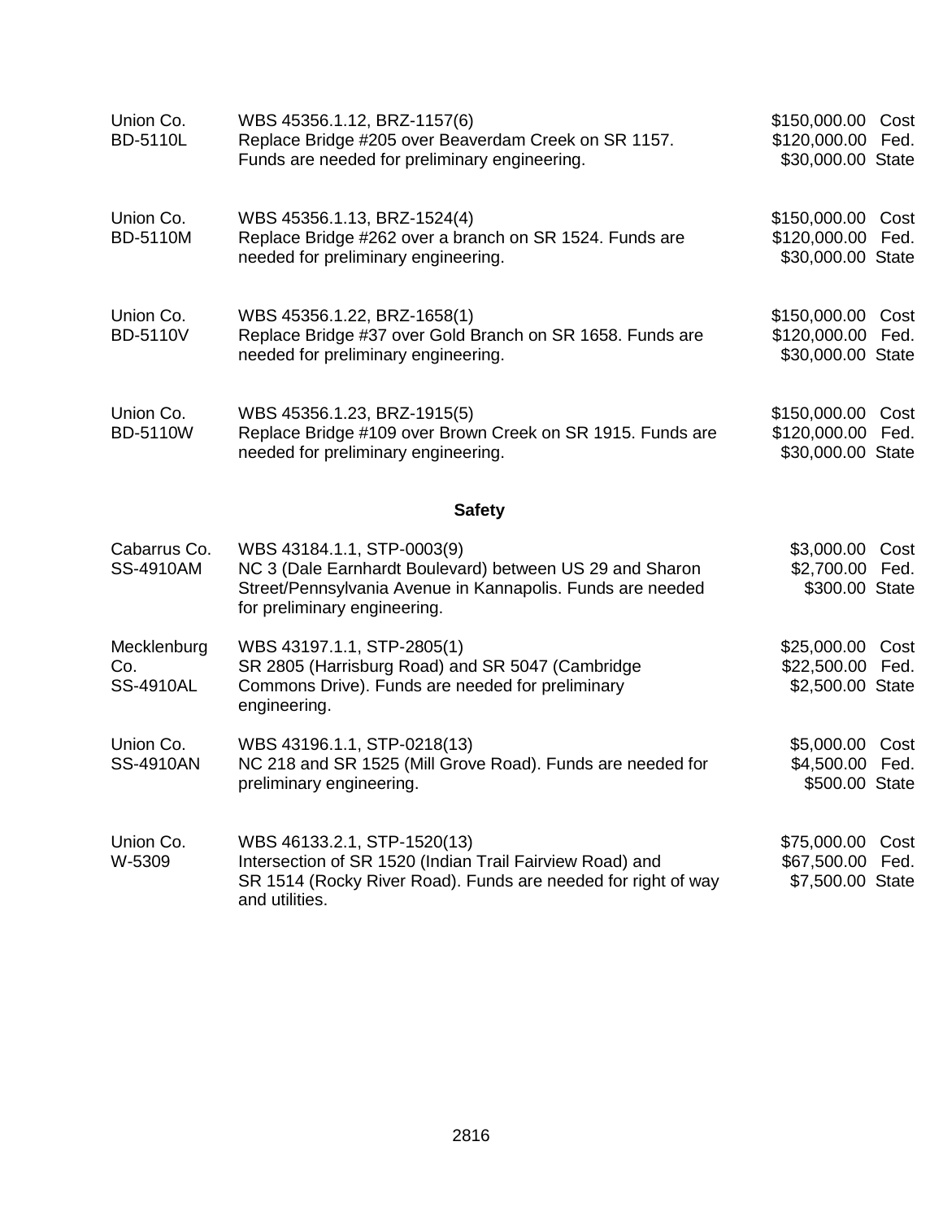| | | |
|---|---|---|
| Union Co.<br>BD-5110L | WBS 45356.1.12, BRZ-1157(6)<br>Replace Bridge #205 over Beaverdam Creek on SR 1157. Funds are needed for preliminary engineering. | $150,000.00 Cost<br>$120,000.00 Fed.<br>$30,000.00 State |
| Union Co.<br>BD-5110M | WBS 45356.1.13, BRZ-1524(4)<br>Replace Bridge #262 over a branch on SR 1524. Funds are needed for preliminary engineering. | $150,000.00 Cost<br>$120,000.00 Fed.<br>$30,000.00 State |
| Union Co.<br>BD-5110V | WBS 45356.1.22, BRZ-1658(1)<br>Replace Bridge #37 over Gold Branch on SR 1658. Funds are needed for preliminary engineering. | $150,000.00 Cost<br>$120,000.00 Fed.<br>$30,000.00 State |
| Union Co.<br>BD-5110W | WBS 45356.1.23, BRZ-1915(5)<br>Replace Bridge #109 over Brown Creek on SR 1915. Funds are needed for preliminary engineering. | $150,000.00 Cost<br>$120,000.00 Fed.<br>$30,000.00 State |

## Safety

| | | |
|---|---|---|
| Cabarrus Co.<br>SS-4910AM | WBS 43184.1.1, STP-0003(9)<br>NC 3 (Dale Earnhardt Boulevard) between US 29 and Sharon Street/Pennsylvania Avenue in Kannapolis. Funds are needed for preliminary engineering. | $3,000.00 Cost<br>$2,700.00 Fed.<br>$300.00 State |
| Mecklenburg Co.<br>SS-4910AL | WBS 43197.1.1, STP-2805(1)<br>SR 2805 (Harrisburg Road) and SR 5047 (Cambridge Commons Drive). Funds are needed for preliminary engineering. | $25,000.00 Cost<br>$22,500.00 Fed.<br>$2,500.00 State |
| Union Co.<br>SS-4910AN | WBS 43196.1.1, STP-0218(13)<br>NC 218 and SR 1525 (Mill Grove Road). Funds are needed for preliminary engineering. | $5,000.00 Cost<br>$4,500.00 Fed.<br>$500.00 State |
| Union Co.<br>W-5309 | WBS 46133.2.1, STP-1520(13)<br>Intersection of SR 1520 (Indian Trail Fairview Road) and SR 1514 (Rocky River Road). Funds are needed for right of way and utilities. | $75,000.00 Cost<br>$67,500.00 Fed.<br>$7,500.00 State |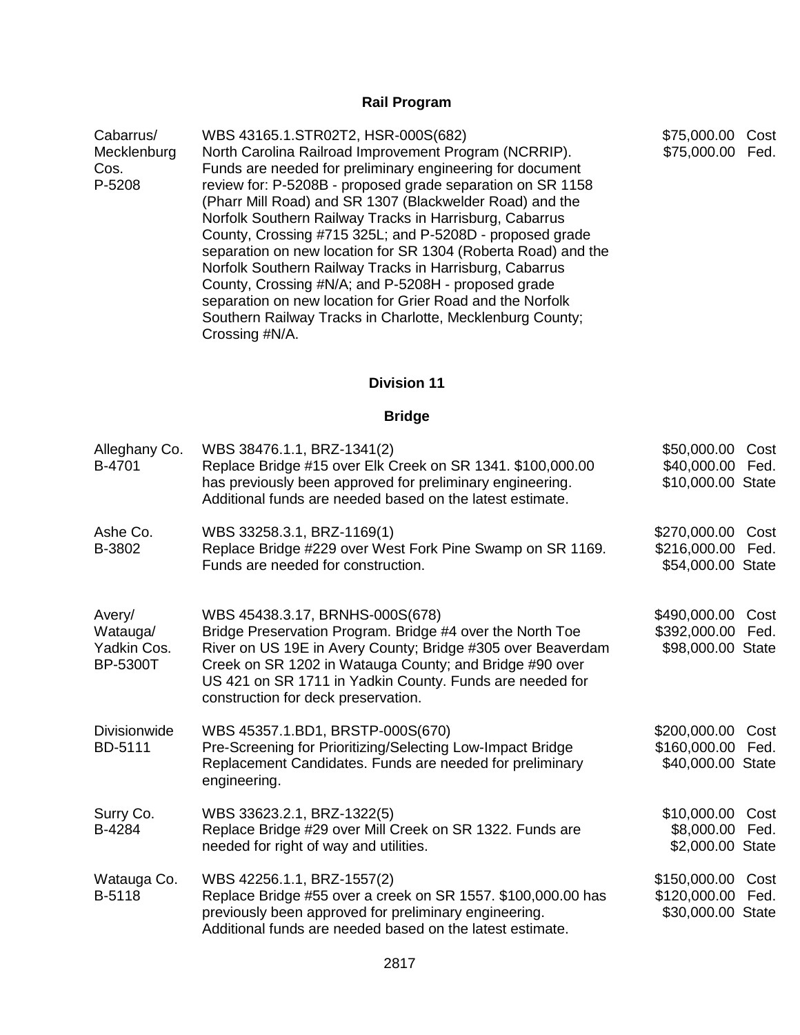## Rail Program

| | | |
|---|---|---|
| Cabarrus/ Mecklenburg Cos. P-5208 | WBS 43165.1.STR02T2, HSR-000S(682) North Carolina Railroad Improvement Program (NCRRIP). Funds are needed for preliminary engineering for document review for: P-5208B - proposed grade separation on SR 1158 (Pharr Mill Road) and SR 1307 (Blackwelder Road) and the Norfolk Southern Railway Tracks in Harrisburg, Cabarrus County, Crossing #715 325L; and P-5208D - proposed grade separation on new location for SR 1304 (Roberta Road) and the Norfolk Southern Railway Tracks in Harrisburg, Cabarrus County, Crossing #N/A; and P-5208H - proposed grade separation on new location for Grier Road and the Norfolk Southern Railway Tracks in Charlotte, Mecklenburg County; Crossing #N/A. | \$75,000.00 Cost<br>\$75,000.00 Fed. |

## Division 11

### Bridge

| | | |
|---|---|---|
| Alleghany Co. B-4701 | WBS 38476.1.1, BRZ-1341(2) Replace Bridge #15 over Elk Creek on SR 1341. \$100,000.00 has previously been approved for preliminary engineering. Additional funds are needed based on the latest estimate. | \$50,000.00 Cost<br>\$40,000.00 Fed.<br>\$10,000.00 State |
| Ashe Co. B-3802 | WBS 33258.3.1, BRZ-1169(1) Replace Bridge #229 over West Fork Pine Swamp on SR 1169. Funds are needed for construction. | \$270,000.00 Cost<br>\$216,000.00 Fed.<br>\$54,000.00 State |
| Avery/ Watauga/ Yadkin Cos. BP-5300T | WBS 45438.3.17, BRNHS-000S(678) Bridge Preservation Program. Bridge #4 over the North Toe River on US 19E in Avery County; Bridge #305 over Beaverdam Creek on SR 1202 in Watauga County; and Bridge #90 over US 421 on SR 1711 in Yadkin County. Funds are needed for construction for deck preservation. | \$490,000.00 Cost<br>\$392,000.00 Fed.<br>\$98,000.00 State |
| Divisionwide BD-5111 | WBS 45357.1.BD1, BRSTP-000S(670) Pre-Screening for Prioritizing/Selecting Low-Impact Bridge Replacement Candidates. Funds are needed for preliminary engineering. | \$200,000.00 Cost<br>\$160,000.00 Fed.<br>\$40,000.00 State |
| Surry Co. B-4284 | WBS 33623.2.1, BRZ-1322(5) Replace Bridge #29 over Mill Creek on SR 1322. Funds are needed for right of way and utilities. | \$10,000.00 Cost<br>\$8,000.00 Fed.<br>\$2,000.00 State |
| Watauga Co. B-5118 | WBS 42256.1.1, BRZ-1557(2) Replace Bridge #55 over a creek on SR 1557. \$100,000.00 has previously been approved for preliminary engineering. Additional funds are needed based on the latest estimate. | \$150,000.00 Cost<br>\$120,000.00 Fed.<br>\$30,000.00 State |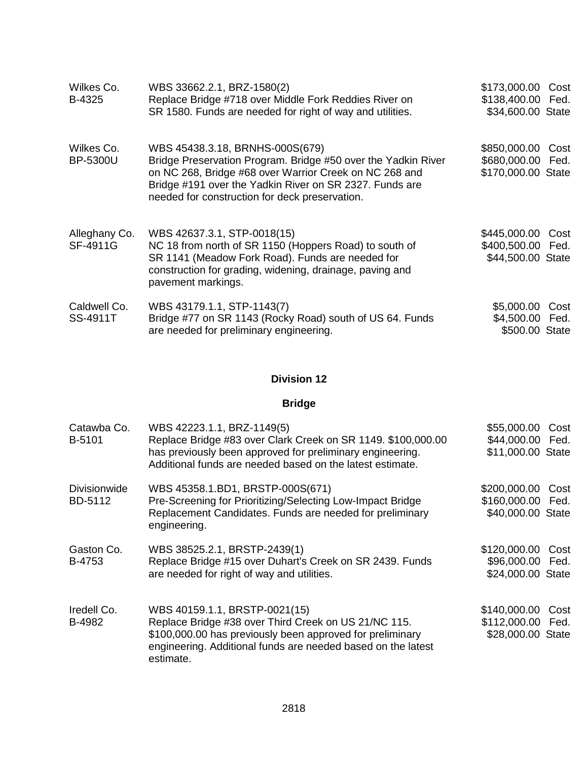| | | |
|---|---|---|
| Wilkes Co.<br>B-4325 | WBS 33662.2.1, BRZ-1580(2)<br>Replace Bridge #718 over Middle Fork Reddies River on SR 1580. Funds are needed for right of way and utilities. | $173,000.00 Cost<br>$138,400.00 Fed.<br>$34,600.00 State |
| Wilkes Co.<br>BP-5300U | WBS 45438.3.18, BRNHS-000S(679)<br>Bridge Preservation Program. Bridge #50 over the Yadkin River on NC 268, Bridge #68 over Warrior Creek on NC 268 and Bridge #191 over the Yadkin River on SR 2327. Funds are needed for construction for deck preservation. | $850,000.00 Cost<br>$680,000.00 Fed.<br>$170,000.00 State |
| Alleghany Co.<br>SF-4911G | WBS 42637.3.1, STP-0018(15)<br>NC 18 from north of SR 1150 (Hoppers Road) to south of SR 1141 (Meadow Fork Road). Funds are needed for construction for grading, widening, drainage, paving and pavement markings. | $445,000.00 Cost<br>$400,500.00 Fed.<br>$44,500.00 State |
| Caldwell Co.<br>SS-4911T | WBS 43179.1.1, STP-1143(7)<br>Bridge #77 on SR 1143 (Rocky Road) south of US 64. Funds are needed for preliminary engineering. | $5,000.00 Cost<br>$4,500.00 Fed.<br>$500.00 State |

## Division 12

### Bridge

| | | |
|---|---|---|
| Catawba Co.<br>B-5101 | WBS 42223.1.1, BRZ-1149(5)<br>Replace Bridge #83 over Clark Creek on SR 1149. $100,000.00 has previously been approved for preliminary engineering. Additional funds are needed based on the latest estimate. | $55,000.00 Cost<br>$44,000.00 Fed.<br>$11,000.00 State |
| Divisionwide<br>BD-5112 | WBS 45358.1.BD1, BRSTP-000S(671)<br>Pre-Screening for Prioritizing/Selecting Low-Impact Bridge Replacement Candidates. Funds are needed for preliminary engineering. | $200,000.00 Cost<br>$160,000.00 Fed.<br>$40,000.00 State |
| Gaston Co.<br>B-4753 | WBS 38525.2.1, BRSTP-2439(1)<br>Replace Bridge #15 over Duhart's Creek on SR 2439. Funds are needed for right of way and utilities. | $120,000.00 Cost<br>$96,000.00 Fed.<br>$24,000.00 State |
| Iredell Co.<br>B-4982 | WBS 40159.1.1, BRSTP-0021(15)<br>Replace Bridge #38 over Third Creek on US 21/NC 115. $100,000.00 has previously been approved for preliminary engineering. Additional funds are needed based on the latest estimate. | $140,000.00 Cost<br>$112,000.00 Fed.<br>$28,000.00 State |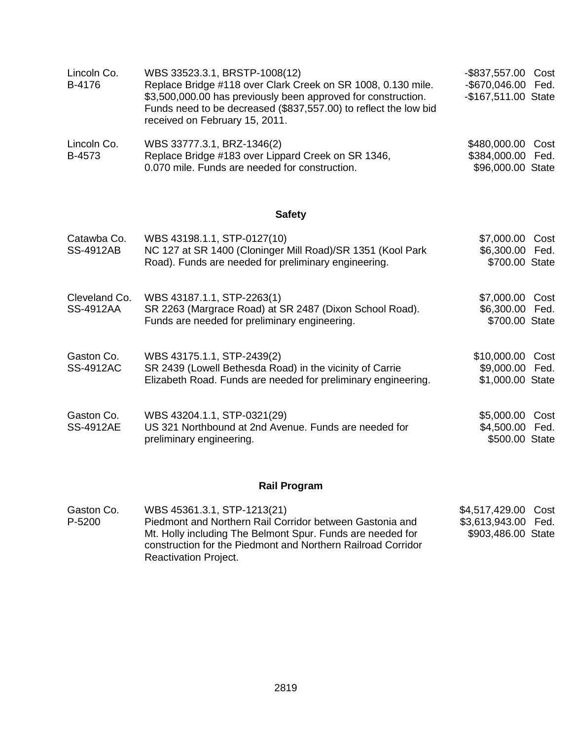| | | |
|---|---|---|
| Lincoln Co.<br>B-4176 | WBS 33523.3.1, BRSTP-1008(12)<br>Replace Bridge #118 over Clark Creek on SR 1008, 0.130 mile. $3,500,000.00 has previously been approved for construction. Funds need to be decreased ($837,557.00) to reflect the low bid received on February 15, 2011. | -$837,557.00 Cost<br>-$670,046.00 Fed.<br>-$167,511.00 State |
| Lincoln Co.<br>B-4573 | WBS 33777.3.1, BRZ-1346(2)<br>Replace Bridge #183 over Lippard Creek on SR 1346, 0.070 mile. Funds are needed for construction. | $480,000.00 Cost<br>$384,000.00 Fed.<br>$96,000.00 State |

### Safety

| | | |
|---|---|---|
| Catawba Co.<br>SS-4912AB | WBS 43198.1.1, STP-0127(10)<br>NC 127 at SR 1400 (Cloninger Mill Road)/SR 1351 (Kool Park Road). Funds are needed for preliminary engineering. | $7,000.00 Cost<br>$6,300.00 Fed.<br>$700.00 State |
| Cleveland Co.<br>SS-4912AA | WBS 43187.1.1, STP-2263(1)<br>SR 2263 (Margrace Road) at SR 2487 (Dixon School Road). Funds are needed for preliminary engineering. | $7,000.00 Cost<br>$6,300.00 Fed.<br>$700.00 State |
| Gaston Co.<br>SS-4912AC | WBS 43175.1.1, STP-2439(2)<br>SR 2439 (Lowell Bethesda Road) in the vicinity of Carrie Elizabeth Road. Funds are needed for preliminary engineering. | $10,000.00 Cost<br>$9,000.00 Fed.<br>$1,000.00 State |
| Gaston Co.<br>SS-4912AE | WBS 43204.1.1, STP-0321(29)<br>US 321 Northbound at 2nd Avenue. Funds are needed for preliminary engineering. | $5,000.00 Cost<br>$4,500.00 Fed.<br>$500.00 State |

### Rail Program

| | | |
|---|---|---|
| Gaston Co.<br>P-5200 | WBS 45361.3.1, STP-1213(21)<br>Piedmont and Northern Rail Corridor between Gastonia and Mt. Holly including The Belmont Spur. Funds are needed for construction for the Piedmont and Northern Railroad Corridor Reactivation Project. | $4,517,429.00 Cost<br>$3,613,943.00 Fed.<br>$903,486.00 State |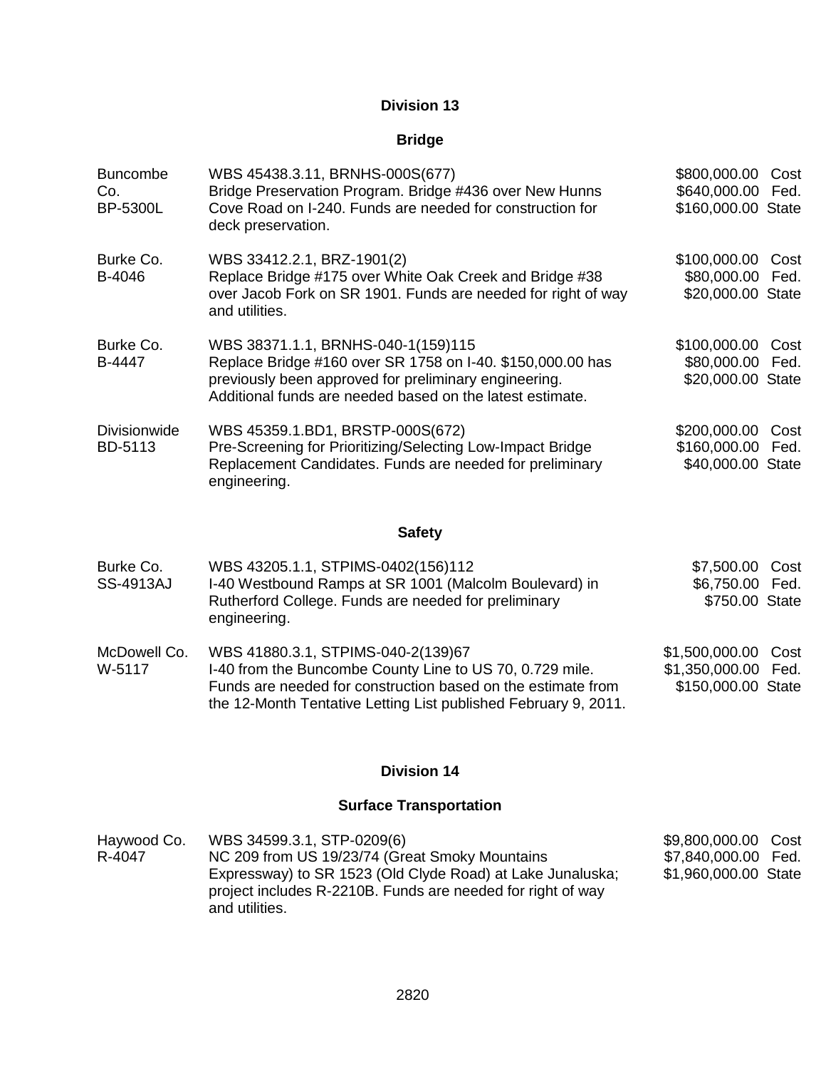## Division 13

### Bridge

| | | |
|---|---|---|
| Buncombe Co. BP-5300L | WBS 45438.3.11, BRNHS-000S(677) Bridge Preservation Program. Bridge #436 over New Hunns Cove Road on I-240. Funds are needed for construction for deck preservation. | $800,000.00 Cost $640,000.00 Fed. $160,000.00 State |
| Burke Co. B-4046 | WBS 33412.2.1, BRZ-1901(2) Replace Bridge #175 over White Oak Creek and Bridge #38 over Jacob Fork on SR 1901. Funds are needed for right of way and utilities. | $100,000.00 Cost $80,000.00 Fed. $20,000.00 State |
| Burke Co. B-4447 | WBS 38371.1.1, BRNHS-040-1(159)115 Replace Bridge #160 over SR 1758 on I-40. $150,000.00 has previously been approved for preliminary engineering. Additional funds are needed based on the latest estimate. | $100,000.00 Cost $80,000.00 Fed. $20,000.00 State |
| Divisionwide BD-5113 | WBS 45359.1.BD1, BRSTP-000S(672) Pre-Screening for Prioritizing/Selecting Low-Impact Bridge Replacement Candidates. Funds are needed for preliminary engineering. | $200,000.00 Cost $160,000.00 Fed. $40,000.00 State |

### Safety

| | | |
|---|---|---|
| Burke Co. SS-4913AJ | WBS 43205.1.1, STPIMS-0402(156)112 I-40 Westbound Ramps at SR 1001 (Malcolm Boulevard) in Rutherford College. Funds are needed for preliminary engineering. | $7,500.00 Cost $6,750.00 Fed. $750.00 State |
| McDowell Co. W-5117 | WBS 41880.3.1, STPIMS-040-2(139)67 I-40 from the Buncombe County Line to US 70, 0.729 mile. Funds are needed for construction based on the estimate from the 12-Month Tentative Letting List published February 9, 2011. | $1,500,000.00 Cost $1,350,000.00 Fed. $150,000.00 State |

## Division 14

### Surface Transportation

| | | |
|---|---|---|
| Haywood Co. R-4047 | WBS 34599.3.1, STP-0209(6) NC 209 from US 19/23/74 (Great Smoky Mountains Expressway) to SR 1523 (Old Clyde Road) at Lake Junaluska; project includes R-2210B. Funds are needed for right of way and utilities. | $9,800,000.00 Cost $7,840,000.00 Fed. $1,960,000.00 State |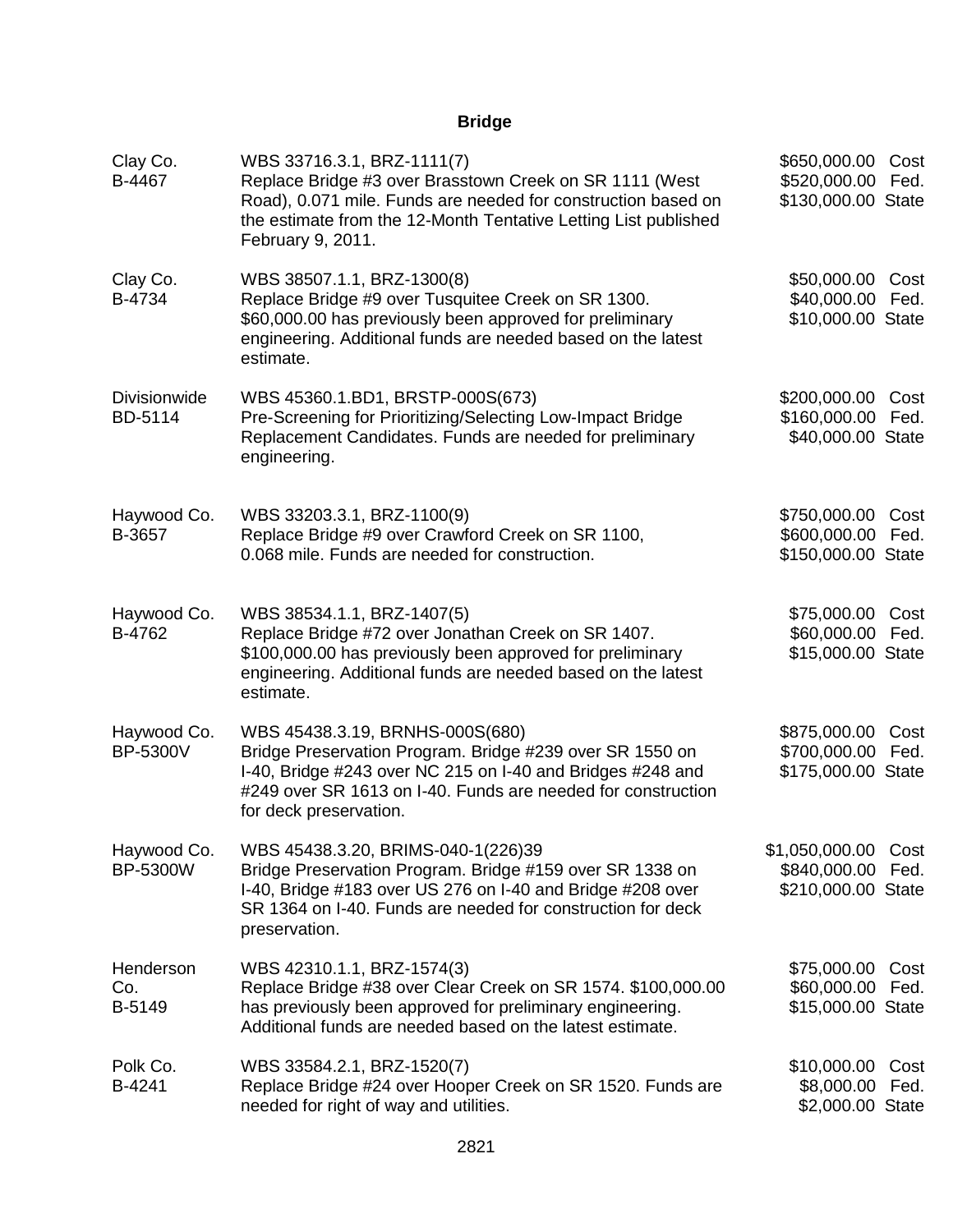# Bridge

| | | |
|---|---|---|
| Clay Co.<br>B-4467 | WBS 33716.3.1, BRZ-1111(7)<br>Replace Bridge #3 over Brasstown Creek on SR 1111 (West Road), 0.071 mile. Funds are needed for construction based on the estimate from the 12-Month Tentative Letting List published February 9, 2011. | $650,000.00 Cost<br>$520,000.00 Fed.<br>$130,000.00 State |
| Clay Co.<br>B-4734 | WBS 38507.1.1, BRZ-1300(8)<br>Replace Bridge #9 over Tusquitee Creek on SR 1300. $60,000.00 has previously been approved for preliminary engineering. Additional funds are needed based on the latest estimate. | $50,000.00 Cost<br>$40,000.00 Fed.<br>$10,000.00 State |
| Divisionwide<br>BD-5114 | WBS 45360.1.BD1, BRSTP-000S(673)<br>Pre-Screening for Prioritizing/Selecting Low-Impact Bridge Replacement Candidates. Funds are needed for preliminary engineering. | $200,000.00 Cost<br>$160,000.00 Fed.<br>$40,000.00 State |
| Haywood Co.<br>B-3657 | WBS 33203.3.1, BRZ-1100(9)<br>Replace Bridge #9 over Crawford Creek on SR 1100, 0.068 mile. Funds are needed for construction. | $750,000.00 Cost<br>$600,000.00 Fed.<br>$150,000.00 State |
| Haywood Co.<br>B-4762 | WBS 38534.1.1, BRZ-1407(5)<br>Replace Bridge #72 over Jonathan Creek on SR 1407. $100,000.00 has previously been approved for preliminary engineering. Additional funds are needed based on the latest estimate. | $75,000.00 Cost<br>$60,000.00 Fed.<br>$15,000.00 State |
| Haywood Co.<br>BP-5300V | WBS 45438.3.19, BRNHS-000S(680)<br>Bridge Preservation Program. Bridge #239 over SR 1550 on I-40, Bridge #243 over NC 215 on I-40 and Bridges #248 and #249 over SR 1613 on I-40. Funds are needed for construction for deck preservation. | $875,000.00 Cost<br>$700,000.00 Fed.<br>$175,000.00 State |
| Haywood Co.<br>BP-5300W | WBS 45438.3.20, BRIMS-040-1(226)39<br>Bridge Preservation Program. Bridge #159 over SR 1338 on I-40, Bridge #183 over US 276 on I-40 and Bridge #208 over SR 1364 on I-40. Funds are needed for construction for deck preservation. | $1,050,000.00 Cost<br>$840,000.00 Fed.<br>$210,000.00 State |
| Henderson Co.<br>B-5149 | WBS 42310.1.1, BRZ-1574(3)<br>Replace Bridge #38 over Clear Creek on SR 1574. $100,000.00 has previously been approved for preliminary engineering. Additional funds are needed based on the latest estimate. | $75,000.00 Cost<br>$60,000.00 Fed.<br>$15,000.00 State |
| Polk Co.<br>B-4241 | WBS 33584.2.1, BRZ-1520(7)<br>Replace Bridge #24 over Hooper Creek on SR 1520. Funds are needed for right of way and utilities. | $10,000.00 Cost<br>$8,000.00 Fed.<br>$2,000.00 State |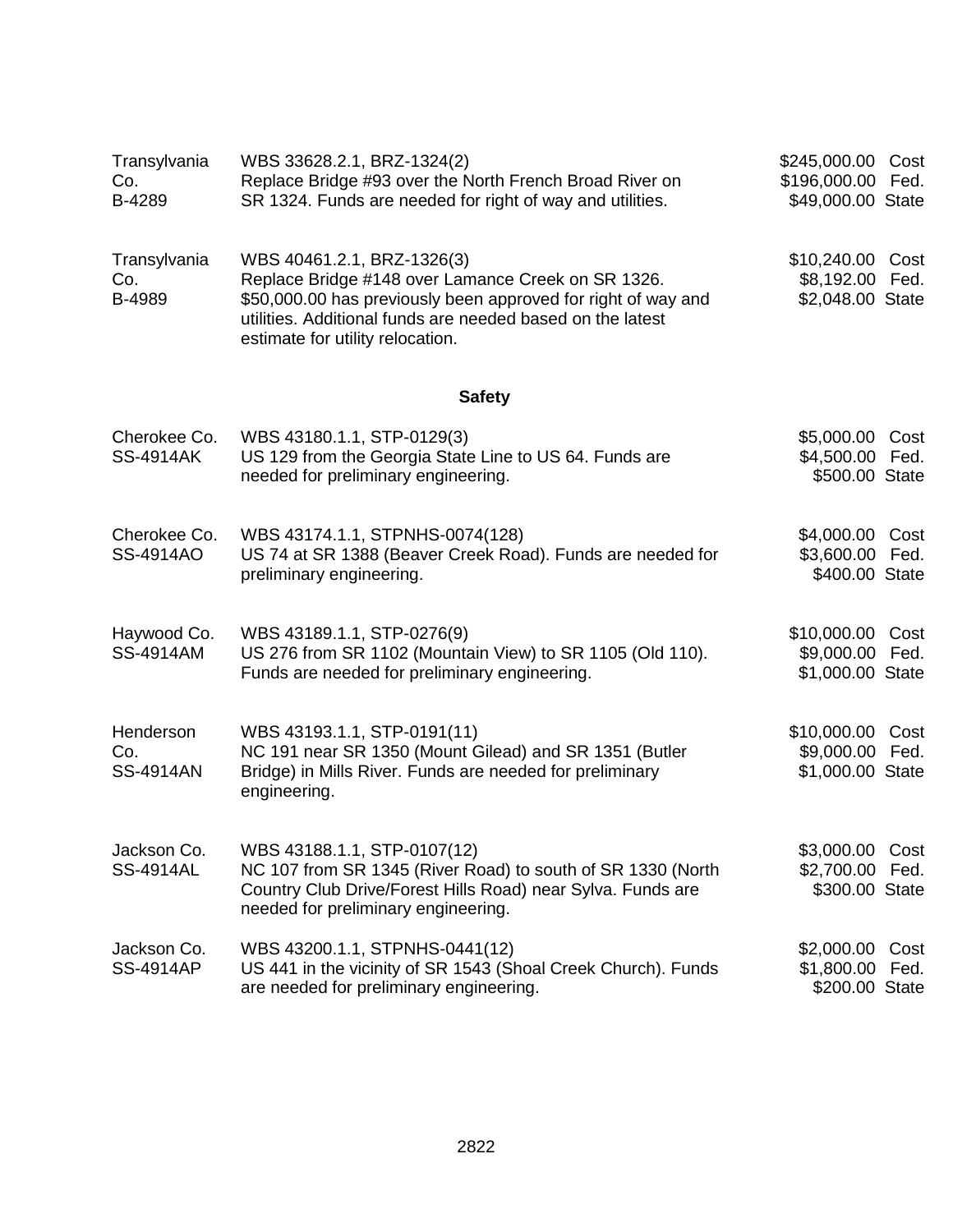| | | |
|---|---|---|
| Transylvania Co.<br>B-4289 | WBS 33628.2.1, BRZ-1324(2)<br>Replace Bridge #93 over the North French Broad River on SR 1324. Funds are needed for right of way and utilities. | $245,000.00 Cost<br>$196,000.00 Fed.<br>$49,000.00 State |
| Transylvania Co.<br>B-4989 | WBS 40461.2.1, BRZ-1326(3)<br>Replace Bridge #148 over Lamance Creek on SR 1326. $50,000.00 has previously been approved for right of way and utilities. Additional funds are needed based on the latest estimate for utility relocation. | $10,240.00 Cost<br>$8,192.00 Fed.<br>$2,048.00 State |

**Safety**

| | | |
|---|---|---|
| Cherokee Co.<br>SS-4914AK | WBS 43180.1.1, STP-0129(3)<br>US 129 from the Georgia State Line to US 64. Funds are needed for preliminary engineering. | $5,000.00 Cost<br>$4,500.00 Fed.<br>$500.00 State |
| Cherokee Co.<br>SS-4914AO | WBS 43174.1.1, STPNHS-0074(128)<br>US 74 at SR 1388 (Beaver Creek Road). Funds are needed for preliminary engineering. | $4,000.00 Cost<br>$3,600.00 Fed.<br>$400.00 State |
| Haywood Co.<br>SS-4914AM | WBS 43189.1.1, STP-0276(9)<br>US 276 from SR 1102 (Mountain View) to SR 1105 (Old 110). Funds are needed for preliminary engineering. | $10,000.00 Cost<br>$9,000.00 Fed.<br>$1,000.00 State |
| Henderson Co.<br>SS-4914AN | WBS 43193.1.1, STP-0191(11)<br>NC 191 near SR 1350 (Mount Gilead) and SR 1351 (Butler Bridge) in Mills River. Funds are needed for preliminary engineering. | $10,000.00 Cost<br>$9,000.00 Fed.<br>$1,000.00 State |
| Jackson Co.<br>SS-4914AL | WBS 43188.1.1, STP-0107(12)<br>NC 107 from SR 1345 (River Road) to south of SR 1330 (North Country Club Drive/Forest Hills Road) near Sylva. Funds are needed for preliminary engineering. | $3,000.00 Cost<br>$2,700.00 Fed.<br>$300.00 State |
| Jackson Co.<br>SS-4914AP | WBS 43200.1.1, STPNHS-0441(12)<br>US 441 in the vicinity of SR 1543 (Shoal Creek Church). Funds are needed for preliminary engineering. | $2,000.00 Cost<br>$1,800.00 Fed.<br>$200.00 State |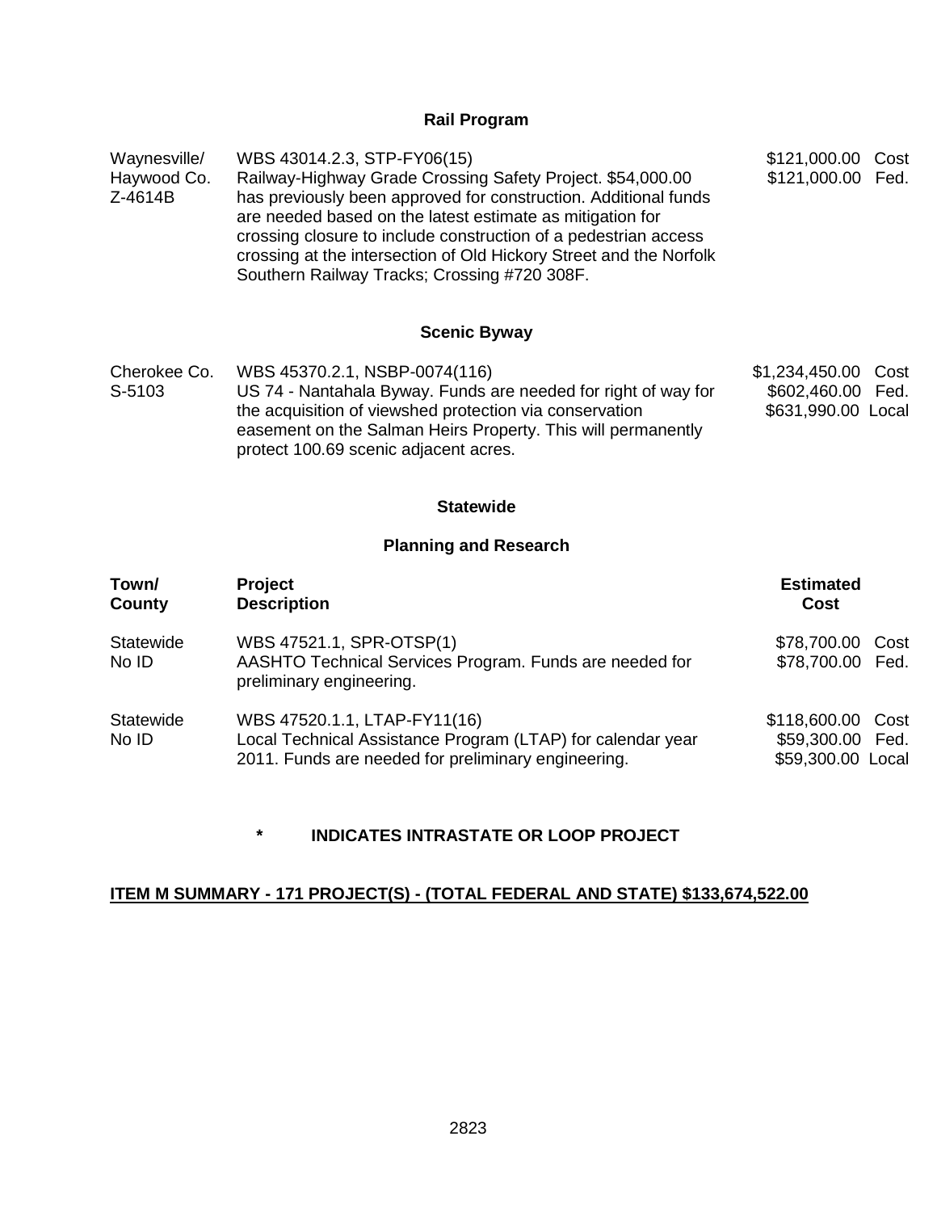## Rail Program

| | | |
|---|---|---|
| Waynesville/ Haywood Co. Z-4614B | WBS 43014.2.3, STP-FY06(15) Railway-Highway Grade Crossing Safety Project. $54,000.00 has previously been approved for construction. Additional funds are needed based on the latest estimate as mitigation for crossing closure to include construction of a pedestrian access crossing at the intersection of Old Hickory Street and the Norfolk Southern Railway Tracks; Crossing #720 308F. | $121,000.00 Cost<br>$121,000.00 Fed. |

## Scenic Byway

| | | |
|---|---|---|
| Cherokee Co. S-5103 | WBS 45370.2.1, NSBP-0074(116) US 74 - Nantahala Byway. Funds are needed for right of way for the acquisition of viewshed protection via conservation easement on the Salman Heirs Property. This will permanently protect 100.69 scenic adjacent acres. | $1,234,450.00 Cost<br>$602,460.00 Fed.<br>$631,990.00 Local |

## Statewide

## Planning and Research

| Town/ County | Project Description | Estimated Cost |
|---|---|---|
| Statewide No ID | WBS 47521.1, SPR-OTSP(1) AASHTO Technical Services Program. Funds are needed for preliminary engineering. | $78,700.00 Cost<br>$78,700.00 Fed. |
| Statewide No ID | WBS 47520.1.1, LTAP-FY11(16) Local Technical Assistance Program (LTAP) for calendar year 2011. Funds are needed for preliminary engineering. | $118,600.00 Cost<br>$59,300.00 Fed.<br>$59,300.00 Local |

**\* INDICATES INTRASTATE OR LOOP PROJECT**

**ITEM M SUMMARY - 171 PROJECT(S) - (TOTAL FEDERAL AND STATE) $133,674,522.00**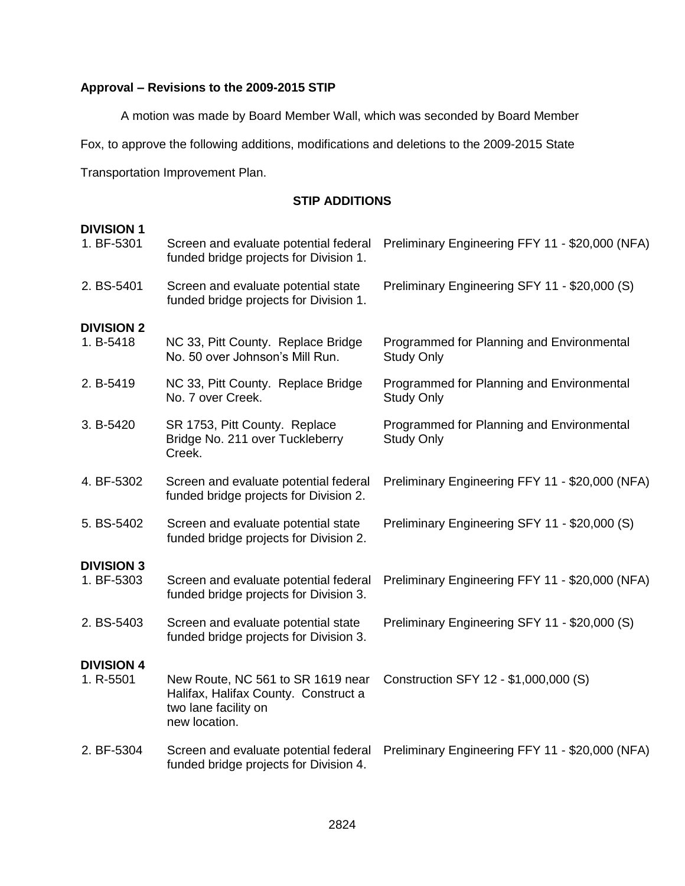**Approval – Revisions to the 2009-2015 STIP**

A motion was made by Board Member Wall, which was seconded by Board Member Fox, to approve the following additions, modifications and deletions to the 2009-2015 State Transportation Improvement Plan.

**STIP ADDITIONS**

**DIVISION 1**

| | | |
|---|---|---|
| 1. BF-5301 | Screen and evaluate potential federal funded bridge projects for Division 1. | Preliminary Engineering FFY 11 - $20,000 (NFA) |
| 2. BS-5401 | Screen and evaluate potential state funded bridge projects for Division 1. | Preliminary Engineering SFY 11 - $20,000 (S) |

**DIVISION 2**

| | | |
|---|---|---|
| 1. B-5418 | NC 33, Pitt County. Replace Bridge No. 50 over Johnson's Mill Run. | Programmed for Planning and Environmental Study Only |
| 2. B-5419 | NC 33, Pitt County. Replace Bridge No. 7 over Creek. | Programmed for Planning and Environmental Study Only |
| 3. B-5420 | SR 1753, Pitt County. Replace Bridge No. 211 over Tuckleberry Creek. | Programmed for Planning and Environmental Study Only |
| 4. BF-5302 | Screen and evaluate potential federal funded bridge projects for Division 2. | Preliminary Engineering FFY 11 - $20,000 (NFA) |
| 5. BS-5402 | Screen and evaluate potential state funded bridge projects for Division 2. | Preliminary Engineering SFY 11 - $20,000 (S) |

**DIVISION 3**

| | | |
|---|---|---|
| 1. BF-5303 | Screen and evaluate potential federal funded bridge projects for Division 3. | Preliminary Engineering FFY 11 - $20,000 (NFA) |
| 2. BS-5403 | Screen and evaluate potential state funded bridge projects for Division 3. | Preliminary Engineering SFY 11 - $20,000 (S) |

**DIVISION 4**

| | | |
|---|---|---|
| 1. R-5501 | New Route, NC 561 to SR 1619 near Halifax, Halifax County. Construct a two lane facility on new location. | Construction SFY 12 - $1,000,000 (S) |
| 2. BF-5304 | Screen and evaluate potential federal funded bridge projects for Division 4. | Preliminary Engineering FFY 11 - $20,000 (NFA) |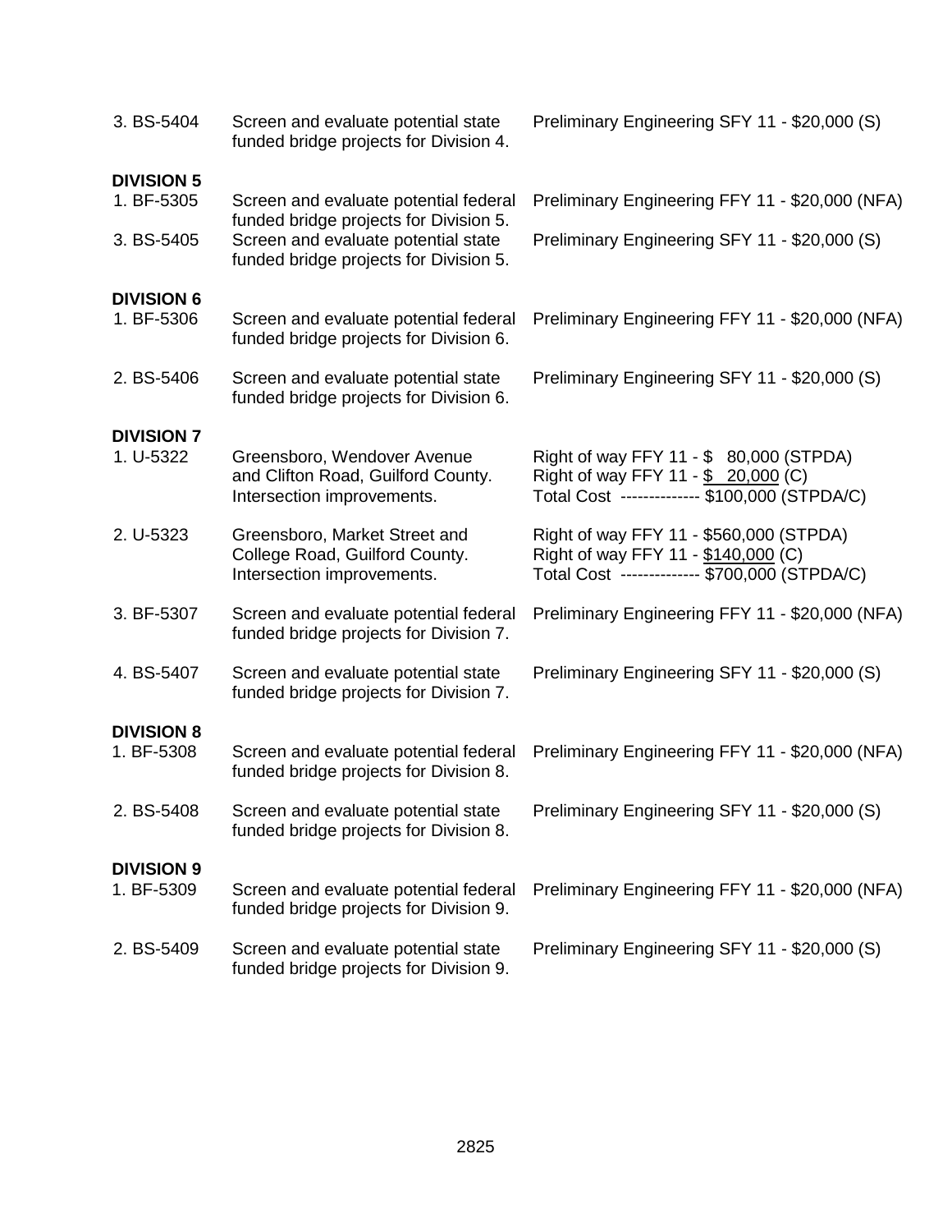| | | |
|---|---|---|
| 3. BS-5404 | Screen and evaluate potential state funded bridge projects for Division 4. | Preliminary Engineering SFY 11 - $20,000 (S) |

**DIVISION 5**

| | | |
|---|---|---|
| 1. BF-5305 | Screen and evaluate potential federal funded bridge projects for Division 5. | Preliminary Engineering FFY 11 - $20,000 (NFA) |
| 3. BS-5405 | Screen and evaluate potential state funded bridge projects for Division 5. | Preliminary Engineering SFY 11 - $20,000 (S) |

**DIVISION 6**

| | | |
|---|---|---|
| 1. BF-5306 | Screen and evaluate potential federal funded bridge projects for Division 6. | Preliminary Engineering FFY 11 - $20,000 (NFA) |
| 2. BS-5406 | Screen and evaluate potential state funded bridge projects for Division 6. | Preliminary Engineering SFY 11 - $20,000 (S) |

**DIVISION 7**

| | | |
|---|---|---|
| 1. U-5322 | Greensboro, Wendover Avenue and Clifton Road, Guilford County. Intersection improvements. | Right of way FFY 11 - $ 80,000 (STPDA)<br>Right of way FFY 11 - $ 20,000 (C)<br>Total Cost -------------- $100,000 (STPDA/C) |
| 2. U-5323 | Greensboro, Market Street and College Road, Guilford County. Intersection improvements. | Right of way FFY 11 - $560,000 (STPDA)<br>Right of way FFY 11 - $140,000 (C)<br>Total Cost -------------- $700,000 (STPDA/C) |
| 3. BF-5307 | Screen and evaluate potential federal funded bridge projects for Division 7. | Preliminary Engineering FFY 11 - $20,000 (NFA) |
| 4. BS-5407 | Screen and evaluate potential state funded bridge projects for Division 7. | Preliminary Engineering SFY 11 - $20,000 (S) |

**DIVISION 8**

| | | |
|---|---|---|
| 1. BF-5308 | Screen and evaluate potential federal funded bridge projects for Division 8. | Preliminary Engineering FFY 11 - $20,000 (NFA) |
| 2. BS-5408 | Screen and evaluate potential state funded bridge projects for Division 8. | Preliminary Engineering SFY 11 - $20,000 (S) |

**DIVISION 9**

| | | |
|---|---|---|
| 1. BF-5309 | Screen and evaluate potential federal funded bridge projects for Division 9. | Preliminary Engineering FFY 11 - $20,000 (NFA) |
| 2. BS-5409 | Screen and evaluate potential state funded bridge projects for Division 9. | Preliminary Engineering SFY 11 - $20,000 (S) |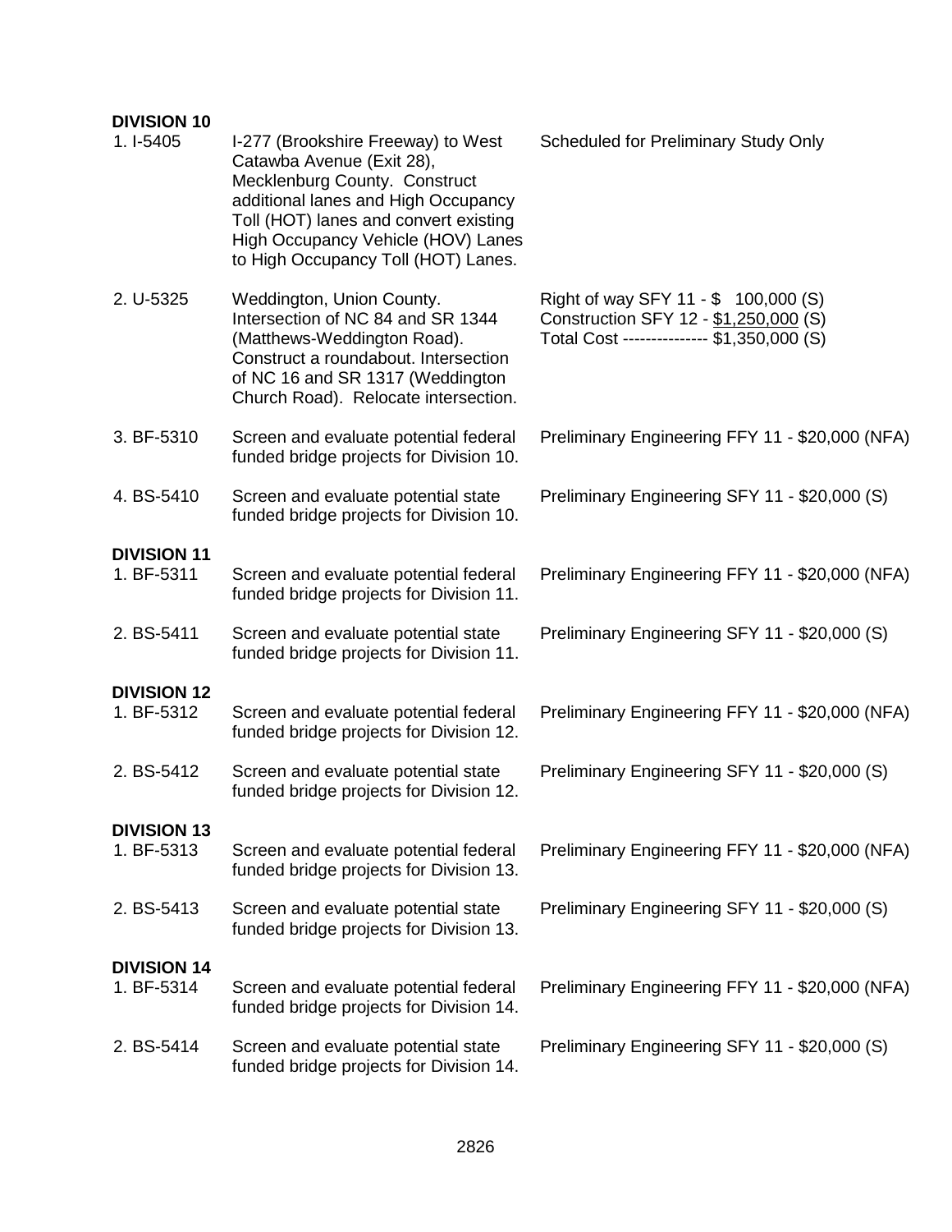**DIVISION 10**

| | | |
|---|---|---|
| 1. I-5405 | I-277 (Brookshire Freeway) to West Catawba Avenue (Exit 28), Mecklenburg County. Construct additional lanes and High Occupancy Toll (HOT) lanes and convert existing High Occupancy Vehicle (HOV) Lanes to High Occupancy Toll (HOT) Lanes. | Scheduled for Preliminary Study Only |
| 2. U-5325 | Weddington, Union County. Intersection of NC 84 and SR 1344 (Matthews-Weddington Road). Construct a roundabout. Intersection of NC 16 and SR 1317 (Weddington Church Road). Relocate intersection. | Right of way SFY 11 - $ 100,000 (S)<br>Construction SFY 12 - $1,250,000 (S)<br>Total Cost -------------- $1,350,000 (S) |
| 3. BF-5310 | Screen and evaluate potential federal funded bridge projects for Division 10. | Preliminary Engineering FFY 11 - $20,000 (NFA) |
| 4. BS-5410 | Screen and evaluate potential state funded bridge projects for Division 10. | Preliminary Engineering SFY 11 - $20,000 (S) |

**DIVISION 11**

| | | |
|---|---|---|
| 1. BF-5311 | Screen and evaluate potential federal funded bridge projects for Division 11. | Preliminary Engineering FFY 11 - $20,000 (NFA) |
| 2. BS-5411 | Screen and evaluate potential state funded bridge projects for Division 11. | Preliminary Engineering SFY 11 - $20,000 (S) |

**DIVISION 12**

| | | |
|---|---|---|
| 1. BF-5312 | Screen and evaluate potential federal funded bridge projects for Division 12. | Preliminary Engineering FFY 11 - $20,000 (NFA) |
| 2. BS-5412 | Screen and evaluate potential state funded bridge projects for Division 12. | Preliminary Engineering SFY 11 - $20,000 (S) |

**DIVISION 13**

| | | |
|---|---|---|
| 1. BF-5313 | Screen and evaluate potential federal funded bridge projects for Division 13. | Preliminary Engineering FFY 11 - $20,000 (NFA) |
| 2. BS-5413 | Screen and evaluate potential state funded bridge projects for Division 13. | Preliminary Engineering SFY 11 - $20,000 (S) |

**DIVISION 14**

| | | |
|---|---|---|
| 1. BF-5314 | Screen and evaluate potential federal funded bridge projects for Division 14. | Preliminary Engineering FFY 11 - $20,000 (NFA) |
| 2. BS-5414 | Screen and evaluate potential state funded bridge projects for Division 14. | Preliminary Engineering SFY 11 - $20,000 (S) |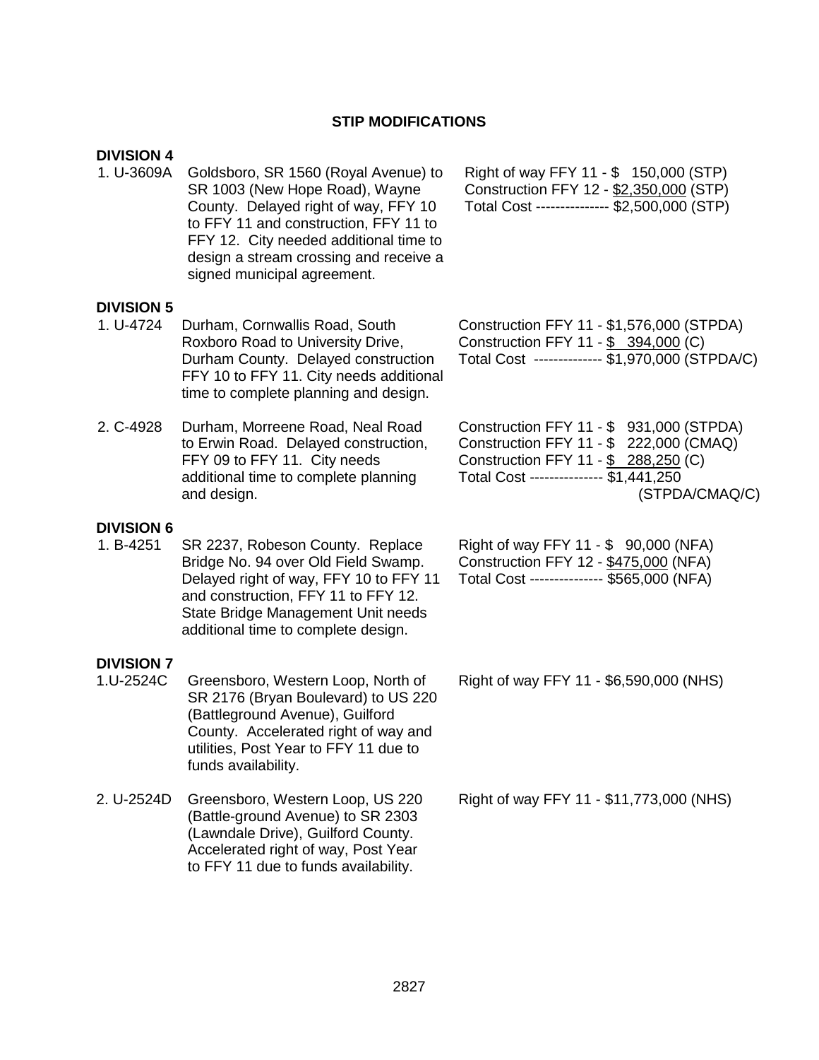## STIP MODIFICATIONS

### DIVISION 4

| | | |
|---|---|---|
| 1. U-3609A | Goldsboro, SR 1560 (Royal Avenue) to SR 1003 (New Hope Road), Wayne County. Delayed right of way, FFY 10 to FFY 11 and construction, FFY 11 to FFY 12. City needed additional time to design a stream crossing and receive a signed municipal agreement. | Right of way FFY 11 - $ 150,000 (STP)<br>Construction FFY 12 - $2,350,000 (STP)<br>Total Cost --------------- $2,500,000 (STP) |

### DIVISION 5

| | | |
|---|---|---|
| 1. U-4724 | Durham, Cornwallis Road, South Roxboro Road to University Drive, Durham County. Delayed construction FFY 10 to FFY 11. City needs additional time to complete planning and design. | Construction FFY 11 - $1,576,000 (STPDA)<br>Construction FFY 11 - $ 394,000 (C)<br>Total Cost -------------- $1,970,000 (STPDA/C) |
| 2. C-4928 | Durham, Morreene Road, Neal Road to Erwin Road. Delayed construction, FFY 09 to FFY 11. City needs additional time to complete planning and design. | Construction FFY 11 - $ 931,000 (STPDA)<br>Construction FFY 11 - $ 222,000 (CMAQ)<br>Construction FFY 11 - $ 288,250 (C)<br>Total Cost --------------- $1,441,250 (STPDA/CMAQ/C) |

### DIVISION 6

| | | |
|---|---|---|
| 1. B-4251 | SR 2237, Robeson County. Replace Bridge No. 94 over Old Field Swamp. Delayed right of way, FFY 10 to FFY 11 and construction, FFY 11 to FFY 12. State Bridge Management Unit needs additional time to complete design. | Right of way FFY 11 - $ 90,000 (NFA)<br>Construction FFY 12 - $475,000 (NFA)<br>Total Cost --------------- $565,000 (NFA) |

### DIVISION 7

| | | |
|---|---|---|
| 1. U-2524C | Greensboro, Western Loop, North of SR 2176 (Bryan Boulevard) to US 220 (Battleground Avenue), Guilford County. Accelerated right of way and utilities, Post Year to FFY 11 due to funds availability. | Right of way FFY 11 - $6,590,000 (NHS) |
| 2. U-2524D | Greensboro, Western Loop, US 220 (Battle-ground Avenue) to SR 2303 (Lawndale Drive), Guilford County. Accelerated right of way, Post Year to FFY 11 due to funds availability. | Right of way FFY 11 - $11,773,000 (NHS) |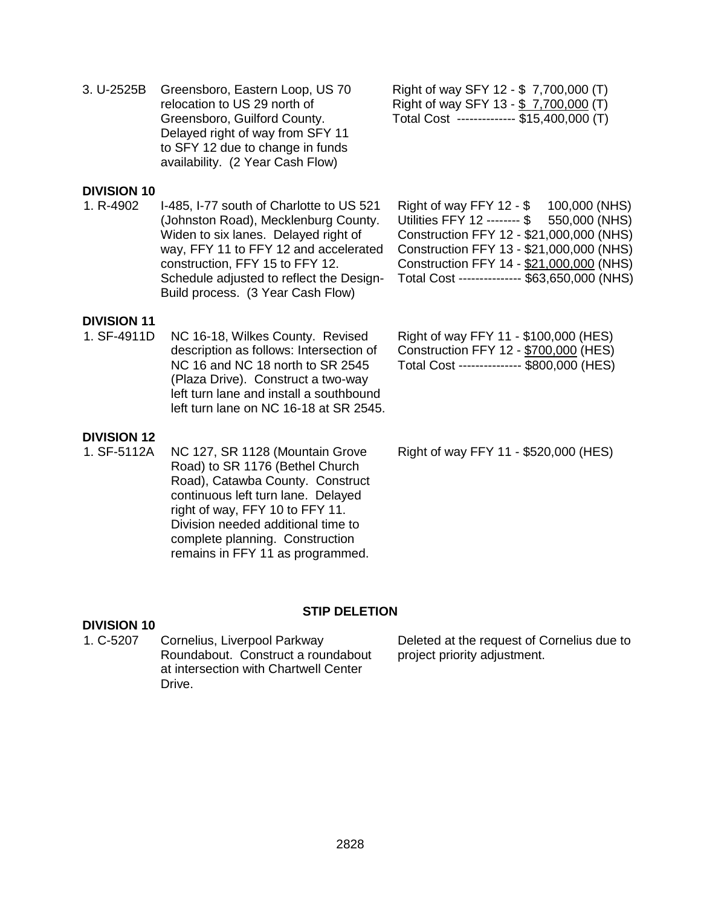3. U-2525B Greensboro, Eastern Loop, US 70 relocation to US 29 north of Greensboro, Guilford County. Delayed right of way from SFY 11 to SFY 12 due to change in funds availability. (2 Year Cash Flow)

Right of way SFY 12 - $ 7,700,000 (T)
Right of way SFY 13 - $ 7,700,000 (T)
Total Cost -------------- $15,400,000 (T)

**DIVISION 10**

1. R-4902 I-485, I-77 south of Charlotte to US 521 (Johnston Road), Mecklenburg County. Widen to six lanes. Delayed right of way, FFY 11 to FFY 12 and accelerated construction, FFY 15 to FFY 12. Schedule adjusted to reflect the Design-Build process. (3 Year Cash Flow)

Right of way FFY 12 - $ 100,000 (NHS)
Utilities FFY 12 -------- $ 550,000 (NHS)
Construction FFY 12 - $21,000,000 (NHS)
Construction FFY 13 - $21,000,000 (NHS)
Construction FFY 14 - $21,000,000 (NHS)
Total Cost --------------- $63,650,000 (NHS)

**DIVISION 11**

1. SF-4911D NC 16-18, Wilkes County. Revised description as follows: Intersection of NC 16 and NC 18 north to SR 2545 (Plaza Drive). Construct a two-way left turn lane and install a southbound left turn lane on NC 16-18 at SR 2545.

Right of way FFY 11 - $100,000 (HES)
Construction FFY 12 - $700,000 (HES)
Total Cost --------------- $800,000 (HES)

**DIVISION 12**

1. SF-5112A NC 127, SR 1128 (Mountain Grove Road) to SR 1176 (Bethel Church Road), Catawba County. Construct continuous left turn lane. Delayed right of way, FFY 10 to FFY 11. Division needed additional time to complete planning. Construction remains in FFY 11 as programmed.

Right of way FFY 11 - $520,000 (HES)

**STIP DELETION**

**DIVISION 10**

1. C-5207 Cornelius, Liverpool Parkway Roundabout. Construct a roundabout at intersection with Chartwell Center Drive.

Deleted at the request of Cornelius due to project priority adjustment.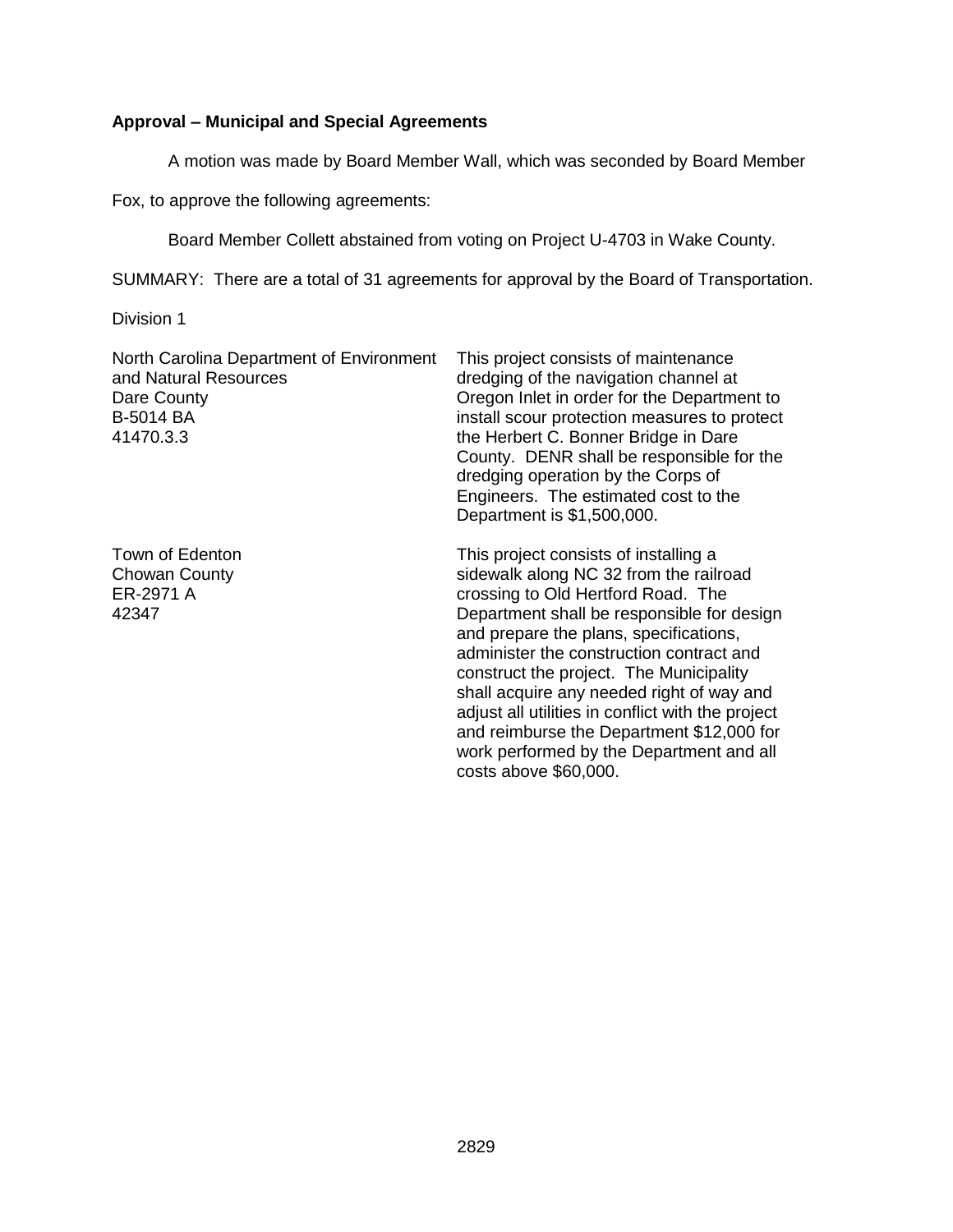**Approval – Municipal and Special Agreements**

A motion was made by Board Member Wall, which was seconded by Board Member Fox, to approve the following agreements:

Board Member Collett abstained from voting on Project U-4703 in Wake County.

SUMMARY: There are a total of 31 agreements for approval by the Board of Transportation.

Division 1

| | |
|---|---|
| North Carolina Department of Environment and Natural Resources<br>Dare County<br>B-5014 BA<br>41470.3.3 | This project consists of maintenance dredging of the navigation channel at Oregon Inlet in order for the Department to install scour protection measures to protect the Herbert C. Bonner Bridge in Dare County. DENR shall be responsible for the dredging operation by the Corps of Engineers. The estimated cost to the Department is $1,500,000. |
| Town of Edenton<br>Chowan County<br>ER-2971 A<br>42347 | This project consists of installing a sidewalk along NC 32 from the railroad crossing to Old Hertford Road. The Department shall be responsible for design and prepare the plans, specifications, administer the construction contract and construct the project. The Municipality shall acquire any needed right of way and adjust all utilities in conflict with the project and reimburse the Department $12,000 for work performed by the Department and all costs above $60,000. |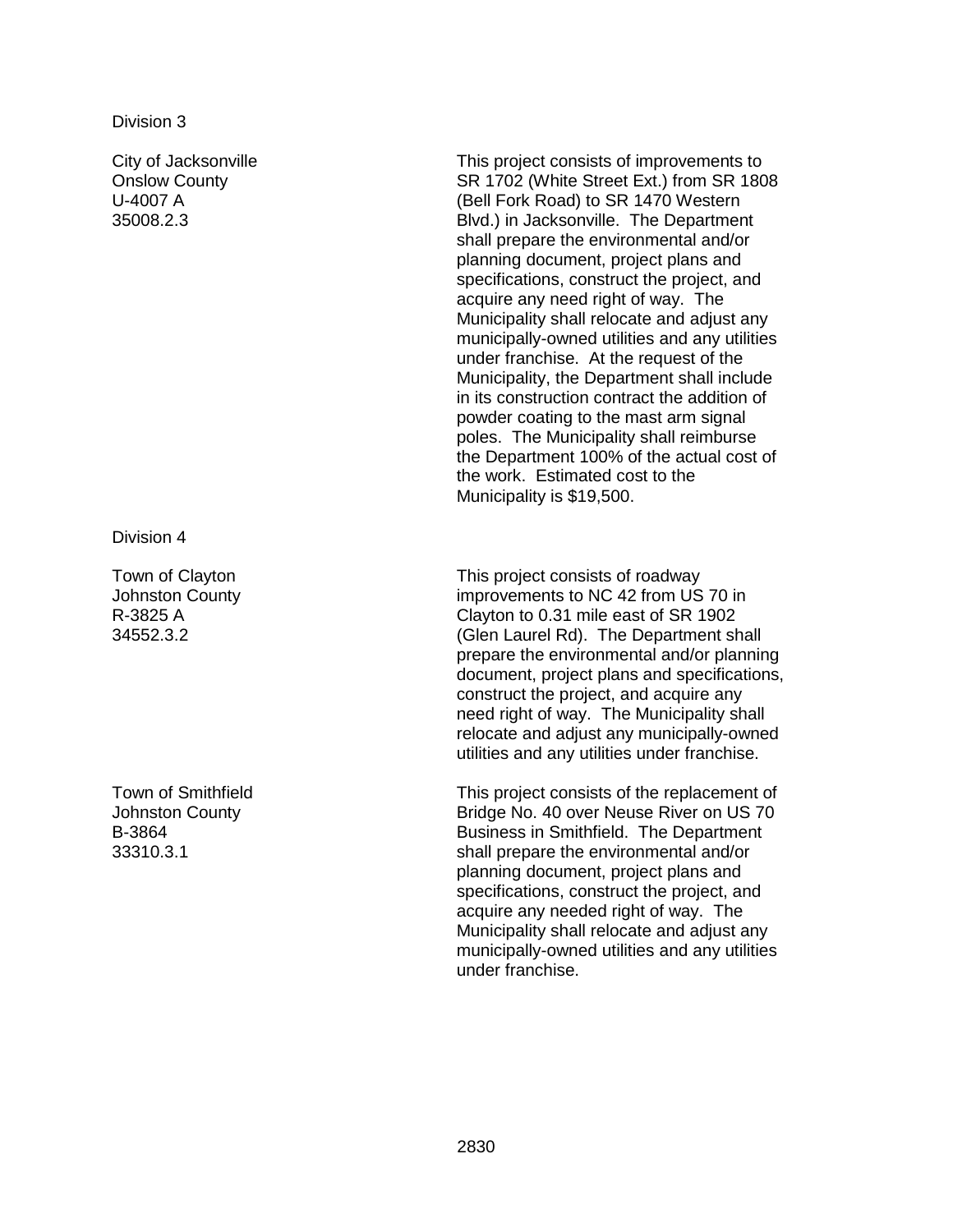Division 3

City of Jacksonville
Onslow County
U-4007 A
35008.2.3

This project consists of improvements to SR 1702 (White Street Ext.) from SR 1808 (Bell Fork Road) to SR 1470 Western Blvd.) in Jacksonville. The Department shall prepare the environmental and/or planning document, project plans and specifications, construct the project, and acquire any need right of way. The Municipality shall relocate and adjust any municipally-owned utilities and any utilities under franchise. At the request of the Municipality, the Department shall include in its construction contract the addition of powder coating to the mast arm signal poles. The Municipality shall reimburse the Department 100% of the actual cost of the work. Estimated cost to the Municipality is $19,500.

Division 4

Town of Clayton
Johnston County
R-3825 A
34552.3.2

This project consists of roadway improvements to NC 42 from US 70 in Clayton to 0.31 mile east of SR 1902 (Glen Laurel Rd). The Department shall prepare the environmental and/or planning document, project plans and specifications, construct the project, and acquire any need right of way. The Municipality shall relocate and adjust any municipally-owned utilities and any utilities under franchise.

Town of Smithfield
Johnston County
B-3864
33310.3.1

This project consists of the replacement of Bridge No. 40 over Neuse River on US 70 Business in Smithfield. The Department shall prepare the environmental and/or planning document, project plans and specifications, construct the project, and acquire any needed right of way. The Municipality shall relocate and adjust any municipally-owned utilities and any utilities under franchise.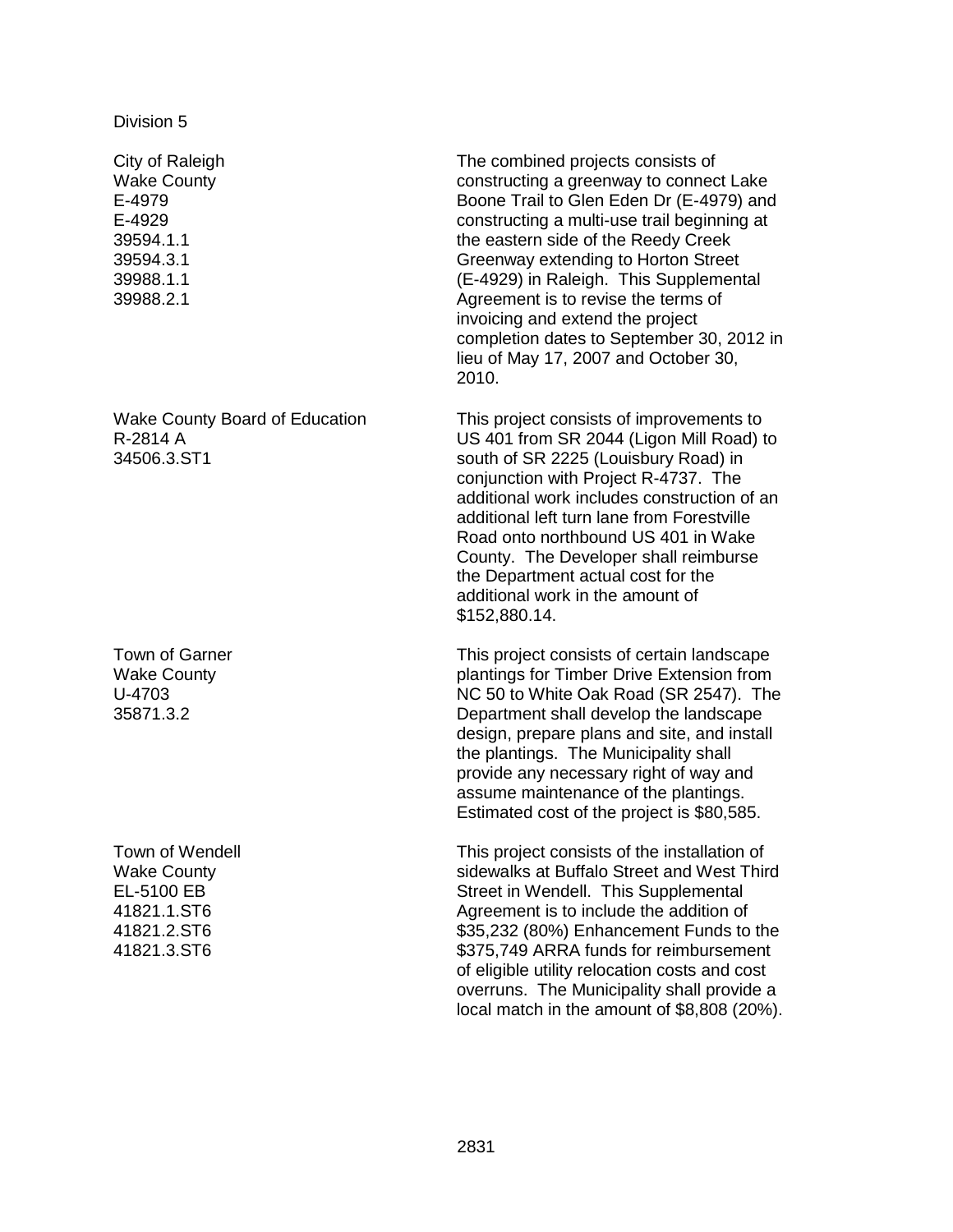Division 5

| | |
|---|---|
| City of Raleigh<br>Wake County<br>E-4979<br>E-4929<br>39594.1.1<br>39594.3.1<br>39988.1.1<br>39988.2.1 | The combined projects consists of constructing a greenway to connect Lake Boone Trail to Glen Eden Dr (E-4979) and constructing a multi-use trail beginning at the eastern side of the Reedy Creek Greenway extending to Horton Street (E-4929) in Raleigh. This Supplemental Agreement is to revise the terms of invoicing and extend the project completion dates to September 30, 2012 in lieu of May 17, 2007 and October 30, 2010. |
| Wake County Board of Education<br>R-2814 A<br>34506.3.ST1 | This project consists of improvements to US 401 from SR 2044 (Ligon Mill Road) to south of SR 2225 (Louisbury Road) in conjunction with Project R-4737. The additional work includes construction of an additional left turn lane from Forestville Road onto northbound US 401 in Wake County. The Developer shall reimburse the Department actual cost for the additional work in the amount of $152,880.14. |
| Town of Garner<br>Wake County<br>U-4703<br>35871.3.2 | This project consists of certain landscape plantings for Timber Drive Extension from NC 50 to White Oak Road (SR 2547). The Department shall develop the landscape design, prepare plans and site, and install the plantings. The Municipality shall provide any necessary right of way and assume maintenance of the plantings. Estimated cost of the project is $80,585. |
| Town of Wendell<br>Wake County<br>EL-5100 EB<br>41821.1.ST6<br>41821.2.ST6<br>41821.3.ST6 | This project consists of the installation of sidewalks at Buffalo Street and West Third Street in Wendell. This Supplemental Agreement is to include the addition of $35,232 (80%) Enhancement Funds to the $375,749 ARRA funds for reimbursement of eligible utility relocation costs and cost overruns. The Municipality shall provide a local match in the amount of $8,808 (20%). |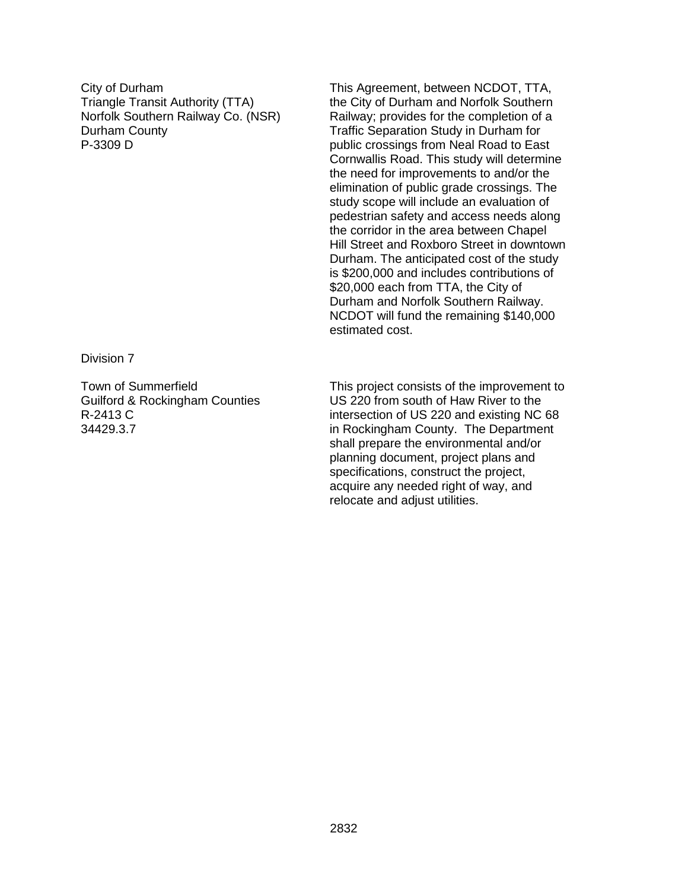City of Durham
Triangle Transit Authority (TTA)
Norfolk Southern Railway Co. (NSR)
Durham County
P-3309 D

This Agreement, between NCDOT, TTA, the City of Durham and Norfolk Southern Railway; provides for the completion of a Traffic Separation Study in Durham for public crossings from Neal Road to East Cornwallis Road. This study will determine the need for improvements to and/or the elimination of public grade crossings. The study scope will include an evaluation of pedestrian safety and access needs along the corridor in the area between Chapel Hill Street and Roxboro Street in downtown Durham. The anticipated cost of the study is $200,000 and includes contributions of $20,000 each from TTA, the City of Durham and Norfolk Southern Railway. NCDOT will fund the remaining $140,000 estimated cost.

Division 7

Town of Summerfield
Guilford & Rockingham Counties
R-2413 C
34429.3.7

This project consists of the improvement to US 220 from south of Haw River to the intersection of US 220 and existing NC 68 in Rockingham County. The Department shall prepare the environmental and/or planning document, project plans and specifications, construct the project, acquire any needed right of way, and relocate and adjust utilities.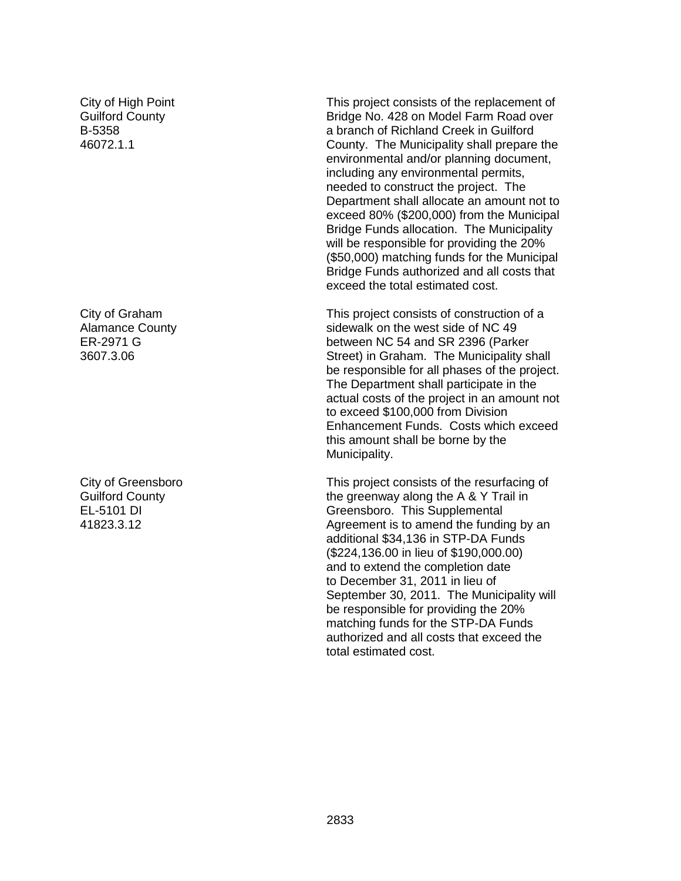City of High Point
Guilford County
B-5358
46072.1.1

This project consists of the replacement of Bridge No. 428 on Model Farm Road over a branch of Richland Creek in Guilford County. The Municipality shall prepare the environmental and/or planning document, including any environmental permits, needed to construct the project. The Department shall allocate an amount not to exceed 80% ($200,000) from the Municipal Bridge Funds allocation. The Municipality will be responsible for providing the 20% ($50,000) matching funds for the Municipal Bridge Funds authorized and all costs that exceed the total estimated cost.

City of Graham
Alamance County
ER-2971 G
3607.3.06

This project consists of construction of a sidewalk on the west side of NC 49 between NC 54 and SR 2396 (Parker Street) in Graham. The Municipality shall be responsible for all phases of the project. The Department shall participate in the actual costs of the project in an amount not to exceed $100,000 from Division Enhancement Funds. Costs which exceed this amount shall be borne by the Municipality.

City of Greensboro
Guilford County
EL-5101 DI
41823.3.12

This project consists of the resurfacing of the greenway along the A & Y Trail in Greensboro. This Supplemental Agreement is to amend the funding by an additional $34,136 in STP-DA Funds ($224,136.00 in lieu of $190,000.00) and to extend the completion date to December 31, 2011 in lieu of September 30, 2011. The Municipality will be responsible for providing the 20% matching funds for the STP-DA Funds authorized and all costs that exceed the total estimated cost.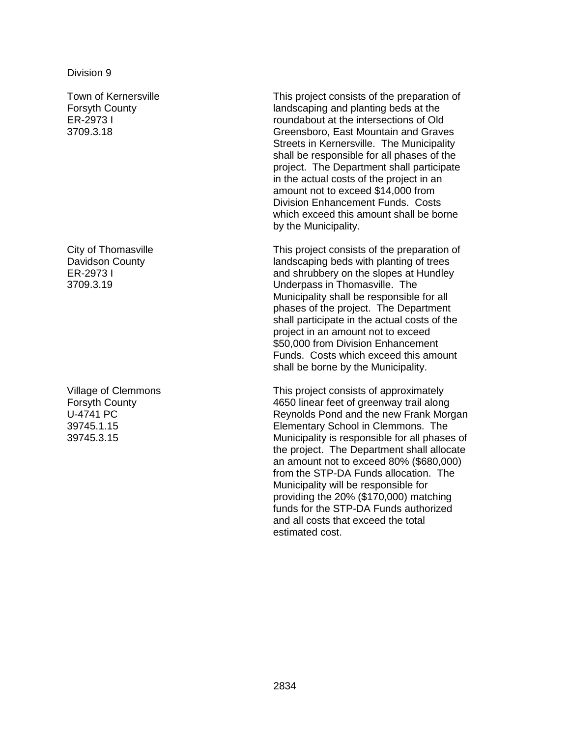Division 9

| | |
|---|---|
| Town of Kernersville<br>Forsyth County<br>ER-2973 I<br>3709.3.18 | This project consists of the preparation of landscaping and planting beds at the roundabout at the intersections of Old Greensboro, East Mountain and Graves Streets in Kernersville. The Municipality shall be responsible for all phases of the project. The Department shall participate in the actual costs of the project in an amount not to exceed $14,000 from Division Enhancement Funds. Costs which exceed this amount shall be borne by the Municipality. |
| City of Thomasville<br>Davidson County<br>ER-2973 I<br>3709.3.19 | This project consists of the preparation of landscaping beds with planting of trees and shrubbery on the slopes at Hundley Underpass in Thomasville. The Municipality shall be responsible for all phases of the project. The Department shall participate in the actual costs of the project in an amount not to exceed $50,000 from Division Enhancement Funds. Costs which exceed this amount shall be borne by the Municipality. |
| Village of Clemmons<br>Forsyth County<br>U-4741 PC<br>39745.1.15<br>39745.3.15 | This project consists of approximately 4650 linear feet of greenway trail along Reynolds Pond and the new Frank Morgan Elementary School in Clemmons. The Municipality is responsible for all phases of the project. The Department shall allocate an amount not to exceed 80% ($680,000) from the STP-DA Funds allocation. The Municipality will be responsible for providing the 20% ($170,000) matching funds for the STP-DA Funds authorized and all costs that exceed the total estimated cost. |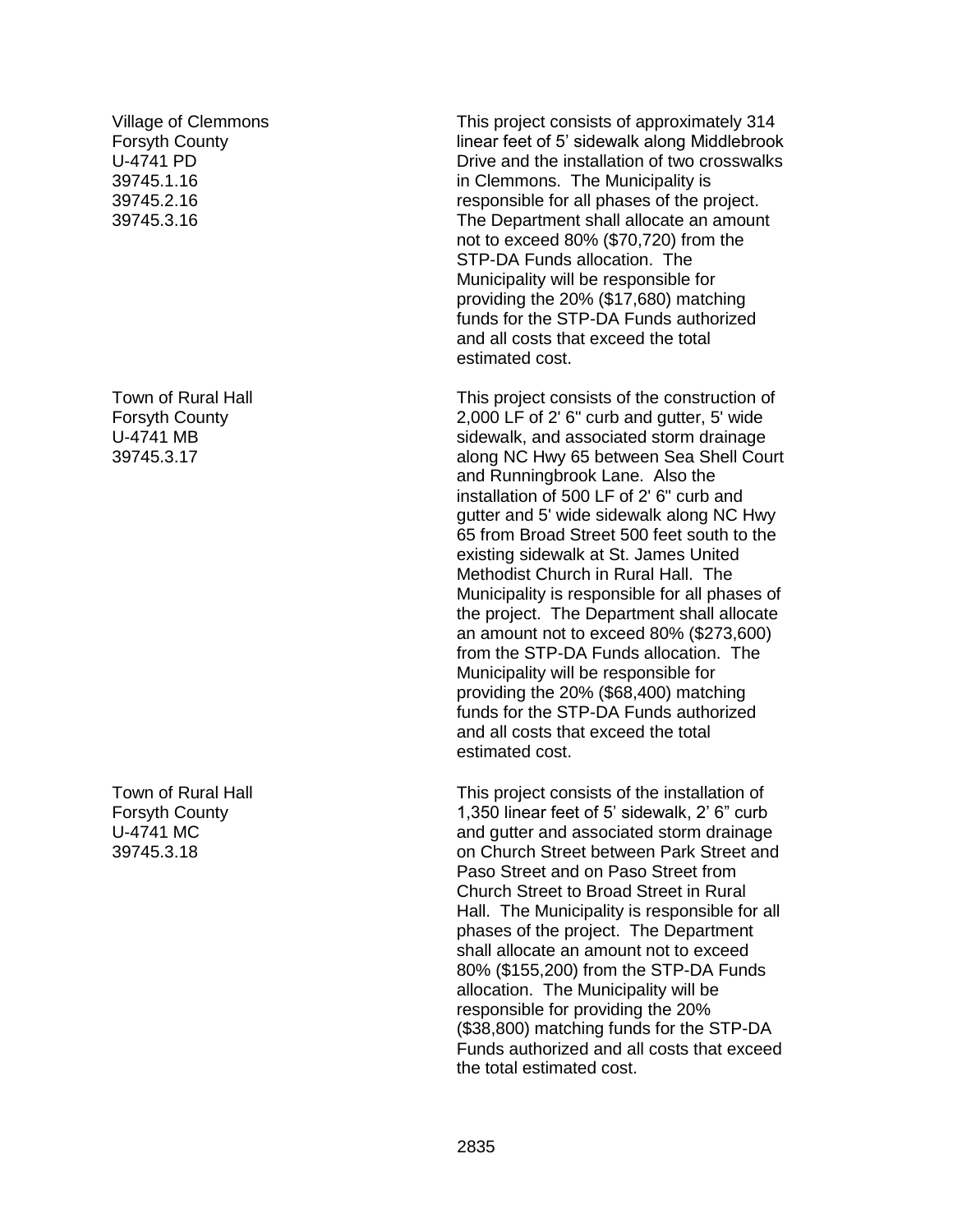Village of Clemmons
Forsyth County
U-4741 PD
39745.1.16
39745.2.16
39745.3.16

This project consists of approximately 314 linear feet of 5’ sidewalk along Middlebrook Drive and the installation of two crosswalks in Clemmons. The Municipality is responsible for all phases of the project. The Department shall allocate an amount not to exceed 80% ($70,720) from the STP-DA Funds allocation. The Municipality will be responsible for providing the 20% ($17,680) matching funds for the STP-DA Funds authorized and all costs that exceed the total estimated cost.

Town of Rural Hall
Forsyth County
U-4741 MB
39745.3.17

This project consists of the construction of 2,000 LF of 2' 6" curb and gutter, 5' wide sidewalk, and associated storm drainage along NC Hwy 65 between Sea Shell Court and Runningbrook Lane. Also the installation of 500 LF of 2' 6" curb and gutter and 5' wide sidewalk along NC Hwy 65 from Broad Street 500 feet south to the existing sidewalk at St. James United Methodist Church in Rural Hall. The Municipality is responsible for all phases of the project. The Department shall allocate an amount not to exceed 80% ($273,600) from the STP-DA Funds allocation. The Municipality will be responsible for providing the 20% ($68,400) matching funds for the STP-DA Funds authorized and all costs that exceed the total estimated cost.

Town of Rural Hall
Forsyth County
U-4741 MC
39745.3.18

This project consists of the installation of 1,350 linear feet of 5’ sidewalk, 2’ 6” curb and gutter and associated storm drainage on Church Street between Park Street and Paso Street and on Paso Street from Church Street to Broad Street in Rural Hall. The Municipality is responsible for all phases of the project. The Department shall allocate an amount not to exceed 80% ($155,200) from the STP-DA Funds allocation. The Municipality will be responsible for providing the 20% ($38,800) matching funds for the STP-DA Funds authorized and all costs that exceed the total estimated cost.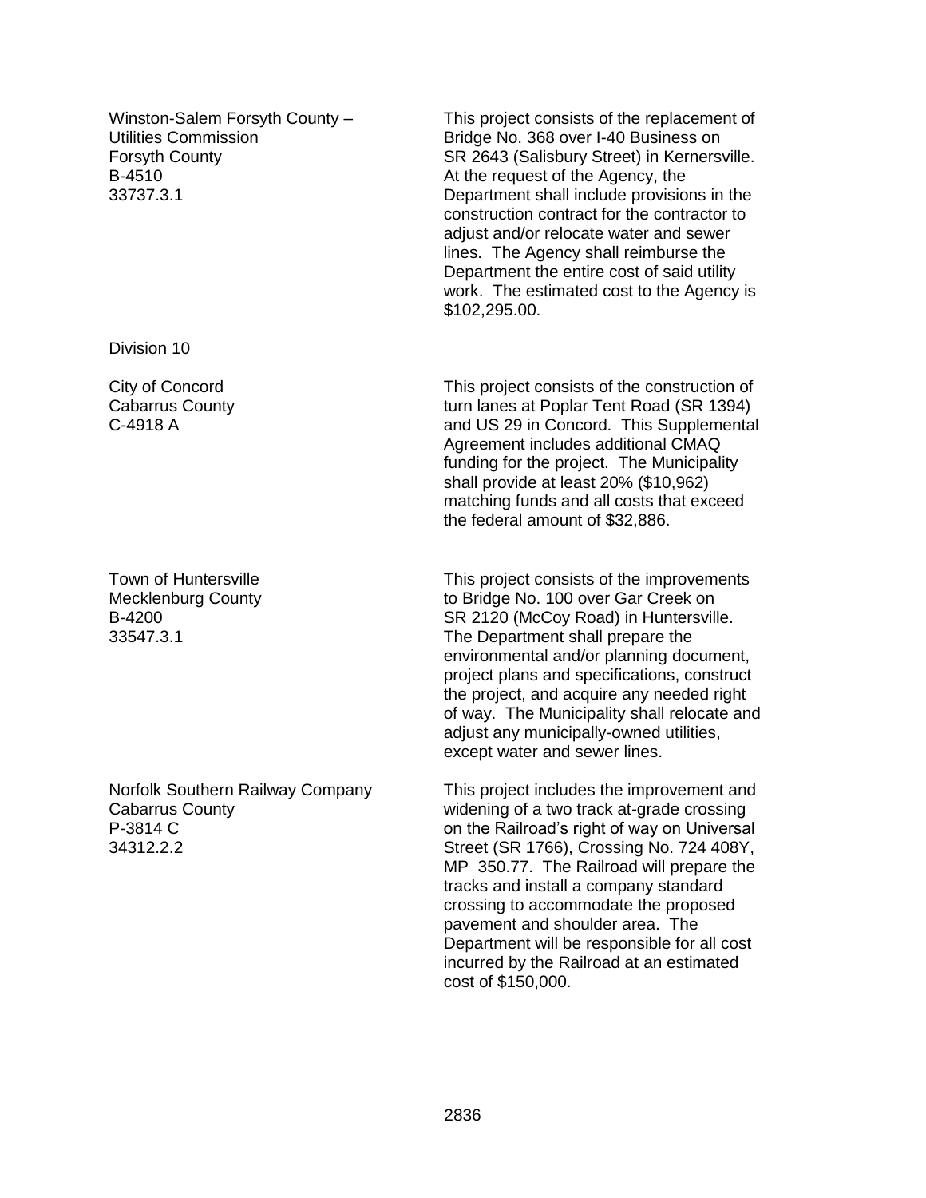Winston-Salem Forsyth County – Utilities Commission
Forsyth County
B-4510
33737.3.1

This project consists of the replacement of Bridge No. 368 over I-40 Business on SR 2643 (Salisbury Street) in Kernersville. At the request of the Agency, the Department shall include provisions in the construction contract for the contractor to adjust and/or relocate water and sewer lines. The Agency shall reimburse the Department the entire cost of said utility work. The estimated cost to the Agency is $102,295.00.

Division 10

City of Concord
Cabarrus County
C-4918 A

This project consists of the construction of turn lanes at Poplar Tent Road (SR 1394) and US 29 in Concord. This Supplemental Agreement includes additional CMAQ funding for the project. The Municipality shall provide at least 20% ($10,962) matching funds and all costs that exceed the federal amount of $32,886.

Town of Huntersville
Mecklenburg County
B-4200
33547.3.1

This project consists of the improvements to Bridge No. 100 over Gar Creek on SR 2120 (McCoy Road) in Huntersville. The Department shall prepare the environmental and/or planning document, project plans and specifications, construct the project, and acquire any needed right of way. The Municipality shall relocate and adjust any municipally-owned utilities, except water and sewer lines.

Norfolk Southern Railway Company
Cabarrus County
P-3814 C
34312.2.2

This project includes the improvement and widening of a two track at-grade crossing on the Railroad's right of way on Universal Street (SR 1766), Crossing No. 724 408Y, MP 350.77. The Railroad will prepare the tracks and install a company standard crossing to accommodate the proposed pavement and shoulder area. The Department will be responsible for all cost incurred by the Railroad at an estimated cost of $150,000.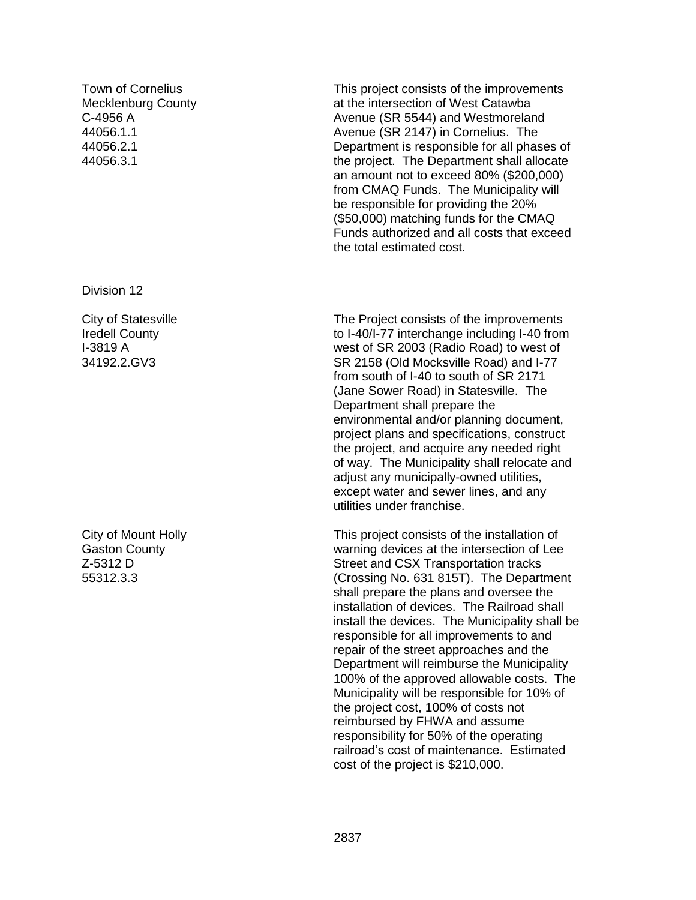| | |
|---|---|
| Town of Cornelius<br>Mecklenburg County<br>C-4956 A<br>44056.1.1<br>44056.2.1<br>44056.3.1 | This project consists of the improvements at the intersection of West Catawba Avenue (SR 5544) and Westmoreland Avenue (SR 2147) in Cornelius. The Department is responsible for all phases of the project. The Department shall allocate an amount not to exceed 80% ($200,000) from CMAQ Funds. The Municipality will be responsible for providing the 20% ($50,000) matching funds for the CMAQ Funds authorized and all costs that exceed the total estimated cost. |

Division 12

| | |
|---|---|
| City of Statesville<br>Iredell County<br>I-3819 A<br>34192.2.GV3 | The Project consists of the improvements to I-40/I-77 interchange including I-40 from west of SR 2003 (Radio Road) to west of SR 2158 (Old Mocksville Road) and I-77 from south of I-40 to south of SR 2171 (Jane Sower Road) in Statesville. The Department shall prepare the environmental and/or planning document, project plans and specifications, construct the project, and acquire any needed right of way. The Municipality shall relocate and adjust any municipally-owned utilities, except water and sewer lines, and any utilities under franchise. |
| City of Mount Holly<br>Gaston County<br>Z-5312 D<br>55312.3.3 | This project consists of the installation of warning devices at the intersection of Lee Street and CSX Transportation tracks (Crossing No. 631 815T). The Department shall prepare the plans and oversee the installation of devices. The Railroad shall install the devices. The Municipality shall be responsible for all improvements to and repair of the street approaches and the Department will reimburse the Municipality 100% of the approved allowable costs. The Municipality will be responsible for 10% of the project cost, 100% of costs not reimbursed by FHWA and assume responsibility for 50% of the operating railroad's cost of maintenance. Estimated cost of the project is $210,000. |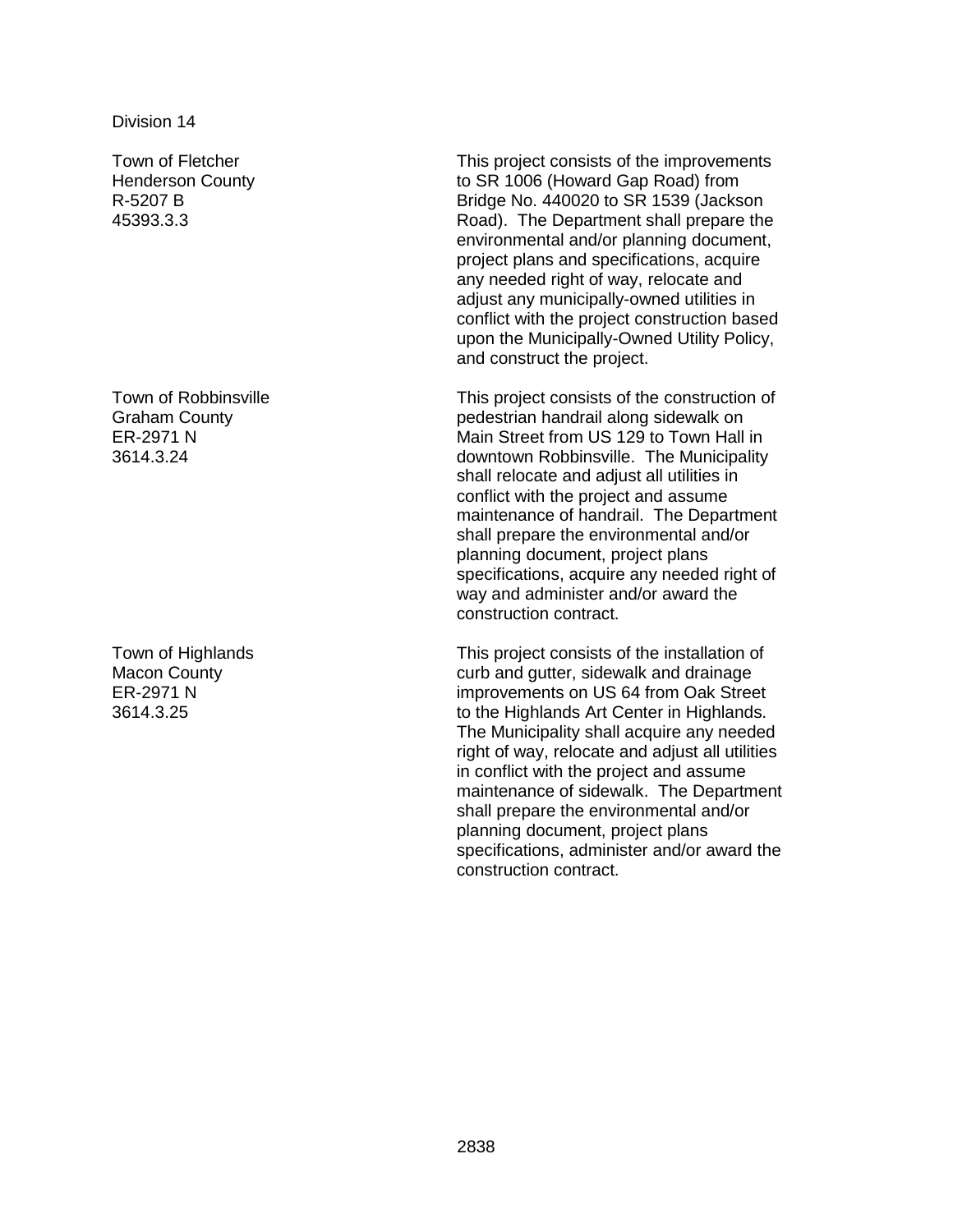Division 14

Town of Fletcher
Henderson County
R-5207 B
45393.3.3

This project consists of the improvements to SR 1006 (Howard Gap Road) from Bridge No. 440020 to SR 1539 (Jackson Road). The Department shall prepare the environmental and/or planning document, project plans and specifications, acquire any needed right of way, relocate and adjust any municipally-owned utilities in conflict with the project construction based upon the Municipally-Owned Utility Policy, and construct the project.

Town of Robbinsville
Graham County
ER-2971 N
3614.3.24

This project consists of the construction of pedestrian handrail along sidewalk on Main Street from US 129 to Town Hall in downtown Robbinsville. The Municipality shall relocate and adjust all utilities in conflict with the project and assume maintenance of handrail. The Department shall prepare the environmental and/or planning document, project plans specifications, acquire any needed right of way and administer and/or award the construction contract.

Town of Highlands
Macon County
ER-2971 N
3614.3.25

This project consists of the installation of curb and gutter, sidewalk and drainage improvements on US 64 from Oak Street to the Highlands Art Center in Highlands. The Municipality shall acquire any needed right of way, relocate and adjust all utilities in conflict with the project and assume maintenance of sidewalk. The Department shall prepare the environmental and/or planning document, project plans specifications, administer and/or award the construction contract.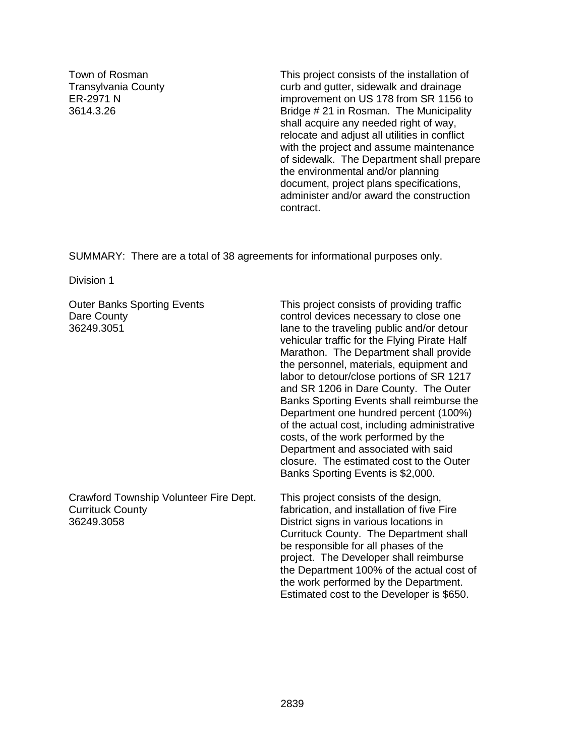| | |
|---|---|
| Town of Rosman<br>Transylvania County<br>ER-2971 N<br>3614.3.26 | This project consists of the installation of curb and gutter, sidewalk and drainage improvement on US 178 from SR 1156 to Bridge # 21 in Rosman. The Municipality shall acquire any needed right of way, relocate and adjust all utilities in conflict with the project and assume maintenance of sidewalk. The Department shall prepare the environmental and/or planning document, project plans specifications, administer and/or award the construction contract. |

SUMMARY: There are a total of 38 agreements for informational purposes only.

Division 1

| | |
|---|---|
| Outer Banks Sporting Events<br>Dare County<br>36249.3051 | This project consists of providing traffic control devices necessary to close one lane to the traveling public and/or detour vehicular traffic for the Flying Pirate Half Marathon. The Department shall provide the personnel, materials, equipment and labor to detour/close portions of SR 1217 and SR 1206 in Dare County. The Outer Banks Sporting Events shall reimburse the Department one hundred percent (100%) of the actual cost, including administrative costs, of the work performed by the Department and associated with said closure. The estimated cost to the Outer Banks Sporting Events is $2,000. |
| Crawford Township Volunteer Fire Dept.<br>Currituck County<br>36249.3058 | This project consists of the design, fabrication, and installation of five Fire District signs in various locations in Currituck County. The Department shall be responsible for all phases of the project. The Developer shall reimburse the Department 100% of the actual cost of the work performed by the Department. Estimated cost to the Developer is $650. |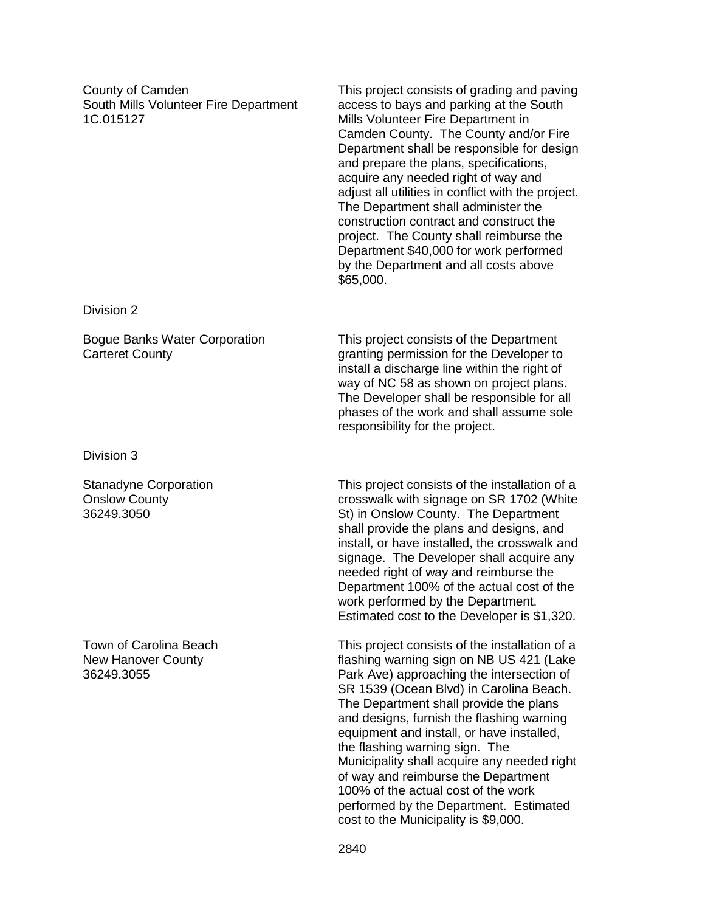County of Camden
South Mills Volunteer Fire Department
1C.015127

This project consists of grading and paving access to bays and parking at the South Mills Volunteer Fire Department in Camden County. The County and/or Fire Department shall be responsible for design and prepare the plans, specifications, acquire any needed right of way and adjust all utilities in conflict with the project. The Department shall administer the construction contract and construct the project. The County shall reimburse the Department $40,000 for work performed by the Department and all costs above $65,000.

Division 2

Bogue Banks Water Corporation
Carteret County

This project consists of the Department granting permission for the Developer to install a discharge line within the right of way of NC 58 as shown on project plans. The Developer shall be responsible for all phases of the work and shall assume sole responsibility for the project.

Division 3

Stanadyne Corporation
Onslow County
36249.3050

This project consists of the installation of a crosswalk with signage on SR 1702 (White St) in Onslow County. The Department shall provide the plans and designs, and install, or have installed, the crosswalk and signage. The Developer shall acquire any needed right of way and reimburse the Department 100% of the actual cost of the work performed by the Department. Estimated cost to the Developer is $1,320.

Town of Carolina Beach
New Hanover County
36249.3055

This project consists of the installation of a flashing warning sign on NB US 421 (Lake Park Ave) approaching the intersection of SR 1539 (Ocean Blvd) in Carolina Beach. The Department shall provide the plans and designs, furnish the flashing warning equipment and install, or have installed, the flashing warning sign. The Municipality shall acquire any needed right of way and reimburse the Department 100% of the actual cost of the work performed by the Department. Estimated cost to the Municipality is $9,000.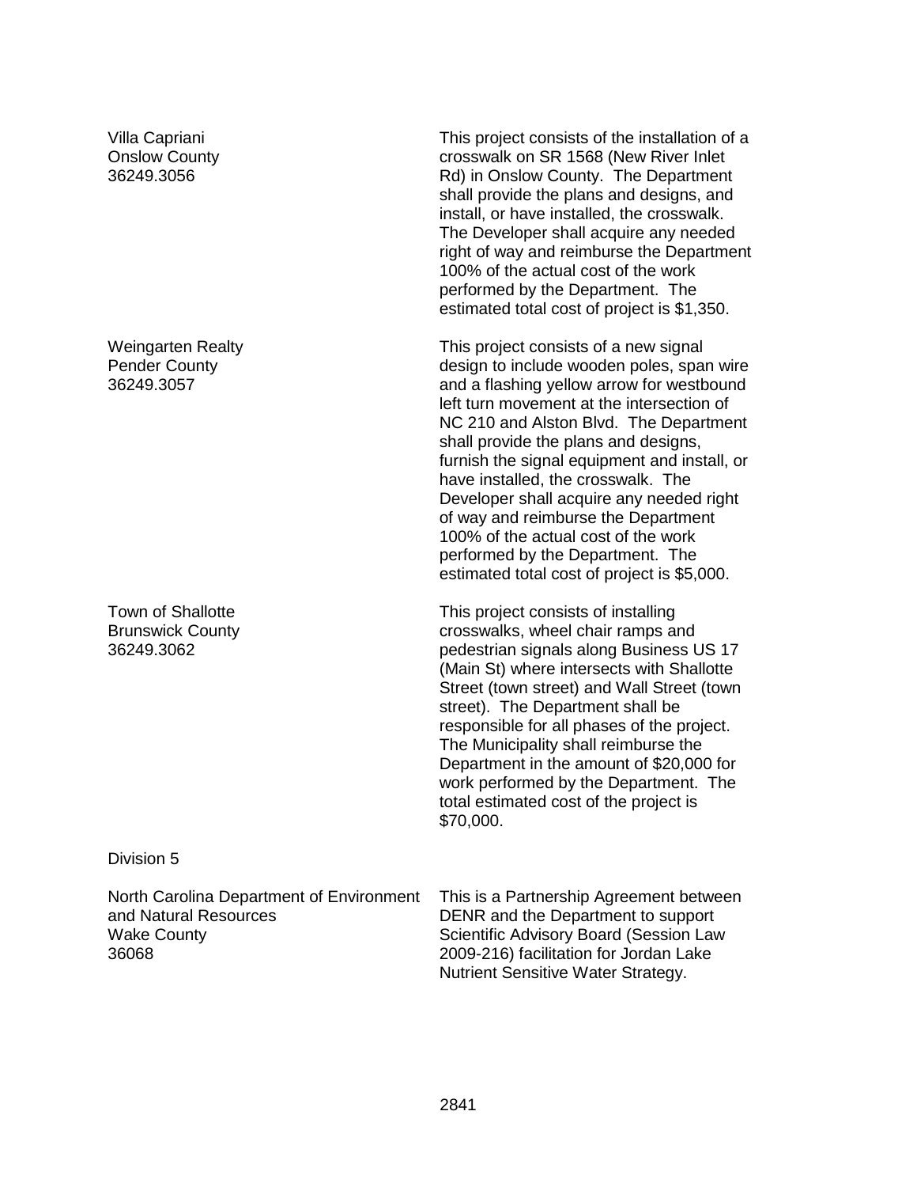Villa Capriani
Onslow County
36249.3056

This project consists of the installation of a crosswalk on SR 1568 (New River Inlet Rd) in Onslow County. The Department shall provide the plans and designs, and install, or have installed, the crosswalk. The Developer shall acquire any needed right of way and reimburse the Department 100% of the actual cost of the work performed by the Department. The estimated total cost of project is $1,350.

Weingarten Realty
Pender County
36249.3057

This project consists of a new signal design to include wooden poles, span wire and a flashing yellow arrow for westbound left turn movement at the intersection of NC 210 and Alston Blvd. The Department shall provide the plans and designs, furnish the signal equipment and install, or have installed, the crosswalk. The Developer shall acquire any needed right of way and reimburse the Department 100% of the actual cost of the work performed by the Department. The estimated total cost of project is $5,000.

Town of Shallotte
Brunswick County
36249.3062

This project consists of installing crosswalks, wheel chair ramps and pedestrian signals along Business US 17 (Main St) where intersects with Shallotte Street (town street) and Wall Street (town street). The Department shall be responsible for all phases of the project. The Municipality shall reimburse the Department in the amount of $20,000 for work performed by the Department. The total estimated cost of the project is $70,000.

Division 5

North Carolina Department of Environment and Natural Resources
Wake County
36068

This is a Partnership Agreement between DENR and the Department to support Scientific Advisory Board (Session Law 2009-216) facilitation for Jordan Lake Nutrient Sensitive Water Strategy.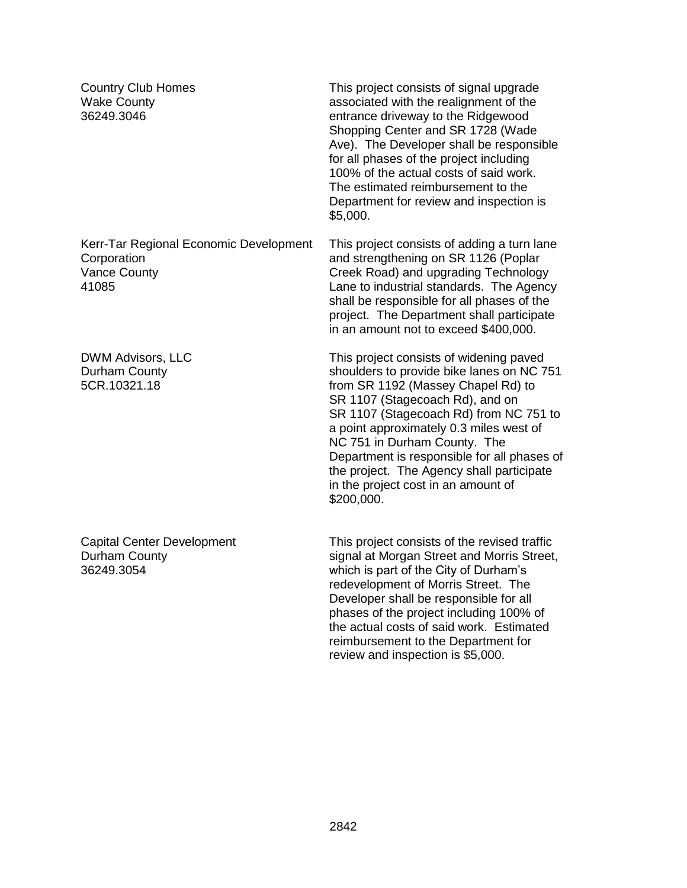| | |
|---|---|
| Country Club Homes<br>Wake County<br>36249.3046 | This project consists of signal upgrade associated with the realignment of the entrance driveway to the Ridgewood Shopping Center and SR 1728 (Wade Ave). The Developer shall be responsible for all phases of the project including 100% of the actual costs of said work. The estimated reimbursement to the Department for review and inspection is $5,000. |
| Kerr-Tar Regional Economic Development Corporation<br>Vance County<br>41085 | This project consists of adding a turn lane and strengthening on SR 1126 (Poplar Creek Road) and upgrading Technology Lane to industrial standards. The Agency shall be responsible for all phases of the project. The Department shall participate in an amount not to exceed $400,000. |
| DWM Advisors, LLC<br>Durham County<br>5CR.10321.18 | This project consists of widening paved shoulders to provide bike lanes on NC 751 from SR 1192 (Massey Chapel Rd) to SR 1107 (Stagecoach Rd), and on SR 1107 (Stagecoach Rd) from NC 751 to a point approximately 0.3 miles west of NC 751 in Durham County. The Department is responsible for all phases of the project. The Agency shall participate in the project cost in an amount of $200,000. |
| Capital Center Development<br>Durham County<br>36249.3054 | This project consists of the revised traffic signal at Morgan Street and Morris Street, which is part of the City of Durham's redevelopment of Morris Street. The Developer shall be responsible for all phases of the project including 100% of the actual costs of said work. Estimated reimbursement to the Department for review and inspection is $5,000. |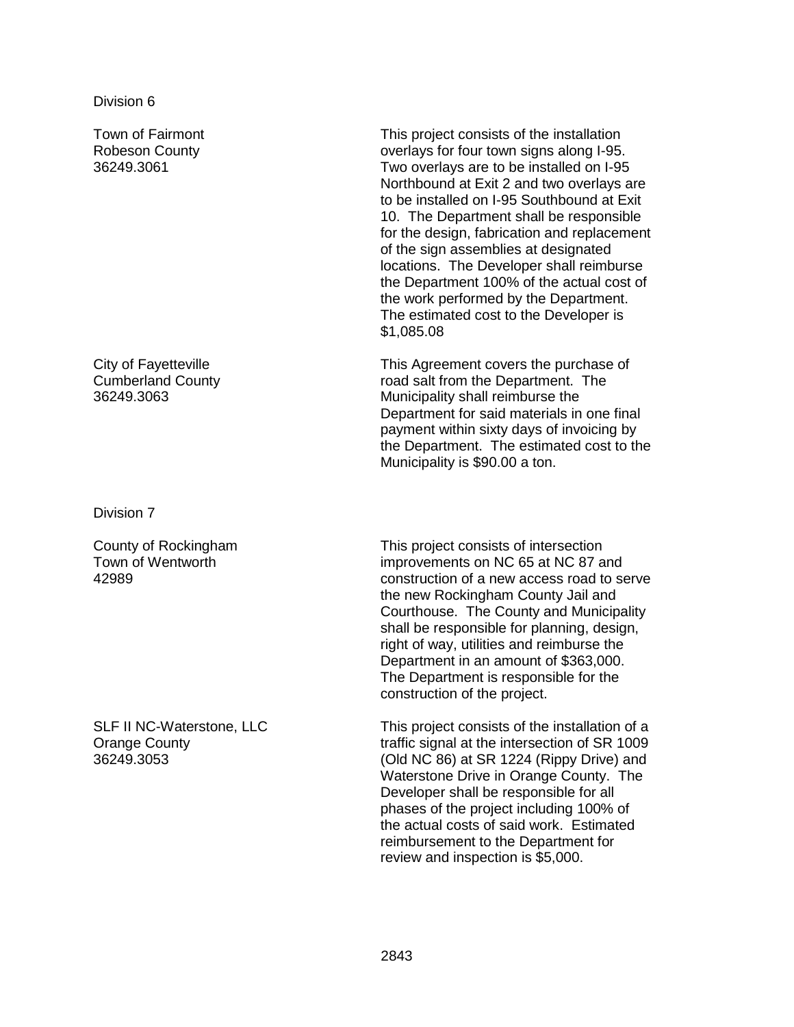Division 6

Town of Fairmont
Robeson County
36249.3061

This project consists of the installation overlays for four town signs along I-95. Two overlays are to be installed on I-95 Northbound at Exit 2 and two overlays are to be installed on I-95 Southbound at Exit 10. The Department shall be responsible for the design, fabrication and replacement of the sign assemblies at designated locations. The Developer shall reimburse the Department 100% of the actual cost of the work performed by the Department. The estimated cost to the Developer is $1,085.08

City of Fayetteville
Cumberland County
36249.3063

This Agreement covers the purchase of road salt from the Department. The Municipality shall reimburse the Department for said materials in one final payment within sixty days of invoicing by the Department. The estimated cost to the Municipality is $90.00 a ton.

Division 7

County of Rockingham
Town of Wentworth
42989

This project consists of intersection improvements on NC 65 at NC 87 and construction of a new access road to serve the new Rockingham County Jail and Courthouse. The County and Municipality shall be responsible for planning, design, right of way, utilities and reimburse the Department in an amount of $363,000. The Department is responsible for the construction of the project.

SLF II NC-Waterstone, LLC
Orange County
36249.3053

This project consists of the installation of a traffic signal at the intersection of SR 1009 (Old NC 86) at SR 1224 (Rippy Drive) and Waterstone Drive in Orange County. The Developer shall be responsible for all phases of the project including 100% of the actual costs of said work. Estimated reimbursement to the Department for review and inspection is $5,000.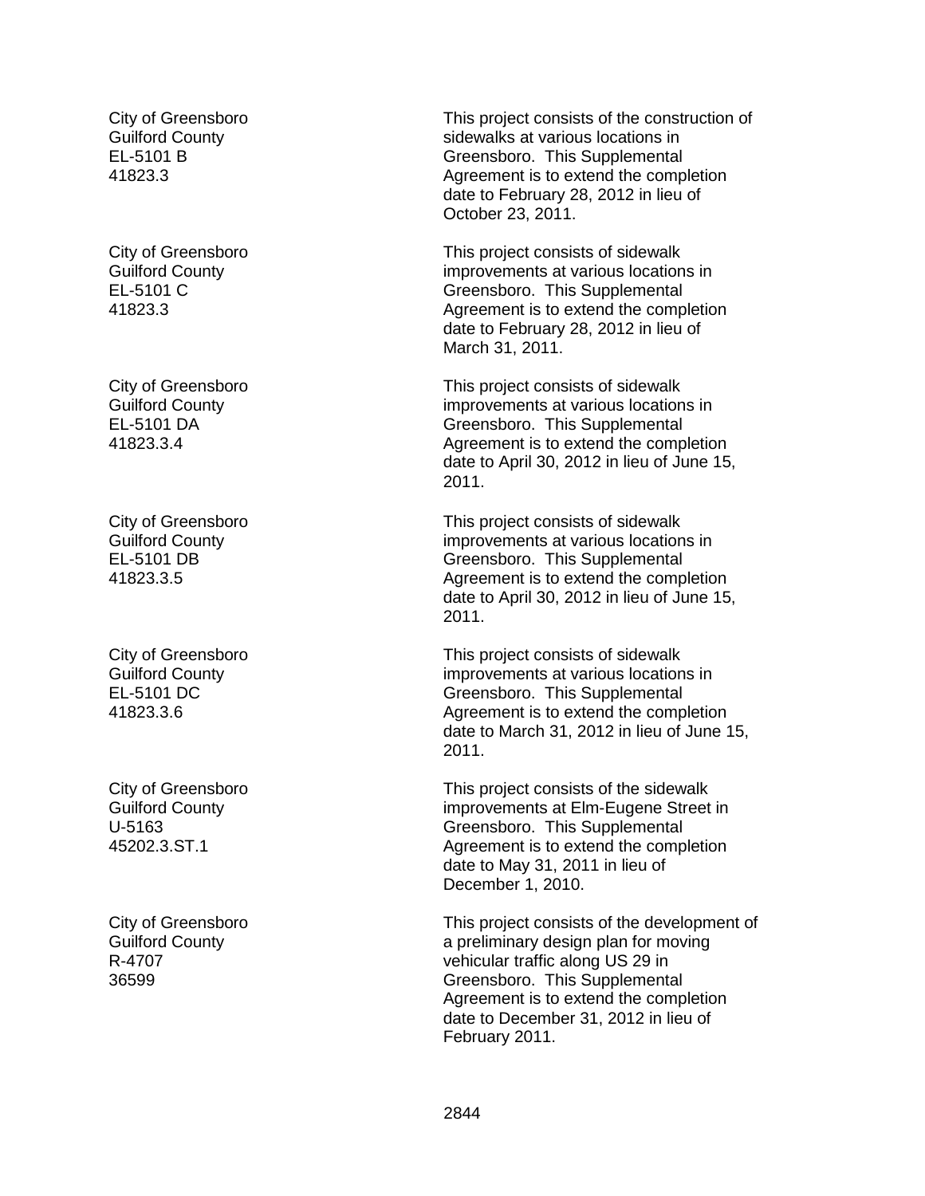City of Greensboro
Guilford County
EL-5101 B
41823.3

This project consists of the construction of sidewalks at various locations in Greensboro. This Supplemental Agreement is to extend the completion date to February 28, 2012 in lieu of October 23, 2011.

City of Greensboro
Guilford County
EL-5101 C
41823.3

This project consists of sidewalk improvements at various locations in Greensboro. This Supplemental Agreement is to extend the completion date to February 28, 2012 in lieu of March 31, 2011.

City of Greensboro
Guilford County
EL-5101 DA
41823.3.4

This project consists of sidewalk improvements at various locations in Greensboro. This Supplemental Agreement is to extend the completion date to April 30, 2012 in lieu of June 15, 2011.

City of Greensboro
Guilford County
EL-5101 DB
41823.3.5

This project consists of sidewalk improvements at various locations in Greensboro. This Supplemental Agreement is to extend the completion date to April 30, 2012 in lieu of June 15, 2011.

City of Greensboro
Guilford County
EL-5101 DC
41823.3.6

This project consists of sidewalk improvements at various locations in Greensboro. This Supplemental Agreement is to extend the completion date to March 31, 2012 in lieu of June 15, 2011.

City of Greensboro
Guilford County
U-5163
45202.3.ST.1

This project consists of the sidewalk improvements at Elm-Eugene Street in Greensboro. This Supplemental Agreement is to extend the completion date to May 31, 2011 in lieu of December 1, 2010.

City of Greensboro
Guilford County
R-4707
36599

This project consists of the development of a preliminary design plan for moving vehicular traffic along US 29 in Greensboro. This Supplemental Agreement is to extend the completion date to December 31, 2012 in lieu of February 2011.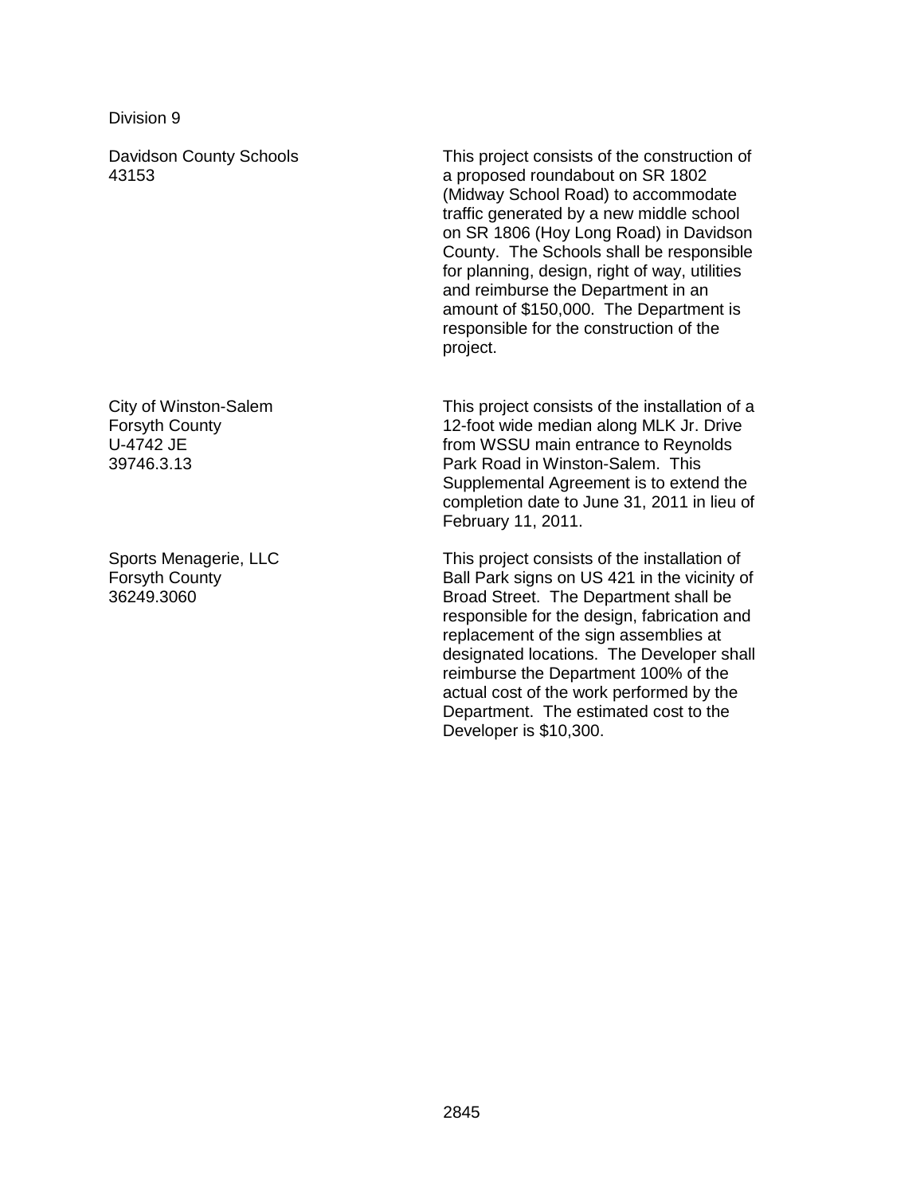Division 9

| | |
|---|---|
| Davidson County Schools<br>43153 | This project consists of the construction of a proposed roundabout on SR 1802 (Midway School Road) to accommodate traffic generated by a new middle school on SR 1806 (Hoy Long Road) in Davidson County. The Schools shall be responsible for planning, design, right of way, utilities and reimburse the Department in an amount of $150,000. The Department is responsible for the construction of the project. |
| City of Winston-Salem<br>Forsyth County<br>U-4742 JE<br>39746.3.13 | This project consists of the installation of a 12-foot wide median along MLK Jr. Drive from WSSU main entrance to Reynolds Park Road in Winston-Salem. This Supplemental Agreement is to extend the completion date to June 31, 2011 in lieu of February 11, 2011. |
| Sports Menagerie, LLC<br>Forsyth County<br>36249.3060 | This project consists of the installation of Ball Park signs on US 421 in the vicinity of Broad Street. The Department shall be responsible for the design, fabrication and replacement of the sign assemblies at designated locations. The Developer shall reimburse the Department 100% of the actual cost of the work performed by the Department. The estimated cost to the Developer is $10,300. |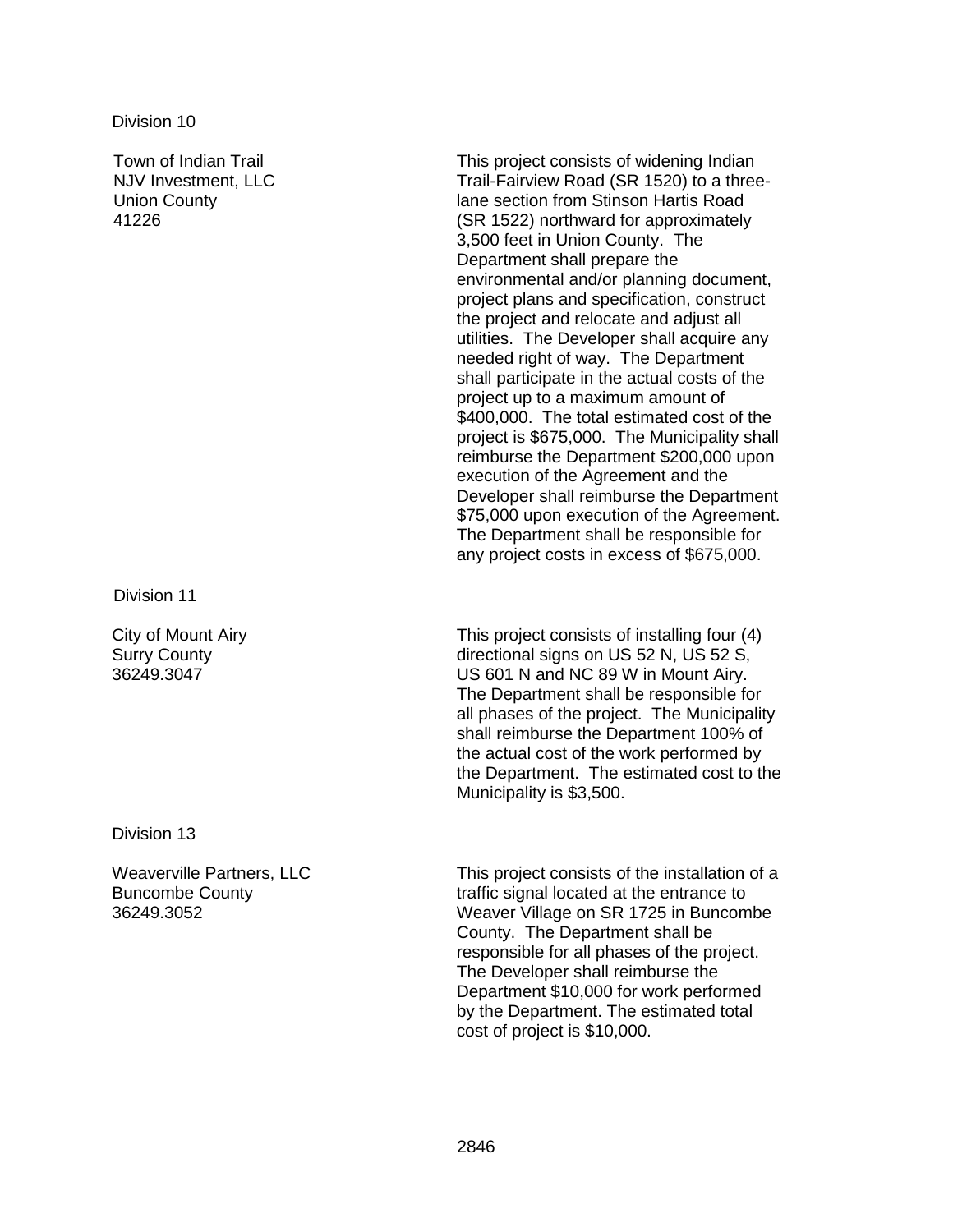Division 10

| | |
|---|---|
| Town of Indian Trail<br>NJV Investment, LLC<br>Union County<br>41226 | This project consists of widening Indian Trail-Fairview Road (SR 1520) to a three-lane section from Stinson Hartis Road (SR 1522) northward for approximately 3,500 feet in Union County. The Department shall prepare the environmental and/or planning document, project plans and specification, construct the project and relocate and adjust all utilities. The Developer shall acquire any needed right of way. The Department shall participate in the actual costs of the project up to a maximum amount of $400,000. The total estimated cost of the project is $675,000. The Municipality shall reimburse the Department $200,000 upon execution of the Agreement and the Developer shall reimburse the Department $75,000 upon execution of the Agreement. The Department shall be responsible for any project costs in excess of $675,000. |

Division 11

| | |
|---|---|
| City of Mount Airy<br>Surry County<br>36249.3047 | This project consists of installing four (4) directional signs on US 52 N, US 52 S, US 601 N and NC 89 W in Mount Airy. The Department shall be responsible for all phases of the project. The Municipality shall reimburse the Department 100% of the actual cost of the work performed by the Department. The estimated cost to the Municipality is $3,500. |

Division 13

| | |
|---|---|
| Weaverville Partners, LLC<br>Buncombe County<br>36249.3052 | This project consists of the installation of a traffic signal located at the entrance to Weaver Village on SR 1725 in Buncombe County. The Department shall be responsible for all phases of the project. The Developer shall reimburse the Department $10,000 for work performed by the Department. The estimated total cost of project is $10,000. |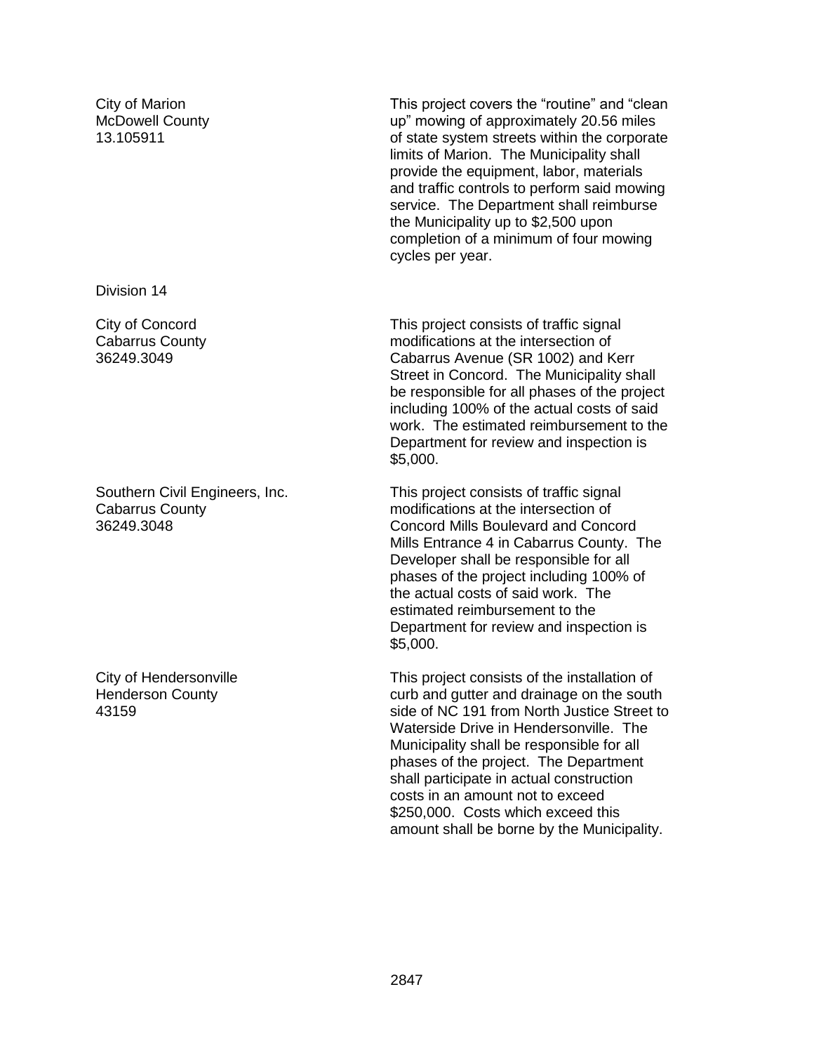City of Marion
McDowell County
13.105911

This project covers the "routine" and "clean up" mowing of approximately 20.56 miles of state system streets within the corporate limits of Marion. The Municipality shall provide the equipment, labor, materials and traffic controls to perform said mowing service. The Department shall reimburse the Municipality up to $2,500 upon completion of a minimum of four mowing cycles per year.

Division 14

City of Concord
Cabarrus County
36249.3049

This project consists of traffic signal modifications at the intersection of Cabarrus Avenue (SR 1002) and Kerr Street in Concord. The Municipality shall be responsible for all phases of the project including 100% of the actual costs of said work. The estimated reimbursement to the Department for review and inspection is $5,000.

Southern Civil Engineers, Inc.
Cabarrus County
36249.3048

This project consists of traffic signal modifications at the intersection of Concord Mills Boulevard and Concord Mills Entrance 4 in Cabarrus County. The Developer shall be responsible for all phases of the project including 100% of the actual costs of said work. The estimated reimbursement to the Department for review and inspection is $5,000.

City of Hendersonville
Henderson County
43159

This project consists of the installation of curb and gutter and drainage on the south side of NC 191 from North Justice Street to Waterside Drive in Hendersonville. The Municipality shall be responsible for all phases of the project. The Department shall participate in actual construction costs in an amount not to exceed $250,000. Costs which exceed this amount shall be borne by the Municipality.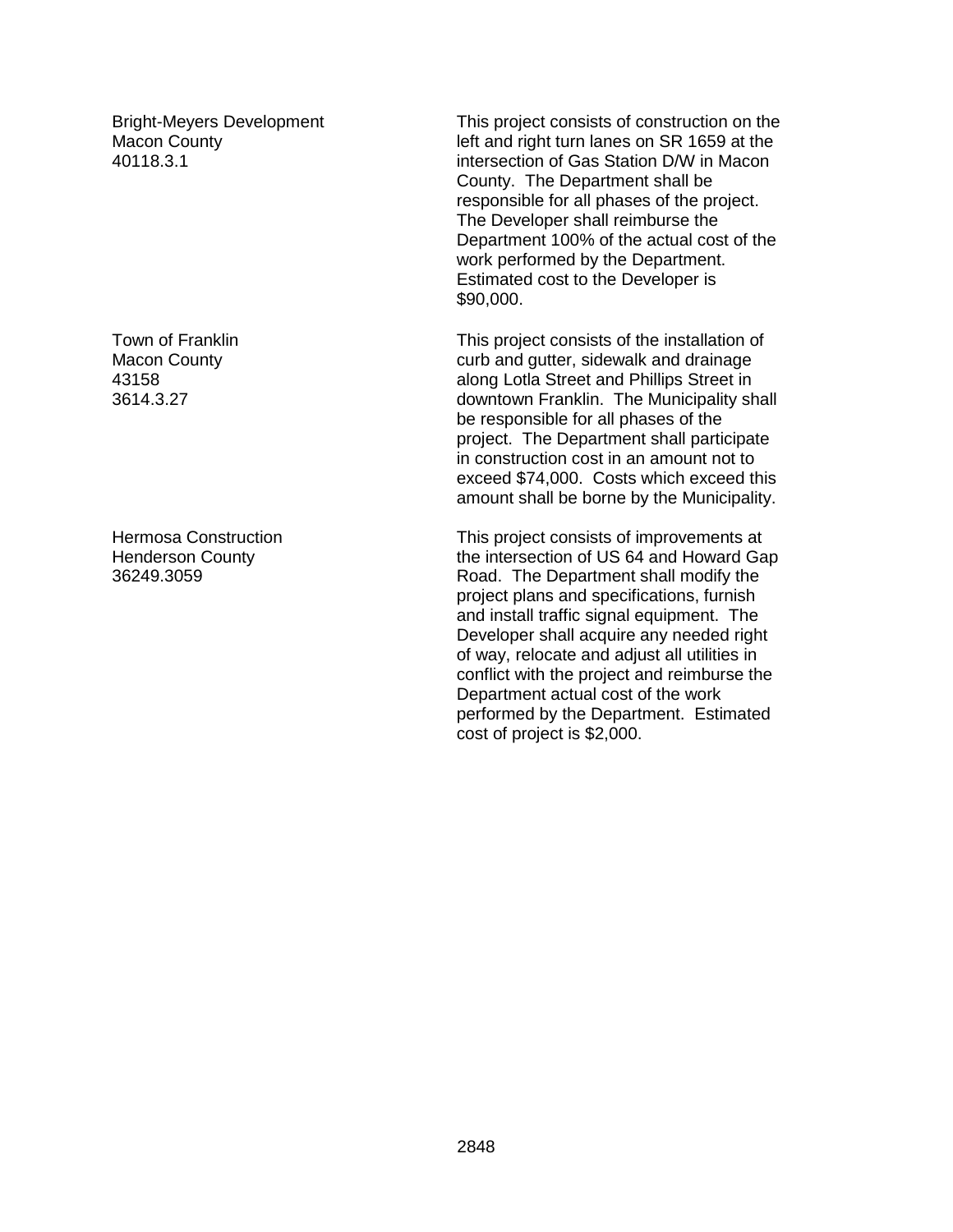Bright-Meyers Development
Macon County
40118.3.1

This project consists of construction on the left and right turn lanes on SR 1659 at the intersection of Gas Station D/W in Macon County. The Department shall be responsible for all phases of the project. The Developer shall reimburse the Department 100% of the actual cost of the work performed by the Department. Estimated cost to the Developer is $90,000.

Town of Franklin
Macon County
43158
3614.3.27

This project consists of the installation of curb and gutter, sidewalk and drainage along Lotla Street and Phillips Street in downtown Franklin. The Municipality shall be responsible for all phases of the project. The Department shall participate in construction cost in an amount not to exceed $74,000. Costs which exceed this amount shall be borne by the Municipality.

Hermosa Construction
Henderson County
36249.3059

This project consists of improvements at the intersection of US 64 and Howard Gap Road. The Department shall modify the project plans and specifications, furnish and install traffic signal equipment. The Developer shall acquire any needed right of way, relocate and adjust all utilities in conflict with the project and reimburse the Department actual cost of the work performed by the Department. Estimated cost of project is $2,000.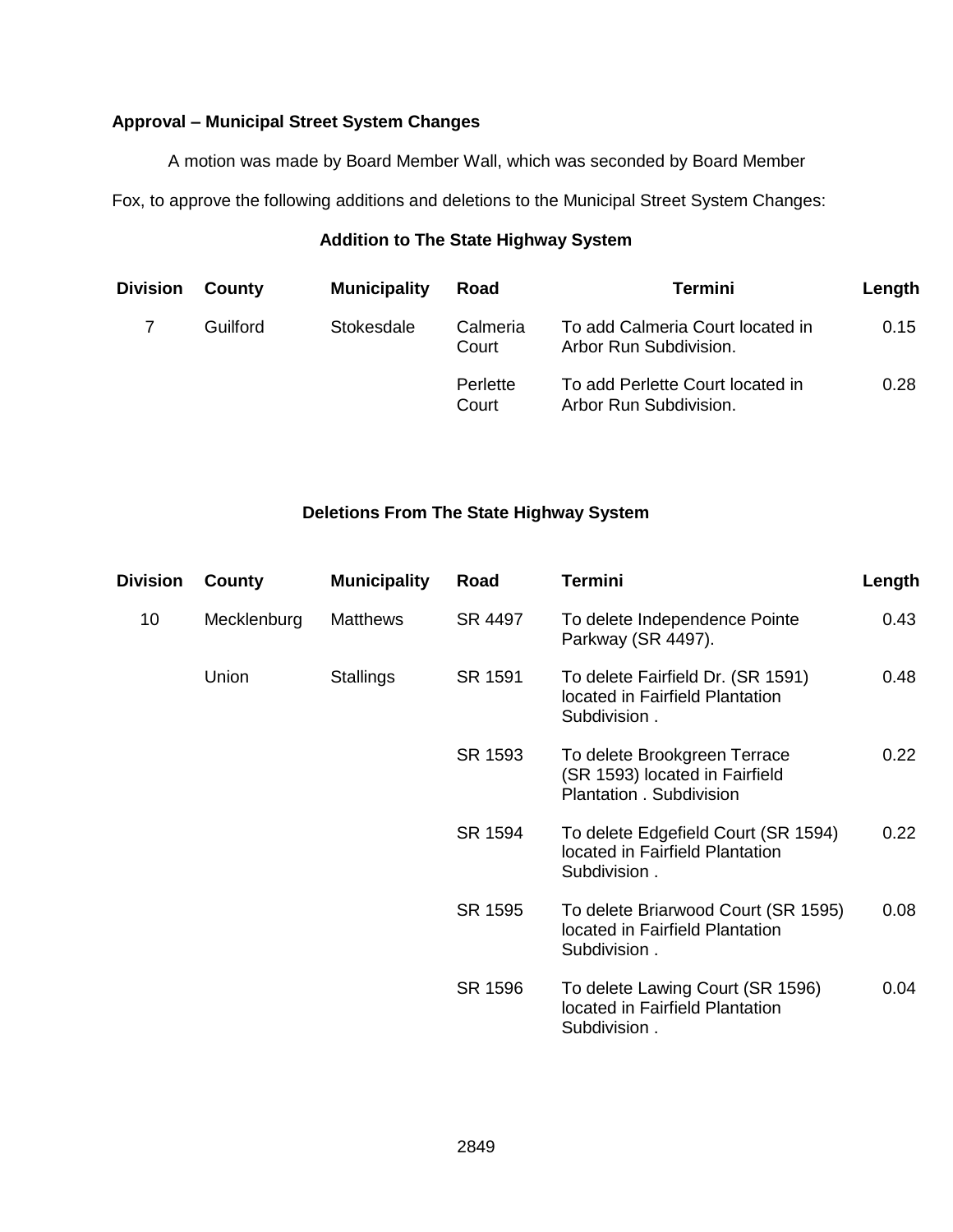**Approval – Municipal Street System Changes**

A motion was made by Board Member Wall, which was seconded by Board Member Fox, to approve the following additions and deletions to the Municipal Street System Changes:

**Addition to The State Highway System**

| Division | County | Municipality | Road | Termini | Length |
|---|---|---|---|---|---|
| 7 | Guilford | Stokesdale | Calmeria Court | To add Calmeria Court located in Arbor Run Subdivision. | 0.15 |
| | | | Perlette Court | To add Perlette Court located in Arbor Run Subdivision. | 0.28 |

**Deletions From The State Highway System**

| Division | County | Municipality | Road | Termini | Length |
|---|---|---|---|---|---|
| 10 | Mecklenburg | Matthews | SR 4497 | To delete Independence Pointe Parkway (SR 4497). | 0.43 |
| | Union | Stallings | SR 1591 | To delete Fairfield Dr. (SR 1591) located in Fairfield Plantation Subdivision . | 0.48 |
| | | | SR 1593 | To delete Brookgreen Terrace (SR 1593) located in Fairfield Plantation . Subdivision | 0.22 |
| | | | SR 1594 | To delete Edgefield Court (SR 1594) located in Fairfield Plantation Subdivision . | 0.22 |
| | | | SR 1595 | To delete Briarwood Court (SR 1595) located in Fairfield Plantation Subdivision . | 0.08 |
| | | | SR 1596 | To delete Lawing Court (SR 1596) located in Fairfield Plantation Subdivision . | 0.04 |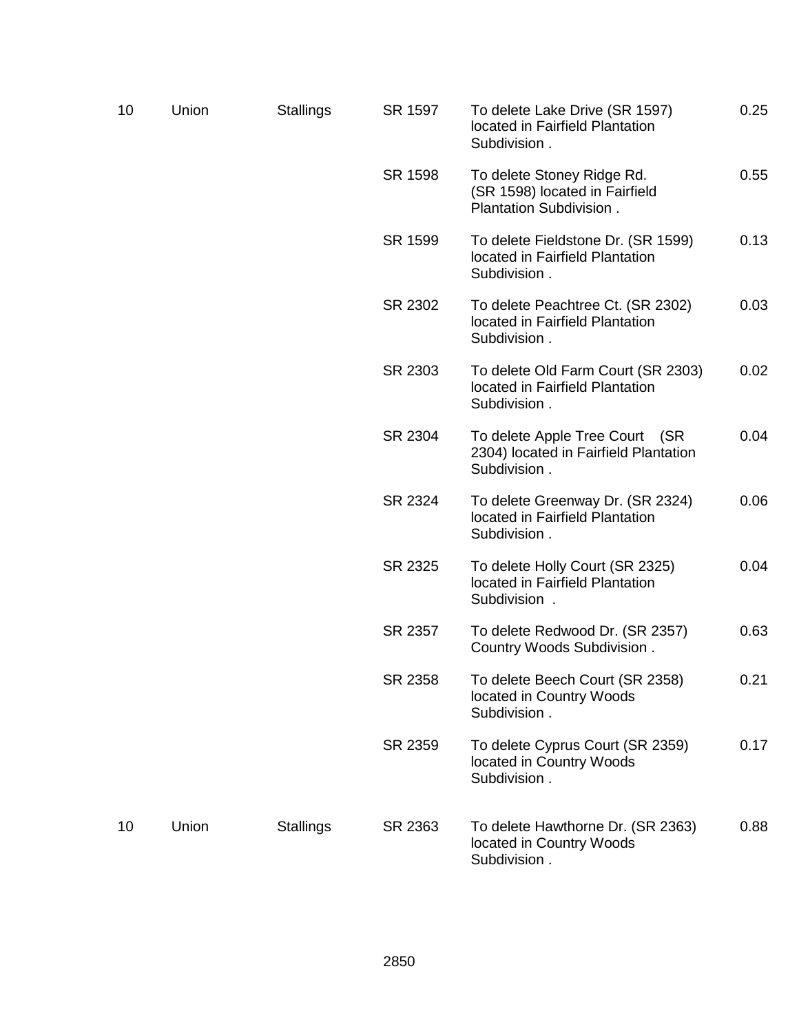| | | | | | |
|---|---|---|---|---|---|
| 10 | Union | Stallings | SR 1597 | To delete Lake Drive (SR 1597) located in Fairfield Plantation Subdivision . | 0.25 |
| | | | SR 1598 | To delete Stoney Ridge Rd. (SR 1598) located in Fairfield Plantation Subdivision . | 0.55 |
| | | | SR 1599 | To delete Fieldstone Dr. (SR 1599) located in Fairfield Plantation Subdivision . | 0.13 |
| | | | SR 2302 | To delete Peachtree Ct. (SR 2302) located in Fairfield Plantation Subdivision . | 0.03 |
| | | | SR 2303 | To delete Old Farm Court (SR 2303) located in Fairfield Plantation Subdivision . | 0.02 |
| | | | SR 2304 | To delete Apple Tree Court (SR 2304) located in Fairfield Plantation Subdivision . | 0.04 |
| | | | SR 2324 | To delete Greenway Dr. (SR 2324) located in Fairfield Plantation Subdivision . | 0.06 |
| | | | SR 2325 | To delete Holly Court (SR 2325) located in Fairfield Plantation Subdivision . | 0.04 |
| | | | SR 2357 | To delete Redwood Dr. (SR 2357) Country Woods Subdivision . | 0.63 |
| | | | SR 2358 | To delete Beech Court (SR 2358) located in Country Woods Subdivision . | 0.21 |
| | | | SR 2359 | To delete Cyprus Court (SR 2359) located in Country Woods Subdivision . | 0.17 |
| 10 | Union | Stallings | SR 2363 | To delete Hawthorne Dr. (SR 2363) located in Country Woods Subdivision . | 0.88 |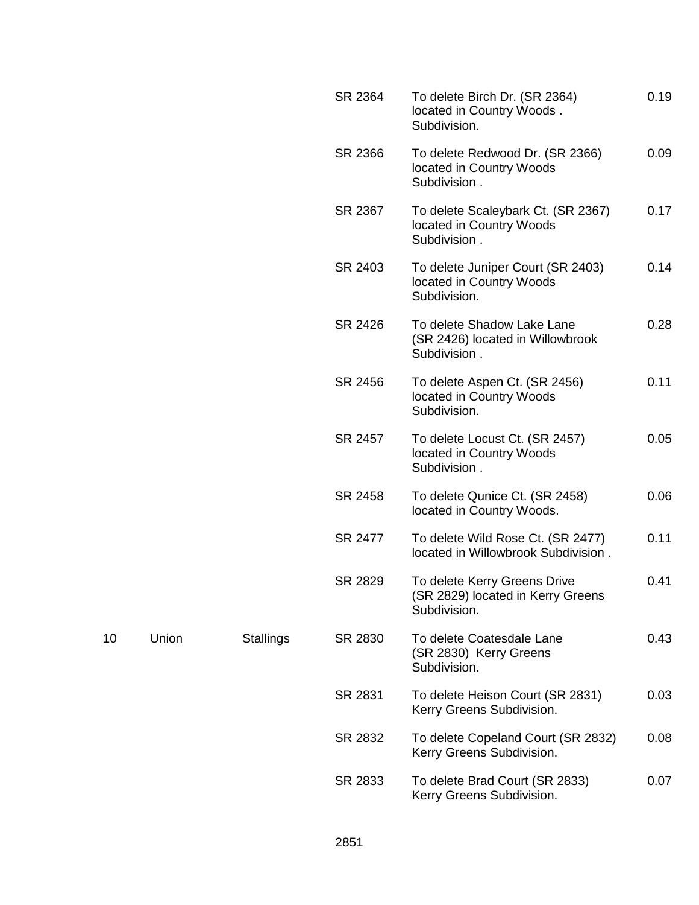| | | | | | |
|---|---|---|---|---|---|
| | | | SR 2364 | To delete Birch Dr. (SR 2364) located in Country Woods . Subdivision. | 0.19 |
| | | | SR 2366 | To delete Redwood Dr. (SR 2366) located in Country Woods Subdivision . | 0.09 |
| | | | SR 2367 | To delete Scaleybark Ct. (SR 2367) located in Country Woods Subdivision . | 0.17 |
| | | | SR 2403 | To delete Juniper Court (SR 2403) located in Country Woods Subdivision. | 0.14 |
| | | | SR 2426 | To delete Shadow Lake Lane (SR 2426) located in Willowbrook Subdivision . | 0.28 |
| | | | SR 2456 | To delete Aspen Ct. (SR 2456) located in Country Woods Subdivision. | 0.11 |
| | | | SR 2457 | To delete Locust Ct. (SR 2457) located in Country Woods Subdivision . | 0.05 |
| | | | SR 2458 | To delete Qunice Ct. (SR 2458) located in Country Woods. | 0.06 |
| | | | SR 2477 | To delete Wild Rose Ct. (SR 2477) located in Willowbrook Subdivision . | 0.11 |
| | | | SR 2829 | To delete Kerry Greens Drive (SR 2829) located in Kerry Greens Subdivision. | 0.41 |
| 10 | Union | Stallings | SR 2830 | To delete Coatesdale Lane (SR 2830) Kerry Greens Subdivision. | 0.43 |
| | | | SR 2831 | To delete Heison Court (SR 2831) Kerry Greens Subdivision. | 0.03 |
| | | | SR 2832 | To delete Copeland Court (SR 2832) Kerry Greens Subdivision. | 0.08 |
| | | | SR 2833 | To delete Brad Court (SR 2833) Kerry Greens Subdivision. | 0.07 |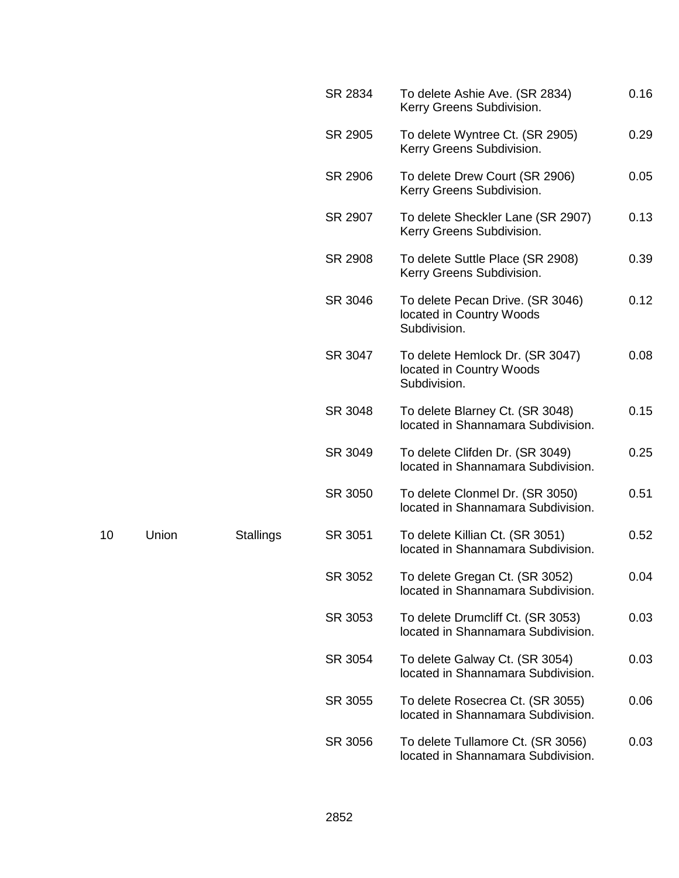| | | | | | |
|---|---|---|---|---|---|
| | | | SR 2834 | To delete Ashie Ave. (SR 2834) Kerry Greens Subdivision. | 0.16 |
| | | | SR 2905 | To delete Wyntree Ct. (SR 2905) Kerry Greens Subdivision. | 0.29 |
| | | | SR 2906 | To delete Drew Court (SR 2906) Kerry Greens Subdivision. | 0.05 |
| | | | SR 2907 | To delete Sheckler Lane (SR 2907) Kerry Greens Subdivision. | 0.13 |
| | | | SR 2908 | To delete Suttle Place (SR 2908) Kerry Greens Subdivision. | 0.39 |
| | | | SR 3046 | To delete Pecan Drive. (SR 3046) located in Country Woods Subdivision. | 0.12 |
| | | | SR 3047 | To delete Hemlock Dr. (SR 3047) located in Country Woods Subdivision. | 0.08 |
| | | | SR 3048 | To delete Blarney Ct. (SR 3048) located in Shannamara Subdivision. | 0.15 |
| | | | SR 3049 | To delete Clifden Dr. (SR 3049) located in Shannamara Subdivision. | 0.25 |
| | | | SR 3050 | To delete Clonmel Dr. (SR 3050) located in Shannamara Subdivision. | 0.51 |
| 10 | Union | Stallings | SR 3051 | To delete Killian Ct. (SR 3051) located in Shannamara Subdivision. | 0.52 |
| | | | SR 3052 | To delete Gregan Ct. (SR 3052) located in Shannamara Subdivision. | 0.04 |
| | | | SR 3053 | To delete Drumcliff Ct. (SR 3053) located in Shannamara Subdivision. | 0.03 |
| | | | SR 3054 | To delete Galway Ct. (SR 3054) located in Shannamara Subdivision. | 0.03 |
| | | | SR 3055 | To delete Rosecrea Ct. (SR 3055) located in Shannamara Subdivision. | 0.06 |
| | | | SR 3056 | To delete Tullamore Ct. (SR 3056) located in Shannamara Subdivision. | 0.03 |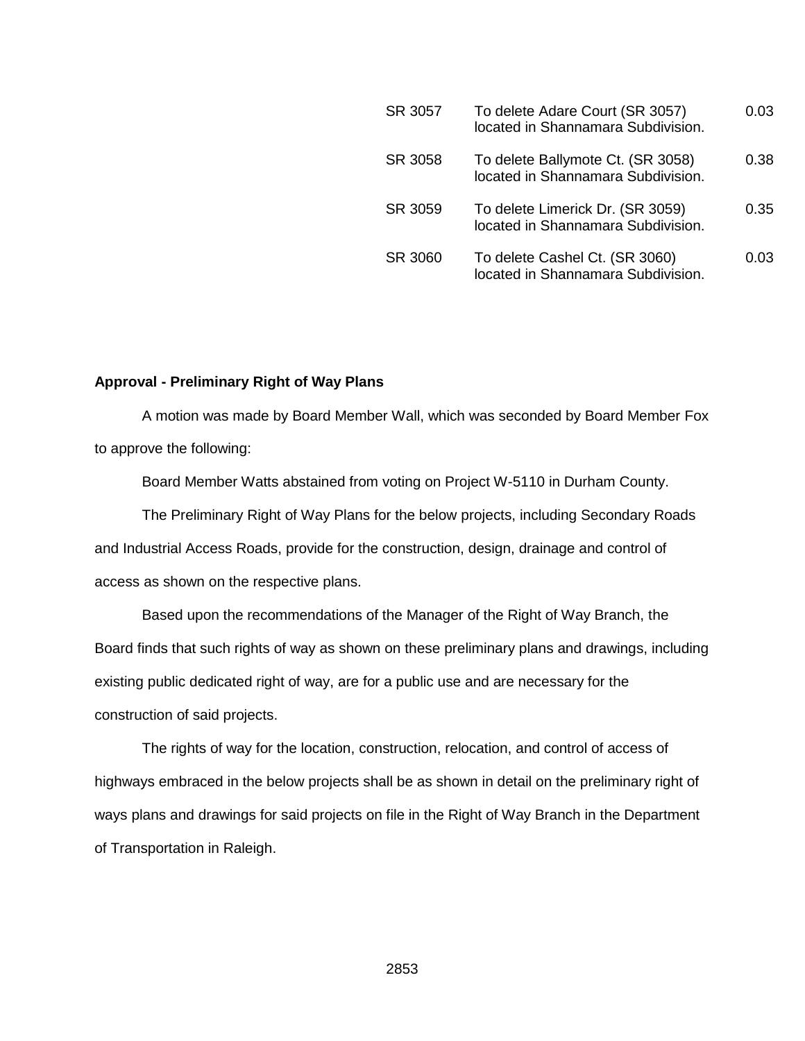| | | |
|---|---|---|
| SR 3057 | To delete Adare Court (SR 3057) located in Shannamara Subdivision. | 0.03 |
| SR 3058 | To delete Ballymote Ct. (SR 3058) located in Shannamara Subdivision. | 0.38 |
| SR 3059 | To delete Limerick Dr. (SR 3059) located in Shannamara Subdivision. | 0.35 |
| SR 3060 | To delete Cashel Ct. (SR 3060) located in Shannamara Subdivision. | 0.03 |

**Approval - Preliminary Right of Way Plans**

A motion was made by Board Member Wall, which was seconded by Board Member Fox to approve the following:

Board Member Watts abstained from voting on Project W-5110 in Durham County.

The Preliminary Right of Way Plans for the below projects, including Secondary Roads and Industrial Access Roads, provide for the construction, design, drainage and control of access as shown on the respective plans.

Based upon the recommendations of the Manager of the Right of Way Branch, the Board finds that such rights of way as shown on these preliminary plans and drawings, including existing public dedicated right of way, are for a public use and are necessary for the construction of said projects.

The rights of way for the location, construction, relocation, and control of access of highways embraced in the below projects shall be as shown in detail on the preliminary right of ways plans and drawings for said projects on file in the Right of Way Branch in the Department of Transportation in Raleigh.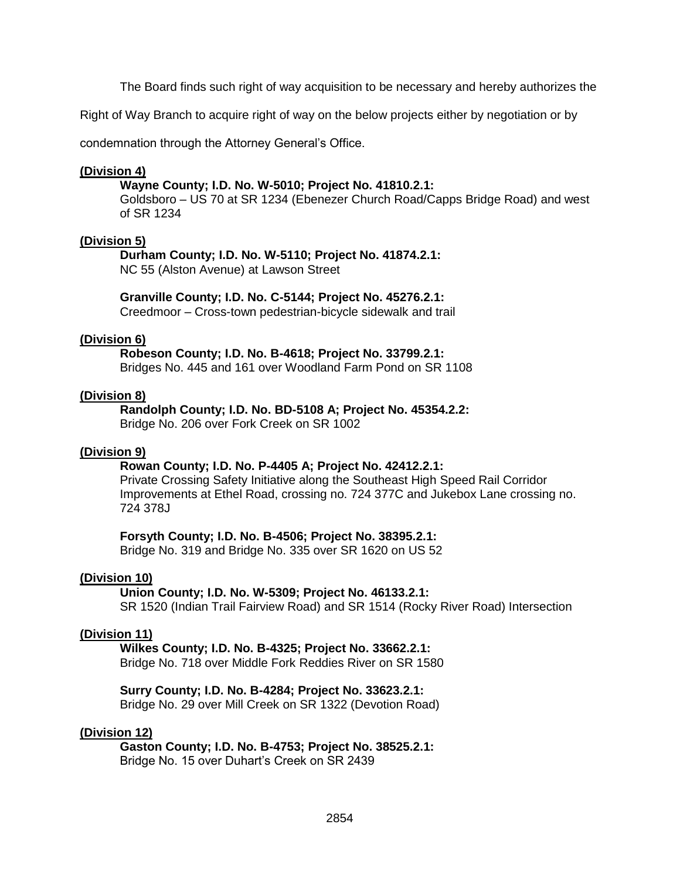The Board finds such right of way acquisition to be necessary and hereby authorizes the Right of Way Branch to acquire right of way on the below projects either by negotiation or by condemnation through the Attorney General's Office.

**(Division 4)**

**Wayne County; I.D. No. W-5010; Project No. 41810.2.1:**
Goldsboro – US 70 at SR 1234 (Ebenezer Church Road/Capps Bridge Road) and west of SR 1234

**(Division 5)**

**Durham County; I.D. No. W-5110; Project No. 41874.2.1:**
NC 55 (Alston Avenue) at Lawson Street

**Granville County; I.D. No. C-5144; Project No. 45276.2.1:**
Creedmoor – Cross-town pedestrian-bicycle sidewalk and trail

**(Division 6)**

**Robeson County; I.D. No. B-4618; Project No. 33799.2.1:**
Bridges No. 445 and 161 over Woodland Farm Pond on SR 1108

**(Division 8)**

**Randolph County; I.D. No. BD-5108 A; Project No. 45354.2.2:**
Bridge No. 206 over Fork Creek on SR 1002

**(Division 9)**

**Rowan County; I.D. No. P-4405 A; Project No. 42412.2.1:**
Private Crossing Safety Initiative along the Southeast High Speed Rail Corridor Improvements at Ethel Road, crossing no. 724 377C and Jukebox Lane crossing no. 724 378J

**Forsyth County; I.D. No. B-4506; Project No. 38395.2.1:**
Bridge No. 319 and Bridge No. 335 over SR 1620 on US 52

**(Division 10)**

**Union County; I.D. No. W-5309; Project No. 46133.2.1:**
SR 1520 (Indian Trail Fairview Road) and SR 1514 (Rocky River Road) Intersection

**(Division 11)**

**Wilkes County; I.D. No. B-4325; Project No. 33662.2.1:**
Bridge No. 718 over Middle Fork Reddies River on SR 1580

**Surry County; I.D. No. B-4284; Project No. 33623.2.1:**
Bridge No. 29 over Mill Creek on SR 1322 (Devotion Road)

**(Division 12)**

**Gaston County; I.D. No. B-4753; Project No. 38525.2.1:**
Bridge No. 15 over Duhart's Creek on SR 2439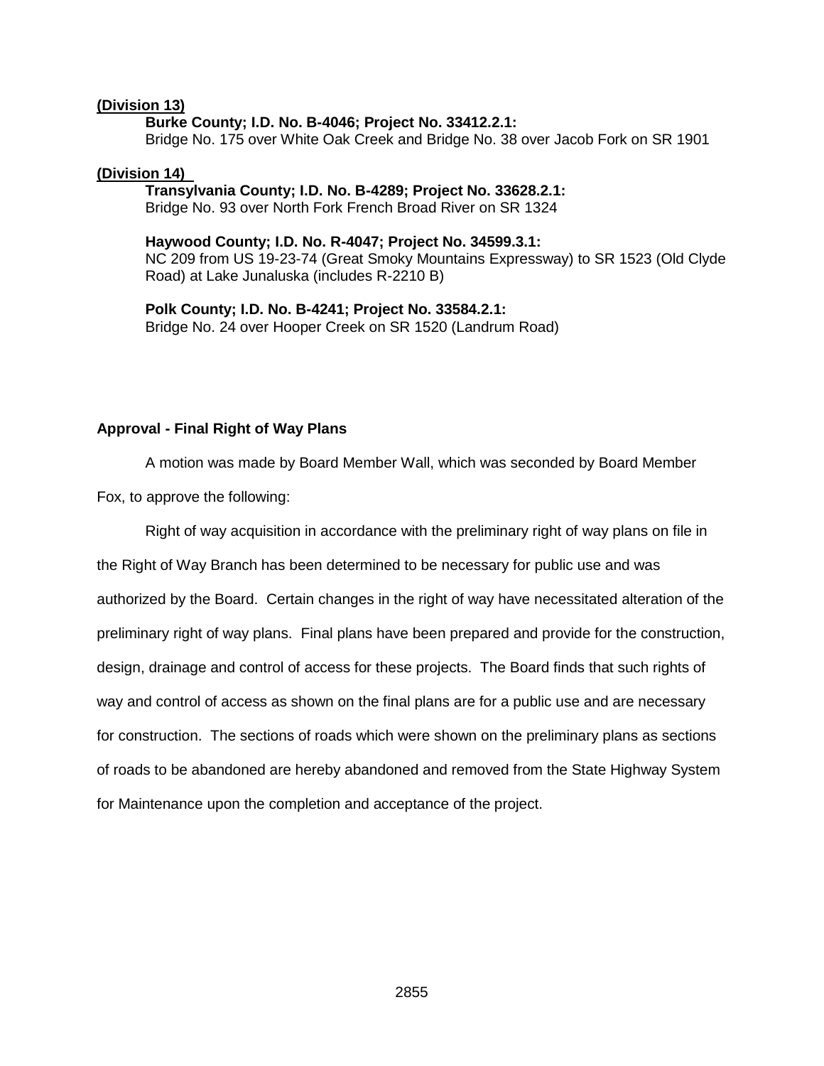**(Division 13)**

**Burke County; I.D. No. B-4046; Project No. 33412.2.1:**
Bridge No. 175 over White Oak Creek and Bridge No. 38 over Jacob Fork on SR 1901

**(Division 14)**

**Transylvania County; I.D. No. B-4289; Project No. 33628.2.1:**
Bridge No. 93 over North Fork French Broad River on SR 1324

**Haywood County; I.D. No. R-4047; Project No. 34599.3.1:**
NC 209 from US 19-23-74 (Great Smoky Mountains Expressway) to SR 1523 (Old Clyde Road) at Lake Junaluska (includes R-2210 B)

**Polk County; I.D. No. B-4241; Project No. 33584.2.1:**
Bridge No. 24 over Hooper Creek on SR 1520 (Landrum Road)

**Approval - Final Right of Way Plans**

A motion was made by Board Member Wall, which was seconded by Board Member Fox, to approve the following:

Right of way acquisition in accordance with the preliminary right of way plans on file in the Right of Way Branch has been determined to be necessary for public use and was authorized by the Board. Certain changes in the right of way have necessitated alteration of the preliminary right of way plans. Final plans have been prepared and provide for the construction, design, drainage and control of access for these projects. The Board finds that such rights of way and control of access as shown on the final plans are for a public use and are necessary for construction. The sections of roads which were shown on the preliminary plans as sections of roads to be abandoned are hereby abandoned and removed from the State Highway System for Maintenance upon the completion and acceptance of the project.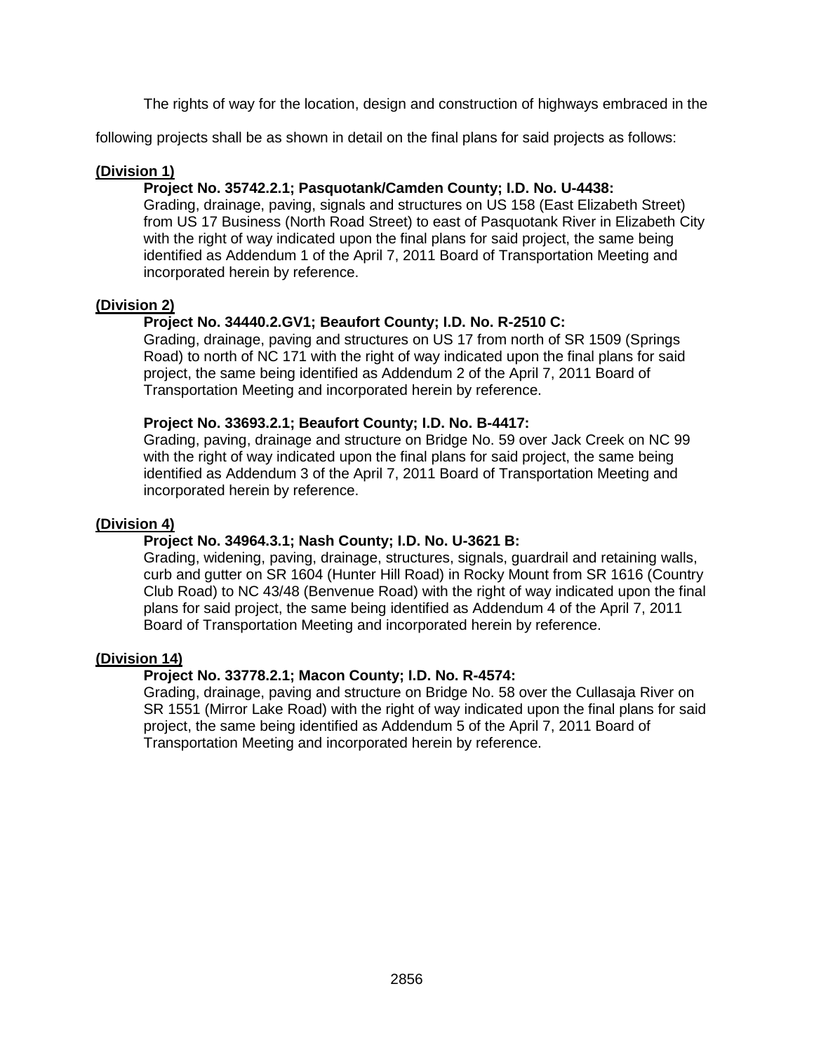The rights of way for the location, design and construction of highways embraced in the following projects shall be as shown in detail on the final plans for said projects as follows:

**(Division 1)**

**Project No. 35742.2.1; Pasquotank/Camden County; I.D. No. U-4438:**
Grading, drainage, paving, signals and structures on US 158 (East Elizabeth Street) from US 17 Business (North Road Street) to east of Pasquotank River in Elizabeth City with the right of way indicated upon the final plans for said project, the same being identified as Addendum 1 of the April 7, 2011 Board of Transportation Meeting and incorporated herein by reference.

**(Division 2)**

**Project No. 34440.2.GV1; Beaufort County; I.D. No. R-2510 C:**
Grading, drainage, paving and structures on US 17 from north of SR 1509 (Springs Road) to north of NC 171 with the right of way indicated upon the final plans for said project, the same being identified as Addendum 2 of the April 7, 2011 Board of Transportation Meeting and incorporated herein by reference.

**Project No. 33693.2.1; Beaufort County; I.D. No. B-4417:**
Grading, paving, drainage and structure on Bridge No. 59 over Jack Creek on NC 99 with the right of way indicated upon the final plans for said project, the same being identified as Addendum 3 of the April 7, 2011 Board of Transportation Meeting and incorporated herein by reference.

**(Division 4)**

**Project No. 34964.3.1; Nash County; I.D. No. U-3621 B:**
Grading, widening, paving, drainage, structures, signals, guardrail and retaining walls, curb and gutter on SR 1604 (Hunter Hill Road) in Rocky Mount from SR 1616 (Country Club Road) to NC 43/48 (Benvenue Road) with the right of way indicated upon the final plans for said project, the same being identified as Addendum 4 of the April 7, 2011 Board of Transportation Meeting and incorporated herein by reference.

**(Division 14)**

**Project No. 33778.2.1; Macon County; I.D. No. R-4574:**
Grading, drainage, paving and structure on Bridge No. 58 over the Cullasaja River on SR 1551 (Mirror Lake Road) with the right of way indicated upon the final plans for said project, the same being identified as Addendum 5 of the April 7, 2011 Board of Transportation Meeting and incorporated herein by reference.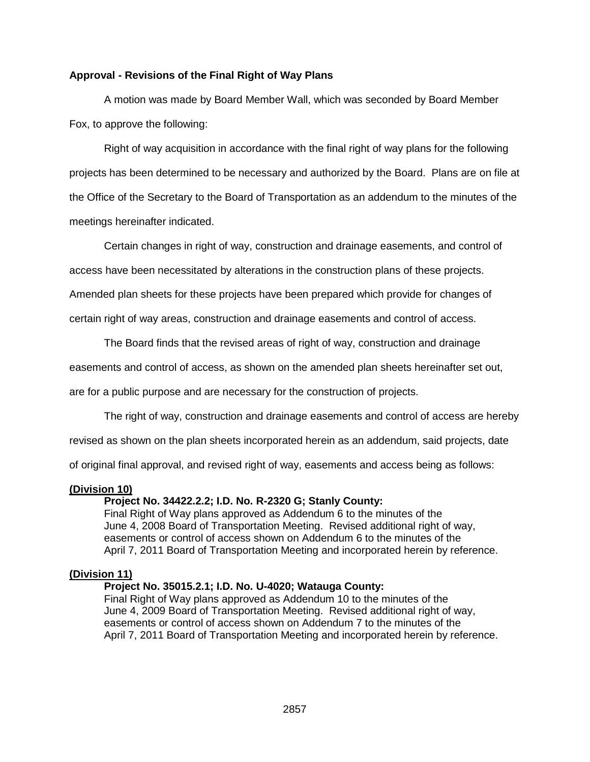**Approval - Revisions of the Final Right of Way Plans**

A motion was made by Board Member Wall, which was seconded by Board Member Fox, to approve the following:

Right of way acquisition in accordance with the final right of way plans for the following projects has been determined to be necessary and authorized by the Board. Plans are on file at the Office of the Secretary to the Board of Transportation as an addendum to the minutes of the meetings hereinafter indicated.

Certain changes in right of way, construction and drainage easements, and control of access have been necessitated by alterations in the construction plans of these projects. Amended plan sheets for these projects have been prepared which provide for changes of certain right of way areas, construction and drainage easements and control of access.

The Board finds that the revised areas of right of way, construction and drainage easements and control of access, as shown on the amended plan sheets hereinafter set out, are for a public purpose and are necessary for the construction of projects.

The right of way, construction and drainage easements and control of access are hereby revised as shown on the plan sheets incorporated herein as an addendum, said projects, date of original final approval, and revised right of way, easements and access being as follows:

**(Division 10)**

**Project No. 34422.2.2; I.D. No. R-2320 G; Stanly County:**
Final Right of Way plans approved as Addendum 6 to the minutes of the June 4, 2008 Board of Transportation Meeting. Revised additional right of way, easements or control of access shown on Addendum 6 to the minutes of the April 7, 2011 Board of Transportation Meeting and incorporated herein by reference.

**(Division 11)**

**Project No. 35015.2.1; I.D. No. U-4020; Watauga County:**
Final Right of Way plans approved as Addendum 10 to the minutes of the June 4, 2009 Board of Transportation Meeting. Revised additional right of way, easements or control of access shown on Addendum 7 to the minutes of the April 7, 2011 Board of Transportation Meeting and incorporated herein by reference.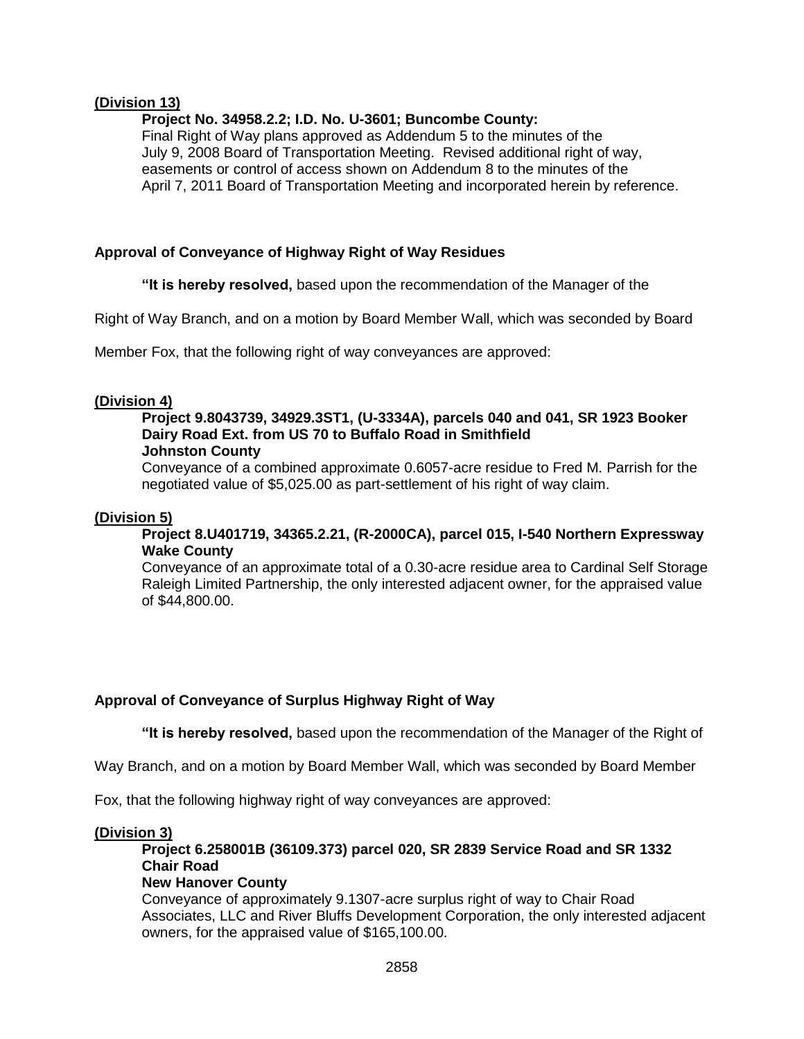**(Division 13)**

**Project No. 34958.2.2; I.D. No. U-3601; Buncombe County:**
Final Right of Way plans approved as Addendum 5 to the minutes of the July 9, 2008 Board of Transportation Meeting. Revised additional right of way, easements or control of access shown on Addendum 8 to the minutes of the April 7, 2011 Board of Transportation Meeting and incorporated herein by reference.

**Approval of Conveyance of Highway Right of Way Residues**

**"It is hereby resolved,** based upon the recommendation of the Manager of the Right of Way Branch, and on a motion by Board Member Wall, which was seconded by Board Member Fox, that the following right of way conveyances are approved:

**(Division 4)**

**Project 9.8043739, 34929.3ST1, (U-3334A), parcels 040 and 041, SR 1923 Booker Dairy Road Ext. from US 70 to Buffalo Road in Smithfield**
**Johnston County**
Conveyance of a combined approximate 0.6057-acre residue to Fred M. Parrish for the negotiated value of $5,025.00 as part-settlement of his right of way claim.

**(Division 5)**

**Project 8.U401719, 34365.2.21, (R-2000CA), parcel 015, I-540 Northern Expressway**
**Wake County**
Conveyance of an approximate total of a 0.30-acre residue area to Cardinal Self Storage Raleigh Limited Partnership, the only interested adjacent owner, for the appraised value of $44,800.00.

**Approval of Conveyance of Surplus Highway Right of Way**

**"It is hereby resolved,** based upon the recommendation of the Manager of the Right of Way Branch, and on a motion by Board Member Wall, which was seconded by Board Member Fox, that the following highway right of way conveyances are approved:

**(Division 3)**

**Project 6.258001B (36109.373) parcel 020, SR 2839 Service Road and SR 1332 Chair Road**
**New Hanover County**
Conveyance of approximately 9.1307-acre surplus right of way to Chair Road Associates, LLC and River Bluffs Development Corporation, the only interested adjacent owners, for the appraised value of $165,100.00.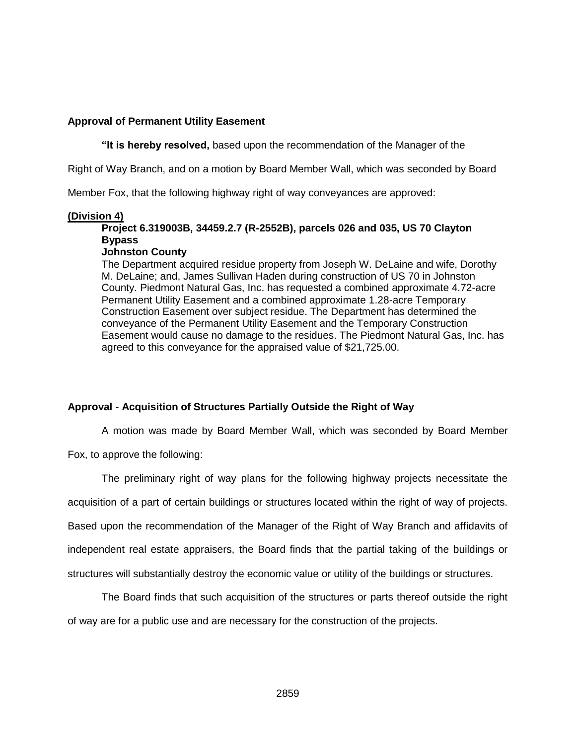**Approval of Permanent Utility Easement**

**"It is hereby resolved,** based upon the recommendation of the Manager of the Right of Way Branch, and on a motion by Board Member Wall, which was seconded by Board Member Fox, that the following highway right of way conveyances are approved:

**(Division 4)**

> **Project 6.319003B, 34459.2.7 (R-2552B), parcels 026 and 035, US 70 Clayton Bypass**
> **Johnston County**
> The Department acquired residue property from Joseph W. DeLaine and wife, Dorothy M. DeLaine; and, James Sullivan Haden during construction of US 70 in Johnston County. Piedmont Natural Gas, Inc. has requested a combined approximate 4.72-acre Permanent Utility Easement and a combined approximate 1.28-acre Temporary Construction Easement over subject residue. The Department has determined the conveyance of the Permanent Utility Easement and the Temporary Construction Easement would cause no damage to the residues. The Piedmont Natural Gas, Inc. has agreed to this conveyance for the appraised value of $21,725.00.

**Approval - Acquisition of Structures Partially Outside the Right of Way**

A motion was made by Board Member Wall, which was seconded by Board Member Fox, to approve the following:

The preliminary right of way plans for the following highway projects necessitate the acquisition of a part of certain buildings or structures located within the right of way of projects. Based upon the recommendation of the Manager of the Right of Way Branch and affidavits of independent real estate appraisers, the Board finds that the partial taking of the buildings or structures will substantially destroy the economic value or utility of the buildings or structures.

The Board finds that such acquisition of the structures or parts thereof outside the right of way are for a public use and are necessary for the construction of the projects.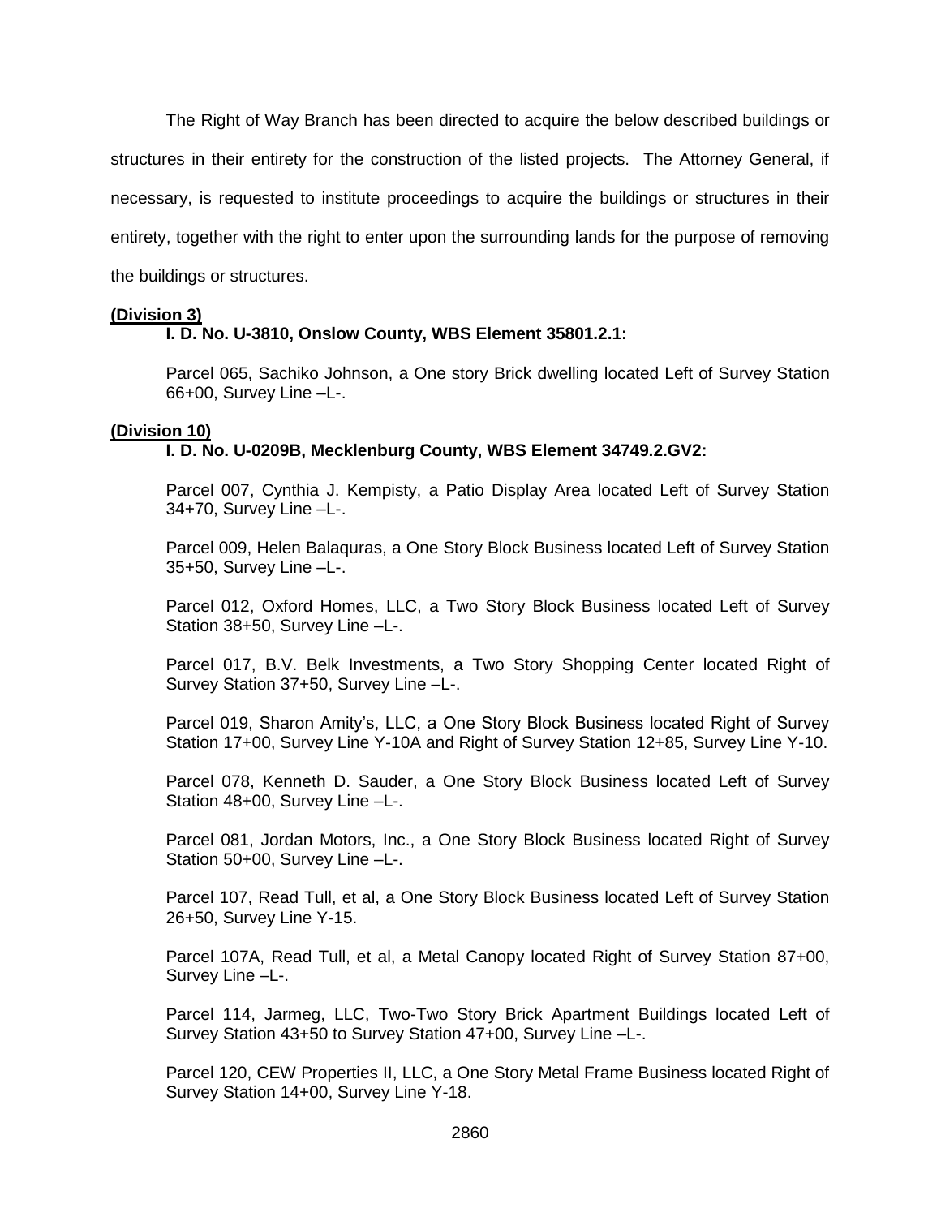The Right of Way Branch has been directed to acquire the below described buildings or structures in their entirety for the construction of the listed projects. The Attorney General, if necessary, is requested to institute proceedings to acquire the buildings or structures in their entirety, together with the right to enter upon the surrounding lands for the purpose of removing the buildings or structures.

**(Division 3)**

**I. D. No. U-3810, Onslow County, WBS Element 35801.2.1:**

Parcel 065, Sachiko Johnson, a One story Brick dwelling located Left of Survey Station 66+00, Survey Line –L-.

**(Division 10)**

**I. D. No. U-0209B, Mecklenburg County, WBS Element 34749.2.GV2:**

Parcel 007, Cynthia J. Kempisty, a Patio Display Area located Left of Survey Station 34+70, Survey Line –L-.

Parcel 009, Helen Balaquras, a One Story Block Business located Left of Survey Station 35+50, Survey Line –L-.

Parcel 012, Oxford Homes, LLC, a Two Story Block Business located Left of Survey Station 38+50, Survey Line –L-.

Parcel 017, B.V. Belk Investments, a Two Story Shopping Center located Right of Survey Station 37+50, Survey Line –L-.

Parcel 019, Sharon Amity's, LLC, a One Story Block Business located Right of Survey Station 17+00, Survey Line Y-10A and Right of Survey Station 12+85, Survey Line Y-10.

Parcel 078, Kenneth D. Sauder, a One Story Block Business located Left of Survey Station 48+00, Survey Line –L-.

Parcel 081, Jordan Motors, Inc., a One Story Block Business located Right of Survey Station 50+00, Survey Line –L-.

Parcel 107, Read Tull, et al, a One Story Block Business located Left of Survey Station 26+50, Survey Line Y-15.

Parcel 107A, Read Tull, et al, a Metal Canopy located Right of Survey Station 87+00, Survey Line –L-.

Parcel 114, Jarmeg, LLC, Two-Two Story Brick Apartment Buildings located Left of Survey Station 43+50 to Survey Station 47+00, Survey Line –L-.

Parcel 120, CEW Properties II, LLC, a One Story Metal Frame Business located Right of Survey Station 14+00, Survey Line Y-18.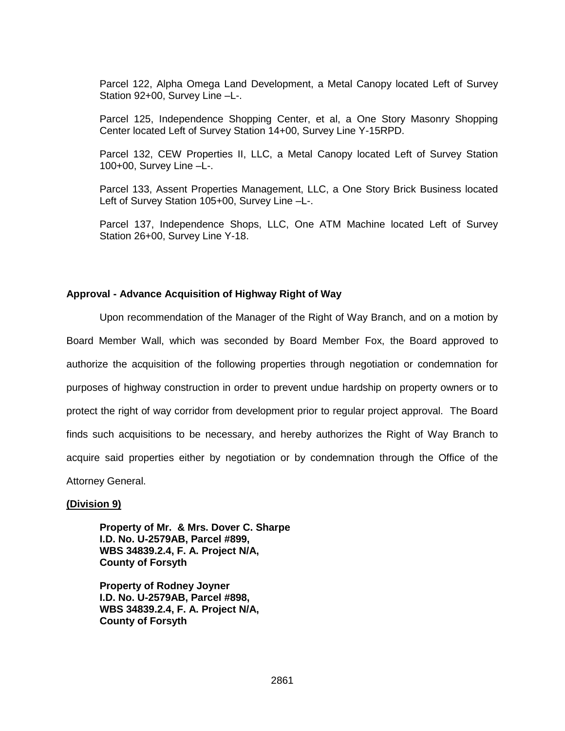Parcel 122, Alpha Omega Land Development, a Metal Canopy located Left of Survey Station 92+00, Survey Line –L-.

Parcel 125, Independence Shopping Center, et al, a One Story Masonry Shopping Center located Left of Survey Station 14+00, Survey Line Y-15RPD.

Parcel 132, CEW Properties II, LLC, a Metal Canopy located Left of Survey Station 100+00, Survey Line –L-.

Parcel 133, Assent Properties Management, LLC, a One Story Brick Business located Left of Survey Station 105+00, Survey Line –L-.

Parcel 137, Independence Shops, LLC, One ATM Machine located Left of Survey Station 26+00, Survey Line Y-18.

**Approval - Advance Acquisition of Highway Right of Way**

Upon recommendation of the Manager of the Right of Way Branch, and on a motion by Board Member Wall, which was seconded by Board Member Fox, the Board approved to authorize the acquisition of the following properties through negotiation or condemnation for purposes of highway construction in order to prevent undue hardship on property owners or to protect the right of way corridor from development prior to regular project approval. The Board finds such acquisitions to be necessary, and hereby authorizes the Right of Way Branch to acquire said properties either by negotiation or by condemnation through the Office of the Attorney General.

**(Division 9)**

**Property of Mr. & Mrs. Dover C. Sharpe**
**I.D. No. U-2579AB, Parcel #899,**
**WBS 34839.2.4, F. A. Project N/A,**
**County of Forsyth**

**Property of Rodney Joyner**
**I.D. No. U-2579AB, Parcel #898,**
**WBS 34839.2.4, F. A. Project N/A,**
**County of Forsyth**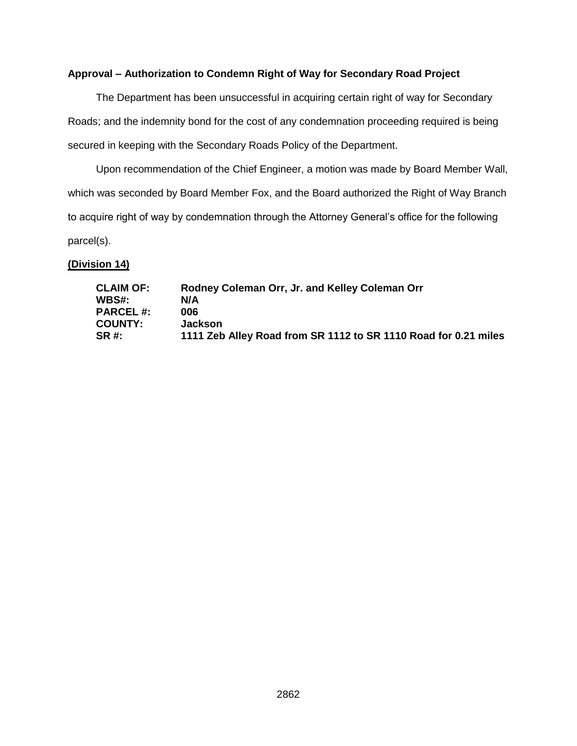**Approval – Authorization to Condemn Right of Way for Secondary Road Project**

The Department has been unsuccessful in acquiring certain right of way for Secondary Roads; and the indemnity bond for the cost of any condemnation proceeding required is being secured in keeping with the Secondary Roads Policy of the Department.

Upon recommendation of the Chief Engineer, a motion was made by Board Member Wall, which was seconded by Board Member Fox, and the Board authorized the Right of Way Branch to acquire right of way by condemnation through the Attorney General's office for the following parcel(s).

**(Division 14)**

| | |
|---|---|
| **CLAIM OF:** | **Rodney Coleman Orr, Jr. and Kelley Coleman Orr** |
| **WBS#:** | **N/A** |
| **PARCEL #:** | **006** |
| **COUNTY:** | **Jackson** |
| **SR #:** | **1111 Zeb Alley Road from SR 1112 to SR 1110 Road for 0.21 miles** |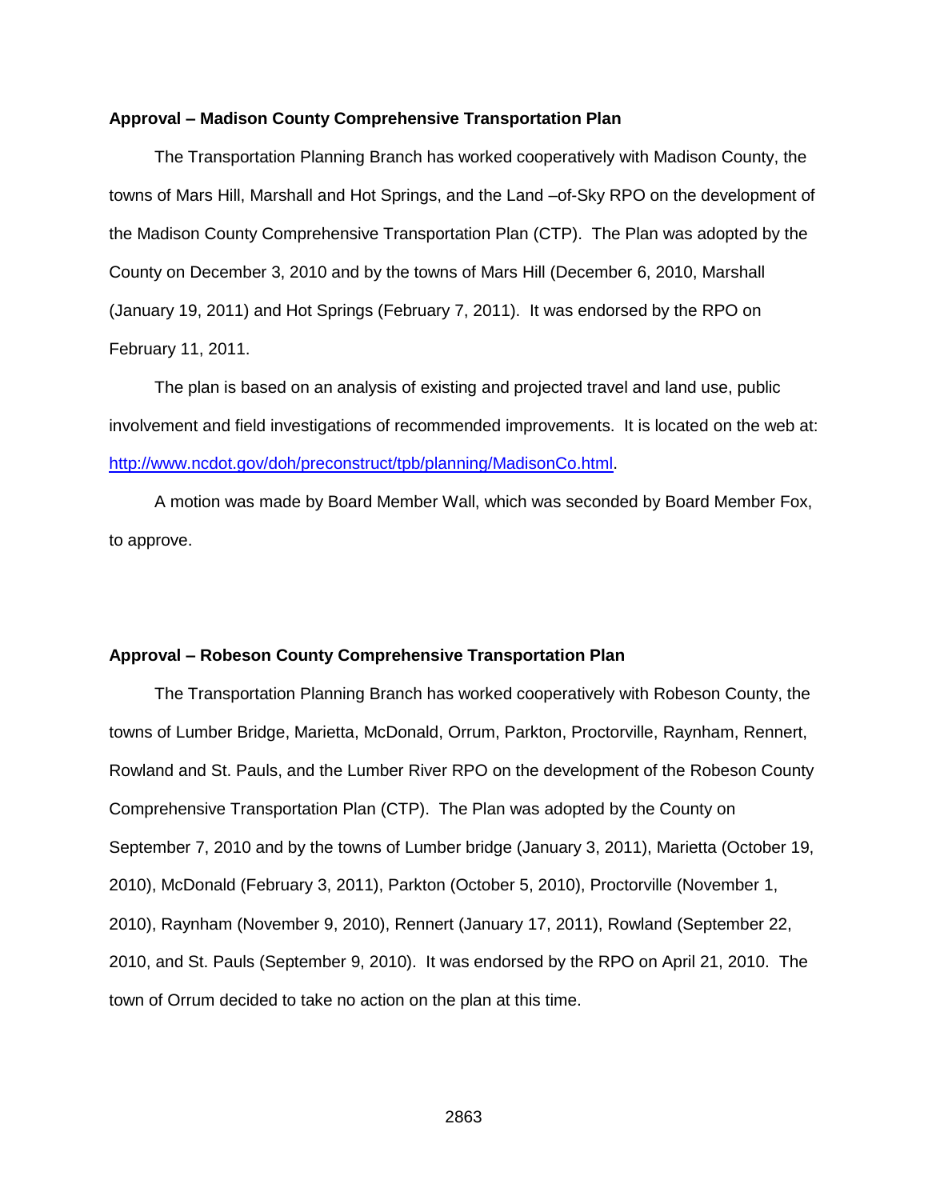**Approval – Madison County Comprehensive Transportation Plan**

The Transportation Planning Branch has worked cooperatively with Madison County, the towns of Mars Hill, Marshall and Hot Springs, and the Land –of-Sky RPO on the development of the Madison County Comprehensive Transportation Plan (CTP). The Plan was adopted by the County on December 3, 2010 and by the towns of Mars Hill (December 6, 2010, Marshall (January 19, 2011) and Hot Springs (February 7, 2011). It was endorsed by the RPO on February 11, 2011.

The plan is based on an analysis of existing and projected travel and land use, public involvement and field investigations of recommended improvements. It is located on the web at: [http://www.ncdot.gov/doh/preconstruct/tpb/planning/MadisonCo.html](http://www.ncdot.gov/doh/preconstruct/tpb/planning/MadisonCo.html).

A motion was made by Board Member Wall, which was seconded by Board Member Fox, to approve.

**Approval – Robeson County Comprehensive Transportation Plan**

The Transportation Planning Branch has worked cooperatively with Robeson County, the towns of Lumber Bridge, Marietta, McDonald, Orrum, Parkton, Proctorville, Raynham, Rennert, Rowland and St. Pauls, and the Lumber River RPO on the development of the Robeson County Comprehensive Transportation Plan (CTP). The Plan was adopted by the County on September 7, 2010 and by the towns of Lumber bridge (January 3, 2011), Marietta (October 19, 2010), McDonald (February 3, 2011), Parkton (October 5, 2010), Proctorville (November 1, 2010), Raynham (November 9, 2010), Rennert (January 17, 2011), Rowland (September 22, 2010, and St. Pauls (September 9, 2010). It was endorsed by the RPO on April 21, 2010. The town of Orrum decided to take no action on the plan at this time.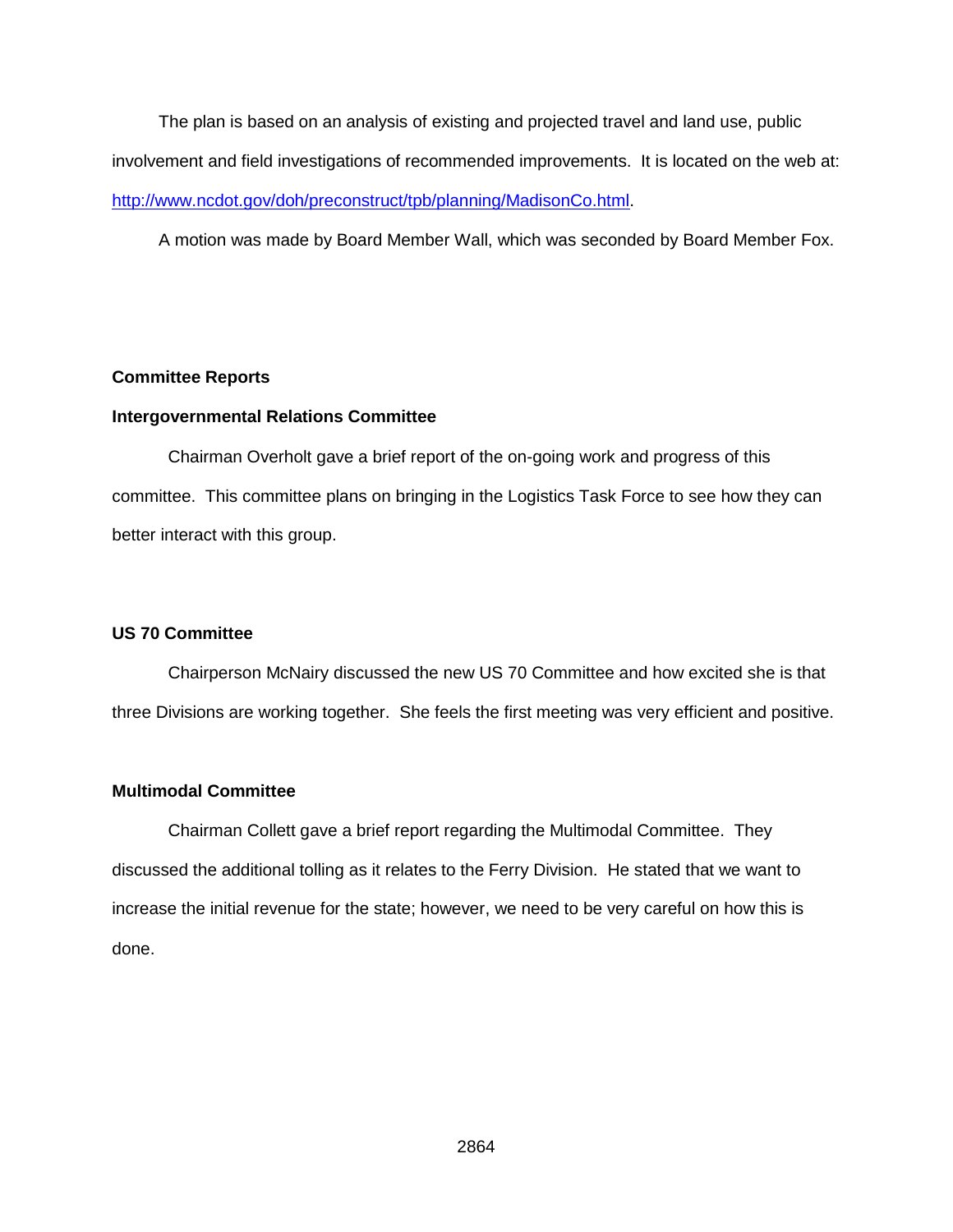The plan is based on an analysis of existing and projected travel and land use, public involvement and field investigations of recommended improvements. It is located on the web at: http://www.ncdot.gov/doh/preconstruct/tpb/planning/MadisonCo.html.

A motion was made by Board Member Wall, which was seconded by Board Member Fox.

**Committee Reports**

**Intergovernmental Relations Committee**

Chairman Overholt gave a brief report of the on-going work and progress of this committee. This committee plans on bringing in the Logistics Task Force to see how they can better interact with this group.

**US 70 Committee**

Chairperson McNairy discussed the new US 70 Committee and how excited she is that three Divisions are working together. She feels the first meeting was very efficient and positive.

**Multimodal Committee**

Chairman Collett gave a brief report regarding the Multimodal Committee. They discussed the additional tolling as it relates to the Ferry Division. He stated that we want to increase the initial revenue for the state; however, we need to be very careful on how this is done.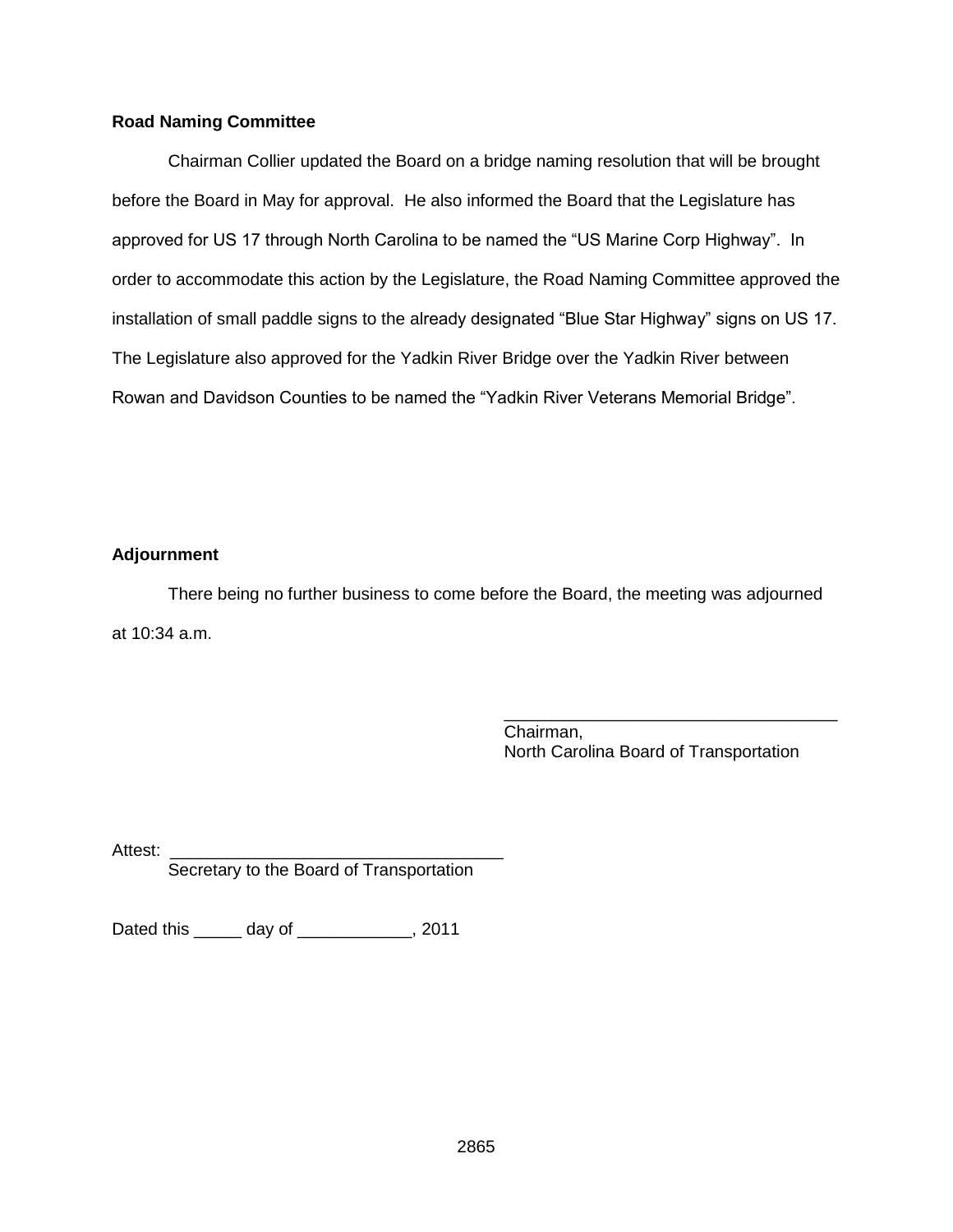**Road Naming Committee**

Chairman Collier updated the Board on a bridge naming resolution that will be brought before the Board in May for approval. He also informed the Board that the Legislature has approved for US 17 through North Carolina to be named the "US Marine Corp Highway". In order to accommodate this action by the Legislature, the Road Naming Committee approved the installation of small paddle signs to the already designated "Blue Star Highway" signs on US 17. The Legislature also approved for the Yadkin River Bridge over the Yadkin River between Rowan and Davidson Counties to be named the "Yadkin River Veterans Memorial Bridge".

**Adjournment**

There being no further business to come before the Board, the meeting was adjourned at 10:34 a.m.

\_\_\_\_\_\_\_\_\_\_\_\_\_\_\_\_\_\_\_\_\_\_\_\_\_\_\_\_\_\_\_\_\_\_\_
Chairman,
North Carolina Board of Transportation

Attest: \_\_\_\_\_\_\_\_\_\_\_\_\_\_\_\_\_\_\_\_\_\_\_\_\_\_\_\_\_\_\_\_\_\_\_
Secretary to the Board of Transportation

Dated this \_\_\_\_\_ day of \_\_\_\_\_\_\_\_\_\_\_\_, 2011